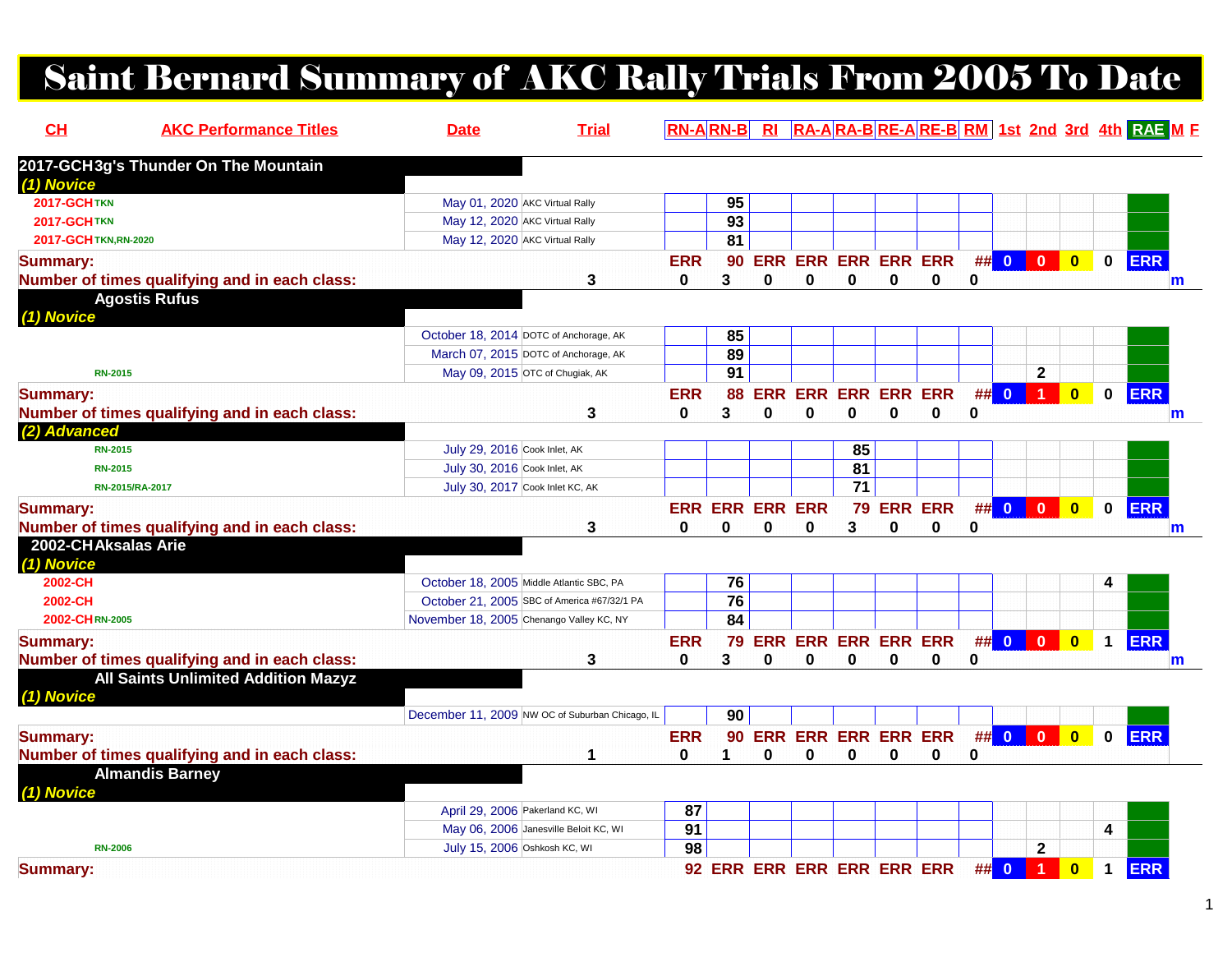# Saint Bernard Summary of AKC Rally Trials From 2005 To Date

| CH | AKC Performance Titles | Date | Trial | RN-A | RN-B | RI | RA-A | RA-B | RE-A | RE-B | RM | 1st | 2nd | 3rd | 4th | RAE | M | F |
|---|---|---|---|---|---|---|---|---|---|---|---|---|---|---|---|---|---|---|
| **2017-GCH** | **3g's Thunder On The Mountain** | | | | | | | | | | | | | | | | | |
| *(1) Novice* | | | | | | | | | | | | | | | | | | |
| 2017-GCH | TKN | May 01, 2020 | AKC Virtual Rally | | 95 | | | | | | | | | | | | | |
| 2017-GCH | TKN | May 12, 2020 | AKC Virtual Rally | | 93 | | | | | | | | | | | | | |
| 2017-GCH | TKN,RN-2020 | May 12, 2020 | AKC Virtual Rally | | 81 | | | | | | | | | | | | | |
| **Summary:** | | | | ERR | 90 | ERR | ERR | ERR | ERR | ERR | ## | 0 | 0 | 0 | 0 | ERR | | |
| **Number of times qualifying and in each class:** | | | 3 | 0 | 3 | 0 | 0 | 0 | 0 | 0 | 0 | | | | | | m | |
| | **Agostis Rufus** | | | | | | | | | | | | | | | | | |
| *(1) Novice* | | | | | | | | | | | | | | | | | | |
| | | October 18, 2014 | DOTC of Anchorage, AK | | 85 | | | | | | | | | | | | | |
| | | March 07, 2015 | DOTC of Anchorage, AK | | 89 | | | | | | | | | | | | | |
| | RN-2015 | May 09, 2015 | OTC of Chugiak, AK | | 91 | | | | | | | | 2 | | | | | |
| **Summary:** | | | | ERR | 88 | ERR | ERR | ERR | ERR | ERR | ## | 0 | 1 | 0 | 0 | ERR | | |
| **Number of times qualifying and in each class:** | | | 3 | 0 | 3 | 0 | 0 | 0 | 0 | 0 | 0 | | | | | | m | |
| *(2) Advanced* | | | | | | | | | | | | | | | | | | |
| | RN-2015 | July 29, 2016 | Cook Inlet, AK | | | | | 85 | | | | | | | | | | |
| | RN-2015 | July 30, 2016 | Cook Inlet, AK | | | | | 81 | | | | | | | | | | |
| | RN-2015/RA-2017 | July 30, 2017 | Cook Inlet KC, AK | | | | | 71 | | | | | | | | | | |
| **Summary:** | | | | ERR | ERR | ERR | ERR | 79 | ERR | ERR | ## | 0 | 0 | 0 | 0 | ERR | | |
| **Number of times qualifying and in each class:** | | | 3 | 0 | 0 | 0 | 0 | 3 | 0 | 0 | 0 | | | | | | m | |
| **2002-CH** | **Aksalas Arie** | | | | | | | | | | | | | | | | | |
| *(1) Novice* | | | | | | | | | | | | | | | | | | |
| 2002-CH | | October 18, 2005 | Middle Atlantic SBC, PA | | 76 | | | | | | | | | | 4 | | | |
| 2002-CH | | October 21, 2005 | SBC of America #67/32/1 PA | | 76 | | | | | | | | | | | | | |
| 2002-CH | RN-2005 | November 18, 2005 | Chenango Valley KC, NY | | 84 | | | | | | | | | | | | | |
| **Summary:** | | | | ERR | 79 | ERR | ERR | ERR | ERR | ERR | ## | 0 | 0 | 0 | 1 | ERR | | |
| **Number of times qualifying and in each class:** | | | 3 | 0 | 3 | 0 | 0 | 0 | 0 | 0 | 0 | | | | | | m | |
| | **All Saints Unlimited Addition Mazyz** | | | | | | | | | | | | | | | | | |
| *(1) Novice* | | | | | | | | | | | | | | | | | | |
| | | December 11, 2009 | NW OC of Suburban Chicago, IL | | 90 | | | | | | | | | | | | | |
| **Summary:** | | | | ERR | 90 | ERR | ERR | ERR | ERR | ERR | ## | 0 | 0 | 0 | 0 | ERR | | |
| **Number of times qualifying and in each class:** | | | 1 | 0 | 1 | 0 | 0 | 0 | 0 | 0 | 0 | | | | | | | |
| | **Almandis Barney** | | | | | | | | | | | | | | | | | |
| *(1) Novice* | | | | | | | | | | | | | | | | | | |
| | | April 29, 2006 | Pakerland KC, WI | 87 | | | | | | | | | | | | | | |
| | | May 06, 2006 | Janesville Beloit KC, WI | 91 | | | | | | | | | | | 4 | | | |
| | RN-2006 | July 15, 2006 | Oshkosh KC, WI | 98 | | | | | | | | | 2 | | | | | |
| **Summary:** | | | | 92 | ERR | ERR | ERR | ERR | ERR | ERR | ## | 0 | 1 | 0 | 1 | ERR | | |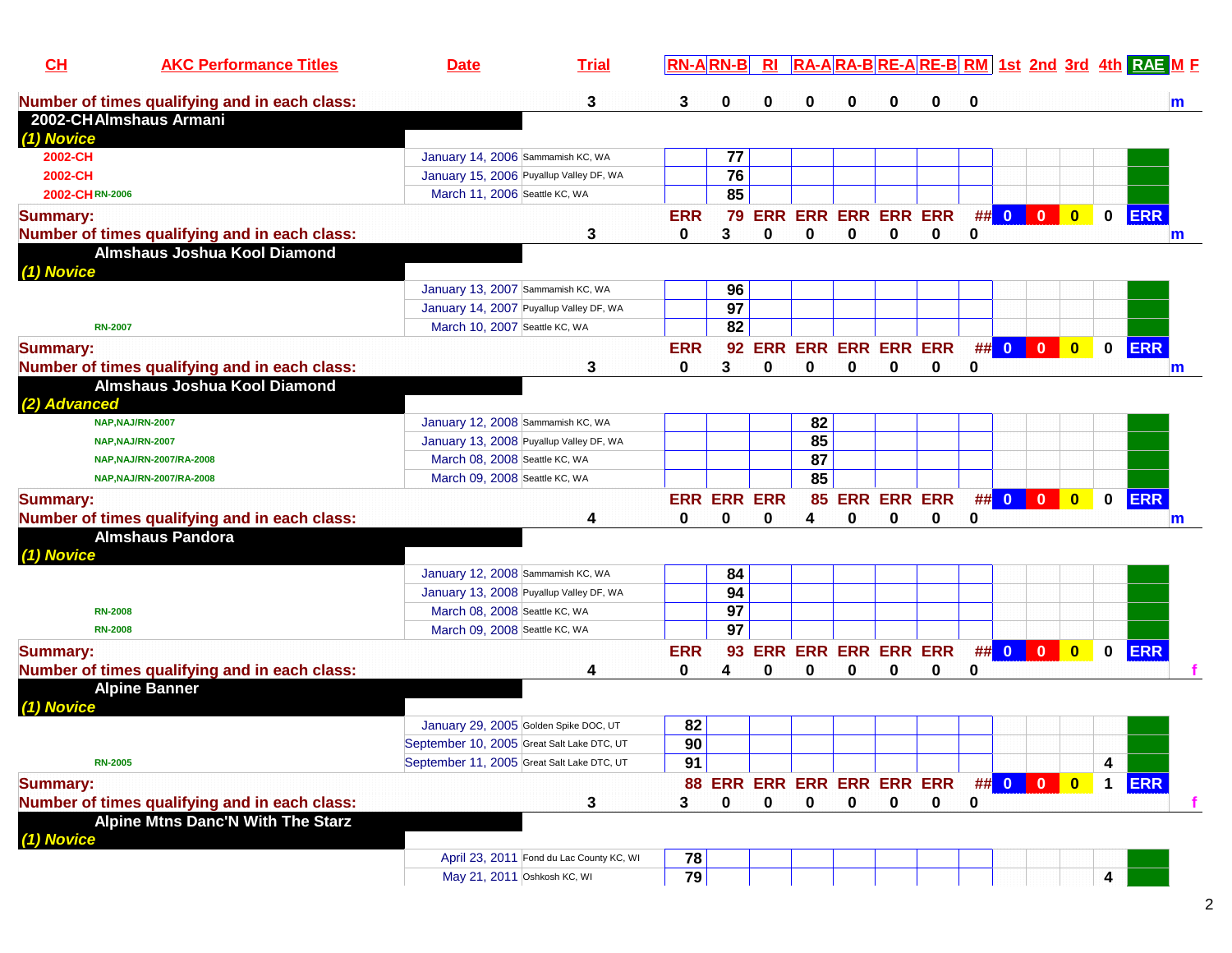| CH | AKC Performance Titles | Date | Trial | RN-A | RN-B | RI | RA-A | RA-B | RE-A | RE-B | RM | 1st | 2nd | 3rd | 4th | RAE | M | F |
|---|---|---|---|---|---|---|---|---|---|---|---|---|---|---|---|---|---|---|
| **Number of times qualifying and in each class:** | | | 3 | 3 | 0 | 0 | 0 | 0 | 0 | 0 | 0 | | | | | | m | |
| **2002-CH Almshaus Armani** | | | | | | | | | | | | | | | | | | |
| *(1) Novice* | | | | | | | | | | | | | | | | | | |
| 2002-CH | | January 14, 2006 | Sammamish KC, WA | | 77 | | | | | | | | | | | | | |
| 2002-CH | | January 15, 2006 | Puyallup Valley DF, WA | | 76 | | | | | | | | | | | | | |
| 2002-CH | RN-2006 | March 11, 2006 | Seattle KC, WA | | 85 | | | | | | | | | | | | | |
| **Summary:** | | | | ERR | 79 | ERR | ERR | ERR | ERR | ERR | ## | 0 | 0 | 0 | 0 | ERR | | |
| **Number of times qualifying and in each class:** | | | 3 | 0 | 3 | 0 | 0 | 0 | 0 | 0 | 0 | | | | | | m | |
| **Almshaus Joshua Kool Diamond** | | | | | | | | | | | | | | | | | | |
| *(1) Novice* | | | | | | | | | | | | | | | | | | |
| | | January 13, 2007 | Sammamish KC, WA | | 96 | | | | | | | | | | | | | |
| | | January 14, 2007 | Puyallup Valley DF, WA | | 97 | | | | | | | | | | | | | |
| | RN-2007 | March 10, 2007 | Seattle KC, WA | | 82 | | | | | | | | | | | | | |
| **Summary:** | | | | ERR | 92 | ERR | ERR | ERR | ERR | ERR | ## | 0 | 0 | 0 | 0 | ERR | | |
| **Number of times qualifying and in each class:** | | | 3 | 0 | 3 | 0 | 0 | 0 | 0 | 0 | 0 | | | | | | m | |
| **Almshaus Joshua Kool Diamond** | | | | | | | | | | | | | | | | | | |
| *(2) Advanced* | | | | | | | | | | | | | | | | | | |
| | NAP,NAJ/RN-2007 | January 12, 2008 | Sammamish KC, WA | | | | 82 | | | | | | | | | | | |
| | NAP,NAJ/RN-2007 | January 13, 2008 | Puyallup Valley DF, WA | | | | 85 | | | | | | | | | | | |
| | NAP,NAJ/RN-2007/RA-2008 | March 08, 2008 | Seattle KC, WA | | | | 87 | | | | | | | | | | | |
| | NAP,NAJ/RN-2007/RA-2008 | March 09, 2008 | Seattle KC, WA | | | | 85 | | | | | | | | | | | |
| **Summary:** | | | | ERR | ERR | ERR | 85 | ERR | ERR | ERR | ## | 0 | 0 | 0 | 0 | ERR | | |
| **Number of times qualifying and in each class:** | | | 4 | 0 | 0 | 0 | 4 | 0 | 0 | 0 | 0 | | | | | | m | |
| **Almshaus Pandora** | | | | | | | | | | | | | | | | | | |
| *(1) Novice* | | | | | | | | | | | | | | | | | | |
| | | January 12, 2008 | Sammamish KC, WA | | 84 | | | | | | | | | | | | | |
| | | January 13, 2008 | Puyallup Valley DF, WA | | 94 | | | | | | | | | | | | | |
| | RN-2008 | March 08, 2008 | Seattle KC, WA | | 97 | | | | | | | | | | | | | |
| | RN-2008 | March 09, 2008 | Seattle KC, WA | | 97 | | | | | | | | | | | | | |
| **Summary:** | | | | ERR | 93 | ERR | ERR | ERR | ERR | ERR | ## | 0 | 0 | 0 | 0 | ERR | | |
| **Number of times qualifying and in each class:** | | | 4 | 0 | 4 | 0 | 0 | 0 | 0 | 0 | 0 | | | | | | | f |
| **Alpine Banner** | | | | | | | | | | | | | | | | | | |
| *(1) Novice* | | | | | | | | | | | | | | | | | | |
| | | January 29, 2005 | Golden Spike DOC, UT | 82 | | | | | | | | | | | | | | |
| | | September 10, 2005 | Great Salt Lake DTC, UT | 90 | | | | | | | | | | | | | | |
| | RN-2005 | September 11, 2005 | Great Salt Lake DTC, UT | 91 | | | | | | | | | | | 4 | | | |
| **Summary:** | | | | 88 | ERR | ERR | ERR | ERR | ERR | ERR | ## | 0 | 0 | 0 | 1 | ERR | | |
| **Number of times qualifying and in each class:** | | | 3 | 3 | 0 | 0 | 0 | 0 | 0 | 0 | 0 | | | | | | | f |
| **Alpine Mtns Danc'N With The Starz** | | | | | | | | | | | | | | | | | | |
| *(1) Novice* | | | | | | | | | | | | | | | | | | |
| | | April 23, 2011 | Fond du Lac County KC, WI | 78 | | | | | | | | | | | | | | |
| | | May 21, 2011 | Oshkosh KC, WI | 79 | | | | | | | | | | | 4 | | | |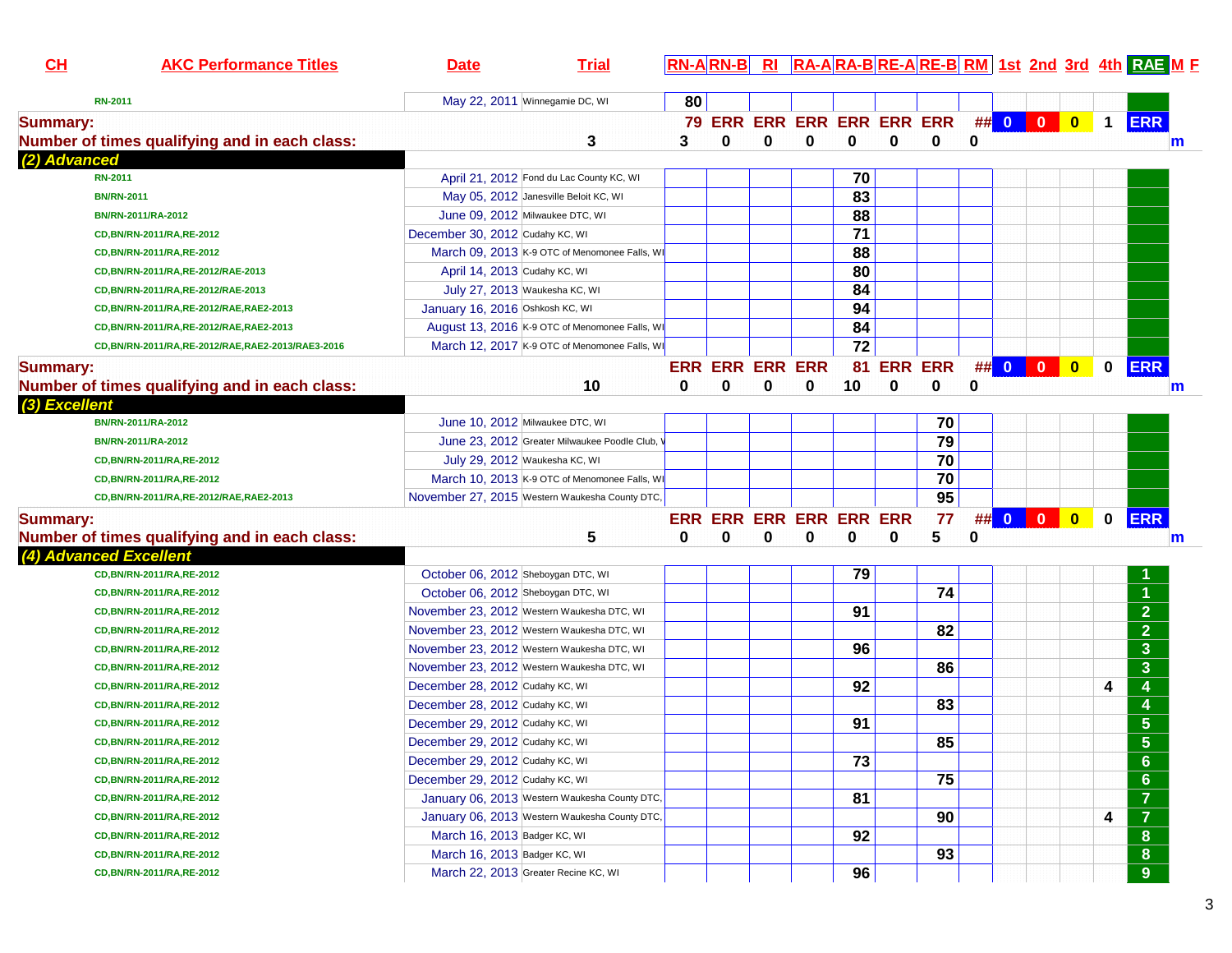| CH | AKC Performance Titles | Date | Trial | RN-A | RN-B | RI | RA-A | RA-B | RE-A | RE-B | RM | 1st | 2nd | 3rd | 4th | RAE | M | F |
|---|---|---|---|---|---|---|---|---|---|---|---|---|---|---|---|---|---|---|
| | RN-2011 | May 22, 2011 | Winnegamie DC, WI | 80 | | | | | | | | | | | | | | |
| Summary: | | | | 79 | ERR | ERR | ERR | ERR | ERR | ERR | ## | 0 | 0 | 0 | 1 | ERR | | |
| Number of times qualifying and in each class: | | | 3 | 3 | 0 | 0 | 0 | 0 | 0 | 0 | 0 | | | | | | m | |
| *(2) Advanced* | | | | | | | | | | | | | | | | | | |
| | RN-2011 | April 21, 2012 | Fond du Lac County KC, WI | | | | | 70 | | | | | | | | | | |
| | BN/RN-2011 | May 05, 2012 | Janesville Beloit KC, WI | | | | | 83 | | | | | | | | | | |
| | BN/RN-2011/RA-2012 | June 09, 2012 | Milwaukee DTC, WI | | | | | 88 | | | | | | | | | | |
| | CD,BN/RN-2011/RA,RE-2012 | December 30, 2012 | Cudahy KC, WI | | | | | 71 | | | | | | | | | | |
| | CD,BN/RN-2011/RA,RE-2012 | March 09, 2013 | K-9 OTC of Menomonee Falls, WI | | | | | 88 | | | | | | | | | | |
| | CD,BN/RN-2011/RA,RE-2012/RAE-2013 | April 14, 2013 | Cudahy KC, WI | | | | | 80 | | | | | | | | | | |
| | CD,BN/RN-2011/RA,RE-2012/RAE-2013 | July 27, 2013 | Waukesha KC, WI | | | | | 84 | | | | | | | | | | |
| | CD,BN/RN-2011/RA,RE-2012/RAE,RAE2-2013 | January 16, 2016 | Oshkosh KC, WI | | | | | 94 | | | | | | | | | | |
| | CD,BN/RN-2011/RA,RE-2012/RAE,RAE2-2013 | August 13, 2016 | K-9 OTC of Menomonee Falls, WI | | | | | 84 | | | | | | | | | | |
| | CD,BN/RN-2011/RA,RE-2012/RAE,RAE2-2013/RAE3-2016 | March 12, 2017 | K-9 OTC of Menomonee Falls, WI | | | | | 72 | | | | | | | | | | |
| Summary: | | | | ERR | ERR | ERR | ERR | 81 | ERR | ERR | ## | 0 | 0 | 0 | 0 | ERR | | |
| Number of times qualifying and in each class: | | | 10 | 0 | 0 | 0 | 0 | 10 | 0 | 0 | 0 | | | | | | m | |
| *(3) Excellent* | | | | | | | | | | | | | | | | | | |
| | BN/RN-2011/RA-2012 | June 10, 2012 | Milwaukee DTC, WI | | | | | | | 70 | | | | | | | | |
| | BN/RN-2011/RA-2012 | June 23, 2012 | Greater Milwaukee Poodle Club, W | | | | | | | 79 | | | | | | | | |
| | CD,BN/RN-2011/RA,RE-2012 | July 29, 2012 | Waukesha KC, WI | | | | | | | 70 | | | | | | | | |
| | CD,BN/RN-2011/RA,RE-2012 | March 10, 2013 | K-9 OTC of Menomonee Falls, WI | | | | | | | 70 | | | | | | | | |
| | CD,BN/RN-2011/RA,RE-2012/RAE,RAE2-2013 | November 27, 2015 | Western Waukesha County DTC, | | | | | | | 95 | | | | | | | | |
| Summary: | | | | ERR | ERR | ERR | ERR | ERR | ERR | 77 | ## | 0 | 0 | 0 | 0 | ERR | | |
| Number of times qualifying and in each class: | | | 5 | 0 | 0 | 0 | 0 | 0 | 0 | 5 | 0 | | | | | | m | |
| *(4) Advanced Excellent* | | | | | | | | | | | | | | | | | | |
| | CD,BN/RN-2011/RA,RE-2012 | October 06, 2012 | Sheboygan DTC, WI | | | | | 79 | | | | | | | | 1 | | |
| | CD,BN/RN-2011/RA,RE-2012 | October 06, 2012 | Sheboygan DTC, WI | | | | | | | 74 | | | | | | 1 | | |
| | CD,BN/RN-2011/RA,RE-2012 | November 23, 2012 | Western Waukesha DTC, WI | | | | | 91 | | | | | | | | 2 | | |
| | CD,BN/RN-2011/RA,RE-2012 | November 23, 2012 | Western Waukesha DTC, WI | | | | | | | 82 | | | | | | 2 | | |
| | CD,BN/RN-2011/RA,RE-2012 | November 23, 2012 | Western Waukesha DTC, WI | | | | | 96 | | | | | | | | 3 | | |
| | CD,BN/RN-2011/RA,RE-2012 | November 23, 2012 | Western Waukesha DTC, WI | | | | | | | 86 | | | | | | 3 | | |
| | CD,BN/RN-2011/RA,RE-2012 | December 28, 2012 | Cudahy KC, WI | | | | | 92 | | | | | | | 4 | 4 | | |
| | CD,BN/RN-2011/RA,RE-2012 | December 28, 2012 | Cudahy KC, WI | | | | | | | 83 | | | | | | 4 | | |
| | CD,BN/RN-2011/RA,RE-2012 | December 29, 2012 | Cudahy KC, WI | | | | | 91 | | | | | | | | 5 | | |
| | CD,BN/RN-2011/RA,RE-2012 | December 29, 2012 | Cudahy KC, WI | | | | | | | 85 | | | | | | 5 | | |
| | CD,BN/RN-2011/RA,RE-2012 | December 29, 2012 | Cudahy KC, WI | | | | | 73 | | | | | | | | 6 | | |
| | CD,BN/RN-2011/RA,RE-2012 | December 29, 2012 | Cudahy KC, WI | | | | | | | 75 | | | | | | 6 | | |
| | CD,BN/RN-2011/RA,RE-2012 | January 06, 2013 | Western Waukesha County DTC, | | | | | 81 | | | | | | | | 7 | | |
| | CD,BN/RN-2011/RA,RE-2012 | January 06, 2013 | Western Waukesha County DTC, | | | | | | | 90 | | | | | 4 | 7 | | |
| | CD,BN/RN-2011/RA,RE-2012 | March 16, 2013 | Badger KC, WI | | | | | 92 | | | | | | | | 8 | | |
| | CD,BN/RN-2011/RA,RE-2012 | March 16, 2013 | Badger KC, WI | | | | | | | 93 | | | | | | 8 | | |
| | CD,BN/RN-2011/RA,RE-2012 | March 22, 2013 | Greater Recine KC, WI | | | | | 96 | | | | | | | | 9 | | |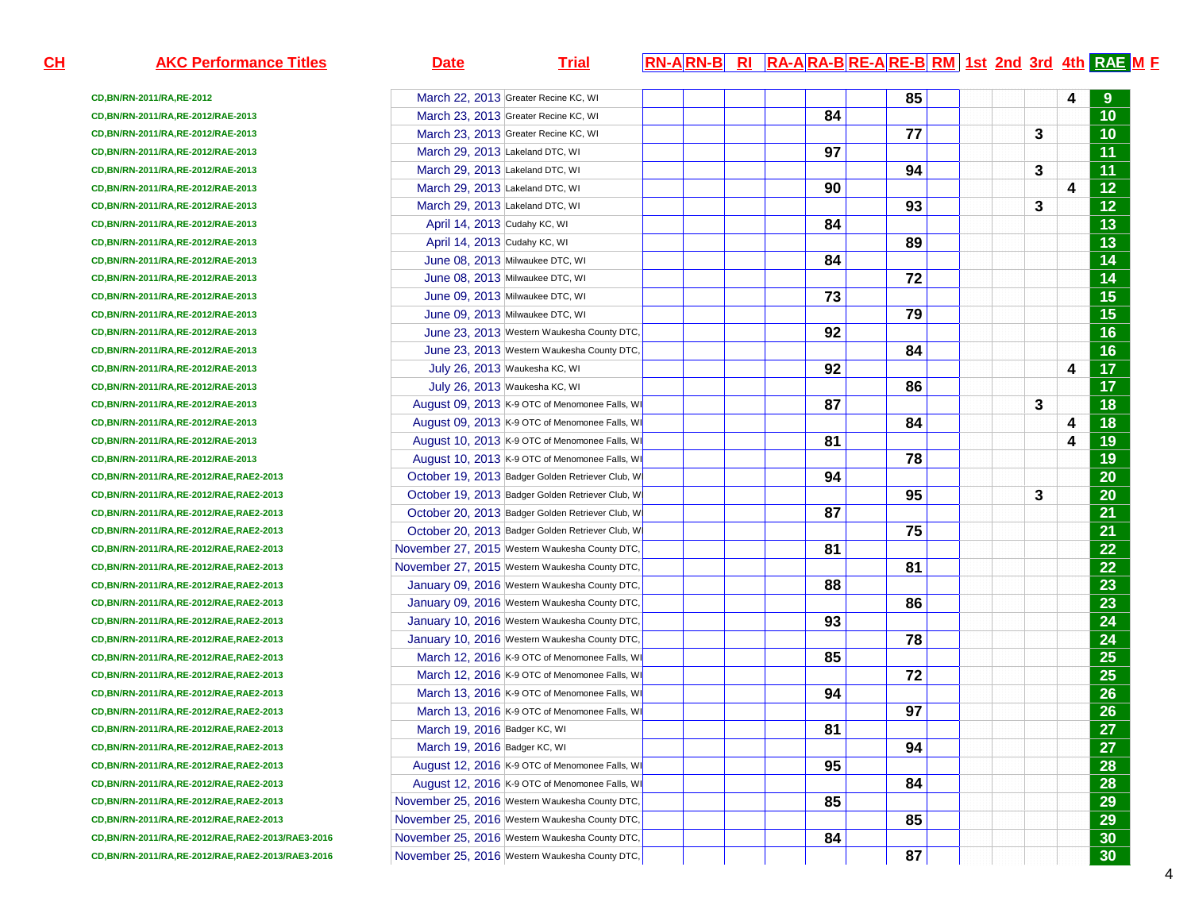| CH | AKC Performance Titles | Date | Trial | RN-A | RN-B | RI | RA-A | RA-B | RE-A | RE-B | RM | 1st | 2nd | 3rd | 4th | RAE | M | F |
|---|---|---|---|---|---|---|---|---|---|---|---|---|---|---|---|---|---|---|
| | CD,BN/RN-2011/RA,RE-2012 | March 22, 2013 | Greater Recine KC, WI | | | | | | | 85 | | | | | 4 | 9 | | |
| | CD,BN/RN-2011/RA,RE-2012/RAE-2013 | March 23, 2013 | Greater Recine KC, WI | | | | | 84 | | | | | | | | 10 | | |
| | CD,BN/RN-2011/RA,RE-2012/RAE-2013 | March 23, 2013 | Greater Recine KC, WI | | | | | | | 77 | | | | 3 | | 10 | | |
| | CD,BN/RN-2011/RA,RE-2012/RAE-2013 | March 29, 2013 | Lakeland DTC, WI | | | | | 97 | | | | | | | | 11 | | |
| | CD,BN/RN-2011/RA,RE-2012/RAE-2013 | March 29, 2013 | Lakeland DTC, WI | | | | | | | 94 | | | | 3 | | 11 | | |
| | CD,BN/RN-2011/RA,RE-2012/RAE-2013 | March 29, 2013 | Lakeland DTC, WI | | | | | 90 | | | | | | | 4 | 12 | | |
| | CD,BN/RN-2011/RA,RE-2012/RAE-2013 | March 29, 2013 | Lakeland DTC, WI | | | | | | | 93 | | | | 3 | | 12 | | |
| | CD,BN/RN-2011/RA,RE-2012/RAE-2013 | April 14, 2013 | Cudahy KC, WI | | | | | 84 | | | | | | | | 13 | | |
| | CD,BN/RN-2011/RA,RE-2012/RAE-2013 | April 14, 2013 | Cudahy KC, WI | | | | | | | 89 | | | | | | 13 | | |
| | CD,BN/RN-2011/RA,RE-2012/RAE-2013 | June 08, 2013 | Milwaukee DTC, WI | | | | | 84 | | | | | | | | 14 | | |
| | CD,BN/RN-2011/RA,RE-2012/RAE-2013 | June 08, 2013 | Milwaukee DTC, WI | | | | | | | 72 | | | | | | 14 | | |
| | CD,BN/RN-2011/RA,RE-2012/RAE-2013 | June 09, 2013 | Milwaukee DTC, WI | | | | | 73 | | | | | | | | 15 | | |
| | CD,BN/RN-2011/RA,RE-2012/RAE-2013 | June 09, 2013 | Milwaukee DTC, WI | | | | | | | 79 | | | | | | 15 | | |
| | CD,BN/RN-2011/RA,RE-2012/RAE-2013 | June 23, 2013 | Western Waukesha County DTC, | | | | | 92 | | | | | | | | 16 | | |
| | CD,BN/RN-2011/RA,RE-2012/RAE-2013 | June 23, 2013 | Western Waukesha County DTC, | | | | | | | 84 | | | | | | 16 | | |
| | CD,BN/RN-2011/RA,RE-2012/RAE-2013 | July 26, 2013 | Waukesha KC, WI | | | | | 92 | | | | | | | 4 | 17 | | |
| | CD,BN/RN-2011/RA,RE-2012/RAE-2013 | July 26, 2013 | Waukesha KC, WI | | | | | | | 86 | | | | | | 17 | | |
| | CD,BN/RN-2011/RA,RE-2012/RAE-2013 | August 09, 2013 | K-9 OTC of Menomonee Falls, WI | | | | | 87 | | | | | | 3 | | 18 | | |
| | CD,BN/RN-2011/RA,RE-2012/RAE-2013 | August 09, 2013 | K-9 OTC of Menomonee Falls, WI | | | | | | | 84 | | | | | 4 | 18 | | |
| | CD,BN/RN-2011/RA,RE-2012/RAE-2013 | August 10, 2013 | K-9 OTC of Menomonee Falls, WI | | | | | 81 | | | | | | | 4 | 19 | | |
| | CD,BN/RN-2011/RA,RE-2012/RAE-2013 | August 10, 2013 | K-9 OTC of Menomonee Falls, WI | | | | | | | 78 | | | | | | 19 | | |
| | CD,BN/RN-2011/RA,RE-2012/RAE,RAE2-2013 | October 19, 2013 | Badger Golden Retriever Club, W | | | | | 94 | | | | | | | | 20 | | |
| | CD,BN/RN-2011/RA,RE-2012/RAE,RAE2-2013 | October 19, 2013 | Badger Golden Retriever Club, W | | | | | | | 95 | | | | 3 | | 20 | | |
| | CD,BN/RN-2011/RA,RE-2012/RAE,RAE2-2013 | October 20, 2013 | Badger Golden Retriever Club, W | | | | | 87 | | | | | | | | 21 | | |
| | CD,BN/RN-2011/RA,RE-2012/RAE,RAE2-2013 | October 20, 2013 | Badger Golden Retriever Club, W | | | | | | | 75 | | | | | | 21 | | |
| | CD,BN/RN-2011/RA,RE-2012/RAE,RAE2-2013 | November 27, 2015 | Western Waukesha County DTC, | | | | | 81 | | | | | | | | 22 | | |
| | CD,BN/RN-2011/RA,RE-2012/RAE,RAE2-2013 | November 27, 2015 | Western Waukesha County DTC, | | | | | | | 81 | | | | | | 22 | | |
| | CD,BN/RN-2011/RA,RE-2012/RAE,RAE2-2013 | January 09, 2016 | Western Waukesha County DTC, | | | | | 88 | | | | | | | | 23 | | |
| | CD,BN/RN-2011/RA,RE-2012/RAE,RAE2-2013 | January 09, 2016 | Western Waukesha County DTC, | | | | | | | 86 | | | | | | 23 | | |
| | CD,BN/RN-2011/RA,RE-2012/RAE,RAE2-2013 | January 10, 2016 | Western Waukesha County DTC, | | | | | 93 | | | | | | | | 24 | | |
| | CD,BN/RN-2011/RA,RE-2012/RAE,RAE2-2013 | January 10, 2016 | Western Waukesha County DTC, | | | | | | | 78 | | | | | | 24 | | |
| | CD,BN/RN-2011/RA,RE-2012/RAE,RAE2-2013 | March 12, 2016 | K-9 OTC of Menomonee Falls, WI | | | | | 85 | | | | | | | | 25 | | |
| | CD,BN/RN-2011/RA,RE-2012/RAE,RAE2-2013 | March 12, 2016 | K-9 OTC of Menomonee Falls, WI | | | | | | | 72 | | | | | | 25 | | |
| | CD,BN/RN-2011/RA,RE-2012/RAE,RAE2-2013 | March 13, 2016 | K-9 OTC of Menomonee Falls, WI | | | | | 94 | | | | | | | | 26 | | |
| | CD,BN/RN-2011/RA,RE-2012/RAE,RAE2-2013 | March 13, 2016 | K-9 OTC of Menomonee Falls, WI | | | | | | | 97 | | | | | | 26 | | |
| | CD,BN/RN-2011/RA,RE-2012/RAE,RAE2-2013 | March 19, 2016 | Badger KC, WI | | | | | 81 | | | | | | | | 27 | | |
| | CD,BN/RN-2011/RA,RE-2012/RAE,RAE2-2013 | March 19, 2016 | Badger KC, WI | | | | | | | 94 | | | | | | 27 | | |
| | CD,BN/RN-2011/RA,RE-2012/RAE,RAE2-2013 | August 12, 2016 | K-9 OTC of Menomonee Falls, WI | | | | | 95 | | | | | | | | 28 | | |
| | CD,BN/RN-2011/RA,RE-2012/RAE,RAE2-2013 | August 12, 2016 | K-9 OTC of Menomonee Falls, WI | | | | | | | 84 | | | | | | 28 | | |
| | CD,BN/RN-2011/RA,RE-2012/RAE,RAE2-2013 | November 25, 2016 | Western Waukesha County DTC, | | | | | 85 | | | | | | | | 29 | | |
| | CD,BN/RN-2011/RA,RE-2012/RAE,RAE2-2013 | November 25, 2016 | Western Waukesha County DTC, | | | | | | | 85 | | | | | | 29 | | |
| | CD,BN/RN-2011/RA,RE-2012/RAE,RAE2-2013/RAE3-2016 | November 25, 2016 | Western Waukesha County DTC, | | | | | 84 | | | | | | | | 30 | | |
| | CD,BN/RN-2011/RA,RE-2012/RAE,RAE2-2013/RAE3-2016 | November 25, 2016 | Western Waukesha County DTC, | | | | | | | 87 | | | | | | 30 | | |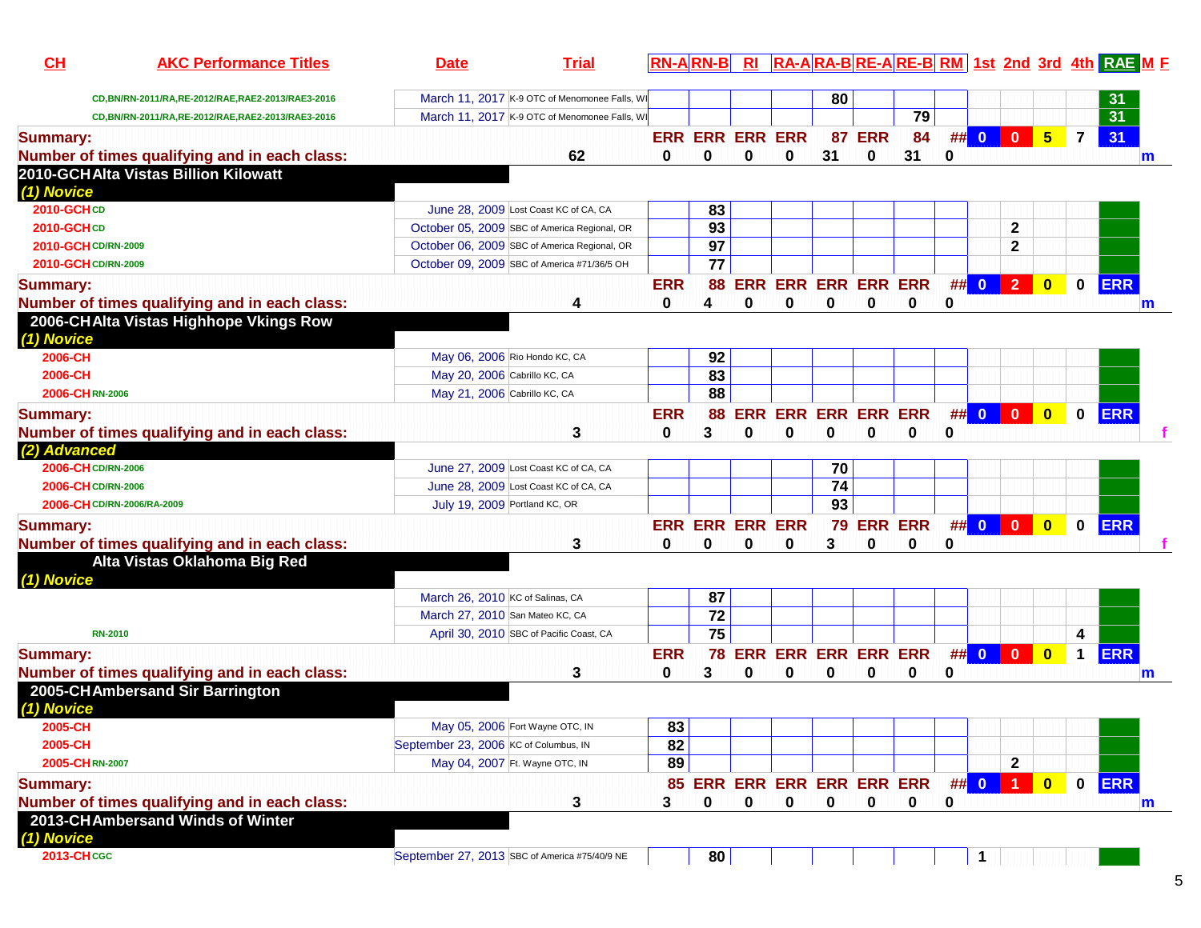| CH | AKC Performance Titles | Date | Trial | RN-A | RN-B | RI | RA-A | RA-B | RE-A | RE-B | RM | 1st | 2nd | 3rd | 4th | RAE | M | F |
|---|---|---|---|---|---|---|---|---|---|---|---|---|---|---|---|---|---|---|
| | CD,BN/RN-2011/RA,RE-2012/RAE,RAE2-2013/RAE3-2016 | March 11, 2017 | K-9 OTC of Menomonee Falls, WI | | | | | 80 | | | | | | | | 31 | | |
| | CD,BN/RN-2011/RA,RE-2012/RAE,RAE2-2013/RAE3-2016 | March 11, 2017 | K-9 OTC of Menomonee Falls, WI | | | | | | | 79 | | | | | | 31 | | |
| Summary: | | | | ERR | ERR | ERR | ERR | 87 | ERR | 84 | ## | 0 | 0 | 5 | 7 | 31 | | |
| Number of times qualifying and in each class: | | | 62 | 0 | 0 | 0 | 0 | 31 | 0 | 31 | 0 | | | | | | m | |
| 2010-GCH | Alta Vistas Billion Kilowatt | | | | | | | | | | | | | | | | | |
| (1) Novice | | | | | | | | | | | | | | | | | | |
| 2010-GCH | CD | June 28, 2009 | Lost Coast KC of CA, CA | | 83 | | | | | | | | | | | | | |
| 2010-GCH | CD | October 05, 2009 | SBC of America Regional, OR | | 93 | | | | | | | | 2 | | | | | |
| 2010-GCH | CD/RN-2009 | October 06, 2009 | SBC of America Regional, OR | | 97 | | | | | | | | 2 | | | | | |
| 2010-GCH | CD/RN-2009 | October 09, 2009 | SBC of America #71/36/5 OH | | 77 | | | | | | | | | | | | | |
| Summary: | | | | ERR | 88 | ERR | ERR | ERR | ERR | ERR | ## | 0 | 2 | 0 | 0 | ERR | | |
| Number of times qualifying and in each class: | | | 4 | 0 | 4 | 0 | 0 | 0 | 0 | 0 | 0 | | | | | | m | |
| 2006-CH | Alta Vistas Highhope Vkings Row | | | | | | | | | | | | | | | | | |
| (1) Novice | | | | | | | | | | | | | | | | | | |
| 2006-CH | | May 06, 2006 | Rio Hondo KC, CA | | 92 | | | | | | | | | | | | | |
| 2006-CH | | May 20, 2006 | Cabrillo KC, CA | | 83 | | | | | | | | | | | | | |
| 2006-CH | RN-2006 | May 21, 2006 | Cabrillo KC, CA | | 88 | | | | | | | | | | | | | |
| Summary: | | | | ERR | 88 | ERR | ERR | ERR | ERR | ERR | ## | 0 | 0 | 0 | 0 | ERR | | |
| Number of times qualifying and in each class: | | | 3 | 0 | 3 | 0 | 0 | 0 | 0 | 0 | 0 | | | | | | | f |
| (2) Advanced | | | | | | | | | | | | | | | | | | |
| 2006-CH | CD/RN-2006 | June 27, 2009 | Lost Coast KC of CA, CA | | | | | 70 | | | | | | | | | | |
| 2006-CH | CD/RN-2006 | June 28, 2009 | Lost Coast KC of CA, CA | | | | | 74 | | | | | | | | | | |
| 2006-CH | CD/RN-2006/RA-2009 | July 19, 2009 | Portland KC, OR | | | | | 93 | | | | | | | | | | |
| Summary: | | | | ERR | ERR | ERR | ERR | 79 | ERR | ERR | ## | 0 | 0 | 0 | 0 | ERR | | |
| Number of times qualifying and in each class: | | | 3 | 0 | 0 | 0 | 0 | 3 | 0 | 0 | 0 | | | | | | | f |
| | Alta Vistas Oklahoma Big Red | | | | | | | | | | | | | | | | | |
| (1) Novice | | | | | | | | | | | | | | | | | | |
| | | March 26, 2010 | KC of Salinas, CA | | 87 | | | | | | | | | | | | | |
| | | March 27, 2010 | San Mateo KC, CA | | 72 | | | | | | | | | | | | | |
| | RN-2010 | April 30, 2010 | SBC of Pacific Coast, CA | | 75 | | | | | | | | | | 4 | | | |
| Summary: | | | | ERR | 78 | ERR | ERR | ERR | ERR | ERR | ## | 0 | 0 | 0 | 1 | ERR | | |
| Number of times qualifying and in each class: | | | 3 | 0 | 3 | 0 | 0 | 0 | 0 | 0 | 0 | | | | | | m | |
| 2005-CH | Ambersand Sir Barrington | | | | | | | | | | | | | | | | | |
| (1) Novice | | | | | | | | | | | | | | | | | | |
| 2005-CH | | May 05, 2006 | Fort Wayne OTC, IN | 83 | | | | | | | | | | | | | | |
| 2005-CH | | September 23, 2006 | KC of Columbus, IN | 82 | | | | | | | | | | | | | | |
| 2005-CH | RN-2007 | May 04, 2007 | Ft. Wayne OTC, IN | 89 | | | | | | | | | 2 | | | | | |
| Summary: | | | | 85 | ERR | ERR | ERR | ERR | ERR | ERR | ## | 0 | 1 | 0 | 0 | ERR | | |
| Number of times qualifying and in each class: | | | 3 | 3 | 0 | 0 | 0 | 0 | 0 | 0 | 0 | | | | | | m | |
| 2013-CH | Ambersand Winds of Winter | | | | | | | | | | | | | | | | | |
| (1) Novice | | | | | | | | | | | | | | | | | | |
| 2013-CH | CGC | September 27, 2013 | SBC of America #75/40/9 NE | | 80 | | | | | | | 1 | | | | | | |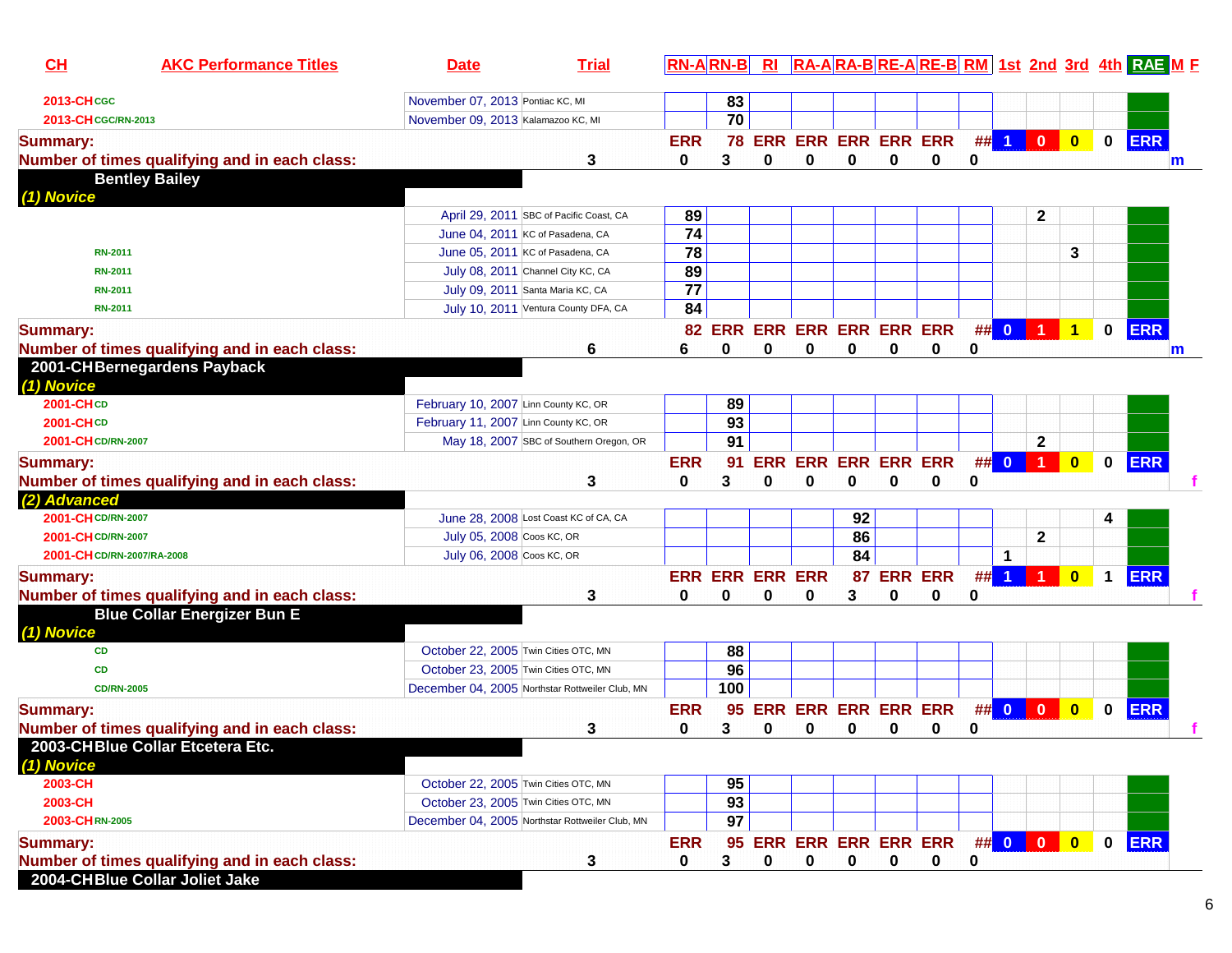| CH | AKC Performance Titles | Date | Trial | | RN-A | RN-B | RI | RA-A | RA-B | RE-A | RE-B | RM | 1st | 2nd | 3rd | 4th | RAE | M | F |
|---|---|---|---|---|---|---|---|---|---|---|---|---|---|---|---|---|---|---|---|
| 2013-CH | CGC | November 07, 2013 | Pontiac KC, MI | | | 83 | | | | | | | | | | | | | |
| 2013-CH | CGC/RN-2013 | November 09, 2013 | Kalamazoo KC, MI | | | 70 | | | | | | | | | | | | | |
| **Summary:** | | | | | ERR | 78 | ERR | ERR | ERR | ERR | ERR | ## | 1 | 0 | 0 | 0 | ERR | | |
| **Number of times qualifying and in each class:** | | | | 3 | 0 | 3 | 0 | 0 | 0 | 0 | 0 | 0 | | | | | | m | |
| **Bentley Bailey** | | | | | | | | | | | | | | | | | | | |
| *(1) Novice* | | | | | | | | | | | | | | | | | | | |
| | | April 29, 2011 | SBC of Pacific Coast, CA | | 89 | | | | | | | | | 2 | | | | | |
| | | June 04, 2011 | KC of Pasadena, CA | | 74 | | | | | | | | | | | | | | |
| | RN-2011 | June 05, 2011 | KC of Pasadena, CA | | 78 | | | | | | | | | | 3 | | | | |
| | RN-2011 | July 08, 2011 | Channel City KC, CA | | 89 | | | | | | | | | | | | | | |
| | RN-2011 | July 09, 2011 | Santa Maria KC, CA | | 77 | | | | | | | | | | | | | | |
| | RN-2011 | July 10, 2011 | Ventura County DFA, CA | | 84 | | | | | | | | | | | | | | |
| **Summary:** | | | | | 82 | ERR | ERR | ERR | ERR | ERR | ERR | ## | 0 | 1 | 1 | 0 | ERR | | |
| **Number of times qualifying and in each class:** | | | | 6 | 6 | 0 | 0 | 0 | 0 | 0 | 0 | 0 | | | | | | m | |
| **2001-CH Bernegardens Payback** | | | | | | | | | | | | | | | | | | | |
| *(1) Novice* | | | | | | | | | | | | | | | | | | | |
| 2001-CH | CD | February 10, 2007 | Linn County KC, OR | | | 89 | | | | | | | | | | | | | |
| 2001-CH | CD | February 11, 2007 | Linn County KC, OR | | | 93 | | | | | | | | | | | | | |
| 2001-CH | CD/RN-2007 | May 18, 2007 | SBC of Southern Oregon, OR | | | 91 | | | | | | | | 2 | | | | | |
| **Summary:** | | | | | ERR | 91 | ERR | ERR | ERR | ERR | ERR | ## | 0 | 1 | 0 | 0 | ERR | | |
| **Number of times qualifying and in each class:** | | | | 3 | 0 | 3 | 0 | 0 | 0 | 0 | 0 | 0 | | | | | | | f |
| *(2) Advanced* | | | | | | | | | | | | | | | | | | | |
| 2001-CH | CD/RN-2007 | June 28, 2008 | Lost Coast KC of CA, CA | | | | | | 92 | | | | | | | 4 | | | |
| 2001-CH | CD/RN-2007 | July 05, 2008 | Coos KC, OR | | | | | | 86 | | | | | 2 | | | | | |
| 2001-CH | CD/RN-2007/RA-2008 | July 06, 2008 | Coos KC, OR | | | | | | 84 | | | | 1 | | | | | | |
| **Summary:** | | | | | ERR | ERR | ERR | ERR | 87 | ERR | ERR | ## | 1 | 1 | 0 | 1 | ERR | | |
| **Number of times qualifying and in each class:** | | | | 3 | 0 | 0 | 0 | 0 | 3 | 0 | 0 | 0 | | | | | | | f |
| **Blue Collar Energizer Bun E** | | | | | | | | | | | | | | | | | | | |
| *(1) Novice* | | | | | | | | | | | | | | | | | | | |
| | CD | October 22, 2005 | Twin Cities OTC, MN | | | 88 | | | | | | | | | | | | | |
| | CD | October 23, 2005 | Twin Cities OTC, MN | | | 96 | | | | | | | | | | | | | |
| | CD/RN-2005 | December 04, 2005 | Northstar Rottweiler Club, MN | | | 100 | | | | | | | | | | | | | |
| **Summary:** | | | | | ERR | 95 | ERR | ERR | ERR | ERR | ERR | ## | 0 | 0 | 0 | 0 | ERR | | |
| **Number of times qualifying and in each class:** | | | | 3 | 0 | 3 | 0 | 0 | 0 | 0 | 0 | 0 | | | | | | | f |
| **2003-CH Blue Collar Etcetera Etc.** | | | | | | | | | | | | | | | | | | | |
| *(1) Novice* | | | | | | | | | | | | | | | | | | | |
| 2003-CH | | October 22, 2005 | Twin Cities OTC, MN | | | 95 | | | | | | | | | | | | | |
| 2003-CH | | October 23, 2005 | Twin Cities OTC, MN | | | 93 | | | | | | | | | | | | | |
| 2003-CH | RN-2005 | December 04, 2005 | Northstar Rottweiler Club, MN | | | 97 | | | | | | | | | | | | | |
| **Summary:** | | | | | ERR | 95 | ERR | ERR | ERR | ERR | ERR | ## | 0 | 0 | 0 | 0 | ERR | | |
| **Number of times qualifying and in each class:** | | | | 3 | 0 | 3 | 0 | 0 | 0 | 0 | 0 | 0 | | | | | | | |
| **2004-CH Blue Collar Joliet Jake** | | | | | | | | | | | | | | | | | | | |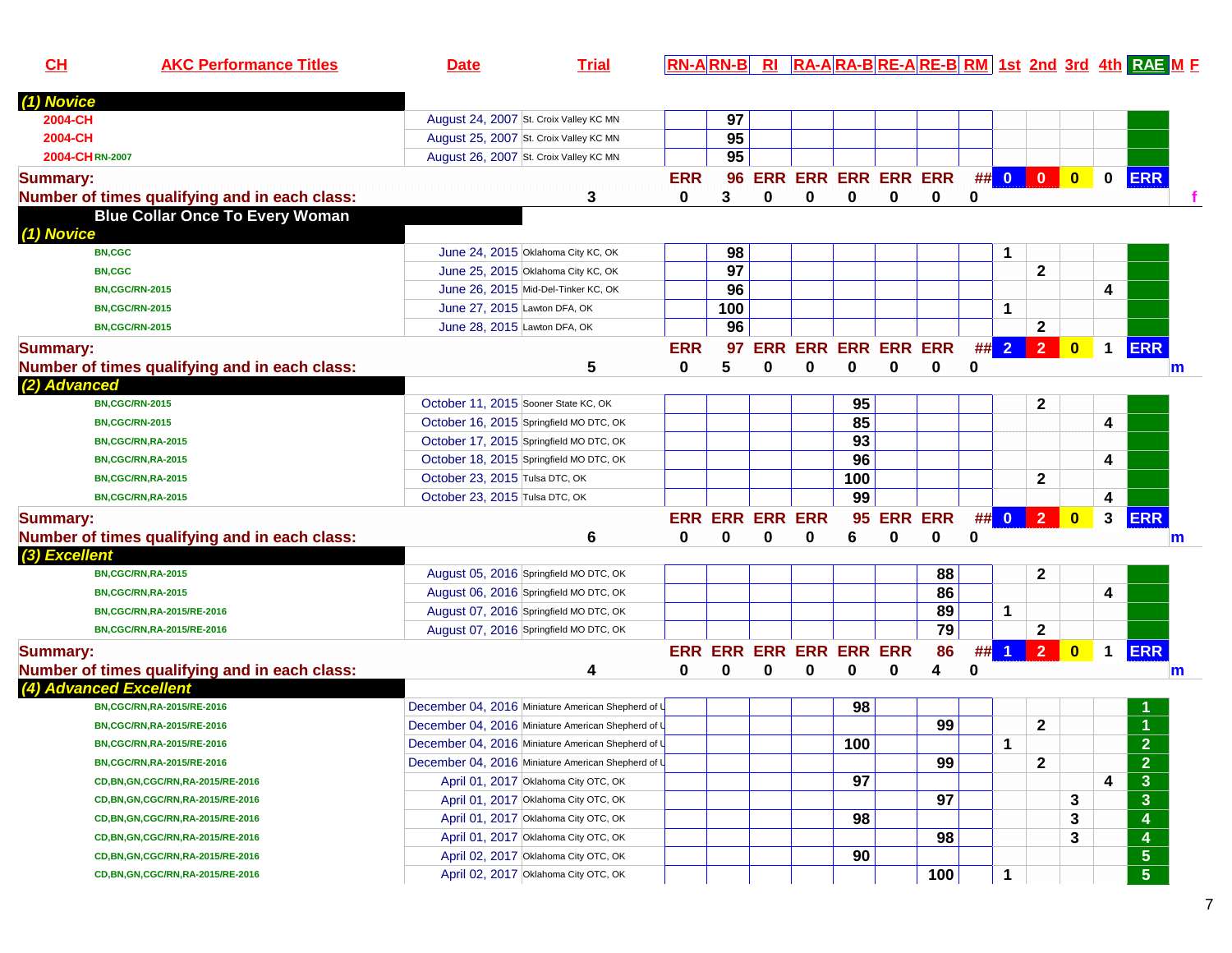| CH | AKC Performance Titles | Date | Trial | RN-A | RN-B | RI | RA-A | RA-B | RE-A | RE-B | RM | 1st | 2nd | 3rd | 4th | RAE | M | F |
|---|---|---|---|---|---|---|---|---|---|---|---|---|---|---|---|---|---|---|
| **(1) Novice** | | | | | | | | | | | | | | | | | | |
| 2004-CH | | August 24, 2007 | St. Croix Valley KC MN | | 97 | | | | | | | | | | | | | |
| 2004-CH | | August 25, 2007 | St. Croix Valley KC MN | | 95 | | | | | | | | | | | | | |
| 2004-CH | RN-2007 | August 26, 2007 | St. Croix Valley KC MN | | 95 | | | | | | | | | | | | | |
| **Summary:** | | | | ERR | 96 | ERR | ERR | ERR | ERR | ERR | ## | 0 | 0 | 0 | 0 | ERR | | |
| **Number of times qualifying and in each class:** | | | 3 | 0 | 3 | 0 | 0 | 0 | 0 | 0 | 0 | | | | | | | f |
| **Blue Collar Once To Every Woman** | | | | | | | | | | | | | | | | | | |
| **(1) Novice** | | | | | | | | | | | | | | | | | | |
| | BN,CGC | June 24, 2015 | Oklahoma City KC, OK | | 98 | | | | | | | 1 | | | | | | |
| | BN,CGC | June 25, 2015 | Oklahoma City KC, OK | | 97 | | | | | | | | 2 | | | | | |
| | BN,CGC/RN-2015 | June 26, 2015 | Mid-Del-Tinker KC, OK | | 96 | | | | | | | | | | 4 | | | |
| | BN,CGC/RN-2015 | June 27, 2015 | Lawton DFA, OK | | 100 | | | | | | | 1 | | | | | | |
| | BN,CGC/RN-2015 | June 28, 2015 | Lawton DFA, OK | | 96 | | | | | | | | 2 | | | | | |
| **Summary:** | | | | ERR | 97 | ERR | ERR | ERR | ERR | ERR | ## | 2 | 2 | 0 | 1 | ERR | | |
| **Number of times qualifying and in each class:** | | | 5 | 0 | 5 | 0 | 0 | 0 | 0 | 0 | 0 | | | | | | m | |
| **(2) Advanced** | | | | | | | | | | | | | | | | | | |
| | BN,CGC/RN-2015 | October 11, 2015 | Sooner State KC, OK | | | | | 95 | | | | | 2 | | | | | |
| | BN,CGC/RN-2015 | October 16, 2015 | Springfield MO DTC, OK | | | | | 85 | | | | | | | 4 | | | |
| | BN,CGC/RN,RA-2015 | October 17, 2015 | Springfield MO DTC, OK | | | | | 93 | | | | | | | | | | |
| | BN,CGC/RN,RA-2015 | October 18, 2015 | Springfield MO DTC, OK | | | | | 96 | | | | | | | 4 | | | |
| | BN,CGC/RN,RA-2015 | October 23, 2015 | Tulsa DTC, OK | | | | | 100 | | | | | 2 | | | | | |
| | BN,CGC/RN,RA-2015 | October 23, 2015 | Tulsa DTC, OK | | | | | 99 | | | | | | | 4 | | | |
| **Summary:** | | | | ERR | ERR | ERR | ERR | 95 | ERR | ERR | ## | 0 | 2 | 0 | 3 | ERR | | |
| **Number of times qualifying and in each class:** | | | 6 | 0 | 0 | 0 | 0 | 6 | 0 | 0 | 0 | | | | | | m | |
| **(3) Excellent** | | | | | | | | | | | | | | | | | | |
| | BN,CGC/RN,RA-2015 | August 05, 2016 | Springfield MO DTC, OK | | | | | | | 88 | | | 2 | | | | | |
| | BN,CGC/RN,RA-2015 | August 06, 2016 | Springfield MO DTC, OK | | | | | | | 86 | | | | | 4 | | | |
| | BN,CGC/RN,RA-2015/RE-2016 | August 07, 2016 | Springfield MO DTC, OK | | | | | | | 89 | | 1 | | | | | | |
| | BN,CGC/RN,RA-2015/RE-2016 | August 07, 2016 | Springfield MO DTC, OK | | | | | | | 79 | | | 2 | | | | | |
| **Summary:** | | | | ERR | ERR | ERR | ERR | ERR | ERR | 86 | ## | 1 | 2 | 0 | 1 | ERR | | |
| **Number of times qualifying and in each class:** | | | 4 | 0 | 0 | 0 | 0 | 0 | 0 | 4 | 0 | | | | | | m | |
| **(4) Advanced Excellent** | | | | | | | | | | | | | | | | | | |
| | BN,CGC/RN,RA-2015/RE-2016 | December 04, 2016 | Miniature American Shepherd of U | | | | | 98 | | | | | | | | 1 | | |
| | BN,CGC/RN,RA-2015/RE-2016 | December 04, 2016 | Miniature American Shepherd of U | | | | | | | 99 | | | 2 | | | 1 | | |
| | BN,CGC/RN,RA-2015/RE-2016 | December 04, 2016 | Miniature American Shepherd of U | | | | | 100 | | | | 1 | | | | 2 | | |
| | BN,CGC/RN,RA-2015/RE-2016 | December 04, 2016 | Miniature American Shepherd of U | | | | | | | 99 | | | 2 | | | 2 | | |
| | CD,BN,GN,CGC/RN,RA-2015/RE-2016 | April 01, 2017 | Oklahoma City OTC, OK | | | | | 97 | | | | | | | 4 | 3 | | |
| | CD,BN,GN,CGC/RN,RA-2015/RE-2016 | April 01, 2017 | Oklahoma City OTC, OK | | | | | | | 97 | | | | 3 | | 3 | | |
| | CD,BN,GN,CGC/RN,RA-2015/RE-2016 | April 01, 2017 | Oklahoma City OTC, OK | | | | | 98 | | | | | | 3 | | 4 | | |
| | CD,BN,GN,CGC/RN,RA-2015/RE-2016 | April 01, 2017 | Oklahoma City OTC, OK | | | | | | | 98 | | | | 3 | | 4 | | |
| | CD,BN,GN,CGC/RN,RA-2015/RE-2016 | April 02, 2017 | Oklahoma City OTC, OK | | | | | 90 | | | | | | | | 5 | | |
| | CD,BN,GN,CGC/RN,RA-2015/RE-2016 | April 02, 2017 | Oklahoma City OTC, OK | | | | | | | 100 | | 1 | | | | 5 | | |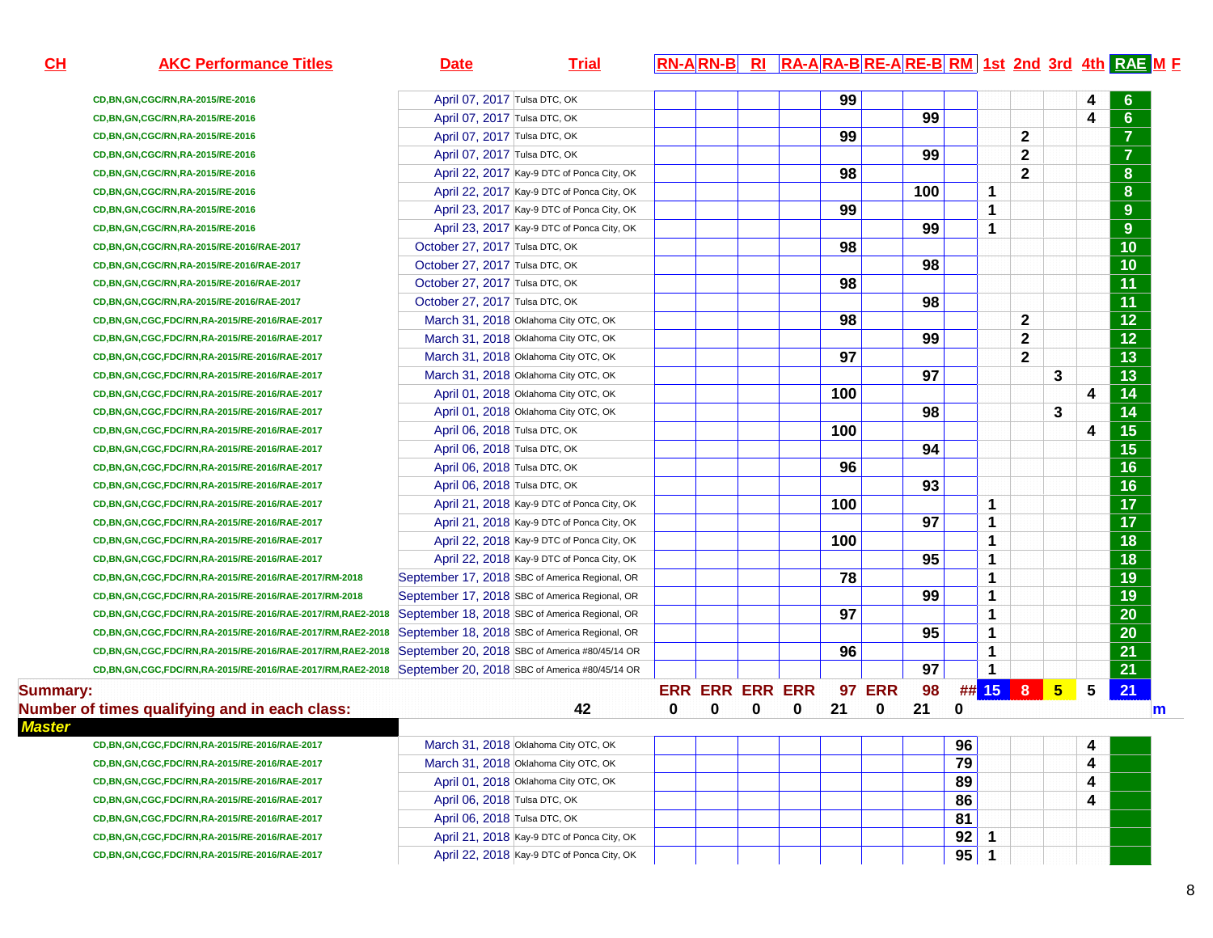| CH | AKC Performance Titles | Date | Trial | RN-A | RN-B | RI | RA-A | RA-B | RE-A | RE-B | RM | 1st | 2nd | 3rd | 4th | RAE | M | F |
|---|---|---|---|---|---|---|---|---|---|---|---|---|---|---|---|---|---|---|
| | CD,BN,GN,CGC/RN,RA-2015/RE-2016 | April 07, 2017 | Tulsa DTC, OK | | | | | 99 | | | | | | | 4 | 6 | | |
| | CD,BN,GN,CGC/RN,RA-2015/RE-2016 | April 07, 2017 | Tulsa DTC, OK | | | | | | | 99 | | | | | 4 | 6 | | |
| | CD,BN,GN,CGC/RN,RA-2015/RE-2016 | April 07, 2017 | Tulsa DTC, OK | | | | | 99 | | | | | 2 | | | 7 | | |
| | CD,BN,GN,CGC/RN,RA-2015/RE-2016 | April 07, 2017 | Tulsa DTC, OK | | | | | | | 99 | | | 2 | | | 7 | | |
| | CD,BN,GN,CGC/RN,RA-2015/RE-2016 | April 22, 2017 | Kay-9 DTC of Ponca City, OK | | | | | 98 | | | | | 2 | | | 8 | | |
| | CD,BN,GN,CGC/RN,RA-2015/RE-2016 | April 22, 2017 | Kay-9 DTC of Ponca City, OK | | | | | | | 100 | | 1 | | | | 8 | | |
| | CD,BN,GN,CGC/RN,RA-2015/RE-2016 | April 23, 2017 | Kay-9 DTC of Ponca City, OK | | | | | 99 | | | | 1 | | | | 9 | | |
| | CD,BN,GN,CGC/RN,RA-2015/RE-2016 | April 23, 2017 | Kay-9 DTC of Ponca City, OK | | | | | | | 99 | | 1 | | | | 9 | | |
| | CD,BN,GN,CGC/RN,RA-2015/RE-2016/RAE-2017 | October 27, 2017 | Tulsa DTC, OK | | | | | 98 | | | | | | | | 10 | | |
| | CD,BN,GN,CGC/RN,RA-2015/RE-2016/RAE-2017 | October 27, 2017 | Tulsa DTC, OK | | | | | | | 98 | | | | | | 10 | | |
| | CD,BN,GN,CGC/RN,RA-2015/RE-2016/RAE-2017 | October 27, 2017 | Tulsa DTC, OK | | | | | 98 | | | | | | | | 11 | | |
| | CD,BN,GN,CGC/RN,RA-2015/RE-2016/RAE-2017 | October 27, 2017 | Tulsa DTC, OK | | | | | | | 98 | | | | | | 11 | | |
| | CD,BN,GN,CGC,FDC/RN,RA-2015/RE-2016/RAE-2017 | March 31, 2018 | Oklahoma City OTC, OK | | | | | 98 | | | | | 2 | | | 12 | | |
| | CD,BN,GN,CGC,FDC/RN,RA-2015/RE-2016/RAE-2017 | March 31, 2018 | Oklahoma City OTC, OK | | | | | | | 99 | | | 2 | | | 12 | | |
| | CD,BN,GN,CGC,FDC/RN,RA-2015/RE-2016/RAE-2017 | March 31, 2018 | Oklahoma City OTC, OK | | | | | 97 | | | | | 2 | | | 13 | | |
| | CD,BN,GN,CGC,FDC/RN,RA-2015/RE-2016/RAE-2017 | March 31, 2018 | Oklahoma City OTC, OK | | | | | | | 97 | | | | 3 | | 13 | | |
| | CD,BN,GN,CGC,FDC/RN,RA-2015/RE-2016/RAE-2017 | April 01, 2018 | Oklahoma City OTC, OK | | | | | 100 | | | | | | | 4 | 14 | | |
| | CD,BN,GN,CGC,FDC/RN,RA-2015/RE-2016/RAE-2017 | April 01, 2018 | Oklahoma City OTC, OK | | | | | | | 98 | | | | 3 | | 14 | | |
| | CD,BN,GN,CGC,FDC/RN,RA-2015/RE-2016/RAE-2017 | April 06, 2018 | Tulsa DTC, OK | | | | | 100 | | | | | | | 4 | 15 | | |
| | CD,BN,GN,CGC,FDC/RN,RA-2015/RE-2016/RAE-2017 | April 06, 2018 | Tulsa DTC, OK | | | | | | | 94 | | | | | | 15 | | |
| | CD,BN,GN,CGC,FDC/RN,RA-2015/RE-2016/RAE-2017 | April 06, 2018 | Tulsa DTC, OK | | | | | 96 | | | | | | | | 16 | | |
| | CD,BN,GN,CGC,FDC/RN,RA-2015/RE-2016/RAE-2017 | April 06, 2018 | Tulsa DTC, OK | | | | | | | 93 | | | | | | 16 | | |
| | CD,BN,GN,CGC,FDC/RN,RA-2015/RE-2016/RAE-2017 | April 21, 2018 | Kay-9 DTC of Ponca City, OK | | | | | 100 | | | | 1 | | | | 17 | | |
| | CD,BN,GN,CGC,FDC/RN,RA-2015/RE-2016/RAE-2017 | April 21, 2018 | Kay-9 DTC of Ponca City, OK | | | | | | | 97 | | 1 | | | | 17 | | |
| | CD,BN,GN,CGC,FDC/RN,RA-2015/RE-2016/RAE-2017 | April 22, 2018 | Kay-9 DTC of Ponca City, OK | | | | | 100 | | | | 1 | | | | 18 | | |
| | CD,BN,GN,CGC,FDC/RN,RA-2015/RE-2016/RAE-2017 | April 22, 2018 | Kay-9 DTC of Ponca City, OK | | | | | | | 95 | | 1 | | | | 18 | | |
| | CD,BN,GN,CGC,FDC/RN,RA-2015/RE-2016/RAE-2017/RM-2018 | September 17, 2018 | SBC of America Regional, OR | | | | | 78 | | | | 1 | | | | 19 | | |
| | CD,BN,GN,CGC,FDC/RN,RA-2015/RE-2016/RAE-2017/RM-2018 | September 17, 2018 | SBC of America Regional, OR | | | | | | | 99 | | 1 | | | | 19 | | |
| | CD,BN,GN,CGC,FDC/RN,RA-2015/RE-2016/RAE-2017/RM,RAE2-2018 | September 18, 2018 | SBC of America Regional, OR | | | | | 97 | | | | 1 | | | | 20 | | |
| | CD,BN,GN,CGC,FDC/RN,RA-2015/RE-2016/RAE-2017/RM,RAE2-2018 | September 18, 2018 | SBC of America Regional, OR | | | | | | | 95 | | 1 | | | | 20 | | |
| | CD,BN,GN,CGC,FDC/RN,RA-2015/RE-2016/RAE-2017/RM,RAE2-2018 | September 20, 2018 | SBC of America #80/45/14 OR | | | | | 96 | | | | 1 | | | | 21 | | |
| | CD,BN,GN,CGC,FDC/RN,RA-2015/RE-2016/RAE-2017/RM,RAE2-2018 | September 20, 2018 | SBC of America #80/45/14 OR | | | | | | | 97 | | 1 | | | | 21 | | |
| **Summary:** | | | | ERR | ERR | ERR | ERR | 97 | ERR | 98 | ## | 15 | 8 | 5 | 5 | 21 | | |
| **Number of times qualifying and in each class:** | | | 42 | 0 | 0 | 0 | 0 | 21 | 0 | 21 | 0 | | | | | | m | |
| ***Master*** | | | | | | | | | | | | | | | | | | |
| | CD,BN,GN,CGC,FDC/RN,RA-2015/RE-2016/RAE-2017 | March 31, 2018 | Oklahoma City OTC, OK | | | | | | | | 96 | | | | 4 | | | |
| | CD,BN,GN,CGC,FDC/RN,RA-2015/RE-2016/RAE-2017 | March 31, 2018 | Oklahoma City OTC, OK | | | | | | | | 79 | | | | 4 | | | |
| | CD,BN,GN,CGC,FDC/RN,RA-2015/RE-2016/RAE-2017 | April 01, 2018 | Oklahoma City OTC, OK | | | | | | | | 89 | | | | 4 | | | |
| | CD,BN,GN,CGC,FDC/RN,RA-2015/RE-2016/RAE-2017 | April 06, 2018 | Tulsa DTC, OK | | | | | | | | 86 | | | | 4 | | | |
| | CD,BN,GN,CGC,FDC/RN,RA-2015/RE-2016/RAE-2017 | April 06, 2018 | Tulsa DTC, OK | | | | | | | | 81 | | | | | | | |
| | CD,BN,GN,CGC,FDC/RN,RA-2015/RE-2016/RAE-2017 | April 21, 2018 | Kay-9 DTC of Ponca City, OK | | | | | | | | 92 | 1 | | | | | | |
| | CD,BN,GN,CGC,FDC/RN,RA-2015/RE-2016/RAE-2017 | April 22, 2018 | Kay-9 DTC of Ponca City, OK | | | | | | | | 95 | 1 | | | | | | |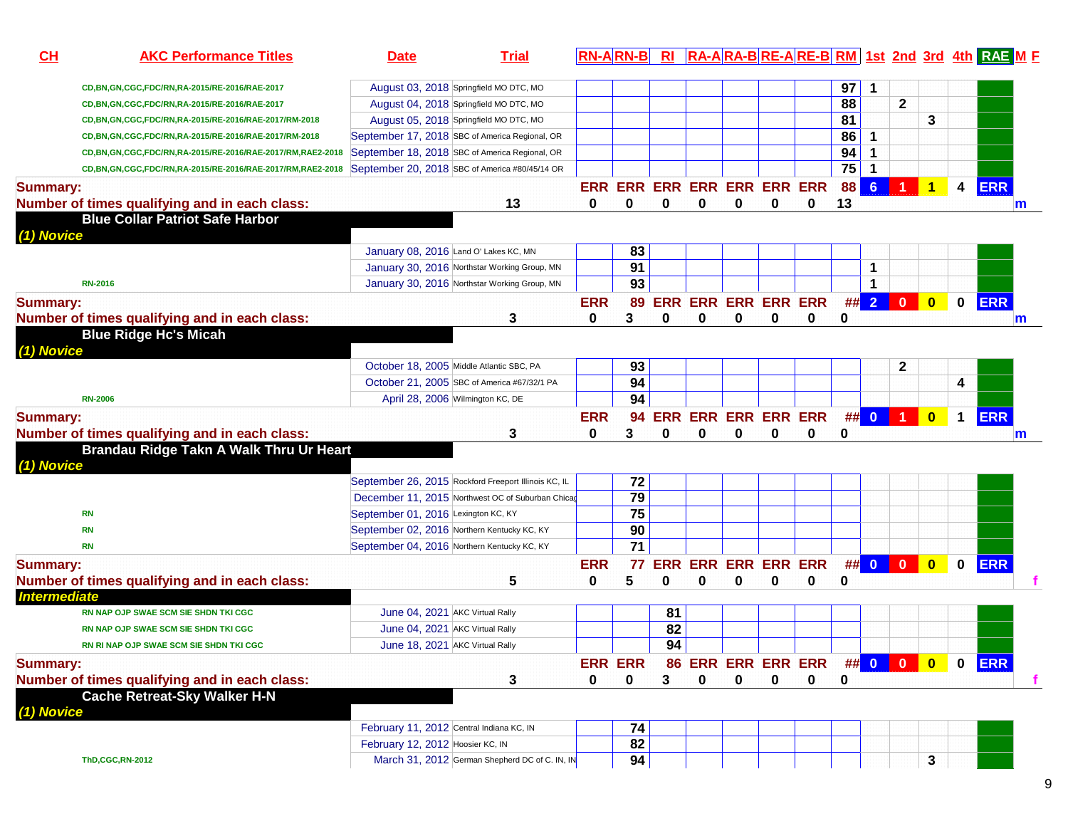| CH | AKC Performance Titles | Date | Trial | RN-A | RN-B | RI | RA-A | RA-B | RE-A | RE-B | RM | 1st | 2nd | 3rd | 4th | RAE | M F |
|---|---|---|---|---|---|---|---|---|---|---|---|---|---|---|---|---|---|
| | CD,BN,GN,CGC,FDC/RN,RA-2015/RE-2016/RAE-2017 | August 03, 2018 | Springfield MO DTC, MO | | | | | | | | 97 | 1 | | | | | |
| | CD,BN,GN,CGC,FDC/RN,RA-2015/RE-2016/RAE-2017 | August 04, 2018 | Springfield MO DTC, MO | | | | | | | | 88 | | 2 | | | | |
| | CD,BN,GN,CGC,FDC/RN,RA-2015/RE-2016/RAE-2017/RM-2018 | August 05, 2018 | Springfield MO DTC, MO | | | | | | | | 81 | | | 3 | | | |
| | CD,BN,GN,CGC,FDC/RN,RA-2015/RE-2016/RAE-2017/RM-2018 | September 17, 2018 | SBC of America Regional, OR | | | | | | | | 86 | 1 | | | | | |
| | CD,BN,GN,CGC,FDC/RN,RA-2015/RE-2016/RAE-2017/RM,RAE2-2018 | September 18, 2018 | SBC of America Regional, OR | | | | | | | | 94 | 1 | | | | | |
| | CD,BN,GN,CGC,FDC/RN,RA-2015/RE-2016/RAE-2017/RM,RAE2-2018 | September 20, 2018 | SBC of America #80/45/14 OR | | | | | | | | 75 | 1 | | | | | |
| **Summary:** | | | | ERR | ERR | ERR | ERR | ERR | ERR | ERR | 88 | 6 | 1 | 1 | 4 | ERR | |
| **Number of times qualifying and in each class:** | | | 13 | 0 | 0 | 0 | 0 | 0 | 0 | 0 | 13 | | | | | | m |
| **Blue Collar Patriot Safe Harbor** | | | | | | | | | | | | | | | | | |
| ***(1) Novice*** | | | | | | | | | | | | | | | | | |
| | | January 08, 2016 | Land O' Lakes KC, MN | | 83 | | | | | | | | | | | | |
| | | January 30, 2016 | Northstar Working Group, MN | | 91 | | | | | | | 1 | | | | | |
| | RN-2016 | January 30, 2016 | Northstar Working Group, MN | | 93 | | | | | | | 1 | | | | | |
| **Summary:** | | | | ERR | 89 | ERR | ERR | ERR | ERR | ERR | ## | 2 | 0 | 0 | 0 | ERR | |
| **Number of times qualifying and in each class:** | | | 3 | 0 | 3 | 0 | 0 | 0 | 0 | 0 | 0 | | | | | | m |
| **Blue Ridge Hc's Micah** | | | | | | | | | | | | | | | | | |
| ***(1) Novice*** | | | | | | | | | | | | | | | | | |
| | | October 18, 2005 | Middle Atlantic SBC, PA | | 93 | | | | | | | | 2 | | | | |
| | | October 21, 2005 | SBC of America #67/32/1 PA | | 94 | | | | | | | | | | 4 | | |
| | RN-2006 | April 28, 2006 | Wilmington KC, DE | | 94 | | | | | | | | | | | | |
| **Summary:** | | | | ERR | 94 | ERR | ERR | ERR | ERR | ERR | ## | 0 | 1 | 0 | 1 | ERR | |
| **Number of times qualifying and in each class:** | | | 3 | 0 | 3 | 0 | 0 | 0 | 0 | 0 | 0 | | | | | | m |
| **Brandau Ridge Takn A Walk Thru Ur Heart** | | | | | | | | | | | | | | | | | |
| ***(1) Novice*** | | | | | | | | | | | | | | | | | |
| | | September 26, 2015 | Rockford Freeport Illinois KC, IL | | 72 | | | | | | | | | | | | |
| | | December 11, 2015 | Northwest OC of Suburban Chicag | | 79 | | | | | | | | | | | | |
| | RN | September 01, 2016 | Lexington KC, KY | | 75 | | | | | | | | | | | | |
| | RN | September 02, 2016 | Northern Kentucky KC, KY | | 90 | | | | | | | | | | | | |
| | RN | September 04, 2016 | Northern Kentucky KC, KY | | 71 | | | | | | | | | | | | |
| **Summary:** | | | | ERR | 77 | ERR | ERR | ERR | ERR | ERR | ## | 0 | 0 | 0 | 0 | ERR | |
| **Number of times qualifying and in each class:** | | | 5 | 0 | 5 | 0 | 0 | 0 | 0 | 0 | 0 | | | | | | f |
| ***Intermediate*** | | | | | | | | | | | | | | | | | |
| | RN NAP OJP SWAE SCM SIE SHDN TKI CGC | June 04, 2021 | AKC Virtual Rally | | | 81 | | | | | | | | | | | |
| | RN NAP OJP SWAE SCM SIE SHDN TKI CGC | June 04, 2021 | AKC Virtual Rally | | | 82 | | | | | | | | | | | |
| | RN RI NAP OJP SWAE SCM SIE SHDN TKI CGC | June 18, 2021 | AKC Virtual Rally | | | 94 | | | | | | | | | | | |
| **Summary:** | | | | ERR | ERR | 86 | ERR | ERR | ERR | ERR | ## | 0 | 0 | 0 | 0 | ERR | |
| **Number of times qualifying and in each class:** | | | 3 | 0 | 0 | 3 | 0 | 0 | 0 | 0 | 0 | | | | | | f |
| **Cache Retreat-Sky Walker H-N** | | | | | | | | | | | | | | | | | |
| ***(1) Novice*** | | | | | | | | | | | | | | | | | |
| | | February 11, 2012 | Central Indiana KC, IN | | 74 | | | | | | | | | | | | |
| | | February 12, 2012 | Hoosier KC, IN | | 82 | | | | | | | | | | | | |
| | ThD,CGC,RN-2012 | March 31, 2012 | German Shepherd DC of C. IN, IN | | 94 | | | | | | | | | 3 | | | |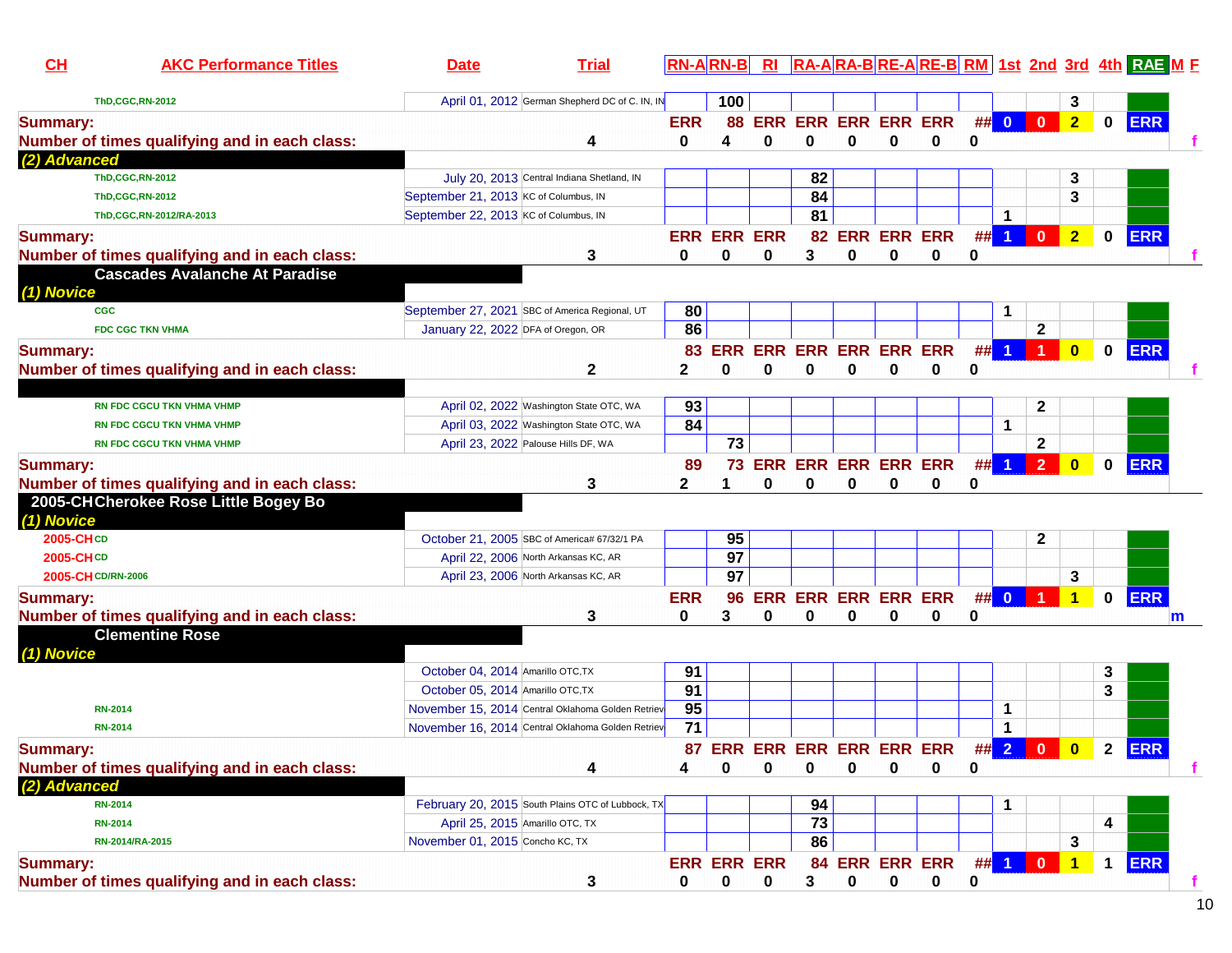| CH | AKC Performance Titles | Date | Trial | RN-A | RN-B | RI | RA-A | RA-B | RE-A | RE-B | RM | 1st | 2nd | 3rd | 4th | RAE | M | F |
|---|---|---|---|---|---|---|---|---|---|---|---|---|---|---|---|---|---|---|
| | ThD,CGC,RN-2012 | April 01, 2012 | German Shepherd DC of C. IN, IN | | 100 | | | | | | | | | 3 | | | | |
| **Summary:** | | | | ERR | 88 | ERR | ERR | ERR | ERR | ERR | ## | 0 | 0 | 2 | 0 | ERR | | |
| **Number of times qualifying and in each class:** | | | 4 | 0 | 4 | 0 | 0 | 0 | 0 | 0 | 0 | | | | | | | f |
| ***(2) Advanced*** | | | | | | | | | | | | | | | | | | |
| | ThD,CGC,RN-2012 | July 20, 2013 | Central Indiana Shetland, IN | | | | 82 | | | | | | | 3 | | | | |
| | ThD,CGC,RN-2012 | September 21, 2013 | KC of Columbus, IN | | | | 84 | | | | | | | 3 | | | | |
| | ThD,CGC,RN-2012/RA-2013 | September 22, 2013 | KC of Columbus, IN | | | | 81 | | | | | 1 | | | | | | |
| **Summary:** | | | | ERR | ERR | ERR | 82 | ERR | ERR | ERR | ## | 1 | 0 | 2 | 0 | ERR | | |
| **Number of times qualifying and in each class:** | | | 3 | 0 | 0 | 0 | 3 | 0 | 0 | 0 | 0 | | | | | | | f |
| **Cascades Avalanche At Paradise** | | | | | | | | | | | | | | | | | | |
| ***(1) Novice*** | | | | | | | | | | | | | | | | | | |
| | CGC | September 27, 2021 | SBC of America Regional, UT | 80 | | | | | | | | 1 | | | | | | |
| | FDC CGC TKN VHMA | January 22, 2022 | DFA of Oregon, OR | 86 | | | | | | | | | 2 | | | | | |
| **Summary:** | | | | 83 | ERR | ERR | ERR | ERR | ERR | ERR | ## | 1 | 1 | 0 | 0 | ERR | | |
| **Number of times qualifying and in each class:** | | | 2 | 2 | 0 | 0 | 0 | 0 | 0 | 0 | 0 | | | | | | | f |
| | RN FDC CGCU TKN VHMA VHMP | April 02, 2022 | Washington State OTC, WA | 93 | | | | | | | | | 2 | | | | | |
| | RN FDC CGCU TKN VHMA VHMP | April 03, 2022 | Washington State OTC, WA | 84 | | | | | | | | 1 | | | | | | |
| | RN FDC CGCU TKN VHMA VHMP | April 23, 2022 | Palouse Hills DF, WA | | 73 | | | | | | | | 2 | | | | | |
| **Summary:** | | | | 89 | 73 | ERR | ERR | ERR | ERR | ERR | ## | 1 | 2 | 0 | 0 | ERR | | |
| **Number of times qualifying and in each class:** | | | 3 | 2 | 1 | 0 | 0 | 0 | 0 | 0 | 0 | | | | | | | |
| **2005-CH Cherokee Rose Little Bogey Bo** | | | | | | | | | | | | | | | | | | |
| ***(1) Novice*** | | | | | | | | | | | | | | | | | | |
| 2005-CH | CD | October 21, 2005 | SBC of America# 67/32/1 PA | | 95 | | | | | | | | 2 | | | | | |
| 2005-CH | CD | April 22, 2006 | North Arkansas KC, AR | | 97 | | | | | | | | | | | | | |
| 2005-CH | CD/RN-2006 | April 23, 2006 | North Arkansas KC, AR | | 97 | | | | | | | | | 3 | | | | |
| **Summary:** | | | | ERR | 96 | ERR | ERR | ERR | ERR | ERR | ## | 0 | 1 | 1 | 0 | ERR | | |
| **Number of times qualifying and in each class:** | | | 3 | 0 | 3 | 0 | 0 | 0 | 0 | 0 | 0 | | | | | | m | |
| **Clementine Rose** | | | | | | | | | | | | | | | | | | |
| ***(1) Novice*** | | | | | | | | | | | | | | | | | | |
| | | October 04, 2014 | Amarillo OTC,TX | 91 | | | | | | | | | | | 3 | | | |
| | | October 05, 2014 | Amarillo OTC,TX | 91 | | | | | | | | | | | 3 | | | |
| | RN-2014 | November 15, 2014 | Central Oklahoma Golden Retriev | 95 | | | | | | | | 1 | | | | | | |
| | RN-2014 | November 16, 2014 | Central Oklahoma Golden Retriev | 71 | | | | | | | | 1 | | | | | | |
| **Summary:** | | | | 87 | ERR | ERR | ERR | ERR | ERR | ERR | ## | 2 | 0 | 0 | 2 | ERR | | |
| **Number of times qualifying and in each class:** | | | 4 | 4 | 0 | 0 | 0 | 0 | 0 | 0 | 0 | | | | | | | f |
| ***(2) Advanced*** | | | | | | | | | | | | | | | | | | |
| | RN-2014 | February 20, 2015 | South Plains OTC of Lubbock, TX | | | | 94 | | | | | 1 | | | | | | |
| | RN-2014 | April 25, 2015 | Amarillo OTC, TX | | | | 73 | | | | | | | | 4 | | | |
| | RN-2014/RA-2015 | November 01, 2015 | Concho KC, TX | | | | 86 | | | | | | | 3 | | | | |
| **Summary:** | | | | ERR | ERR | ERR | 84 | ERR | ERR | ERR | ## | 1 | 0 | 1 | 1 | ERR | | |
| **Number of times qualifying and in each class:** | | | 3 | 0 | 0 | 0 | 3 | 0 | 0 | 0 | 0 | | | | | | | f |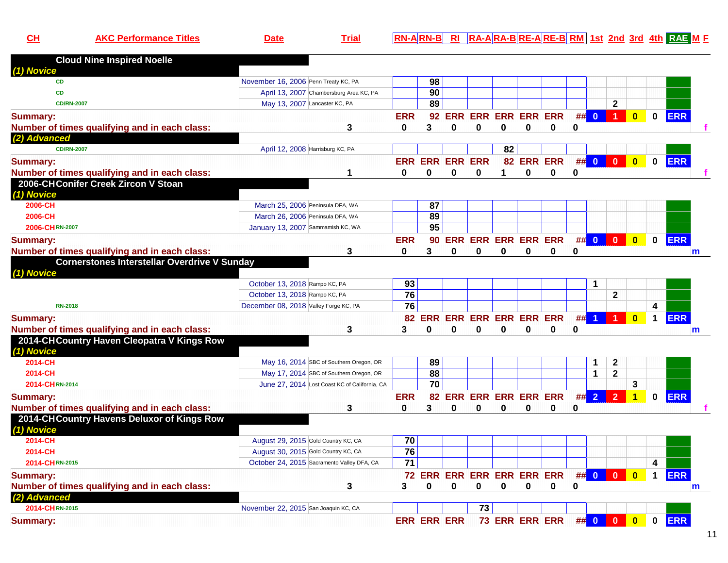| CH | AKC Performance Titles | Date | Trial | RN-A | RN-B | RI | RA-A | RA-B | RE-A | RE-B | RM | 1st | 2nd | 3rd | 4th | RAE | M | F |
|---|---|---|---|---|---|---|---|---|---|---|---|---|---|---|---|---|---|---|
| **Cloud Nine Inspired Noelle** | | | | | | | | | | | | | | | | | | |
| *(1) Novice* | | | | | | | | | | | | | | | | | | |
| | CD | November 16, 2006 | Penn Treaty KC, PA | | 98 | | | | | | | | | | | | | |
| | CD | April 13, 2007 | Chambersburg Area KC, PA | | 90 | | | | | | | | | | | | | |
| | CD/RN-2007 | May 13, 2007 | Lancaster KC, PA | | 89 | | | | | | | | 2 | | | | | |
| **Summary:** | | | | ERR | 92 | ERR | ERR | ERR | ERR | ERR | ## | 0 | 1 | 0 | 0 | ERR | | |
| **Number of times qualifying and in each class:** | | | 3 | 0 | 3 | 0 | 0 | 0 | 0 | 0 | 0 | | | | | | | f |
| *(2) Advanced* | | | | | | | | | | | | | | | | | | |
| | CD/RN-2007 | April 12, 2008 | Harrisburg KC, PA | | | | | 82 | | | | | | | | | | |
| **Summary:** | | | | ERR | ERR | ERR | ERR | 82 | ERR | ERR | ## | 0 | 0 | 0 | 0 | ERR | | |
| **Number of times qualifying and in each class:** | | | 1 | 0 | 0 | 0 | 0 | 1 | 0 | 0 | 0 | | | | | | | f |
| **2006-CH Conifer Creek Zircon V Stoan** | | | | | | | | | | | | | | | | | | |
| *(1) Novice* | | | | | | | | | | | | | | | | | | |
| 2006-CH | | March 25, 2006 | Peninsula DFA, WA | | 87 | | | | | | | | | | | | | |
| 2006-CH | | March 26, 2006 | Peninsula DFA, WA | | 89 | | | | | | | | | | | | | |
| 2006-CH | RN-2007 | January 13, 2007 | Sammamish KC, WA | | 95 | | | | | | | | | | | | | |
| **Summary:** | | | | ERR | 90 | ERR | ERR | ERR | ERR | ERR | ## | 0 | 0 | 0 | 0 | ERR | | |
| **Number of times qualifying and in each class:** | | | 3 | 0 | 3 | 0 | 0 | 0 | 0 | 0 | 0 | | | | | | m | |
| **Cornerstones Interstellar Overdrive V Sunday** | | | | | | | | | | | | | | | | | | |
| *(1) Novice* | | | | | | | | | | | | | | | | | | |
| | | October 13, 2018 | Rampo KC, PA | 93 | | | | | | | | 1 | | | | | | |
| | | October 13, 2018 | Rampo KC, PA | 76 | | | | | | | | | 2 | | | | | |
| | RN-2018 | December 08, 2018 | Valley Forge KC, PA | 76 | | | | | | | | | | | 4 | | | |
| **Summary:** | | | | 82 | ERR | ERR | ERR | ERR | ERR | ERR | ## | 1 | 1 | 0 | 1 | ERR | | |
| **Number of times qualifying and in each class:** | | | 3 | 3 | 0 | 0 | 0 | 0 | 0 | 0 | 0 | | | | | | m | |
| **2014-CH Country Haven Cleopatra V Kings Row** | | | | | | | | | | | | | | | | | | |
| *(1) Novice* | | | | | | | | | | | | | | | | | | |
| 2014-CH | | May 16, 2014 | SBC of Southern Oregon, OR | | 89 | | | | | | | 1 | 2 | | | | | |
| 2014-CH | | May 17, 2014 | SBC of Southern Oregon, OR | | 88 | | | | | | | 1 | 2 | | | | | |
| 2014-CH | RN-2014 | June 27, 2014 | Lost Coast KC of California, CA | | 70 | | | | | | | | | 3 | | | | |
| **Summary:** | | | | ERR | 82 | ERR | ERR | ERR | ERR | ERR | ## | 2 | 2 | 1 | 0 | ERR | | |
| **Number of times qualifying and in each class:** | | | 3 | 0 | 3 | 0 | 0 | 0 | 0 | 0 | 0 | | | | | | | f |
| **2014-CH Country Havens Deluxor of Kings Row** | | | | | | | | | | | | | | | | | | |
| *(1) Novice* | | | | | | | | | | | | | | | | | | |
| 2014-CH | | August 29, 2015 | Gold Country KC, CA | 70 | | | | | | | | | | | | | | |
| 2014-CH | | August 30, 2015 | Gold Country KC, CA | 76 | | | | | | | | | | | | | | |
| 2014-CH | RN-2015 | October 24, 2015 | Sacramento Valley DFA, CA | 71 | | | | | | | | | | | 4 | | | |
| **Summary:** | | | | 72 | ERR | ERR | ERR | ERR | ERR | ERR | ## | 0 | 0 | 0 | 1 | ERR | | |
| **Number of times qualifying and in each class:** | | | 3 | 3 | 0 | 0 | 0 | 0 | 0 | 0 | 0 | | | | | | m | |
| *(2) Advanced* | | | | | | | | | | | | | | | | | | |
| 2014-CH | RN-2015 | November 22, 2015 | San Joaquin KC, CA | | | | 73 | | | | | | | | | | | |
| **Summary:** | | | | ERR | ERR | ERR | 73 | ERR | ERR | ERR | ## | 0 | 0 | 0 | 0 | ERR | | |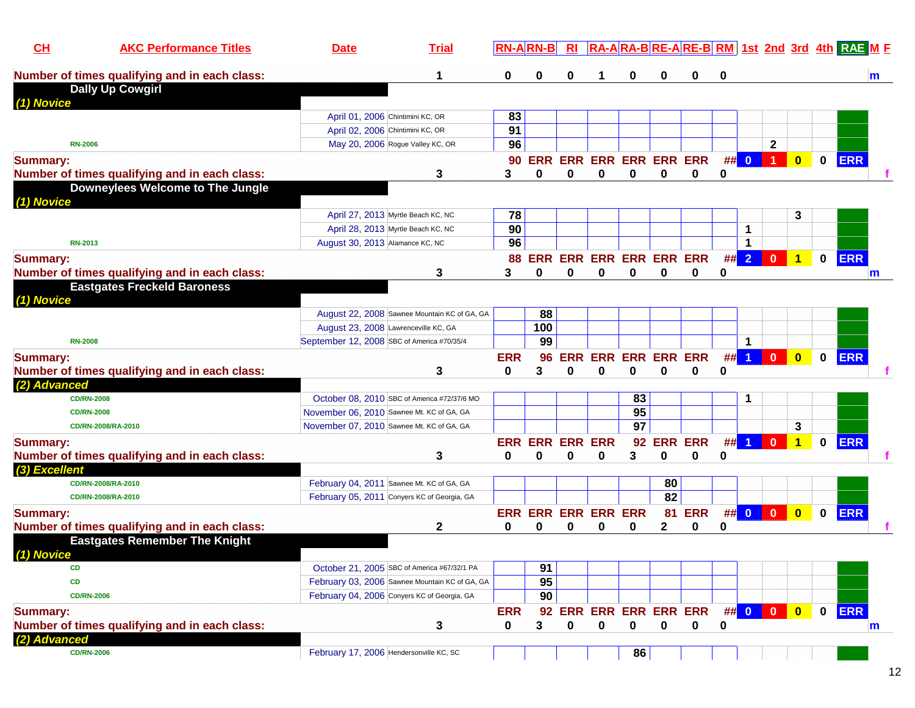| CH | AKC Performance Titles | Date | Trial | RN-A | RN-B | RI | RA-A | RA-B | RE-A | RE-B | RM | 1st | 2nd | 3rd | 4th | RAE | M | F |
|---|---|---|---|---|---|---|---|---|---|---|---|---|---|---|---|---|---|---|
| Number of times qualifying and in each class: | | | 1 | 0 | 0 | 0 | 1 | 0 | 0 | 0 | 0 | | | | | | m | |
| **Dally Up Cowgirl** | | | | | | | | | | | | | | | | | | |
| *(1) Novice* | | | | | | | | | | | | | | | | | | |
| | | April 01, 2006 | Chintimini KC, OR | 83 | | | | | | | | | | | | | | |
| | | April 02, 2006 | Chintimini KC, OR | 91 | | | | | | | | | | | | | | |
| | RN-2006 | May 20, 2006 | Rogue Valley KC, OR | 96 | | | | | | | | | 2 | | | | | |
| Summary: | | | | 90 | ERR | ERR | ERR | ERR | ERR | ERR | ## | 0 | 1 | 0 | 0 | ERR | | |
| Number of times qualifying and in each class: | | | 3 | 3 | 0 | 0 | 0 | 0 | 0 | 0 | 0 | | | | | | | f |
| **Downeylees Welcome to The Jungle** | | | | | | | | | | | | | | | | | | |
| *(1) Novice* | | | | | | | | | | | | | | | | | | |
| | | April 27, 2013 | Myrtle Beach KC, NC | 78 | | | | | | | | | | 3 | | | | |
| | | April 28, 2013 | Myrtle Beach KC, NC | 90 | | | | | | | | 1 | | | | | | |
| | RN-2013 | August 30, 2013 | Alamance KC, NC | 96 | | | | | | | | 1 | | | | | | |
| Summary: | | | | 88 | ERR | ERR | ERR | ERR | ERR | ERR | ## | 2 | 0 | 1 | 0 | ERR | | |
| Number of times qualifying and in each class: | | | 3 | 3 | 0 | 0 | 0 | 0 | 0 | 0 | 0 | | | | | | m | |
| **Eastgates Freckeld Baroness** | | | | | | | | | | | | | | | | | | |
| *(1) Novice* | | | | | | | | | | | | | | | | | | |
| | | August 22, 2008 | Sawnee Mountain KC of GA, GA | | 88 | | | | | | | | | | | | | |
| | | August 23, 2008 | Lawrenceville KC, GA | | 100 | | | | | | | | | | | | | |
| | RN-2008 | September 12, 2008 | SBC of America #70/35/4 | | 99 | | | | | | | 1 | | | | | | |
| Summary: | | | | ERR | 96 | ERR | ERR | ERR | ERR | ERR | ## | 1 | 0 | 0 | 0 | ERR | | |
| Number of times qualifying and in each class: | | | 3 | 0 | 3 | 0 | 0 | 0 | 0 | 0 | 0 | | | | | | | f |
| *(2) Advanced* | | | | | | | | | | | | | | | | | | |
| | CD/RN-2008 | October 08, 2010 | SBC of America #72/37/6 MO | | | | | 83 | | | | 1 | | | | | | |
| | CD/RN-2008 | November 06, 2010 | Sawnee Mt. KC of GA, GA | | | | | 95 | | | | | | | | | | |
| | CD/RN-2008/RA-2010 | November 07, 2010 | Sawnee Mt. KC of GA, GA | | | | | 97 | | | | | | 3 | | | | |
| Summary: | | | | ERR | ERR | ERR | ERR | 92 | ERR | ERR | ## | 1 | 0 | 1 | 0 | ERR | | |
| Number of times qualifying and in each class: | | | 3 | 0 | 0 | 0 | 0 | 3 | 0 | 0 | 0 | | | | | | | f |
| *(3) Excellent* | | | | | | | | | | | | | | | | | | |
| | CD/RN-2008/RA-2010 | February 04, 2011 | Sawnee Mt. KC of GA, GA | | | | | | 80 | | | | | | | | | |
| | CD/RN-2008/RA-2010 | February 05, 2011 | Conyers KC of Georgia, GA | | | | | | 82 | | | | | | | | | |
| Summary: | | | | ERR | ERR | ERR | ERR | ERR | 81 | ERR | ## | 0 | 0 | 0 | 0 | ERR | | |
| Number of times qualifying and in each class: | | | 2 | 0 | 0 | 0 | 0 | 0 | 2 | 0 | 0 | | | | | | | f |
| **Eastgates Remember The Knight** | | | | | | | | | | | | | | | | | | |
| *(1) Novice* | | | | | | | | | | | | | | | | | | |
| | CD | October 21, 2005 | SBC of America #67/32/1 PA | | 91 | | | | | | | | | | | | | |
| | CD | February 03, 2006 | Sawnee Mountain KC of GA, GA | | 95 | | | | | | | | | | | | | |
| | CD/RN-2006 | February 04, 2006 | Conyers KC of Georgia, GA | | 90 | | | | | | | | | | | | | |
| Summary: | | | | ERR | 92 | ERR | ERR | ERR | ERR | ERR | ## | 0 | 0 | 0 | 0 | ERR | | |
| Number of times qualifying and in each class: | | | 3 | 0 | 3 | 0 | 0 | 0 | 0 | 0 | 0 | | | | | | m | |
| *(2) Advanced* | | | | | | | | | | | | | | | | | | |
| | CD/RN-2006 | February 17, 2006 | Hendersonville KC, SC | | | | | 86 | | | | | | | | | | |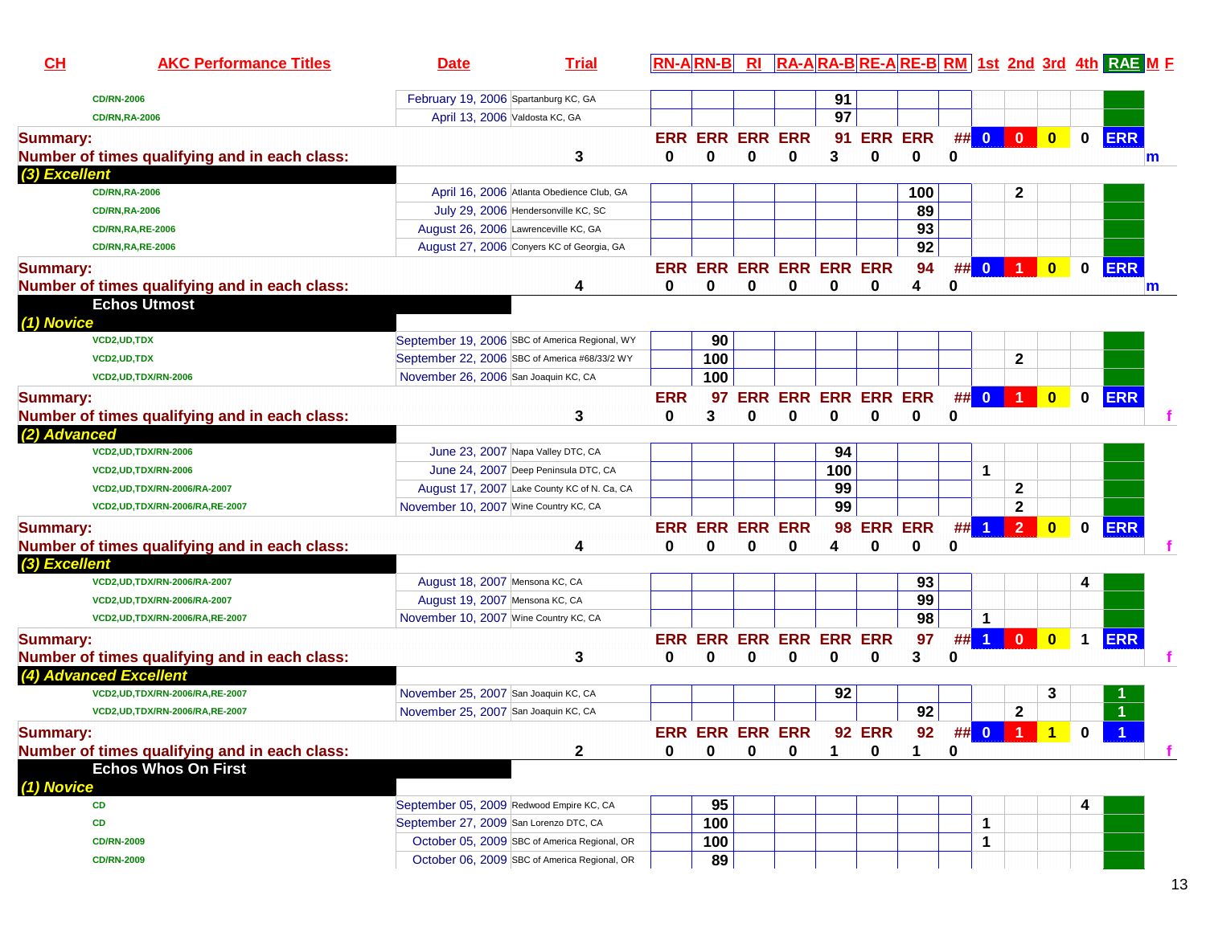| CH | AKC Performance Titles | Date | Trial | RN-A | RN-B | RI | RA-A | RA-B | RE-A | RE-B | RM | 1st | 2nd | 3rd | 4th | RAE | M | F |
|---|---|---|---|---|---|---|---|---|---|---|---|---|---|---|---|---|---|---|
| | CD/RN-2006 | February 19, 2006 | Spartanburg KC, GA | | | | | 91 | | | | | | | | | | |
| | CD/RN,RA-2006 | April 13, 2006 | Valdosta KC, GA | | | | | 97 | | | | | | | | | | |
| **Summary:** | | | | ERR | ERR | ERR | ERR | 91 | ERR | ERR | ## | 0 | 0 | 0 | 0 | ERR | | |
| **Number of times qualifying and in each class:** | | | 3 | 0 | 0 | 0 | 0 | 3 | 0 | 0 | 0 | | | | | | m | |
| ***(3) Excellent*** | | | | | | | | | | | | | | | | | | |
| | CD/RN,RA-2006 | April 16, 2006 | Atlanta Obedience Club, GA | | | | | | | 100 | | | 2 | | | | | |
| | CD/RN,RA-2006 | July 29, 2006 | Hendersonville KC, SC | | | | | | | 89 | | | | | | | | |
| | CD/RN,RA,RE-2006 | August 26, 2006 | Lawrenceville KC, GA | | | | | | | 93 | | | | | | | | |
| | CD/RN,RA,RE-2006 | August 27, 2006 | Conyers KC of Georgia, GA | | | | | | | 92 | | | | | | | | |
| **Summary:** | | | | ERR | ERR | ERR | ERR | ERR | ERR | 94 | ## | 0 | 1 | 0 | 0 | ERR | | |
| **Number of times qualifying and in each class:** | | | 4 | 0 | 0 | 0 | 0 | 0 | 0 | 4 | 0 | | | | | | m | |
| **Echos Utmost** | | | | | | | | | | | | | | | | | | |
| ***(1) Novice*** | | | | | | | | | | | | | | | | | | |
| | VCD2,UD,TDX | September 19, 2006 | SBC of America Regional, WY | | 90 | | | | | | | | | | | | | |
| | VCD2,UD,TDX | September 22, 2006 | SBC of America #68/33/2 WY | | 100 | | | | | | | | 2 | | | | | |
| | VCD2,UD,TDX/RN-2006 | November 26, 2006 | San Joaquin KC, CA | | 100 | | | | | | | | | | | | | |
| **Summary:** | | | | ERR | 97 | ERR | ERR | ERR | ERR | ERR | ## | 0 | 1 | 0 | 0 | ERR | | |
| **Number of times qualifying and in each class:** | | | 3 | 0 | 3 | 0 | 0 | 0 | 0 | 0 | 0 | | | | | | | f |
| ***(2) Advanced*** | | | | | | | | | | | | | | | | | | |
| | VCD2,UD,TDX/RN-2006 | June 23, 2007 | Napa Valley DTC, CA | | | | | 94 | | | | | | | | | | |
| | VCD2,UD,TDX/RN-2006 | June 24, 2007 | Deep Peninsula DTC, CA | | | | | 100 | | | | 1 | | | | | | |
| | VCD2,UD,TDX/RN-2006/RA-2007 | August 17, 2007 | Lake County KC of N. Ca, CA | | | | | 99 | | | | | 2 | | | | | |
| | VCD2,UD,TDX/RN-2006/RA,RE-2007 | November 10, 2007 | Wine Country KC, CA | | | | | 99 | | | | | 2 | | | | | |
| **Summary:** | | | | ERR | ERR | ERR | ERR | 98 | ERR | ERR | ## | 1 | 2 | 0 | 0 | ERR | | |
| **Number of times qualifying and in each class:** | | | 4 | 0 | 0 | 0 | 0 | 4 | 0 | 0 | 0 | | | | | | | f |
| ***(3) Excellent*** | | | | | | | | | | | | | | | | | | |
| | VCD2,UD,TDX/RN-2006/RA-2007 | August 18, 2007 | Mensona KC, CA | | | | | | | 93 | | | | | 4 | | | |
| | VCD2,UD,TDX/RN-2006/RA-2007 | August 19, 2007 | Mensona KC, CA | | | | | | | 99 | | | | | | | | |
| | VCD2,UD,TDX/RN-2006/RA,RE-2007 | November 10, 2007 | Wine Country KC, CA | | | | | | | 98 | | 1 | | | | | | |
| **Summary:** | | | | ERR | ERR | ERR | ERR | ERR | ERR | 97 | ## | 1 | 0 | 0 | 1 | ERR | | |
| **Number of times qualifying and in each class:** | | | 3 | 0 | 0 | 0 | 0 | 0 | 0 | 3 | 0 | | | | | | | f |
| ***(4) Advanced Excellent*** | | | | | | | | | | | | | | | | | | |
| | VCD2,UD,TDX/RN-2006/RA,RE-2007 | November 25, 2007 | San Joaquin KC, CA | | | | | 92 | | | | | | 3 | | 1 | | |
| | VCD2,UD,TDX/RN-2006/RA,RE-2007 | November 25, 2007 | San Joaquin KC, CA | | | | | | | 92 | | | 2 | | | 1 | | |
| **Summary:** | | | | ERR | ERR | ERR | ERR | 92 | ERR | 92 | ## | 0 | 1 | 1 | 0 | 1 | | |
| **Number of times qualifying and in each class:** | | | 2 | 0 | 0 | 0 | 0 | 1 | 0 | 1 | 0 | | | | | | | f |
| **Echos Whos On First** | | | | | | | | | | | | | | | | | | |
| ***(1) Novice*** | | | | | | | | | | | | | | | | | | |
| | CD | September 05, 2009 | Redwood Empire KC, CA | | 95 | | | | | | | | | | 4 | | | |
| | CD | September 27, 2009 | San Lorenzo DTC, CA | | 100 | | | | | | | 1 | | | | | | |
| | CD/RN-2009 | October 05, 2009 | SBC of America Regional, OR | | 100 | | | | | | | 1 | | | | | | |
| | CD/RN-2009 | October 06, 2009 | SBC of America Regional, OR | | 89 | | | | | | | | | | | | | |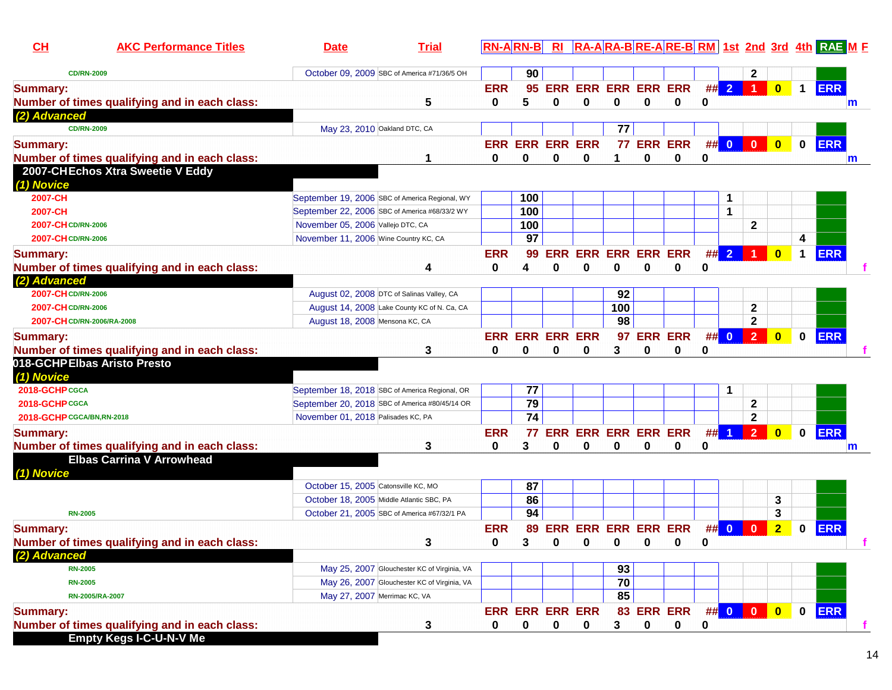| CH | AKC Performance Titles | Date | Trial | RN-A | RN-B | RI | RA-A | RA-B | RE-A | RE-B | RM | 1st | 2nd | 3rd | 4th | RAE | M | F |
|---|---|---|---|---|---|---|---|---|---|---|---|---|---|---|---|---|---|---|
| | CD/RN-2009 | October 09, 2009 | SBC of America #71/36/5 OH | | 90 | | | | | | | | 2 | | | | | |
| **Summary:** | | | | ERR | 95 | ERR | ERR | ERR | ERR | ERR | ## | 2 | 1 | 0 | 1 | ERR | | |
| **Number of times qualifying and in each class:** | | | 5 | 0 | 5 | 0 | 0 | 0 | 0 | 0 | 0 | | | | | | m | |
| ***(2) Advanced*** | | | | | | | | | | | | | | | | | | |
| | CD/RN-2009 | May 23, 2010 | Oakland DTC, CA | | | | | 77 | | | | | | | | | | |
| **Summary:** | | | | ERR | ERR | ERR | ERR | 77 | ERR | ERR | ## | 0 | 0 | 0 | 0 | ERR | | |
| **Number of times qualifying and in each class:** | | | 1 | 0 | 0 | 0 | 0 | 1 | 0 | 0 | 0 | | | | | | m | |
| **2007-CH** | **Echos Xtra Sweetie V Eddy** | | | | | | | | | | | | | | | | | |
| ***(1) Novice*** | | | | | | | | | | | | | | | | | | |
| 2007-CH | | September 19, 2006 | SBC of America Regional, WY | | 100 | | | | | | | 1 | | | | | | |
| 2007-CH | | September 22, 2006 | SBC of America #68/33/2 WY | | 100 | | | | | | | 1 | | | | | | |
| 2007-CH | CD/RN-2006 | November 05, 2006 | Vallejo DTC, CA | | 100 | | | | | | | | 2 | | | | | |
| 2007-CH | CD/RN-2006 | November 11, 2006 | Wine Country KC, CA | | 97 | | | | | | | | | | 4 | | | |
| **Summary:** | | | | ERR | 99 | ERR | ERR | ERR | ERR | ERR | ## | 2 | 1 | 0 | 1 | ERR | | |
| **Number of times qualifying and in each class:** | | | 4 | 0 | 4 | 0 | 0 | 0 | 0 | 0 | 0 | | | | | | | f |
| ***(2) Advanced*** | | | | | | | | | | | | | | | | | | |
| 2007-CH | CD/RN-2006 | August 02, 2008 | DTC of Salinas Valley, CA | | | | | 92 | | | | | | | | | | |
| 2007-CH | CD/RN-2006 | August 14, 2008 | Lake County KC of N. Ca, CA | | | | | 100 | | | | | 2 | | | | | |
| 2007-CH | CD/RN-2006/RA-2008 | August 18, 2008 | Mensona KC, CA | | | | | 98 | | | | | 2 | | | | | |
| **Summary:** | | | | ERR | ERR | ERR | ERR | 97 | ERR | ERR | ## | 0 | 2 | 0 | 0 | ERR | | |
| **Number of times qualifying and in each class:** | | | 3 | 0 | 0 | 0 | 0 | 3 | 0 | 0 | 0 | | | | | | | f |
| **018-GCHP** | **Elbas Aristo Presto** | | | | | | | | | | | | | | | | | |
| ***(1) Novice*** | | | | | | | | | | | | | | | | | | |
| 2018-GCHP | CGCA | September 18, 2018 | SBC of America Regional, OR | | 77 | | | | | | | 1 | | | | | | |
| 2018-GCHP | CGCA | September 20, 2018 | SBC of America #80/45/14 OR | | 79 | | | | | | | | 2 | | | | | |
| 2018-GCHP | CGCA/BN,RN-2018 | November 01, 2018 | Palisades KC, PA | | 74 | | | | | | | | 2 | | | | | |
| **Summary:** | | | | ERR | 77 | ERR | ERR | ERR | ERR | ERR | ## | 1 | 2 | 0 | 0 | ERR | | |
| **Number of times qualifying and in each class:** | | | 3 | 0 | 3 | 0 | 0 | 0 | 0 | 0 | 0 | | | | | | m | |
| | **Elbas Carrina V Arrowhead** | | | | | | | | | | | | | | | | | |
| ***(1) Novice*** | | | | | | | | | | | | | | | | | | |
| | | October 15, 2005 | Catonsville KC, MO | | 87 | | | | | | | | | | | | | |
| | | October 18, 2005 | Middle Atlantic SBC, PA | | 86 | | | | | | | | | 3 | | | | |
| | RN-2005 | October 21, 2005 | SBC of America #67/32/1 PA | | 94 | | | | | | | | | 3 | | | | |
| **Summary:** | | | | ERR | 89 | ERR | ERR | ERR | ERR | ERR | ## | 0 | 0 | 2 | 0 | ERR | | |
| **Number of times qualifying and in each class:** | | | 3 | 0 | 3 | 0 | 0 | 0 | 0 | 0 | 0 | | | | | | | f |
| ***(2) Advanced*** | | | | | | | | | | | | | | | | | | |
| | RN-2005 | May 25, 2007 | Glouchester KC of Virginia, VA | | | | | 93 | | | | | | | | | | |
| | RN-2005 | May 26, 2007 | Glouchester KC of Virginia, VA | | | | | 70 | | | | | | | | | | |
| | RN-2005/RA-2007 | May 27, 2007 | Merrimac KC, VA | | | | | 85 | | | | | | | | | | |
| **Summary:** | | | | ERR | ERR | ERR | ERR | 83 | ERR | ERR | ## | 0 | 0 | 0 | 0 | ERR | | |
| **Number of times qualifying and in each class:** | | | 3 | 0 | 0 | 0 | 0 | 3 | 0 | 0 | 0 | | | | | | | f |
| | **Empty Kegs I-C-U-N-V Me** | | | | | | | | | | | | | | | | | |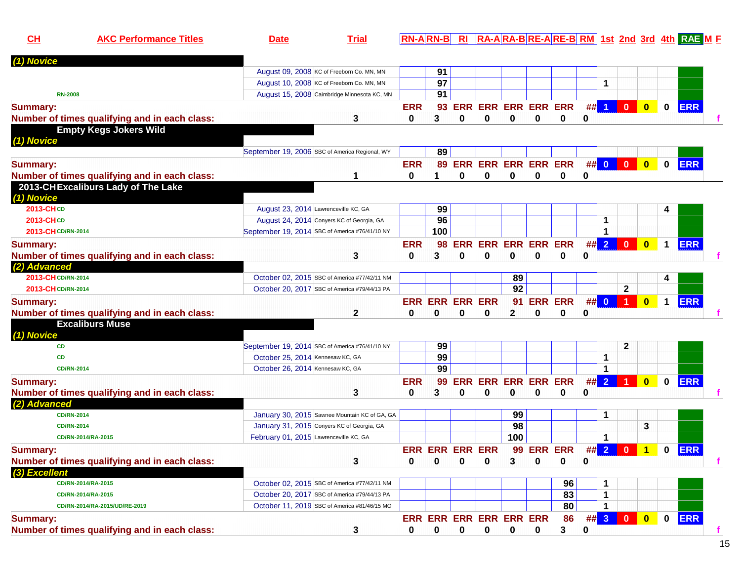| CH | AKC Performance Titles | Date | Trial | RN-A | RN-B | RI | RA-A | RA-B | RE-A | RE-B | RM | 1st | 2nd | 3rd | 4th | RAE | M | F |
|---|---|---|---|---|---|---|---|---|---|---|---|---|---|---|---|---|---|---|
| *(1) Novice* | | | | | | | | | | | | | | | | | | |
| | | August 09, 2008 | KC of Freeborn Co. MN, MN | | 91 | | | | | | | | | | | | | |
| | | August 10, 2008 | KC of Freeborn Co. MN, MN | | 97 | | | | | | | 1 | | | | | | |
| | RN-2008 | August 15, 2008 | Caimbridge Minnesota KC, MN | | 91 | | | | | | | | | | | | | |
| **Summary:** | | | | ERR | 93 | ERR | ERR | ERR | ERR | ERR | ## | 1 | 0 | 0 | 0 | ERR | | |
| **Number of times qualifying and in each class:** | | | 3 | 0 | 3 | 0 | 0 | 0 | 0 | 0 | 0 | | | | | | | f |
| **Empty Kegs Jokers Wild** | | | | | | | | | | | | | | | | | | |
| *(1) Novice* | | | | | | | | | | | | | | | | | | |
| | | September 19, 2006 | SBC of America Regional, WY | | 89 | | | | | | | | | | | | | |
| **Summary:** | | | | ERR | 89 | ERR | ERR | ERR | ERR | ERR | ## | 0 | 0 | 0 | 0 | ERR | | |
| **Number of times qualifying and in each class:** | | | 1 | 0 | 1 | 0 | 0 | 0 | 0 | 0 | 0 | | | | | | | |
| **2013-CH Excaliburs Lady of The Lake** | | | | | | | | | | | | | | | | | | |
| *(1) Novice* | | | | | | | | | | | | | | | | | | |
| 2013-CH | CD | August 23, 2014 | Lawrenceville KC, GA | | 99 | | | | | | | | | | 4 | | | |
| 2013-CH | CD | August 24, 2014 | Conyers KC of Georgia, GA | | 96 | | | | | | | 1 | | | | | | |
| 2013-CH | CD/RN-2014 | September 19, 2014 | SBC of America #76/41/10 NY | | 100 | | | | | | | 1 | | | | | | |
| **Summary:** | | | | ERR | 98 | ERR | ERR | ERR | ERR | ERR | ## | 2 | 0 | 0 | 1 | ERR | | |
| **Number of times qualifying and in each class:** | | | 3 | 0 | 3 | 0 | 0 | 0 | 0 | 0 | 0 | | | | | | | f |
| *(2) Advanced* | | | | | | | | | | | | | | | | | | |
| 2013-CH | CD/RN-2014 | October 02, 2015 | SBC of America #77/42/11 NM | | | | | 89 | | | | | | | 4 | | | |
| 2013-CH | CD/RN-2014 | October 20, 2017 | SBC of America #79/44/13 PA | | | | | 92 | | | | | 2 | | | | | |
| **Summary:** | | | | ERR | ERR | ERR | ERR | 91 | ERR | ERR | ## | 0 | 1 | 0 | 1 | ERR | | |
| **Number of times qualifying and in each class:** | | | 2 | 0 | 0 | 0 | 0 | 2 | 0 | 0 | 0 | | | | | | | f |
| **Excaliburs Muse** | | | | | | | | | | | | | | | | | | |
| *(1) Novice* | | | | | | | | | | | | | | | | | | |
| | CD | September 19, 2014 | SBC of America #76/41/10 NY | | 99 | | | | | | | | 2 | | | | | |
| | CD | October 25, 2014 | Kennesaw KC, GA | | 99 | | | | | | | 1 | | | | | | |
| | CD/RN-2014 | October 26, 2014 | Kennesaw KC, GA | | 99 | | | | | | | 1 | | | | | | |
| **Summary:** | | | | ERR | 99 | ERR | ERR | ERR | ERR | ERR | ## | 2 | 1 | 0 | 0 | ERR | | |
| **Number of times qualifying and in each class:** | | | 3 | 0 | 3 | 0 | 0 | 0 | 0 | 0 | 0 | | | | | | | f |
| *(2) Advanced* | | | | | | | | | | | | | | | | | | |
| | CD/RN-2014 | January 30, 2015 | Sawnee Mountain KC of GA, GA | | | | | 99 | | | | 1 | | | | | | |
| | CD/RN-2014 | January 31, 2015 | Conyers KC of Georgia, GA | | | | | 98 | | | | | | 3 | | | | |
| | CD/RN-2014/RA-2015 | February 01, 2015 | Lawrenceville KC, GA | | | | | 100 | | | | 1 | | | | | | |
| **Summary:** | | | | ERR | ERR | ERR | ERR | 99 | ERR | ERR | ## | 2 | 0 | 1 | 0 | ERR | | |
| **Number of times qualifying and in each class:** | | | 3 | 0 | 0 | 0 | 0 | 3 | 0 | 0 | 0 | | | | | | | f |
| *(3) Excellent* | | | | | | | | | | | | | | | | | | |
| | CD/RN-2014/RA-2015 | October 02, 2015 | SBC of America #77/42/11 NM | | | | | | | 96 | | 1 | | | | | | |
| | CD/RN-2014/RA-2015 | October 20, 2017 | SBC of America #79/44/13 PA | | | | | | | 83 | | 1 | | | | | | |
| | CD/RN-2014/RA-2015/UD/RE-2019 | October 11, 2019 | SBC of America #81/46/15 MO | | | | | | | 80 | | 1 | | | | | | |
| **Summary:** | | | | ERR | ERR | ERR | ERR | ERR | ERR | 86 | ## | 3 | 0 | 0 | 0 | ERR | | |
| **Number of times qualifying and in each class:** | | | 3 | 0 | 0 | 0 | 0 | 0 | 0 | 3 | 0 | | | | | | | f |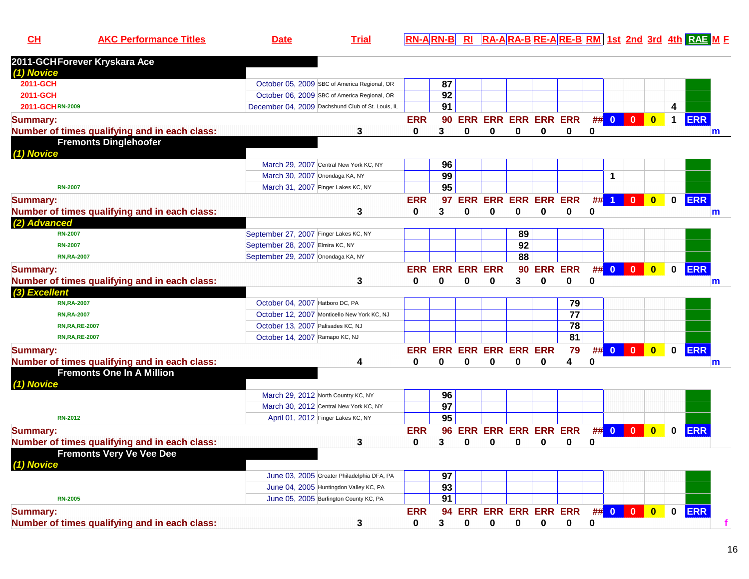| CH | AKC Performance Titles | Date | Trial | RN-A | RN-B | RI | RA-A | RA-B | RE-A | RE-B | RM | 1st | 2nd | 3rd | 4th | RAE | M | F |
|---|---|---|---|---|---|---|---|---|---|---|---|---|---|---|---|---|---|---|
| **2011-GCH Forever Kryskara Ace** | | | | | | | | | | | | | | | | | | |
| *(1) Novice* | | | | | | | | | | | | | | | | | | |
| 2011-GCH | | October 05, 2009 | SBC of America Regional, OR | | 87 | | | | | | | | | | | | | |
| 2011-GCH | | October 06, 2009 | SBC of America Regional, OR | | 92 | | | | | | | | | | | | | |
| 2011-GCH | RN-2009 | December 04, 2009 | Dachshund Club of St. Louis, IL | | 91 | | | | | | | | | | 4 | | | |
| **Summary:** | | | | ERR | 90 | ERR | ERR | ERR | ERR | ERR | ## | 0 | 0 | 0 | 1 | ERR | | |
| **Number of times qualifying and in each class:** | | | 3 | 0 | 3 | 0 | 0 | 0 | 0 | 0 | 0 | | | | | | m | |
| **Fremonts Dinglehoofer** | | | | | | | | | | | | | | | | | | |
| *(1) Novice* | | | | | | | | | | | | | | | | | | |
| | | March 29, 2007 | Central New York KC, NY | | 96 | | | | | | | | | | | | | |
| | | March 30, 2007 | Onondaga KA, NY | | 99 | | | | | | | 1 | | | | | | |
| | RN-2007 | March 31, 2007 | Finger Lakes KC, NY | | 95 | | | | | | | | | | | | | |
| **Summary:** | | | | ERR | 97 | ERR | ERR | ERR | ERR | ERR | ## | 1 | 0 | 0 | 0 | ERR | | |
| **Number of times qualifying and in each class:** | | | 3 | 0 | 3 | 0 | 0 | 0 | 0 | 0 | 0 | | | | | | m | |
| *(2) Advanced* | | | | | | | | | | | | | | | | | | |
| | RN-2007 | September 27, 2007 | Finger Lakes KC, NY | | | | | 89 | | | | | | | | | | |
| | RN-2007 | September 28, 2007 | Elmira KC, NY | | | | | 92 | | | | | | | | | | |
| | RN,RA-2007 | September 29, 2007 | Onondaga KA, NY | | | | | 88 | | | | | | | | | | |
| **Summary:** | | | | ERR | ERR | ERR | ERR | 90 | ERR | ERR | ## | 0 | 0 | 0 | 0 | ERR | | |
| **Number of times qualifying and in each class:** | | | 3 | 0 | 0 | 0 | 0 | 3 | 0 | 0 | 0 | | | | | | m | |
| *(3) Excellent* | | | | | | | | | | | | | | | | | | |
| | RN,RA-2007 | October 04, 2007 | Hatboro DC, PA | | | | | | | 79 | | | | | | | | |
| | RN,RA-2007 | October 12, 2007 | Monticello New York KC, NJ | | | | | | | 77 | | | | | | | | |
| | RN,RA,RE-2007 | October 13, 2007 | Palisades KC, NJ | | | | | | | 78 | | | | | | | | |
| | RN,RA,RE-2007 | October 14, 2007 | Ramapo KC, NJ | | | | | | | 81 | | | | | | | | |
| **Summary:** | | | | ERR | ERR | ERR | ERR | ERR | ERR | 79 | ## | 0 | 0 | 0 | 0 | ERR | | |
| **Number of times qualifying and in each class:** | | | 4 | 0 | 0 | 0 | 0 | 0 | 0 | 4 | 0 | | | | | | m | |
| **Fremonts One In A Million** | | | | | | | | | | | | | | | | | | |
| *(1) Novice* | | | | | | | | | | | | | | | | | | |
| | | March 29, 2012 | North Country KC, NY | | 96 | | | | | | | | | | | | | |
| | | March 30, 2012 | Central New York KC, NY | | 97 | | | | | | | | | | | | | |
| | RN-2012 | April 01, 2012 | Finger Lakes KC, NY | | 95 | | | | | | | | | | | | | |
| **Summary:** | | | | ERR | 96 | ERR | ERR | ERR | ERR | ERR | ## | 0 | 0 | 0 | 0 | ERR | | |
| **Number of times qualifying and in each class:** | | | 3 | 0 | 3 | 0 | 0 | 0 | 0 | 0 | 0 | | | | | | | |
| **Fremonts Very Ve Vee Dee** | | | | | | | | | | | | | | | | | | |
| *(1) Novice* | | | | | | | | | | | | | | | | | | |
| | | June 03, 2005 | Greater Philadelphia DFA, PA | | 97 | | | | | | | | | | | | | |
| | | June 04, 2005 | Huntingdon Valley KC, PA | | 93 | | | | | | | | | | | | | |
| | RN-2005 | June 05, 2005 | Burlington County KC, PA | | 91 | | | | | | | | | | | | | |
| **Summary:** | | | | ERR | 94 | ERR | ERR | ERR | ERR | ERR | ## | 0 | 0 | 0 | 0 | ERR | | |
| **Number of times qualifying and in each class:** | | | 3 | 0 | 3 | 0 | 0 | 0 | 0 | 0 | 0 | | | | | | | f |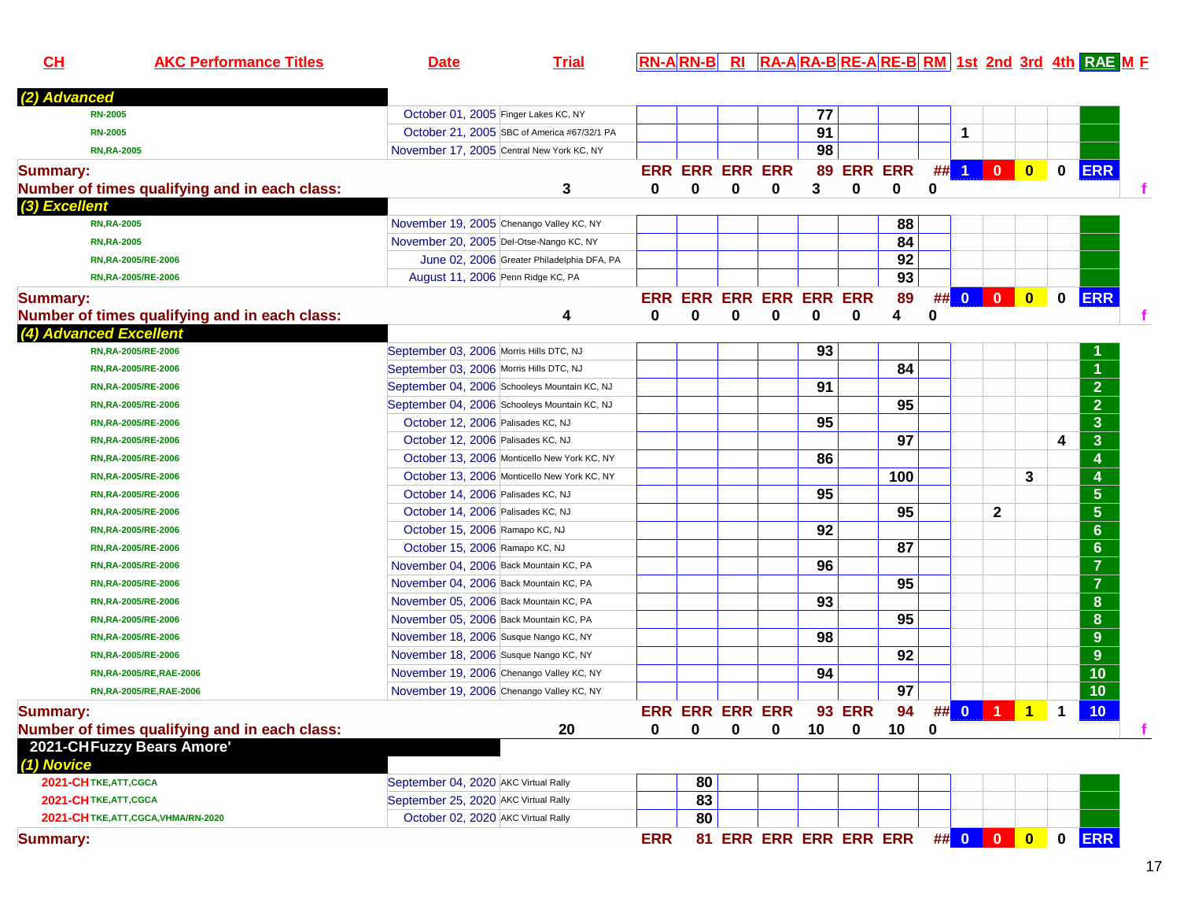| CH | AKC Performance Titles | Date | Trial | RN-A | RN-B | RI | RA-A | RA-B | RE-A | RE-B | RM | 1st | 2nd | 3rd | 4th | RAE | M | F |
|---|---|---|---|---|---|---|---|---|---|---|---|---|---|---|---|---|---|---|
| ***(2) Advanced*** | | | | | | | | | | | | | | | | | | |
| | RN-2005 | October 01, 2005 | Finger Lakes KC, NY | | | | | 77 | | | | | | | | | | |
| | RN-2005 | October 21, 2005 | SBC of America #67/32/1 PA | | | | | 91 | | | | 1 | | | | | | |
| | RN,RA-2005 | November 17, 2005 | Central New York KC, NY | | | | | 98 | | | | | | | | | | |
| **Summary:** | | | | ERR | ERR | ERR | ERR | 89 | ERR | ERR | ## | 1 | 0 | 0 | 0 | ERR | | |
| **Number of times qualifying and in each class:** | | | 3 | 0 | 0 | 0 | 0 | 3 | 0 | 0 | 0 | | | | | | | f |
| ***(3) Excellent*** | | | | | | | | | | | | | | | | | | |
| | RN,RA-2005 | November 19, 2005 | Chenango Valley KC, NY | | | | | | | 88 | | | | | | | | |
| | RN,RA-2005 | November 20, 2005 | Del-Otse-Nango KC, NY | | | | | | | 84 | | | | | | | | |
| | RN,RA-2005/RE-2006 | June 02, 2006 | Greater Philadelphia DFA, PA | | | | | | | 92 | | | | | | | | |
| | RN,RA-2005/RE-2006 | August 11, 2006 | Penn Ridge KC, PA | | | | | | | 93 | | | | | | | | |
| **Summary:** | | | | ERR | ERR | ERR | ERR | ERR | ERR | 89 | ## | 0 | 0 | 0 | 0 | ERR | | |
| **Number of times qualifying and in each class:** | | | 4 | 0 | 0 | 0 | 0 | 0 | 0 | 4 | 0 | | | | | | | f |
| ***(4) Advanced Excellent*** | | | | | | | | | | | | | | | | | | |
| | RN,RA-2005/RE-2006 | September 03, 2006 | Morris Hills DTC, NJ | | | | | 93 | | | | | | | | 1 | | |
| | RN,RA-2005/RE-2006 | September 03, 2006 | Morris Hills DTC, NJ | | | | | | | 84 | | | | | | 1 | | |
| | RN,RA-2005/RE-2006 | September 04, 2006 | Schooleys Mountain KC, NJ | | | | | 91 | | | | | | | | 2 | | |
| | RN,RA-2005/RE-2006 | September 04, 2006 | Schooleys Mountain KC, NJ | | | | | | | 95 | | | | | | 2 | | |
| | RN,RA-2005/RE-2006 | October 12, 2006 | Palisades KC, NJ | | | | | 95 | | | | | | | | 3 | | |
| | RN,RA-2005/RE-2006 | October 12, 2006 | Palisades KC, NJ | | | | | | | 97 | | | | | 4 | 3 | | |
| | RN,RA-2005/RE-2006 | October 13, 2006 | Monticello New York KC, NY | | | | | 86 | | | | | | | | 4 | | |
| | RN,RA-2005/RE-2006 | October 13, 2006 | Monticello New York KC, NY | | | | | | | 100 | | | | 3 | | 4 | | |
| | RN,RA-2005/RE-2006 | October 14, 2006 | Palisades KC, NJ | | | | | 95 | | | | | | | | 5 | | |
| | RN,RA-2005/RE-2006 | October 14, 2006 | Palisades KC, NJ | | | | | | | 95 | | | 2 | | | 5 | | |
| | RN,RA-2005/RE-2006 | October 15, 2006 | Ramapo KC, NJ | | | | | 92 | | | | | | | | 6 | | |
| | RN,RA-2005/RE-2006 | October 15, 2006 | Ramapo KC, NJ | | | | | | | 87 | | | | | | 6 | | |
| | RN,RA-2005/RE-2006 | November 04, 2006 | Back Mountain KC, PA | | | | | 96 | | | | | | | | 7 | | |
| | RN,RA-2005/RE-2006 | November 04, 2006 | Back Mountain KC, PA | | | | | | | 95 | | | | | | 7 | | |
| | RN,RA-2005/RE-2006 | November 05, 2006 | Back Mountain KC, PA | | | | | 93 | | | | | | | | 8 | | |
| | RN,RA-2005/RE-2006 | November 05, 2006 | Back Mountain KC, PA | | | | | | | 95 | | | | | | 8 | | |
| | RN,RA-2005/RE-2006 | November 18, 2006 | Susque Nango KC, NY | | | | | 98 | | | | | | | | 9 | | |
| | RN,RA-2005/RE-2006 | November 18, 2006 | Susque Nango KC, NY | | | | | | | 92 | | | | | | 9 | | |
| | RN,RA-2005/RE,RAE-2006 | November 19, 2006 | Chenango Valley KC, NY | | | | | 94 | | | | | | | | 10 | | |
| | RN,RA-2005/RE,RAE-2006 | November 19, 2006 | Chenango Valley KC, NY | | | | | | | 97 | | | | | | 10 | | |
| **Summary:** | | | | ERR | ERR | ERR | ERR | 93 | ERR | 94 | ## | 0 | 1 | 1 | 1 | 10 | | |
| **Number of times qualifying and in each class:** | | | 20 | 0 | 0 | 0 | 0 | 10 | 0 | 10 | 0 | | | | | | | f |
| **2021-CH Fuzzy Bears Amore'** | | | | | | | | | | | | | | | | | | |
| ***(1) Novice*** | | | | | | | | | | | | | | | | | | |
| 2021-CH | TKE,ATT,CGCA | September 04, 2020 | AKC Virtual Rally | | 80 | | | | | | | | | | | | | |
| 2021-CH | TKE,ATT,CGCA | September 25, 2020 | AKC Virtual Rally | | 83 | | | | | | | | | | | | | |
| 2021-CH | TKE,ATT,CGCA,VHMA/RN-2020 | October 02, 2020 | AKC Virtual Rally | | 80 | | | | | | | | | | | | | |
| **Summary:** | | | | ERR | 81 | ERR | ERR | ERR | ERR | ERR | ## | 0 | 0 | 0 | 0 | ERR | | |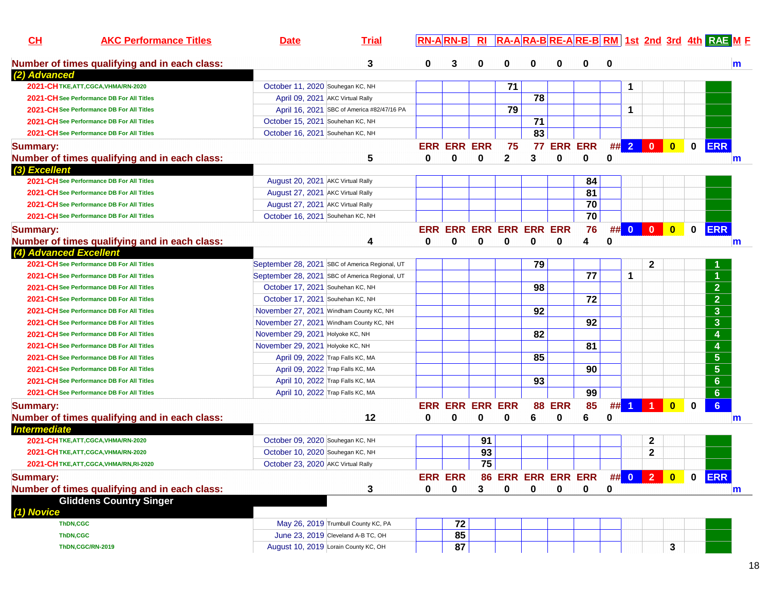| CH | AKC Performance Titles | Date | Trial | RN-A | RN-B | RI | RA-A | RA-B | RE-A | RE-B | RM | 1st | 2nd | 3rd | 4th | RAE | M F |
|---|---|---|---|---|---|---|---|---|---|---|---|---|---|---|---|---|---|
| **Number of times qualifying and in each class:** | | | 3 | 0 | 3 | 0 | 0 | 0 | 0 | 0 | 0 | | | | | | m |
| ***(2) Advanced*** | | | | | | | | | | | | | | | | | |
| 2021-CH | TKE,ATT,CGCA,VHMA/RN-2020 | October 11, 2020 | Souhegan KC, NH | | | | 71 | | | | | 1 | | | | | |
| 2021-CH | See Performance DB For All Titles | April 09, 2021 | AKC Virtual Rally | | | | | 78 | | | | | | | | | |
| 2021-CH | See Performance DB For All Titles | April 16, 2021 | SBC of America #82/47/16 PA | | | | 79 | | | | | 1 | | | | | |
| 2021-CH | See Performance DB For All Titles | October 15, 2021 | Souhehan KC, NH | | | | | 71 | | | | | | | | | |
| 2021-CH | See Performance DB For All Titles | October 16, 2021 | Souhehan KC, NH | | | | | 83 | | | | | | | | | |
| **Summary:** | | | | ERR | ERR | ERR | 75 | 77 | ERR | ERR | ## | 2 | 0 | 0 | 0 | ERR | |
| **Number of times qualifying and in each class:** | | | 5 | 0 | 0 | 0 | 2 | 3 | 0 | 0 | 0 | | | | | | m |
| ***(3) Excellent*** | | | | | | | | | | | | | | | | | |
| 2021-CH | See Performance DB For All Titles | August 20, 2021 | AKC Virtual Rally | | | | | | | 84 | | | | | | | |
| 2021-CH | See Performance DB For All Titles | August 27, 2021 | AKC Virtual Rally | | | | | | | 81 | | | | | | | |
| 2021-CH | See Performance DB For All Titles | August 27, 2021 | AKC Virtual Rally | | | | | | | 70 | | | | | | | |
| 2021-CH | See Performance DB For All Titles | October 16, 2021 | Souhehan KC, NH | | | | | | | 70 | | | | | | | |
| **Summary:** | | | | ERR | ERR | ERR | ERR | ERR | ERR | 76 | ## | 0 | 0 | 0 | 0 | ERR | |
| **Number of times qualifying and in each class:** | | | 4 | 0 | 0 | 0 | 0 | 0 | 0 | 4 | 0 | | | | | | m |
| ***(4) Advanced Excellent*** | | | | | | | | | | | | | | | | | |
| 2021-CH | See Performance DB For All Titles | September 28, 2021 | SBC of America Regional, UT | | | | | 79 | | | | | 2 | | | 1 | |
| 2021-CH | See Performance DB For All Titles | September 28, 2021 | SBC of America Regional, UT | | | | | | | 77 | | 1 | | | | 1 | |
| 2021-CH | See Performance DB For All Titles | October 17, 2021 | Souhehan KC, NH | | | | | 98 | | | | | | | | 2 | |
| 2021-CH | See Performance DB For All Titles | October 17, 2021 | Souhehan KC, NH | | | | | | | 72 | | | | | | 2 | |
| 2021-CH | See Performance DB For All Titles | November 27, 2021 | Windham County KC, NH | | | | | 92 | | | | | | | | 3 | |
| 2021-CH | See Performance DB For All Titles | November 27, 2021 | Windham County KC, NH | | | | | | | 92 | | | | | | 3 | |
| 2021-CH | See Performance DB For All Titles | November 29, 2021 | Holyoke KC, NH | | | | | 82 | | | | | | | | 4 | |
| 2021-CH | See Performance DB For All Titles | November 29, 2021 | Holyoke KC, NH | | | | | | | 81 | | | | | | 4 | |
| 2021-CH | See Performance DB For All Titles | April 09, 2022 | Trap Falls KC, MA | | | | | 85 | | | | | | | | 5 | |
| 2021-CH | See Performance DB For All Titles | April 09, 2022 | Trap Falls KC, MA | | | | | | | 90 | | | | | | 5 | |
| 2021-CH | See Performance DB For All Titles | April 10, 2022 | Trap Falls KC, MA | | | | | 93 | | | | | | | | 6 | |
| 2021-CH | See Performance DB For All Titles | April 10, 2022 | Trap Falls KC, MA | | | | | | | 99 | | | | | | 6 | |
| **Summary:** | | | | ERR | ERR | ERR | ERR | 88 | ERR | 85 | ## | 1 | 1 | 0 | 0 | 6 | |
| **Number of times qualifying and in each class:** | | | 12 | 0 | 0 | 0 | 0 | 6 | 0 | 6 | 0 | | | | | | m |
| ***Intermediate*** | | | | | | | | | | | | | | | | | |
| 2021-CH | TKE,ATT,CGCA,VHMA/RN-2020 | October 09, 2020 | Souhegan KC, NH | | | 91 | | | | | | | 2 | | | | |
| 2021-CH | TKE,ATT,CGCA,VHMA/RN-2020 | October 10, 2020 | Souhegan KC, NH | | | 93 | | | | | | | 2 | | | | |
| 2021-CH | TKE,ATT,CGCA,VHMA/RN,RI-2020 | October 23, 2020 | AKC Virtual Rally | | | 75 | | | | | | | | | | | |
| **Summary:** | | | | ERR | ERR | 86 | ERR | ERR | ERR | ERR | ## | 0 | 2 | 0 | 0 | ERR | |
| **Number of times qualifying and in each class:** | | | 3 | 0 | 0 | 3 | 0 | 0 | 0 | 0 | 0 | | | | | | m |
| **Gliddens Country Singer** | | | | | | | | | | | | | | | | | |
| ***(1) Novice*** | | | | | | | | | | | | | | | | | |
| | ThDN,CGC | May 26, 2019 | Trumbull County KC, PA | | 72 | | | | | | | | | | | | |
| | ThDN,CGC | June 23, 2019 | Cleveland A-B TC, OH | | 85 | | | | | | | | | | | | |
| | ThDN,CGC/RN-2019 | August 10, 2019 | Lorain County KC, OH | | 87 | | | | | | | | | 3 | | | |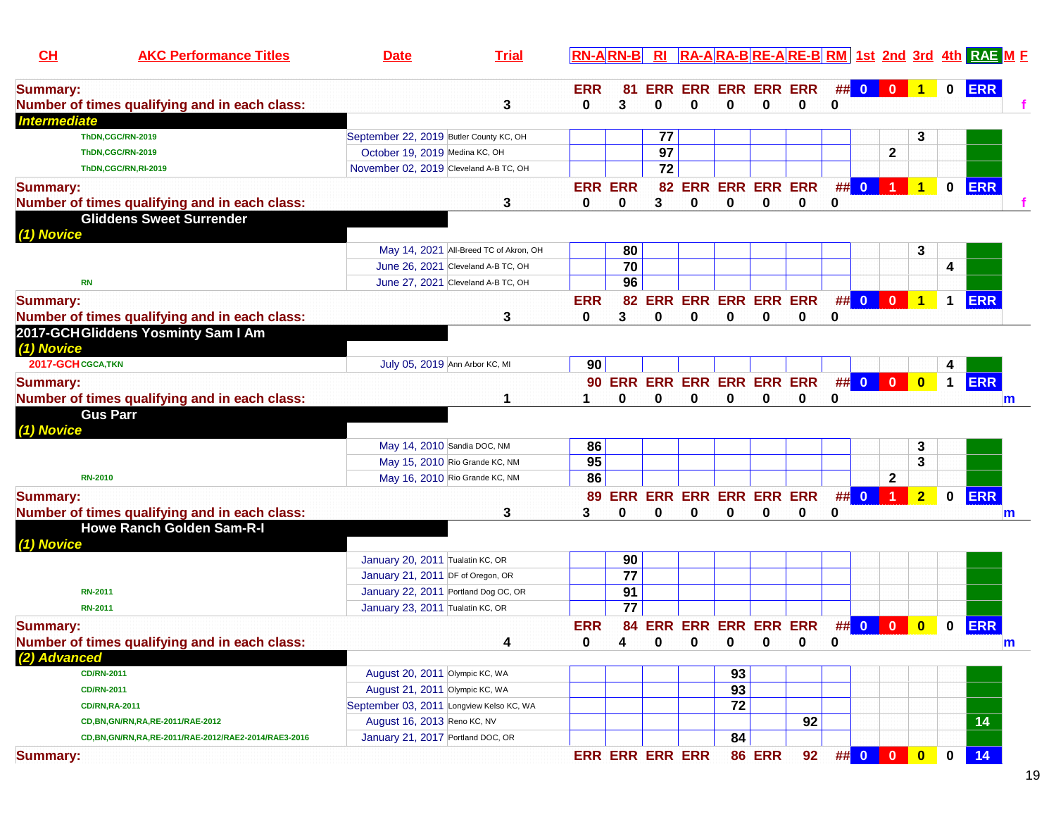| CH | AKC Performance Titles | Date | Trial | RN-A | RN-B | RI | RA-A | RA-B | RE-A | RE-B | RM | 1st | 2nd | 3rd | 4th | RAE | M | F |
|---|---|---|---|---|---|---|---|---|---|---|---|---|---|---|---|---|---|---|
| **Summary:** | | | | ERR | 81 | ERR | ERR | ERR | ERR | ERR | ## | 0 | 0 | 1 | 0 | ERR | | |
| **Number of times qualifying and in each class:** | | | 3 | 0 | 3 | 0 | 0 | 0 | 0 | 0 | 0 | | | | | | | f |
| ***Intermediate*** | | | | | | | | | | | | | | | | | | |
| | ThDN,CGC/RN-2019 | September 22, 2019 | Butler County KC, OH | | | 77 | | | | | | | | 3 | | | | |
| | ThDN,CGC/RN-2019 | October 19, 2019 | Medina KC, OH | | | 97 | | | | | | | 2 | | | | | |
| | ThDN,CGC/RN,RI-2019 | November 02, 2019 | Cleveland A-B TC, OH | | | 72 | | | | | | | | | | | | |
| **Summary:** | | | | ERR | ERR | 82 | ERR | ERR | ERR | ERR | ## | 0 | 1 | 1 | 0 | ERR | | |
| **Number of times qualifying and in each class:** | | | 3 | 0 | 0 | 3 | 0 | 0 | 0 | 0 | 0 | | | | | | | f |
| | **Gliddens Sweet Surrender** | | | | | | | | | | | | | | | | | |
| ***(1) Novice*** | | | | | | | | | | | | | | | | | | |
| | | May 14, 2021 | All-Breed TC of Akron, OH | | 80 | | | | | | | | | 3 | | | | |
| | | June 26, 2021 | Cleveland A-B TC, OH | | 70 | | | | | | | | | | 4 | | | |
| | RN | June 27, 2021 | Cleveland A-B TC, OH | | 96 | | | | | | | | | | | | | |
| **Summary:** | | | | ERR | 82 | ERR | ERR | ERR | ERR | ERR | ## | 0 | 0 | 1 | 1 | ERR | | |
| **Number of times qualifying and in each class:** | | | 3 | 0 | 3 | 0 | 0 | 0 | 0 | 0 | 0 | | | | | | | |
| 2017-GCH | **Gliddens Yosminty Sam I Am** | | | | | | | | | | | | | | | | | |
| ***(1) Novice*** | | | | | | | | | | | | | | | | | | |
| 2017-GCH | CGCA,TKN | July 05, 2019 | Ann Arbor KC, MI | 90 | | | | | | | | | | | 4 | | | |
| **Summary:** | | | | 90 | ERR | ERR | ERR | ERR | ERR | ERR | ## | 0 | 0 | 0 | 1 | ERR | | |
| **Number of times qualifying and in each class:** | | | 1 | 1 | 0 | 0 | 0 | 0 | 0 | 0 | 0 | | | | | | m | |
| | **Gus Parr** | | | | | | | | | | | | | | | | | |
| ***(1) Novice*** | | | | | | | | | | | | | | | | | | |
| | | May 14, 2010 | Sandia DOC, NM | 86 | | | | | | | | | | 3 | | | | |
| | | May 15, 2010 | Rio Grande KC, NM | 95 | | | | | | | | | | 3 | | | | |
| | RN-2010 | May 16, 2010 | Rio Grande KC, NM | 86 | | | | | | | | | 2 | | | | | |
| **Summary:** | | | | 89 | ERR | ERR | ERR | ERR | ERR | ERR | ## | 0 | 1 | 2 | 0 | ERR | | |
| **Number of times qualifying and in each class:** | | | 3 | 3 | 0 | 0 | 0 | 0 | 0 | 0 | 0 | | | | | | m | |
| | **Howe Ranch Golden Sam-R-I** | | | | | | | | | | | | | | | | | |
| ***(1) Novice*** | | | | | | | | | | | | | | | | | | |
| | | January 20, 2011 | Tualatin KC, OR | | 90 | | | | | | | | | | | | | |
| | | January 21, 2011 | DF of Oregon, OR | | 77 | | | | | | | | | | | | | |
| | RN-2011 | January 22, 2011 | Portland Dog OC, OR | | 91 | | | | | | | | | | | | | |
| | RN-2011 | January 23, 2011 | Tualatin KC, OR | | 77 | | | | | | | | | | | | | |
| **Summary:** | | | | ERR | 84 | ERR | ERR | ERR | ERR | ERR | ## | 0 | 0 | 0 | 0 | ERR | | |
| **Number of times qualifying and in each class:** | | | 4 | 0 | 4 | 0 | 0 | 0 | 0 | 0 | 0 | | | | | | m | |
| ***(2) Advanced*** | | | | | | | | | | | | | | | | | | |
| | CD/RN-2011 | August 20, 2011 | Olympic KC, WA | | | | | 93 | | | | | | | | | | |
| | CD/RN-2011 | August 21, 2011 | Olympic KC, WA | | | | | 93 | | | | | | | | | | |
| | CD/RN,RA-2011 | September 03, 2011 | Longview Kelso KC, WA | | | | | 72 | | | | | | | | | | |
| | CD,BN,GN/RN,RA,RE-2011/RAE-2012 | August 16, 2013 | Reno KC, NV | | | | | | | 92 | | | | | | 14 | | |
| | CD,BN,GN/RN,RA,RE-2011/RAE-2012/RAE2-2014/RAE3-2016 | January 21, 2017 | Portland DOC, OR | | | | | 84 | | | | | | | | | | |
| **Summary:** | | | | ERR | ERR | ERR | ERR | 86 | ERR | 92 | ## | 0 | 0 | 0 | 0 | 14 | | |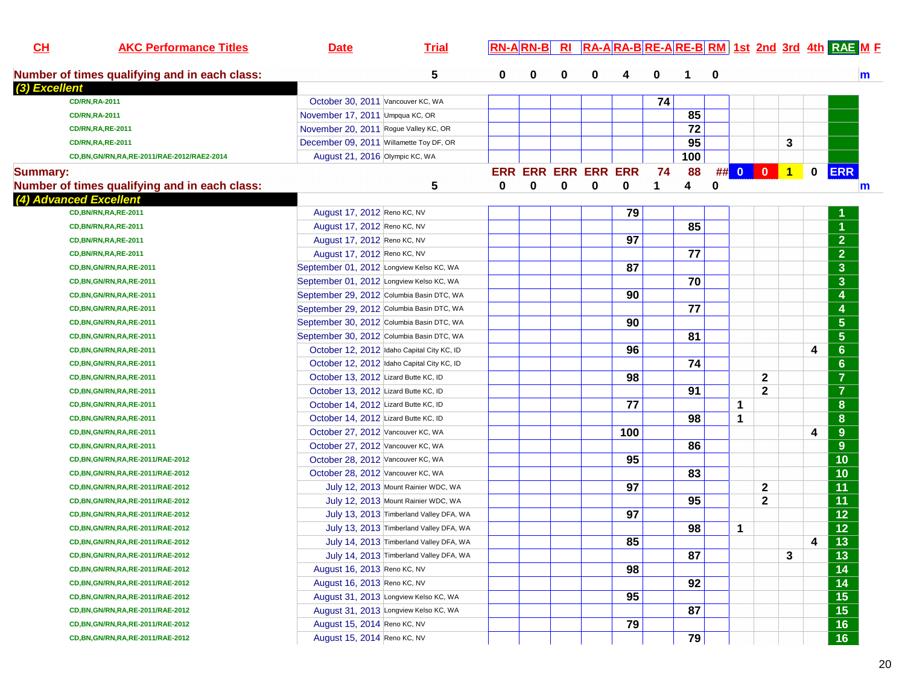| CH | AKC Performance Titles | Date | Trial | RN-A | RN-B | RI | RA-A | RA-B | RE-A | RE-B | RM | 1st | 2nd | 3rd | 4th | RAE | M | F |
|---|---|---|---|---|---|---|---|---|---|---|---|---|---|---|---|---|---|---|
| **Number of times qualifying and in each class:** | | | 5 | 0 | 0 | 0 | 0 | 4 | 0 | 1 | 0 | | | | | | m | |
| ***(3) Excellent*** | | | | | | | | | | | | | | | | | | |
| | CD/RN,RA-2011 | October 30, 2011 | Vancouver KC, WA | | | | | | 74 | | | | | | | | | |
| | CD/RN,RA-2011 | November 17, 2011 | Umpqua KC, OR | | | | | | | 85 | | | | | | | | |
| | CD/RN,RA,RE-2011 | November 20, 2011 | Rogue Valley KC, OR | | | | | | | 72 | | | | | | | | |
| | CD/RN,RA,RE-2011 | December 09, 2011 | Willamette Toy DF, OR | | | | | | | 95 | | | | 3 | | | | |
| | CD,BN,GN/RN,RA,RE-2011/RAE-2012/RAE2-2014 | August 21, 2016 | Olympic KC, WA | | | | | | | 100 | | | | | | | | |
| **Summary:** | | | | ERR | ERR | ERR | ERR | ERR | 74 | 88 | ## | 0 | 0 | 1 | 0 | ERR | | |
| **Number of times qualifying and in each class:** | | | 5 | 0 | 0 | 0 | 0 | 0 | 1 | 4 | 0 | | | | | | m | |
| ***(4) Advanced Excellent*** | | | | | | | | | | | | | | | | | | |
| | CD,BN/RN,RA,RE-2011 | August 17, 2012 | Reno KC, NV | | | | | 79 | | | | | | | | 1 | | |
| | CD,BN/RN,RA,RE-2011 | August 17, 2012 | Reno KC, NV | | | | | | | 85 | | | | | | 1 | | |
| | CD,BN/RN,RA,RE-2011 | August 17, 2012 | Reno KC, NV | | | | | 97 | | | | | | | | 2 | | |
| | CD,BN/RN,RA,RE-2011 | August 17, 2012 | Reno KC, NV | | | | | | | 77 | | | | | | 2 | | |
| | CD,BN,GN/RN,RA,RE-2011 | September 01, 2012 | Longview Kelso KC, WA | | | | | 87 | | | | | | | | 3 | | |
| | CD,BN,GN/RN,RA,RE-2011 | September 01, 2012 | Longview Kelso KC, WA | | | | | | | 70 | | | | | | 3 | | |
| | CD,BN,GN/RN,RA,RE-2011 | September 29, 2012 | Columbia Basin DTC, WA | | | | | 90 | | | | | | | | 4 | | |
| | CD,BN,GN/RN,RA,RE-2011 | September 29, 2012 | Columbia Basin DTC, WA | | | | | | | 77 | | | | | | 4 | | |
| | CD,BN,GN/RN,RA,RE-2011 | September 30, 2012 | Columbia Basin DTC, WA | | | | | 90 | | | | | | | | 5 | | |
| | CD,BN,GN/RN,RA,RE-2011 | September 30, 2012 | Columbia Basin DTC, WA | | | | | | | 81 | | | | | | 5 | | |
| | CD,BN,GN/RN,RA,RE-2011 | October 12, 2012 | Idaho Capital City KC, ID | | | | | 96 | | | | | | | 4 | 6 | | |
| | CD,BN,GN/RN,RA,RE-2011 | October 12, 2012 | Idaho Capital City KC, ID | | | | | | | 74 | | | | | | 6 | | |
| | CD,BN,GN/RN,RA,RE-2011 | October 13, 2012 | Lizard Butte KC, ID | | | | | 98 | | | | | 2 | | | 7 | | |
| | CD,BN,GN/RN,RA,RE-2011 | October 13, 2012 | Lizard Butte KC, ID | | | | | | | 91 | | | 2 | | | 7 | | |
| | CD,BN,GN/RN,RA,RE-2011 | October 14, 2012 | Lizard Butte KC, ID | | | | | 77 | | | | 1 | | | | 8 | | |
| | CD,BN,GN/RN,RA,RE-2011 | October 14, 2012 | Lizard Butte KC, ID | | | | | | | 98 | | 1 | | | | 8 | | |
| | CD,BN,GN/RN,RA,RE-2011 | October 27, 2012 | Vancouver KC, WA | | | | | 100 | | | | | | | 4 | 9 | | |
| | CD,BN,GN/RN,RA,RE-2011 | October 27, 2012 | Vancouver KC, WA | | | | | | | 86 | | | | | | 9 | | |
| | CD,BN,GN/RN,RA,RE-2011/RAE-2012 | October 28, 2012 | Vancouver KC, WA | | | | | 95 | | | | | | | | 10 | | |
| | CD,BN,GN/RN,RA,RE-2011/RAE-2012 | October 28, 2012 | Vancouver KC, WA | | | | | | | 83 | | | | | | 10 | | |
| | CD,BN,GN/RN,RA,RE-2011/RAE-2012 | July 12, 2013 | Mount Rainier WDC, WA | | | | | 97 | | | | | 2 | | | 11 | | |
| | CD,BN,GN/RN,RA,RE-2011/RAE-2012 | July 12, 2013 | Mount Rainier WDC, WA | | | | | | | 95 | | | 2 | | | 11 | | |
| | CD,BN,GN/RN,RA,RE-2011/RAE-2012 | July 13, 2013 | Timberland Valley DFA, WA | | | | | 97 | | | | | | | | 12 | | |
| | CD,BN,GN/RN,RA,RE-2011/RAE-2012 | July 13, 2013 | Timberland Valley DFA, WA | | | | | | | 98 | | 1 | | | | 12 | | |
| | CD,BN,GN/RN,RA,RE-2011/RAE-2012 | July 14, 2013 | Timberland Valley DFA, WA | | | | | 85 | | | | | | | 4 | 13 | | |
| | CD,BN,GN/RN,RA,RE-2011/RAE-2012 | July 14, 2013 | Timberland Valley DFA, WA | | | | | | | 87 | | | | 3 | | 13 | | |
| | CD,BN,GN/RN,RA,RE-2011/RAE-2012 | August 16, 2013 | Reno KC, NV | | | | | 98 | | | | | | | | 14 | | |
| | CD,BN,GN/RN,RA,RE-2011/RAE-2012 | August 16, 2013 | Reno KC, NV | | | | | | | 92 | | | | | | 14 | | |
| | CD,BN,GN/RN,RA,RE-2011/RAE-2012 | August 31, 2013 | Longview Kelso KC, WA | | | | | 95 | | | | | | | | 15 | | |
| | CD,BN,GN/RN,RA,RE-2011/RAE-2012 | August 31, 2013 | Longview Kelso KC, WA | | | | | | | 87 | | | | | | 15 | | |
| | CD,BN,GN/RN,RA,RE-2011/RAE-2012 | August 15, 2014 | Reno KC, NV | | | | | 79 | | | | | | | | 16 | | |
| | CD,BN,GN/RN,RA,RE-2011/RAE-2012 | August 15, 2014 | Reno KC, NV | | | | | | | 79 | | | | | | 16 | | |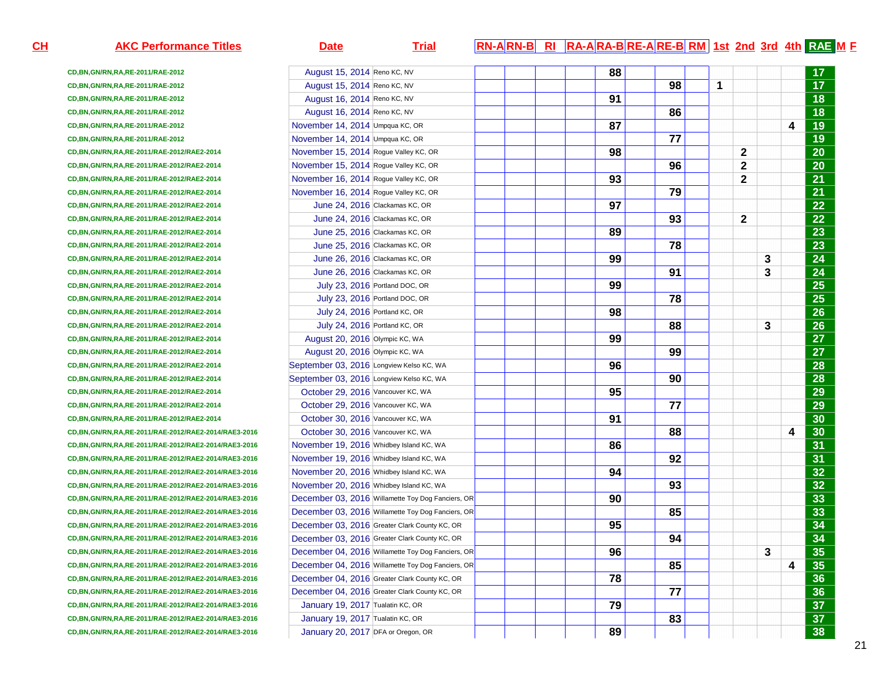| CH | AKC Performance Titles | Date | Trial | RN-A | RN-B | RI | RA-A | RA-B | RE-A | RE-B | RM | 1st | 2nd | 3rd | 4th | RAE | M | F |
|---|---|---|---|---|---|---|---|---|---|---|---|---|---|---|---|---|---|---|
| | CD,BN,GN/RN,RA,RE-2011/RAE-2012 | August 15, 2014 | Reno KC, NV | | | | | 88 | | | | | | | | 17 | | |
| | CD,BN,GN/RN,RA,RE-2011/RAE-2012 | August 15, 2014 | Reno KC, NV | | | | | | | 98 | | 1 | | | | 17 | | |
| | CD,BN,GN/RN,RA,RE-2011/RAE-2012 | August 16, 2014 | Reno KC, NV | | | | | 91 | | | | | | | | 18 | | |
| | CD,BN,GN/RN,RA,RE-2011/RAE-2012 | August 16, 2014 | Reno KC, NV | | | | | | | 86 | | | | | | 18 | | |
| | CD,BN,GN/RN,RA,RE-2011/RAE-2012 | November 14, 2014 | Umpqua KC, OR | | | | | 87 | | | | | | | 4 | 19 | | |
| | CD,BN,GN/RN,RA,RE-2011/RAE-2012 | November 14, 2014 | Umpqua KC, OR | | | | | | | 77 | | | | | | 19 | | |
| | CD,BN,GN/RN,RA,RE-2011/RAE-2012/RAE2-2014 | November 15, 2014 | Rogue Valley KC, OR | | | | | 98 | | | | | 2 | | | 20 | | |
| | CD,BN,GN/RN,RA,RE-2011/RAE-2012/RAE2-2014 | November 15, 2014 | Rogue Valley KC, OR | | | | | | | 96 | | | 2 | | | 20 | | |
| | CD,BN,GN/RN,RA,RE-2011/RAE-2012/RAE2-2014 | November 16, 2014 | Rogue Valley KC, OR | | | | | 93 | | | | | 2 | | | 21 | | |
| | CD,BN,GN/RN,RA,RE-2011/RAE-2012/RAE2-2014 | November 16, 2014 | Rogue Valley KC, OR | | | | | | | 79 | | | | | | 21 | | |
| | CD,BN,GN/RN,RA,RE-2011/RAE-2012/RAE2-2014 | June 24, 2016 | Clackamas KC, OR | | | | | 97 | | | | | | | | 22 | | |
| | CD,BN,GN/RN,RA,RE-2011/RAE-2012/RAE2-2014 | June 24, 2016 | Clackamas KC, OR | | | | | | | 93 | | | 2 | | | 22 | | |
| | CD,BN,GN/RN,RA,RE-2011/RAE-2012/RAE2-2014 | June 25, 2016 | Clackamas KC, OR | | | | | 89 | | | | | | | | 23 | | |
| | CD,BN,GN/RN,RA,RE-2011/RAE-2012/RAE2-2014 | June 25, 2016 | Clackamas KC, OR | | | | | | | 78 | | | | | | 23 | | |
| | CD,BN,GN/RN,RA,RE-2011/RAE-2012/RAE2-2014 | June 26, 2016 | Clackamas KC, OR | | | | | 99 | | | | | | 3 | | 24 | | |
| | CD,BN,GN/RN,RA,RE-2011/RAE-2012/RAE2-2014 | June 26, 2016 | Clackamas KC, OR | | | | | | | 91 | | | | 3 | | 24 | | |
| | CD,BN,GN/RN,RA,RE-2011/RAE-2012/RAE2-2014 | July 23, 2016 | Portland DOC, OR | | | | | 99 | | | | | | | | 25 | | |
| | CD,BN,GN/RN,RA,RE-2011/RAE-2012/RAE2-2014 | July 23, 2016 | Portland DOC, OR | | | | | | | 78 | | | | | | 25 | | |
| | CD,BN,GN/RN,RA,RE-2011/RAE-2012/RAE2-2014 | July 24, 2016 | Portland KC, OR | | | | | 98 | | | | | | | | 26 | | |
| | CD,BN,GN/RN,RA,RE-2011/RAE-2012/RAE2-2014 | July 24, 2016 | Portland KC, OR | | | | | | | 88 | | | | 3 | | 26 | | |
| | CD,BN,GN/RN,RA,RE-2011/RAE-2012/RAE2-2014 | August 20, 2016 | Olympic KC, WA | | | | | 99 | | | | | | | | 27 | | |
| | CD,BN,GN/RN,RA,RE-2011/RAE-2012/RAE2-2014 | August 20, 2016 | Olympic KC, WA | | | | | | | 99 | | | | | | 27 | | |
| | CD,BN,GN/RN,RA,RE-2011/RAE-2012/RAE2-2014 | September 03, 2016 | Longview Kelso KC, WA | | | | | 96 | | | | | | | | 28 | | |
| | CD,BN,GN/RN,RA,RE-2011/RAE-2012/RAE2-2014 | September 03, 2016 | Longview Kelso KC, WA | | | | | | | 90 | | | | | | 28 | | |
| | CD,BN,GN/RN,RA,RE-2011/RAE-2012/RAE2-2014 | October 29, 2016 | Vancouver KC, WA | | | | | 95 | | | | | | | | 29 | | |
| | CD,BN,GN/RN,RA,RE-2011/RAE-2012/RAE2-2014 | October 29, 2016 | Vancouver KC, WA | | | | | | | 77 | | | | | | 29 | | |
| | CD,BN,GN/RN,RA,RE-2011/RAE-2012/RAE2-2014 | October 30, 2016 | Vancouver KC, WA | | | | | 91 | | | | | | | | 30 | | |
| | CD,BN,GN/RN,RA,RE-2011/RAE-2012/RAE2-2014/RAE3-2016 | October 30, 2016 | Vancouver KC, WA | | | | | | | 88 | | | | | 4 | 30 | | |
| | CD,BN,GN/RN,RA,RE-2011/RAE-2012/RAE2-2014/RAE3-2016 | November 19, 2016 | Whidbey Island KC, WA | | | | | 86 | | | | | | | | 31 | | |
| | CD,BN,GN/RN,RA,RE-2011/RAE-2012/RAE2-2014/RAE3-2016 | November 19, 2016 | Whidbey Island KC, WA | | | | | | | 92 | | | | | | 31 | | |
| | CD,BN,GN/RN,RA,RE-2011/RAE-2012/RAE2-2014/RAE3-2016 | November 20, 2016 | Whidbey Island KC, WA | | | | | 94 | | | | | | | | 32 | | |
| | CD,BN,GN/RN,RA,RE-2011/RAE-2012/RAE2-2014/RAE3-2016 | November 20, 2016 | Whidbey Island KC, WA | | | | | | | 93 | | | | | | 32 | | |
| | CD,BN,GN/RN,RA,RE-2011/RAE-2012/RAE2-2014/RAE3-2016 | December 03, 2016 | Willamette Toy Dog Fanciers, OR | | | | | 90 | | | | | | | | 33 | | |
| | CD,BN,GN/RN,RA,RE-2011/RAE-2012/RAE2-2014/RAE3-2016 | December 03, 2016 | Willamette Toy Dog Fanciers, OR | | | | | | | 85 | | | | | | 33 | | |
| | CD,BN,GN/RN,RA,RE-2011/RAE-2012/RAE2-2014/RAE3-2016 | December 03, 2016 | Greater Clark County KC, OR | | | | | 95 | | | | | | | | 34 | | |
| | CD,BN,GN/RN,RA,RE-2011/RAE-2012/RAE2-2014/RAE3-2016 | December 03, 2016 | Greater Clark County KC, OR | | | | | | | 94 | | | | | | 34 | | |
| | CD,BN,GN/RN,RA,RE-2011/RAE-2012/RAE2-2014/RAE3-2016 | December 04, 2016 | Willamette Toy Dog Fanciers, OR | | | | | 96 | | | | | | 3 | | 35 | | |
| | CD,BN,GN/RN,RA,RE-2011/RAE-2012/RAE2-2014/RAE3-2016 | December 04, 2016 | Willamette Toy Dog Fanciers, OR | | | | | | | 85 | | | | | 4 | 35 | | |
| | CD,BN,GN/RN,RA,RE-2011/RAE-2012/RAE2-2014/RAE3-2016 | December 04, 2016 | Greater Clark County KC, OR | | | | | 78 | | | | | | | | 36 | | |
| | CD,BN,GN/RN,RA,RE-2011/RAE-2012/RAE2-2014/RAE3-2016 | December 04, 2016 | Greater Clark County KC, OR | | | | | | | 77 | | | | | | 36 | | |
| | CD,BN,GN/RN,RA,RE-2011/RAE-2012/RAE2-2014/RAE3-2016 | January 19, 2017 | Tualatin KC, OR | | | | | 79 | | | | | | | | 37 | | |
| | CD,BN,GN/RN,RA,RE-2011/RAE-2012/RAE2-2014/RAE3-2016 | January 19, 2017 | Tualatin KC, OR | | | | | | | 83 | | | | | | 37 | | |
| | CD,BN,GN/RN,RA,RE-2011/RAE-2012/RAE2-2014/RAE3-2016 | January 20, 2017 | DFA or Oregon, OR | | | | | 89 | | | | | | | | 38 | | |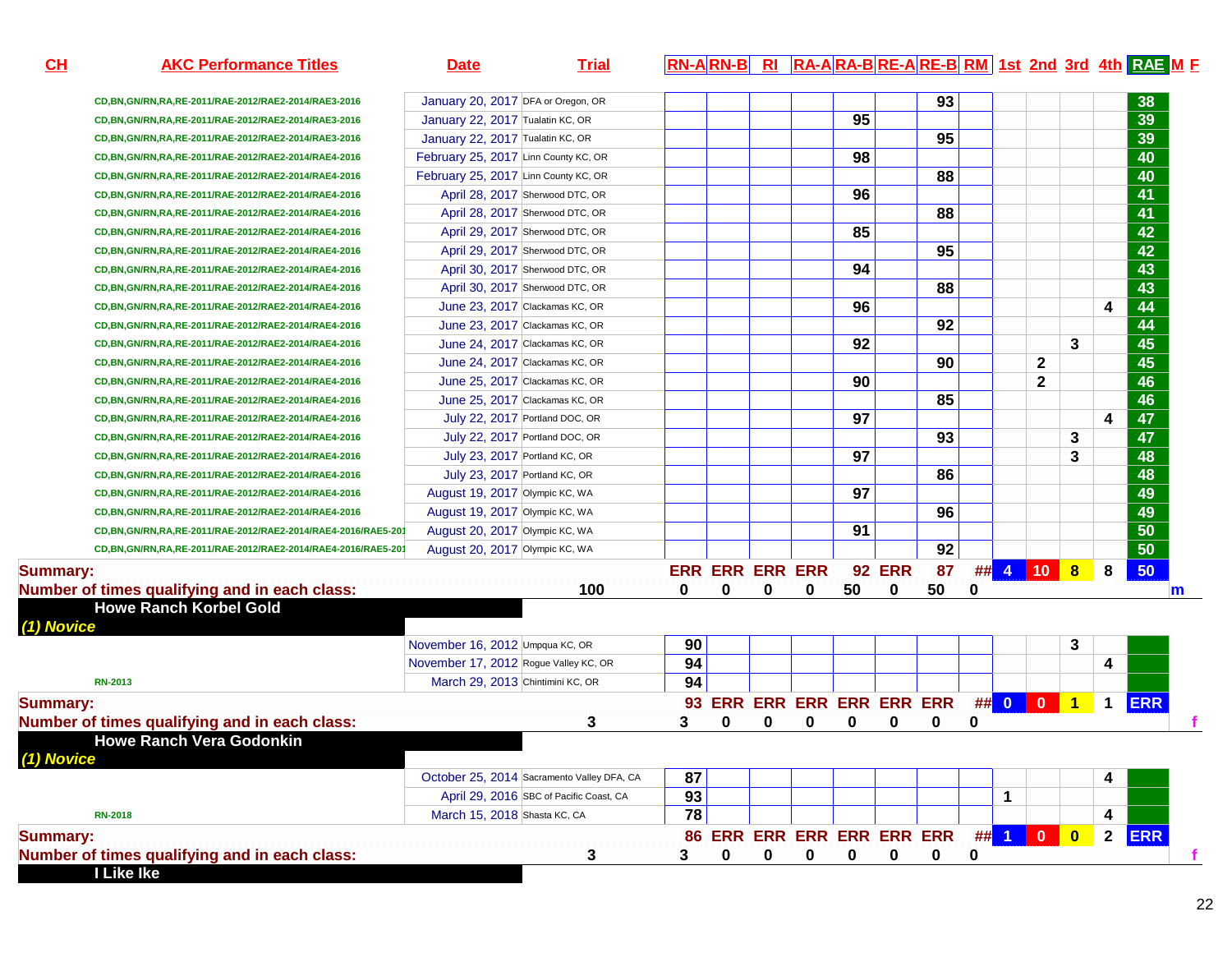| CH | AKC Performance Titles | Date | Trial | RN-A | RN-B | RI | RA-A | RA-B | RE-A | RE-B | RM | 1st | 2nd | 3rd | 4th | RAE | M | F |
|---|---|---|---|---|---|---|---|---|---|---|---|---|---|---|---|---|---|---|
| | CD,BN,GN/RN,RA,RE-2011/RAE-2012/RAE2-2014/RAE3-2016 | January 20, 2017 | DFA or Oregon, OR | | | | | | | 93 | | | | | | 38 | | |
| | CD,BN,GN/RN,RA,RE-2011/RAE-2012/RAE2-2014/RAE3-2016 | January 22, 2017 | Tualatin KC, OR | | | | | 95 | | | | | | | | 39 | | |
| | CD,BN,GN/RN,RA,RE-2011/RAE-2012/RAE2-2014/RAE3-2016 | January 22, 2017 | Tualatin KC, OR | | | | | | | 95 | | | | | | 39 | | |
| | CD,BN,GN/RN,RA,RE-2011/RAE-2012/RAE2-2014/RAE4-2016 | February 25, 2017 | Linn County KC, OR | | | | | 98 | | | | | | | | 40 | | |
| | CD,BN,GN/RN,RA,RE-2011/RAE-2012/RAE2-2014/RAE4-2016 | February 25, 2017 | Linn County KC, OR | | | | | | | 88 | | | | | | 40 | | |
| | CD,BN,GN/RN,RA,RE-2011/RAE-2012/RAE2-2014/RAE4-2016 | April 28, 2017 | Sherwood DTC, OR | | | | | 96 | | | | | | | | 41 | | |
| | CD,BN,GN/RN,RA,RE-2011/RAE-2012/RAE2-2014/RAE4-2016 | April 28, 2017 | Sherwood DTC, OR | | | | | | | 88 | | | | | | 41 | | |
| | CD,BN,GN/RN,RA,RE-2011/RAE-2012/RAE2-2014/RAE4-2016 | April 29, 2017 | Sherwood DTC, OR | | | | | 85 | | | | | | | | 42 | | |
| | CD,BN,GN/RN,RA,RE-2011/RAE-2012/RAE2-2014/RAE4-2016 | April 29, 2017 | Sherwood DTC, OR | | | | | | | 95 | | | | | | 42 | | |
| | CD,BN,GN/RN,RA,RE-2011/RAE-2012/RAE2-2014/RAE4-2016 | April 30, 2017 | Sherwood DTC, OR | | | | | 94 | | | | | | | | 43 | | |
| | CD,BN,GN/RN,RA,RE-2011/RAE-2012/RAE2-2014/RAE4-2016 | April 30, 2017 | Sherwood DTC, OR | | | | | | | 88 | | | | | | 43 | | |
| | CD,BN,GN/RN,RA,RE-2011/RAE-2012/RAE2-2014/RAE4-2016 | June 23, 2017 | Clackamas KC, OR | | | | | 96 | | | | | | | 4 | 44 | | |
| | CD,BN,GN/RN,RA,RE-2011/RAE-2012/RAE2-2014/RAE4-2016 | June 23, 2017 | Clackamas KC, OR | | | | | | | 92 | | | | | | 44 | | |
| | CD,BN,GN/RN,RA,RE-2011/RAE-2012/RAE2-2014/RAE4-2016 | June 24, 2017 | Clackamas KC, OR | | | | | 92 | | | | | | 3 | | 45 | | |
| | CD,BN,GN/RN,RA,RE-2011/RAE-2012/RAE2-2014/RAE4-2016 | June 24, 2017 | Clackamas KC, OR | | | | | | | 90 | | | 2 | | | 45 | | |
| | CD,BN,GN/RN,RA,RE-2011/RAE-2012/RAE2-2014/RAE4-2016 | June 25, 2017 | Clackamas KC, OR | | | | | 90 | | | | | 2 | | | 46 | | |
| | CD,BN,GN/RN,RA,RE-2011/RAE-2012/RAE2-2014/RAE4-2016 | June 25, 2017 | Clackamas KC, OR | | | | | | | 85 | | | | | | 46 | | |
| | CD,BN,GN/RN,RA,RE-2011/RAE-2012/RAE2-2014/RAE4-2016 | July 22, 2017 | Portland DOC, OR | | | | | 97 | | | | | | | 4 | 47 | | |
| | CD,BN,GN/RN,RA,RE-2011/RAE-2012/RAE2-2014/RAE4-2016 | July 22, 2017 | Portland DOC, OR | | | | | | | 93 | | | | 3 | | 47 | | |
| | CD,BN,GN/RN,RA,RE-2011/RAE-2012/RAE2-2014/RAE4-2016 | July 23, 2017 | Portland KC, OR | | | | | 97 | | | | | | 3 | | 48 | | |
| | CD,BN,GN/RN,RA,RE-2011/RAE-2012/RAE2-2014/RAE4-2016 | July 23, 2017 | Portland KC, OR | | | | | | | 86 | | | | | | 48 | | |
| | CD,BN,GN/RN,RA,RE-2011/RAE-2012/RAE2-2014/RAE4-2016 | August 19, 2017 | Olympic KC, WA | | | | | 97 | | | | | | | | 49 | | |
| | CD,BN,GN/RN,RA,RE-2011/RAE-2012/RAE2-2014/RAE4-2016 | August 19, 2017 | Olympic KC, WA | | | | | | | 96 | | | | | | 49 | | |
| | CD,BN,GN/RN,RA,RE-2011/RAE-2012/RAE2-2014/RAE4-2016/RAE5-201 | August 20, 2017 | Olympic KC, WA | | | | | 91 | | | | | | | | 50 | | |
| | CD,BN,GN/RN,RA,RE-2011/RAE-2012/RAE2-2014/RAE4-2016/RAE5-201 | August 20, 2017 | Olympic KC, WA | | | | | | | 92 | | | | | | 50 | | |
| **Summary:** | | | | ERR | ERR | ERR | ERR | 92 | ERR | 87 | ## | 4 | 10 | 8 | 8 | 50 | | |
| **Number of times qualifying and in each class:** | | | 100 | 0 | 0 | 0 | 0 | 50 | 0 | 50 | 0 | | | | | | m | |
| **Howe Ranch Korbel Gold** | | | | | | | | | | | | | | | | | | |
| *(1) Novice* | | | | | | | | | | | | | | | | | | |
| | | November 16, 2012 | Umpqua KC, OR | 90 | | | | | | | | | | 3 | | | | |
| | | November 17, 2012 | Rogue Valley KC, OR | 94 | | | | | | | | | | | 4 | | | |
| | RN-2013 | March 29, 2013 | Chintimini KC, OR | 94 | | | | | | | | | | | | | | |
| **Summary:** | | | | 93 | ERR | ERR | ERR | ERR | ERR | ERR | ## | 0 | 0 | 1 | 1 | ERR | | |
| **Number of times qualifying and in each class:** | | | 3 | 3 | 0 | 0 | 0 | 0 | 0 | 0 | 0 | | | | | | | f |
| **Howe Ranch Vera Godonkin** | | | | | | | | | | | | | | | | | | |
| *(1) Novice* | | | | | | | | | | | | | | | | | | |
| | | October 25, 2014 | Sacramento Valley DFA, CA | 87 | | | | | | | | | | | 4 | | | |
| | | April 29, 2016 | SBC of Pacific Coast, CA | 93 | | | | | | | | 1 | | | | | | |
| | RN-2018 | March 15, 2018 | Shasta KC, CA | 78 | | | | | | | | | | | 4 | | | |
| **Summary:** | | | | 86 | ERR | ERR | ERR | ERR | ERR | ERR | ## | 1 | 0 | 0 | 2 | ERR | | |
| **Number of times qualifying and in each class:** | | | 3 | 3 | 0 | 0 | 0 | 0 | 0 | 0 | 0 | | | | | | | f |
| **I Like Ike** | | | | | | | | | | | | | | | | | | |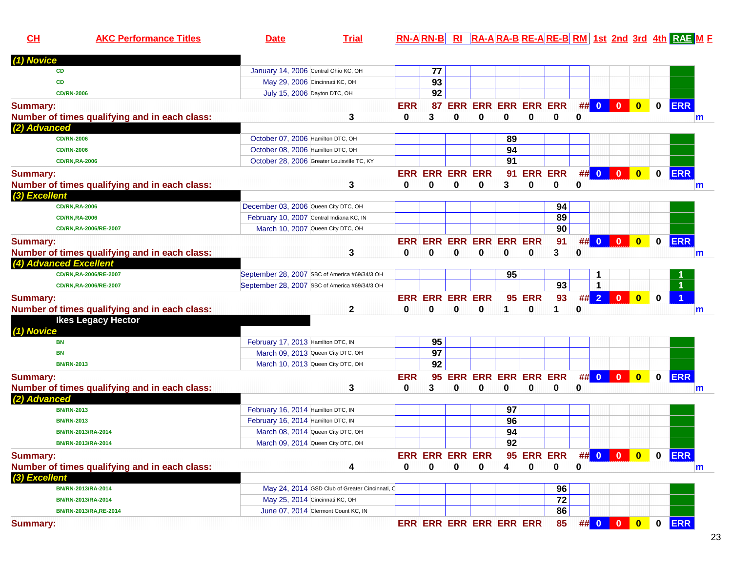| CH | AKC Performance Titles | Date | Trial | RN-A | RN-B | RI | RA-A | RA-B | RE-A | RE-B | RM | 1st | 2nd | 3rd | 4th | RAE | M | F |
|---|---|---|---|---|---|---|---|---|---|---|---|---|---|---|---|---|---|---|
| ***(1) Novice*** | | | | | | | | | | | | | | | | | | |
| | CD | January 14, 2006 | Central Ohio KC, OH | | 77 | | | | | | | | | | | | | |
| | CD | May 29, 2006 | Cincinnati KC, OH | | 93 | | | | | | | | | | | | | |
| | CD/RN-2006 | July 15, 2006 | Dayton DTC, OH | | 92 | | | | | | | | | | | | | |
| **Summary:** | | | | ERR | 87 | ERR | ERR | ERR | ERR | ERR | ## | 0 | 0 | 0 | 0 | ERR | | |
| **Number of times qualifying and in each class:** | | | 3 | 0 | 3 | 0 | 0 | 0 | 0 | 0 | 0 | | | | | | m | |
| ***(2) Advanced*** | | | | | | | | | | | | | | | | | | |
| | CD/RN-2006 | October 07, 2006 | Hamilton DTC, OH | | | | | 89 | | | | | | | | | | |
| | CD/RN-2006 | October 08, 2006 | Hamilton DTC, OH | | | | | 94 | | | | | | | | | | |
| | CD/RN,RA-2006 | October 28, 2006 | Greater Louisville TC, KY | | | | | 91 | | | | | | | | | | |
| **Summary:** | | | | ERR | ERR | ERR | ERR | 91 | ERR | ERR | ## | 0 | 0 | 0 | 0 | ERR | | |
| **Number of times qualifying and in each class:** | | | 3 | 0 | 0 | 0 | 0 | 3 | 0 | 0 | 0 | | | | | | m | |
| ***(3) Excellent*** | | | | | | | | | | | | | | | | | | |
| | CD/RN,RA-2006 | December 03, 2006 | Queen City DTC, OH | | | | | | | 94 | | | | | | | | |
| | CD/RN,RA-2006 | February 10, 2007 | Central Indiana KC, IN | | | | | | | 89 | | | | | | | | |
| | CD/RN,RA-2006/RE-2007 | March 10, 2007 | Queen City DTC, OH | | | | | | | 90 | | | | | | | | |
| **Summary:** | | | | ERR | ERR | ERR | ERR | ERR | ERR | 91 | ## | 0 | 0 | 0 | 0 | ERR | | |
| **Number of times qualifying and in each class:** | | | 3 | 0 | 0 | 0 | 0 | 0 | 0 | 3 | 0 | | | | | | m | |
| ***(4) Advanced Excellent*** | | | | | | | | | | | | | | | | | | |
| | CD/RN,RA-2006/RE-2007 | September 28, 2007 | SBC of America #69/34/3 OH | | | | | 95 | | | | 1 | | | | 1 | | |
| | CD/RN,RA-2006/RE-2007 | September 28, 2007 | SBC of America #69/34/3 OH | | | | | | | 93 | | 1 | | | | 1 | | |
| **Summary:** | | | | ERR | ERR | ERR | ERR | 95 | ERR | 93 | ## | 2 | 0 | 0 | 0 | 1 | | |
| **Number of times qualifying and in each class:** | | | 2 | 0 | 0 | 0 | 0 | 1 | 0 | 1 | 0 | | | | | | m | |
| | **Ikes Legacy Hector** | | | | | | | | | | | | | | | | | |
| ***(1) Novice*** | | | | | | | | | | | | | | | | | | |
| | BN | February 17, 2013 | Hamilton DTC, IN | | 95 | | | | | | | | | | | | | |
| | BN | March 09, 2013 | Queen City DTC, OH | | 97 | | | | | | | | | | | | | |
| | BN/RN-2013 | March 10, 2013 | Queen City DTC, OH | | 92 | | | | | | | | | | | | | |
| **Summary:** | | | | ERR | 95 | ERR | ERR | ERR | ERR | ERR | ## | 0 | 0 | 0 | 0 | ERR | | |
| **Number of times qualifying and in each class:** | | | 3 | 0 | 3 | 0 | 0 | 0 | 0 | 0 | 0 | | | | | | m | |
| ***(2) Advanced*** | | | | | | | | | | | | | | | | | | |
| | BN/RN-2013 | February 16, 2014 | Hamilton DTC, IN | | | | | 97 | | | | | | | | | | |
| | BN/RN-2013 | February 16, 2014 | Hamilton DTC, IN | | | | | 96 | | | | | | | | | | |
| | BN/RN-2013/RA-2014 | March 08, 2014 | Queen City DTC, OH | | | | | 94 | | | | | | | | | | |
| | BN/RN-2013/RA-2014 | March 09, 2014 | Queen City DTC, OH | | | | | 92 | | | | | | | | | | |
| **Summary:** | | | | ERR | ERR | ERR | ERR | 95 | ERR | ERR | ## | 0 | 0 | 0 | 0 | ERR | | |
| **Number of times qualifying and in each class:** | | | 4 | 0 | 0 | 0 | 0 | 4 | 0 | 0 | 0 | | | | | | m | |
| ***(3) Excellent*** | | | | | | | | | | | | | | | | | | |
| | BN/RN-2013/RA-2014 | May 24, 2014 | GSD Club of Greater Cincinnati, O | | | | | | | 96 | | | | | | | | |
| | BN/RN-2013/RA-2014 | May 25, 2014 | Cincinnati KC, OH | | | | | | | 72 | | | | | | | | |
| | BN/RN-2013/RA,RE-2014 | June 07, 2014 | Clermont Count KC, IN | | | | | | | 86 | | | | | | | | |
| **Summary:** | | | | ERR | ERR | ERR | ERR | ERR | ERR | 85 | ## | 0 | 0 | 0 | 0 | ERR | | |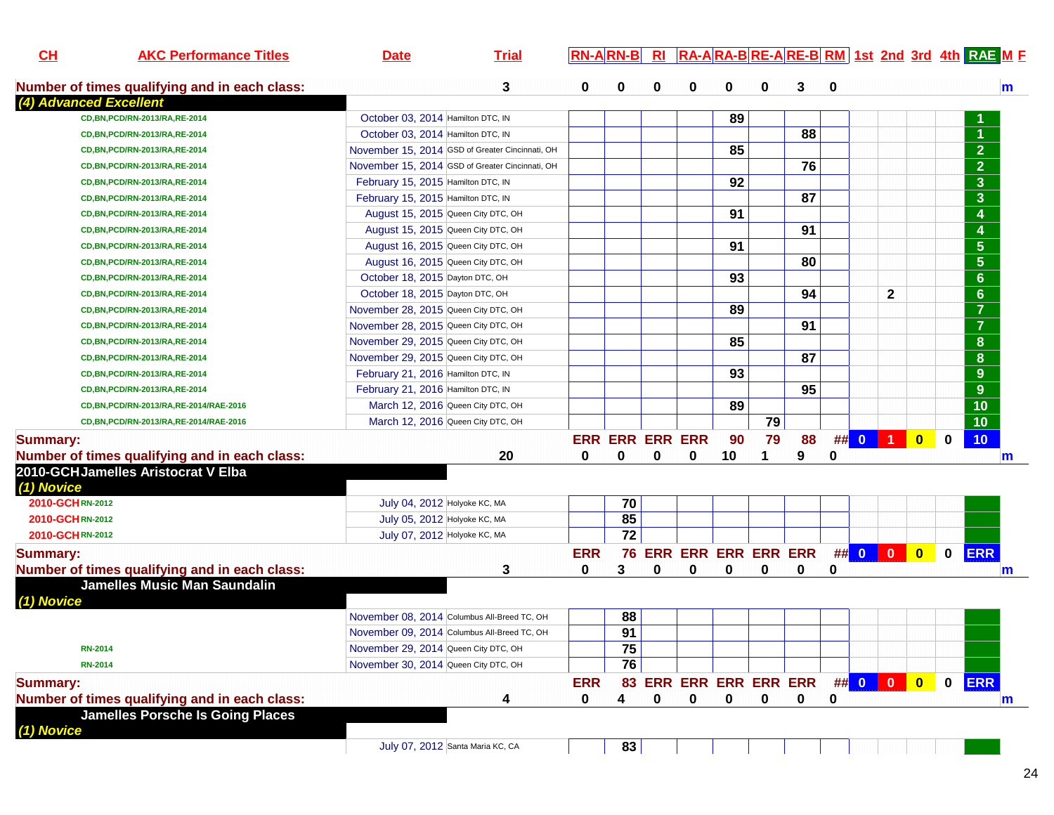| CH | AKC Performance Titles | Date | Trial | RN-A | RN-B | RI | RA-A | RA-B | RE-A | RE-B | RM | 1st | 2nd | 3rd | 4th | RAE | M | F |
|---|---|---|---|---|---|---|---|---|---|---|---|---|---|---|---|---|---|---|
| **Number of times qualifying and in each class:** | | | 3 | 0 | 0 | 0 | 0 | 0 | 0 | 3 | 0 | | | | | | m | |
| ***(4) Advanced Excellent*** | | | | | | | | | | | | | | | | | | |
| | CD,BN,PCD/RN-2013/RA,RE-2014 | October 03, 2014 | Hamilton DTC, IN | | | | | 89 | | | | | | | | 1 | | |
| | CD,BN,PCD/RN-2013/RA,RE-2014 | October 03, 2014 | Hamilton DTC, IN | | | | | | | 88 | | | | | | 1 | | |
| | CD,BN,PCD/RN-2013/RA,RE-2014 | November 15, 2014 | GSD of Greater Cincinnati, OH | | | | | 85 | | | | | | | | 2 | | |
| | CD,BN,PCD/RN-2013/RA,RE-2014 | November 15, 2014 | GSD of Greater Cincinnati, OH | | | | | | | 76 | | | | | | 2 | | |
| | CD,BN,PCD/RN-2013/RA,RE-2014 | February 15, 2015 | Hamilton DTC, IN | | | | | 92 | | | | | | | | 3 | | |
| | CD,BN,PCD/RN-2013/RA,RE-2014 | February 15, 2015 | Hamilton DTC, IN | | | | | | | 87 | | | | | | 3 | | |
| | CD,BN,PCD/RN-2013/RA,RE-2014 | August 15, 2015 | Queen City DTC, OH | | | | | 91 | | | | | | | | 4 | | |
| | CD,BN,PCD/RN-2013/RA,RE-2014 | August 15, 2015 | Queen City DTC, OH | | | | | | | 91 | | | | | | 4 | | |
| | CD,BN,PCD/RN-2013/RA,RE-2014 | August 16, 2015 | Queen City DTC, OH | | | | | 91 | | | | | | | | 5 | | |
| | CD,BN,PCD/RN-2013/RA,RE-2014 | August 16, 2015 | Queen City DTC, OH | | | | | | | 80 | | | | | | 5 | | |
| | CD,BN,PCD/RN-2013/RA,RE-2014 | October 18, 2015 | Dayton DTC, OH | | | | | 93 | | | | | | | | 6 | | |
| | CD,BN,PCD/RN-2013/RA,RE-2014 | October 18, 2015 | Dayton DTC, OH | | | | | | | 94 | | | 2 | | | 6 | | |
| | CD,BN,PCD/RN-2013/RA,RE-2014 | November 28, 2015 | Queen City DTC, OH | | | | | 89 | | | | | | | | 7 | | |
| | CD,BN,PCD/RN-2013/RA,RE-2014 | November 28, 2015 | Queen City DTC, OH | | | | | | | 91 | | | | | | 7 | | |
| | CD,BN,PCD/RN-2013/RA,RE-2014 | November 29, 2015 | Queen City DTC, OH | | | | | 85 | | | | | | | | 8 | | |
| | CD,BN,PCD/RN-2013/RA,RE-2014 | November 29, 2015 | Queen City DTC, OH | | | | | | | 87 | | | | | | 8 | | |
| | CD,BN,PCD/RN-2013/RA,RE-2014 | February 21, 2016 | Hamilton DTC, IN | | | | | 93 | | | | | | | | 9 | | |
| | CD,BN,PCD/RN-2013/RA,RE-2014 | February 21, 2016 | Hamilton DTC, IN | | | | | | | 95 | | | | | | 9 | | |
| | CD,BN,PCD/RN-2013/RA,RE-2014/RAE-2016 | March 12, 2016 | Queen City DTC, OH | | | | | 89 | | | | | | | | 10 | | |
| | CD,BN,PCD/RN-2013/RA,RE-2014/RAE-2016 | March 12, 2016 | Queen City DTC, OH | | | | | | 79 | | | | | | | 10 | | |
| **Summary:** | | | | ERR | ERR | ERR | ERR | 90 | 79 | 88 | ## | 0 | 1 | 0 | 0 | 10 | | |
| **Number of times qualifying and in each class:** | | | 20 | 0 | 0 | 0 | 0 | 10 | 1 | 9 | 0 | | | | | | m | |
| **2010-GCH** | **Jamelles Aristocrat V Elba** | | | | | | | | | | | | | | | | | |
| ***(1) Novice*** | | | | | | | | | | | | | | | | | | |
| 2010-GCH | RN-2012 | July 04, 2012 | Holyoke KC, MA | | 70 | | | | | | | | | | | | | |
| 2010-GCH | RN-2012 | July 05, 2012 | Holyoke KC, MA | | 85 | | | | | | | | | | | | | |
| 2010-GCH | RN-2012 | July 07, 2012 | Holyoke KC, MA | | 72 | | | | | | | | | | | | | |
| **Summary:** | | | | ERR | 76 | ERR | ERR | ERR | ERR | ERR | ## | 0 | 0 | 0 | 0 | ERR | | |
| **Number of times qualifying and in each class:** | | | 3 | 0 | 3 | 0 | 0 | 0 | 0 | 0 | 0 | | | | | | m | |
| | **Jamelles Music Man Saundalin** | | | | | | | | | | | | | | | | | |
| ***(1) Novice*** | | | | | | | | | | | | | | | | | | |
| | | November 08, 2014 | Columbus All-Breed TC, OH | | 88 | | | | | | | | | | | | | |
| | | November 09, 2014 | Columbus All-Breed TC, OH | | 91 | | | | | | | | | | | | | |
| | RN-2014 | November 29, 2014 | Queen City DTC, OH | | 75 | | | | | | | | | | | | | |
| | RN-2014 | November 30, 2014 | Queen City DTC, OH | | 76 | | | | | | | | | | | | | |
| **Summary:** | | | | ERR | 83 | ERR | ERR | ERR | ERR | ERR | ## | 0 | 0 | 0 | 0 | ERR | | |
| **Number of times qualifying and in each class:** | | | 4 | 0 | 4 | 0 | 0 | 0 | 0 | 0 | 0 | | | | | | m | |
| | **Jamelles Porsche Is Going Places** | | | | | | | | | | | | | | | | | |
| ***(1) Novice*** | | | | | | | | | | | | | | | | | | |
| | | July 07, 2012 | Santa Maria KC, CA | | 83 | | | | | | | | | | | | | |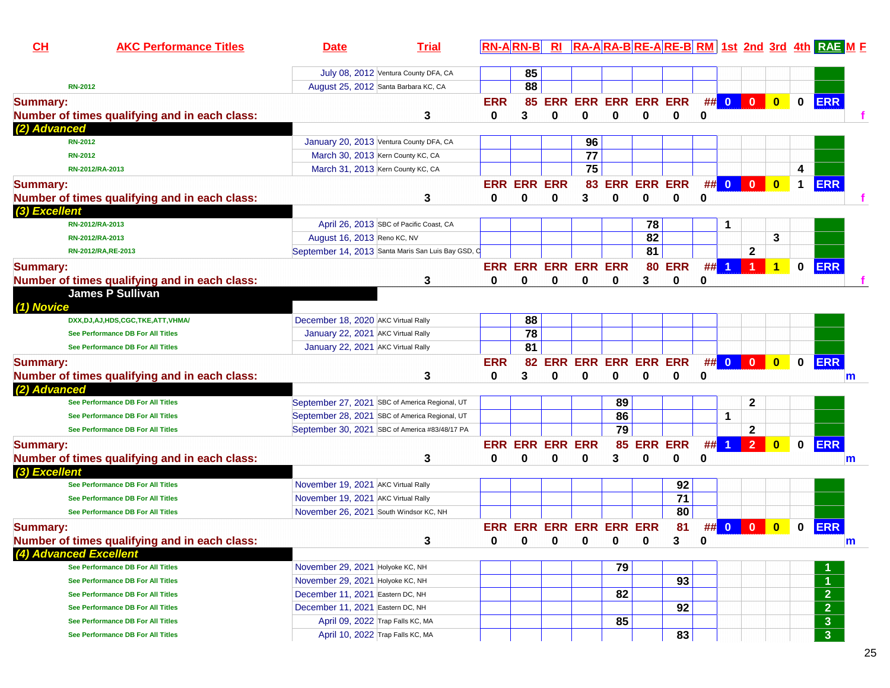| CH | AKC Performance Titles | Date | Trial | RN-A | RN-B | RI | RA-A | RA-B | RE-A | RE-B | RM | 1st | 2nd | 3rd | 4th | RAE | M | F |
|---|---|---|---|---|---|---|---|---|---|---|---|---|---|---|---|---|---|---|
| | | July 08, 2012 | Ventura County DFA, CA | | 85 | | | | | | | | | | | | | |
| | RN-2012 | August 25, 2012 | Santa Barbara KC, CA | | 88 | | | | | | | | | | | | | |
| **Summary:** | | | | ERR | 85 | ERR | ERR | ERR | ERR | ERR | ## | 0 | 0 | 0 | 0 | ERR | | |
| **Number of times qualifying and in each class:** | | | 3 | 0 | 3 | 0 | 0 | 0 | 0 | 0 | 0 | | | | | | | f |
| ***(2) Advanced*** | | | | | | | | | | | | | | | | | | |
| | RN-2012 | January 20, 2013 | Ventura County DFA, CA | | | | 96 | | | | | | | | | | | |
| | RN-2012 | March 30, 2013 | Kern County KC, CA | | | | 77 | | | | | | | | | | | |
| | RN-2012/RA-2013 | March 31, 2013 | Kern County KC, CA | | | | 75 | | | | | | | | 4 | | | |
| **Summary:** | | | | ERR | ERR | ERR | 83 | ERR | ERR | ERR | ## | 0 | 0 | 0 | 1 | ERR | | |
| **Number of times qualifying and in each class:** | | | 3 | 0 | 0 | 0 | 3 | 0 | 0 | 0 | 0 | | | | | | | f |
| ***(3) Excellent*** | | | | | | | | | | | | | | | | | | |
| | RN-2012/RA-2013 | April 26, 2013 | SBC of Pacific Coast, CA | | | | | | 78 | | | 1 | | | | | | |
| | RN-2012/RA-2013 | August 16, 2013 | Reno KC, NV | | | | | | 82 | | | | | 3 | | | | |
| | RN-2012/RA,RE-2013 | September 14, 2013 | Santa Maris San Luis Bay GSD, C | | | | | | 81 | | | | 2 | | | | | |
| **Summary:** | | | | ERR | ERR | ERR | ERR | ERR | 80 | ERR | ## | 1 | 1 | 1 | 0 | ERR | | |
| **Number of times qualifying and in each class:** | | | 3 | 0 | 0 | 0 | 0 | 0 | 3 | 0 | 0 | | | | | | | f |
| **James P Sullivan** | | | | | | | | | | | | | | | | | | |
| ***(1) Novice*** | | | | | | | | | | | | | | | | | | |
| | DXX,DJ,AJ,HDS,CGC,TKE,ATT,VHMA/ | December 18, 2020 | AKC Virtual Rally | | 88 | | | | | | | | | | | | | |
| | See Performance DB For All Titles | January 22, 2021 | AKC Virtual Rally | | 78 | | | | | | | | | | | | | |
| | See Performance DB For All Titles | January 22, 2021 | AKC Virtual Rally | | 81 | | | | | | | | | | | | | |
| **Summary:** | | | | ERR | 82 | ERR | ERR | ERR | ERR | ERR | ## | 0 | 0 | 0 | 0 | ERR | | |
| **Number of times qualifying and in each class:** | | | 3 | 0 | 3 | 0 | 0 | 0 | 0 | 0 | 0 | | | | | | m | |
| ***(2) Advanced*** | | | | | | | | | | | | | | | | | | |
| | See Performance DB For All Titles | September 27, 2021 | SBC of America Regional, UT | | | | | 89 | | | | | 2 | | | | | |
| | See Performance DB For All Titles | September 28, 2021 | SBC of America Regional, UT | | | | | 86 | | | | 1 | | | | | | |
| | See Performance DB For All Titles | September 30, 2021 | SBC of America #83/48/17 PA | | | | | 79 | | | | | 2 | | | | | |
| **Summary:** | | | | ERR | ERR | ERR | ERR | 85 | ERR | ERR | ## | 1 | 2 | 0 | 0 | ERR | | |
| **Number of times qualifying and in each class:** | | | 3 | 0 | 0 | 0 | 0 | 3 | 0 | 0 | 0 | | | | | | m | |
| ***(3) Excellent*** | | | | | | | | | | | | | | | | | | |
| | See Performance DB For All Titles | November 19, 2021 | AKC Virtual Rally | | | | | | | 92 | | | | | | | | |
| | See Performance DB For All Titles | November 19, 2021 | AKC Virtual Rally | | | | | | | 71 | | | | | | | | |
| | See Performance DB For All Titles | November 26, 2021 | South Windsor KC, NH | | | | | | | 80 | | | | | | | | |
| **Summary:** | | | | ERR | ERR | ERR | ERR | ERR | ERR | 81 | ## | 0 | 0 | 0 | 0 | ERR | | |
| **Number of times qualifying and in each class:** | | | 3 | 0 | 0 | 0 | 0 | 0 | 0 | 3 | 0 | | | | | | m | |
| ***(4) Advanced Excellent*** | | | | | | | | | | | | | | | | | | |
| | See Performance DB For All Titles | November 29, 2021 | Holyoke KC, NH | | | | | 79 | | | | | | | | 1 | | |
| | See Performance DB For All Titles | November 29, 2021 | Holyoke KC, NH | | | | | | | 93 | | | | | | 1 | | |
| | See Performance DB For All Titles | December 11, 2021 | Eastern DC, NH | | | | | 82 | | | | | | | | 2 | | |
| | See Performance DB For All Titles | December 11, 2021 | Eastern DC, NH | | | | | | | 92 | | | | | | 2 | | |
| | See Performance DB For All Titles | April 09, 2022 | Trap Falls KC, MA | | | | | 85 | | | | | | | | 3 | | |
| | See Performance DB For All Titles | April 10, 2022 | Trap Falls KC, MA | | | | | | | 83 | | | | | | 3 | | |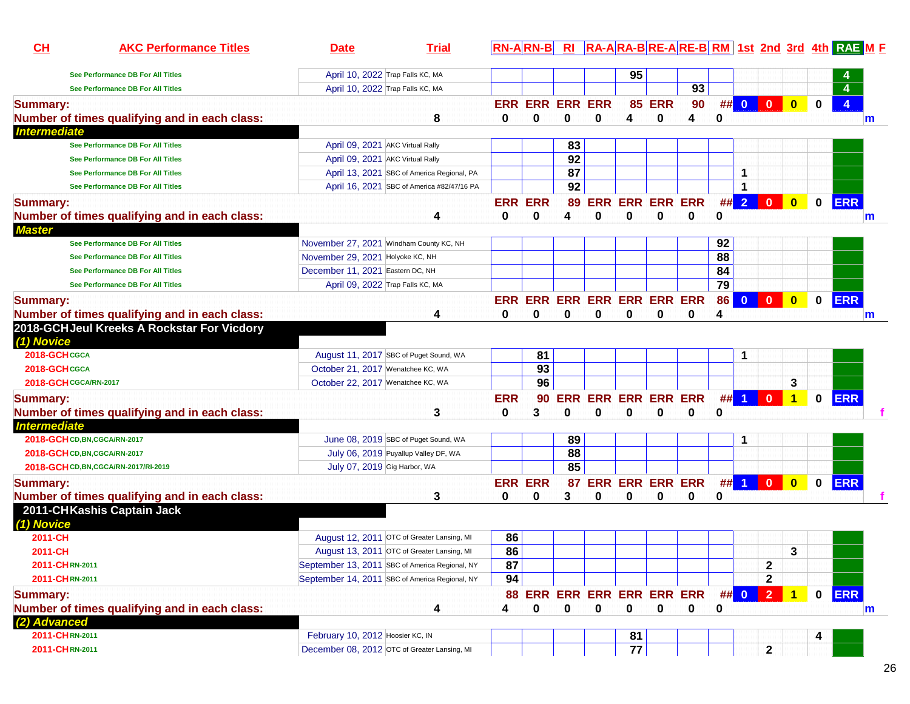| CH | AKC Performance Titles | Date | Trial | RN-A | RN-B | RI | RA-A | RA-B | RE-A | RE-B | RM | 1st | 2nd | 3rd | 4th | RAE | M F |
|---|---|---|---|---|---|---|---|---|---|---|---|---|---|---|---|---|---|
| | See Performance DB For All Titles | April 10, 2022 | Trap Falls KC, MA | | | | | 95 | | | | | | | | 4 | |
| | See Performance DB For All Titles | April 10, 2022 | Trap Falls KC, MA | | | | | | | 93 | | | | | | 4 | |
| Summary: | | | | ERR | ERR | ERR | ERR | 85 | ERR | 90 | ## | 0 | 0 | 0 | 0 | 4 | |
| Number of times qualifying and in each class: | | | 8 | 0 | 0 | 0 | 0 | 4 | 0 | 4 | 0 | | | | | | m |
| *Intermediate* | | | | | | | | | | | | | | | | | |
| | See Performance DB For All Titles | April 09, 2021 | AKC Virtual Rally | | | 83 | | | | | | | | | | | |
| | See Performance DB For All Titles | April 09, 2021 | AKC Virtual Rally | | | 92 | | | | | | | | | | | |
| | See Performance DB For All Titles | April 13, 2021 | SBC of America Regional, PA | | | 87 | | | | | | 1 | | | | | |
| | See Performance DB For All Titles | April 16, 2021 | SBC of America #82/47/16 PA | | | 92 | | | | | | 1 | | | | | |
| Summary: | | | | ERR | ERR | 89 | ERR | ERR | ERR | ERR | ## | 2 | 0 | 0 | 0 | ERR | |
| Number of times qualifying and in each class: | | | 4 | 0 | 0 | 4 | 0 | 0 | 0 | 0 | 0 | | | | | | m |
| *Master* | | | | | | | | | | | | | | | | | |
| | See Performance DB For All Titles | November 27, 2021 | Windham County KC, NH | | | | | | | | 92 | | | | | | |
| | See Performance DB For All Titles | November 29, 2021 | Holyoke KC, NH | | | | | | | | 88 | | | | | | |
| | See Performance DB For All Titles | December 11, 2021 | Eastern DC, NH | | | | | | | | 84 | | | | | | |
| | See Performance DB For All Titles | April 09, 2022 | Trap Falls KC, MA | | | | | | | | 79 | | | | | | |
| Summary: | | | | ERR | ERR | ERR | ERR | ERR | ERR | ERR | 86 | 0 | 0 | 0 | 0 | ERR | |
| Number of times qualifying and in each class: | | | 4 | 0 | 0 | 0 | 0 | 0 | 0 | 0 | 4 | | | | | | m |
| **2018-GCH** | **Jeul Kreeks A Rockstar For Vicdory** | | | | | | | | | | | | | | | | |
| *(1) Novice* | | | | | | | | | | | | | | | | | |
| 2018-GCH | CGCA | August 11, 2017 | SBC of Puget Sound, WA | | 81 | | | | | | | 1 | | | | | |
| 2018-GCH | CGCA | October 21, 2017 | Wenatchee KC, WA | | 93 | | | | | | | | | | | | |
| 2018-GCH | CGCA/RN-2017 | October 22, 2017 | Wenatchee KC, WA | | 96 | | | | | | | | | 3 | | | |
| Summary: | | | | ERR | 90 | ERR | ERR | ERR | ERR | ERR | ## | 1 | 0 | 1 | 0 | ERR | |
| Number of times qualifying and in each class: | | | 3 | 0 | 3 | 0 | 0 | 0 | 0 | 0 | 0 | | | | | | f |
| *Intermediate* | | | | | | | | | | | | | | | | | |
| 2018-GCH | CD,BN,CGCA/RN-2017 | June 08, 2019 | SBC of Puget Sound, WA | | | 89 | | | | | | 1 | | | | | |
| 2018-GCH | CD,BN,CGCA/RN-2017 | July 06, 2019 | Puyallup Valley DF, WA | | | 88 | | | | | | | | | | | |
| 2018-GCH | CD,BN,CGCA/RN-2017/RI-2019 | July 07, 2019 | Gig Harbor, WA | | | 85 | | | | | | | | | | | |
| Summary: | | | | ERR | ERR | 87 | ERR | ERR | ERR | ERR | ## | 1 | 0 | 0 | 0 | ERR | |
| Number of times qualifying and in each class: | | | 3 | 0 | 0 | 3 | 0 | 0 | 0 | 0 | 0 | | | | | | f |
| **2011-CH** | **Kashis Captain Jack** | | | | | | | | | | | | | | | | |
| *(1) Novice* | | | | | | | | | | | | | | | | | |
| 2011-CH | | August 12, 2011 | OTC of Greater Lansing, MI | 86 | | | | | | | | | | | | | |
| 2011-CH | | August 13, 2011 | OTC of Greater Lansing, MI | 86 | | | | | | | | | | 3 | | | |
| 2011-CH | RN-2011 | September 13, 2011 | SBC of America Regional, NY | 87 | | | | | | | | | 2 | | | | |
| 2011-CH | RN-2011 | September 14, 2011 | SBC of America Regional, NY | 94 | | | | | | | | | 2 | | | | |
| Summary: | | | | 88 | ERR | ERR | ERR | ERR | ERR | ERR | ## | 0 | 2 | 1 | 0 | ERR | |
| Number of times qualifying and in each class: | | | 4 | 4 | 0 | 0 | 0 | 0 | 0 | 0 | 0 | | | | | | m |
| *(2) Advanced* | | | | | | | | | | | | | | | | | |
| 2011-CH | RN-2011 | February 10, 2012 | Hoosier KC, IN | | | | | 81 | | | | | | | 4 | | |
| 2011-CH | RN-2011 | December 08, 2012 | OTC of Greater Lansing, MI | | | | | 77 | | | | | 2 | | | | |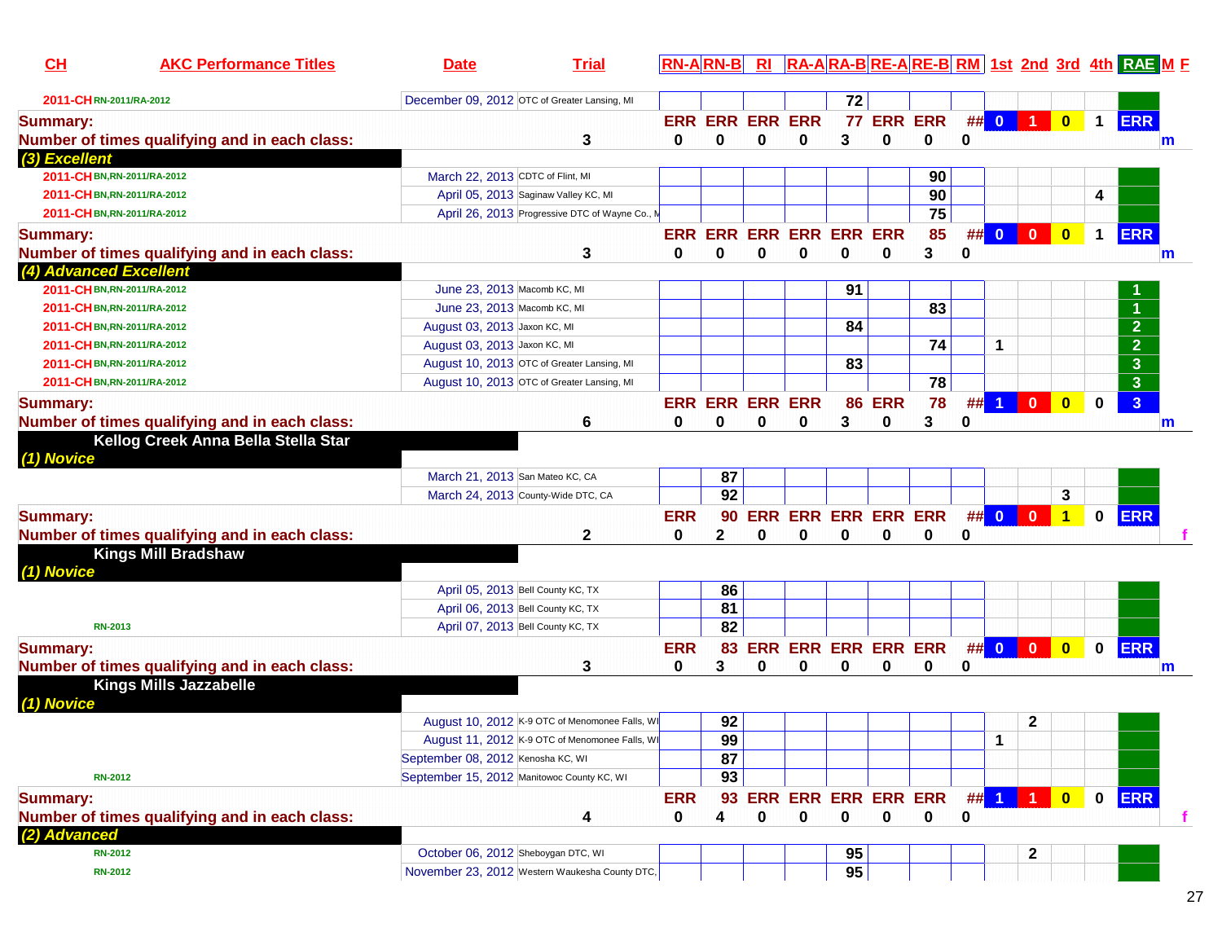| CH | AKC Performance Titles | Date | Trial | RN-A | RN-B | RI | RA-A | RA-B | RE-A | RE-B | RM | 1st | 2nd | 3rd | 4th | RAE | M | F |
|---|---|---|---|---|---|---|---|---|---|---|---|---|---|---|---|---|---|---|
| 2011-CH | RN-2011/RA-2012 | December 09, 2012 | OTC of Greater Lansing, MI | | | | | 72 | | | | | | | | | | |
| Summary: | | | | ERR | ERR | ERR | ERR | 77 | ERR | ERR | ## | 0 | 1 | 0 | 1 | ERR | | |
| Number of times qualifying and in each class: | | | 3 | 0 | 0 | 0 | 0 | 3 | 0 | 0 | 0 | | | | | | m | |
| (3) Excellent | | | | | | | | | | | | | | | | | | |
| 2011-CH | BN,RN-2011/RA-2012 | March 22, 2013 | CDTC of Flint, MI | | | | | | | 90 | | | | | | | | |
| 2011-CH | BN,RN-2011/RA-2012 | April 05, 2013 | Saginaw Valley KC, MI | | | | | | | 90 | | | | | 4 | | | |
| 2011-CH | BN,RN-2011/RA-2012 | April 26, 2013 | Progressive DTC of Wayne Co., M | | | | | | | 75 | | | | | | | | |
| Summary: | | | | ERR | ERR | ERR | ERR | ERR | ERR | 85 | ## | 0 | 0 | 0 | 1 | ERR | | |
| Number of times qualifying and in each class: | | | 3 | 0 | 0 | 0 | 0 | 0 | 0 | 3 | 0 | | | | | | m | |
| (4) Advanced Excellent | | | | | | | | | | | | | | | | | | |
| 2011-CH | BN,RN-2011/RA-2012 | June 23, 2013 | Macomb KC, MI | | | | | 91 | | | | | | | | 1 | | |
| 2011-CH | BN,RN-2011/RA-2012 | June 23, 2013 | Macomb KC, MI | | | | | | | 83 | | | | | | 1 | | |
| 2011-CH | BN,RN-2011/RA-2012 | August 03, 2013 | Jaxon KC, MI | | | | | 84 | | | | | | | | 2 | | |
| 2011-CH | BN,RN-2011/RA-2012 | August 03, 2013 | Jaxon KC, MI | | | | | | | 74 | | 1 | | | | 2 | | |
| 2011-CH | BN,RN-2011/RA-2012 | August 10, 2013 | OTC of Greater Lansing, MI | | | | | 83 | | | | | | | | 3 | | |
| 2011-CH | BN,RN-2011/RA-2012 | August 10, 2013 | OTC of Greater Lansing, MI | | | | | | | 78 | | | | | | 3 | | |
| Summary: | | | | ERR | ERR | ERR | ERR | 86 | ERR | 78 | ## | 1 | 0 | 0 | 0 | 3 | | |
| Number of times qualifying and in each class: | | | 6 | 0 | 0 | 0 | 0 | 3 | 0 | 3 | 0 | | | | | | m | |
| **Kellog Creek Anna Bella Stella Star** | | | | | | | | | | | | | | | | | | |
| (1) Novice | | | | | | | | | | | | | | | | | | |
| | | March 21, 2013 | San Mateo KC, CA | | 87 | | | | | | | | | | | | | |
| | | March 24, 2013 | County-Wide DTC, CA | | 92 | | | | | | | | | 3 | | | | |
| Summary: | | | | ERR | 90 | ERR | ERR | ERR | ERR | ERR | ## | 0 | 0 | 1 | 0 | ERR | | |
| Number of times qualifying and in each class: | | | 2 | 0 | 2 | 0 | 0 | 0 | 0 | 0 | 0 | | | | | | | f |
| **Kings Mill Bradshaw** | | | | | | | | | | | | | | | | | | |
| (1) Novice | | | | | | | | | | | | | | | | | | |
| | | April 05, 2013 | Bell County KC, TX | | 86 | | | | | | | | | | | | | |
| | | April 06, 2013 | Bell County KC, TX | | 81 | | | | | | | | | | | | | |
| | RN-2013 | April 07, 2013 | Bell County KC, TX | | 82 | | | | | | | | | | | | | |
| Summary: | | | | ERR | 83 | ERR | ERR | ERR | ERR | ERR | ## | 0 | 0 | 0 | 0 | ERR | | |
| Number of times qualifying and in each class: | | | 3 | 0 | 3 | 0 | 0 | 0 | 0 | 0 | 0 | | | | | | m | |
| **Kings Mills Jazzabelle** | | | | | | | | | | | | | | | | | | |
| (1) Novice | | | | | | | | | | | | | | | | | | |
| | | August 10, 2012 | K-9 OTC of Menomonee Falls, WI | | 92 | | | | | | | | 2 | | | | | |
| | | August 11, 2012 | K-9 OTC of Menomonee Falls, WI | | 99 | | | | | | | 1 | | | | | | |
| | | September 08, 2012 | Kenosha KC, WI | | 87 | | | | | | | | | | | | | |
| | RN-2012 | September 15, 2012 | Manitowoc County KC, WI | | 93 | | | | | | | | | | | | | |
| Summary: | | | | ERR | 93 | ERR | ERR | ERR | ERR | ERR | ## | 1 | 1 | 0 | 0 | ERR | | |
| Number of times qualifying and in each class: | | | 4 | 0 | 4 | 0 | 0 | 0 | 0 | 0 | 0 | | | | | | | f |
| (2) Advanced | | | | | | | | | | | | | | | | | | |
| | RN-2012 | October 06, 2012 | Sheboygan DTC, WI | | | | | 95 | | | | | 2 | | | | | |
| | RN-2012 | November 23, 2012 | Western Waukesha County DTC, | | | | | 95 | | | | | | | | | | |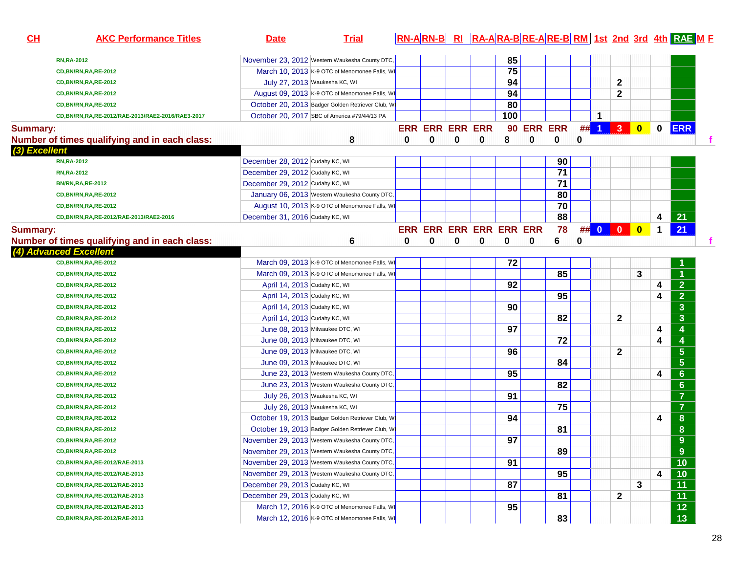| CH | AKC Performance Titles | Date | Trial | RN-A | RN-B | RI | RA-A | RA-B | RE-A | RE-B | RM | 1st | 2nd | 3rd | 4th | RAE | M | F |
|---|---|---|---|---|---|---|---|---|---|---|---|---|---|---|---|---|---|---|
| | RN,RA-2012 | November 23, 2012 | Western Waukesha County DTC, | | | | | 85 | | | | | | | | | | |
| | CD,BN/RN,RA,RE-2012 | March 10, 2013 | K-9 OTC of Menomonee Falls, WI | | | | | 75 | | | | | | | | | | |
| | CD,BN/RN,RA,RE-2012 | July 27, 2013 | Waukesha KC, WI | | | | | 94 | | | | | 2 | | | | | |
| | CD,BN/RN,RA,RE-2012 | August 09, 2013 | K-9 OTC of Menomonee Falls, WI | | | | | 94 | | | | | 2 | | | | | |
| | CD,BN/RN,RA,RE-2012 | October 20, 2013 | Badger Golden Retriever Club, W | | | | | 80 | | | | | | | | | | |
| | CD,BN/RN,RA,RE-2012/RAE-2013/RAE2-2016/RAE3-2017 | October 20, 2017 | SBC of America #79/44/13 PA | | | | | 100 | | | | 1 | | | | | | |
| Summary: | | | | ERR | ERR | ERR | ERR | 90 | ERR | ERR | ## | 1 | 3 | 0 | 0 | ERR | | |
| Number of times qualifying and in each class: | | | 8 | 0 | 0 | 0 | 0 | 8 | 0 | 0 | 0 | | | | | | | f |
| ***(3) Excellent*** | | | | | | | | | | | | | | | | | | |
| | RN,RA-2012 | December 28, 2012 | Cudahy KC, WI | | | | | | | 90 | | | | | | | | |
| | RN,RA-2012 | December 29, 2012 | Cudahy KC, WI | | | | | | | 71 | | | | | | | | |
| | BN/RN,RA,RE-2012 | December 29, 2012 | Cudahy KC, WI | | | | | | | 71 | | | | | | | | |
| | CD,BN/RN,RA,RE-2012 | January 06, 2013 | Western Waukesha County DTC, | | | | | | | 80 | | | | | | | | |
| | CD,BN/RN,RA,RE-2012 | August 10, 2013 | K-9 OTC of Menomonee Falls, WI | | | | | | | 70 | | | | | | | | |
| | CD,BN/RN,RA,RE-2012/RAE-2013/RAE2-2016 | December 31, 2016 | Cudahy KC, WI | | | | | | | 88 | | | | | 4 | 21 | | |
| Summary: | | | | ERR | ERR | ERR | ERR | ERR | ERR | 78 | ## | 0 | 0 | 0 | 1 | 21 | | |
| Number of times qualifying and in each class: | | | 6 | 0 | 0 | 0 | 0 | 0 | 0 | 6 | 0 | | | | | | | f |
| ***(4) Advanced Excellent*** | | | | | | | | | | | | | | | | | | |
| | CD,BN/RN,RA,RE-2012 | March 09, 2013 | K-9 OTC of Menomonee Falls, WI | | | | | 72 | | | | | | | | 1 | | |
| | CD,BN/RN,RA,RE-2012 | March 09, 2013 | K-9 OTC of Menomonee Falls, WI | | | | | | | 85 | | | | 3 | | 1 | | |
| | CD,BN/RN,RA,RE-2012 | April 14, 2013 | Cudahy KC, WI | | | | | 92 | | | | | | | 4 | 2 | | |
| | CD,BN/RN,RA,RE-2012 | April 14, 2013 | Cudahy KC, WI | | | | | | | 95 | | | | | 4 | 2 | | |
| | CD,BN/RN,RA,RE-2012 | April 14, 2013 | Cudahy KC, WI | | | | | 90 | | | | | | | | 3 | | |
| | CD,BN/RN,RA,RE-2012 | April 14, 2013 | Cudahy KC, WI | | | | | | | 82 | | | 2 | | | 3 | | |
| | CD,BN/RN,RA,RE-2012 | June 08, 2013 | Milwaukee DTC, WI | | | | | 97 | | | | | | | 4 | 4 | | |
| | CD,BN/RN,RA,RE-2012 | June 08, 2013 | Milwaukee DTC, WI | | | | | | | 72 | | | | | 4 | 4 | | |
| | CD,BN/RN,RA,RE-2012 | June 09, 2013 | Milwaukee DTC, WI | | | | | 96 | | | | | 2 | | | 5 | | |
| | CD,BN/RN,RA,RE-2012 | June 09, 2013 | Milwaukee DTC, WI | | | | | | | 84 | | | | | | 5 | | |
| | CD,BN/RN,RA,RE-2012 | June 23, 2013 | Western Waukesha County DTC, | | | | | 95 | | | | | | | 4 | 6 | | |
| | CD,BN/RN,RA,RE-2012 | June 23, 2013 | Western Waukesha County DTC, | | | | | | | 82 | | | | | | 6 | | |
| | CD,BN/RN,RA,RE-2012 | July 26, 2013 | Waukesha KC, WI | | | | | 91 | | | | | | | | 7 | | |
| | CD,BN/RN,RA,RE-2012 | July 26, 2013 | Waukesha KC, WI | | | | | | | 75 | | | | | | 7 | | |
| | CD,BN/RN,RA,RE-2012 | October 19, 2013 | Badger Golden Retriever Club, W | | | | | 94 | | | | | | | 4 | 8 | | |
| | CD,BN/RN,RA,RE-2012 | October 19, 2013 | Badger Golden Retriever Club, W | | | | | | | 81 | | | | | | 8 | | |
| | CD,BN/RN,RA,RE-2012 | November 29, 2013 | Western Waukesha County DTC, | | | | | 97 | | | | | | | | 9 | | |
| | CD,BN/RN,RA,RE-2012 | November 29, 2013 | Western Waukesha County DTC, | | | | | | | 89 | | | | | | 9 | | |
| | CD,BN/RN,RA,RE-2012/RAE-2013 | November 29, 2013 | Western Waukesha County DTC, | | | | | 91 | | | | | | | | 10 | | |
| | CD,BN/RN,RA,RE-2012/RAE-2013 | November 29, 2013 | Western Waukesha County DTC, | | | | | | | 95 | | | | | 4 | 10 | | |
| | CD,BN/RN,RA,RE-2012/RAE-2013 | December 29, 2013 | Cudahy KC, WI | | | | | 87 | | | | | | 3 | | 11 | | |
| | CD,BN/RN,RA,RE-2012/RAE-2013 | December 29, 2013 | Cudahy KC, WI | | | | | | | 81 | | | 2 | | | 11 | | |
| | CD,BN/RN,RA,RE-2012/RAE-2013 | March 12, 2016 | K-9 OTC of Menomonee Falls, WI | | | | | 95 | | | | | | | | 12 | | |
| | CD,BN/RN,RA,RE-2012/RAE-2013 | March 12, 2016 | K-9 OTC of Menomonee Falls, WI | | | | | | | 83 | | | | | | 13 | | |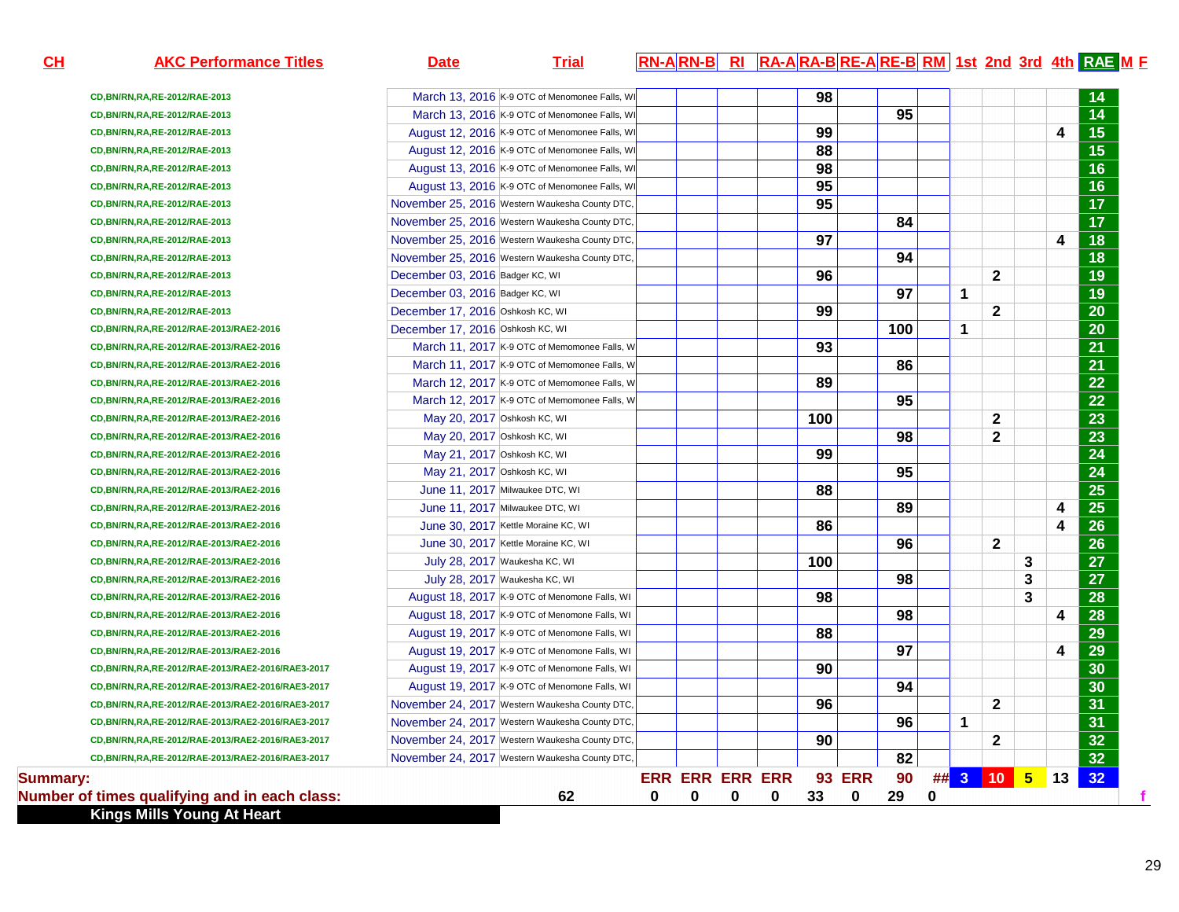| CH | AKC Performance Titles | Date | Trial | RN-A | RN-B | RI | RA-A | RA-B | RE-A | RE-B | RM | 1st | 2nd | 3rd | 4th | RAE | M | F |
|---|---|---|---|---|---|---|---|---|---|---|---|---|---|---|---|---|---|---|
| | CD,BN/RN,RA,RE-2012/RAE-2013 | March 13, 2016 | K-9 OTC of Menomonee Falls, WI | | | | | 98 | | | | | | | | 14 | | |
| | CD,BN/RN,RA,RE-2012/RAE-2013 | March 13, 2016 | K-9 OTC of Menomonee Falls, WI | | | | | | | 95 | | | | | | 14 | | |
| | CD,BN/RN,RA,RE-2012/RAE-2013 | August 12, 2016 | K-9 OTC of Menomonee Falls, WI | | | | | 99 | | | | | | | 4 | 15 | | |
| | CD,BN/RN,RA,RE-2012/RAE-2013 | August 12, 2016 | K-9 OTC of Menomonee Falls, WI | | | | | 88 | | | | | | | | 15 | | |
| | CD,BN/RN,RA,RE-2012/RAE-2013 | August 13, 2016 | K-9 OTC of Menomonee Falls, WI | | | | | 98 | | | | | | | | 16 | | |
| | CD,BN/RN,RA,RE-2012/RAE-2013 | August 13, 2016 | K-9 OTC of Menomonee Falls, WI | | | | | 95 | | | | | | | | 16 | | |
| | CD,BN/RN,RA,RE-2012/RAE-2013 | November 25, 2016 | Western Waukesha County DTC, | | | | | 95 | | | | | | | | 17 | | |
| | CD,BN/RN,RA,RE-2012/RAE-2013 | November 25, 2016 | Western Waukesha County DTC, | | | | | | | 84 | | | | | | 17 | | |
| | CD,BN/RN,RA,RE-2012/RAE-2013 | November 25, 2016 | Western Waukesha County DTC, | | | | | 97 | | | | | | | 4 | 18 | | |
| | CD,BN/RN,RA,RE-2012/RAE-2013 | November 25, 2016 | Western Waukesha County DTC, | | | | | | | 94 | | | | | | 18 | | |
| | CD,BN/RN,RA,RE-2012/RAE-2013 | December 03, 2016 | Badger KC, WI | | | | | 96 | | | | | 2 | | | 19 | | |
| | CD,BN/RN,RA,RE-2012/RAE-2013 | December 03, 2016 | Badger KC, WI | | | | | | | 97 | | 1 | | | | 19 | | |
| | CD,BN/RN,RA,RE-2012/RAE-2013 | December 17, 2016 | Oshkosh KC, WI | | | | | 99 | | | | | 2 | | | 20 | | |
| | CD,BN/RN,RA,RE-2012/RAE-2013/RAE2-2016 | December 17, 2016 | Oshkosh KC, WI | | | | | | | 100 | | 1 | | | | 20 | | |
| | CD,BN/RN,RA,RE-2012/RAE-2013/RAE2-2016 | March 11, 2017 | K-9 OTC of Memomonee Falls, W | | | | | 93 | | | | | | | | 21 | | |
| | CD,BN/RN,RA,RE-2012/RAE-2013/RAE2-2016 | March 11, 2017 | K-9 OTC of Memomonee Falls, W | | | | | | | 86 | | | | | | 21 | | |
| | CD,BN/RN,RA,RE-2012/RAE-2013/RAE2-2016 | March 12, 2017 | K-9 OTC of Memomonee Falls, W | | | | | 89 | | | | | | | | 22 | | |
| | CD,BN/RN,RA,RE-2012/RAE-2013/RAE2-2016 | March 12, 2017 | K-9 OTC of Memomonee Falls, W | | | | | | | 95 | | | | | | 22 | | |
| | CD,BN/RN,RA,RE-2012/RAE-2013/RAE2-2016 | May 20, 2017 | Oshkosh KC, WI | | | | | 100 | | | | | 2 | | | 23 | | |
| | CD,BN/RN,RA,RE-2012/RAE-2013/RAE2-2016 | May 20, 2017 | Oshkosh KC, WI | | | | | | | 98 | | | 2 | | | 23 | | |
| | CD,BN/RN,RA,RE-2012/RAE-2013/RAE2-2016 | May 21, 2017 | Oshkosh KC, WI | | | | | 99 | | | | | | | | 24 | | |
| | CD,BN/RN,RA,RE-2012/RAE-2013/RAE2-2016 | May 21, 2017 | Oshkosh KC, WI | | | | | | | 95 | | | | | | 24 | | |
| | CD,BN/RN,RA,RE-2012/RAE-2013/RAE2-2016 | June 11, 2017 | Milwaukee DTC, WI | | | | | 88 | | | | | | | | 25 | | |
| | CD,BN/RN,RA,RE-2012/RAE-2013/RAE2-2016 | June 11, 2017 | Milwaukee DTC, WI | | | | | | | 89 | | | | | 4 | 25 | | |
| | CD,BN/RN,RA,RE-2012/RAE-2013/RAE2-2016 | June 30, 2017 | Kettle Moraine KC, WI | | | | | 86 | | | | | | | 4 | 26 | | |
| | CD,BN/RN,RA,RE-2012/RAE-2013/RAE2-2016 | June 30, 2017 | Kettle Moraine KC, WI | | | | | | | 96 | | | 2 | | | 26 | | |
| | CD,BN/RN,RA,RE-2012/RAE-2013/RAE2-2016 | July 28, 2017 | Waukesha KC, WI | | | | | 100 | | | | | | 3 | | 27 | | |
| | CD,BN/RN,RA,RE-2012/RAE-2013/RAE2-2016 | July 28, 2017 | Waukesha KC, WI | | | | | | | 98 | | | | 3 | | 27 | | |
| | CD,BN/RN,RA,RE-2012/RAE-2013/RAE2-2016 | August 18, 2017 | K-9 OTC of Menomone Falls, WI | | | | | 98 | | | | | | 3 | | 28 | | |
| | CD,BN/RN,RA,RE-2012/RAE-2013/RAE2-2016 | August 18, 2017 | K-9 OTC of Menomone Falls, WI | | | | | | | 98 | | | | | 4 | 28 | | |
| | CD,BN/RN,RA,RE-2012/RAE-2013/RAE2-2016 | August 19, 2017 | K-9 OTC of Menomone Falls, WI | | | | | 88 | | | | | | | | 29 | | |
| | CD,BN/RN,RA,RE-2012/RAE-2013/RAE2-2016 | August 19, 2017 | K-9 OTC of Menomone Falls, WI | | | | | | | 97 | | | | | 4 | 29 | | |
| | CD,BN/RN,RA,RE-2012/RAE-2013/RAE2-2016/RAE3-2017 | August 19, 2017 | K-9 OTC of Menomone Falls, WI | | | | | 90 | | | | | | | | 30 | | |
| | CD,BN/RN,RA,RE-2012/RAE-2013/RAE2-2016/RAE3-2017 | August 19, 2017 | K-9 OTC of Menomone Falls, WI | | | | | | | 94 | | | | | | 30 | | |
| | CD,BN/RN,RA,RE-2012/RAE-2013/RAE2-2016/RAE3-2017 | November 24, 2017 | Western Waukesha County DTC, | | | | | 96 | | | | | 2 | | | 31 | | |
| | CD,BN/RN,RA,RE-2012/RAE-2013/RAE2-2016/RAE3-2017 | November 24, 2017 | Western Waukesha County DTC, | | | | | | | 96 | | 1 | | | | 31 | | |
| | CD,BN/RN,RA,RE-2012/RAE-2013/RAE2-2016/RAE3-2017 | November 24, 2017 | Western Waukesha County DTC, | | | | | 90 | | | | | 2 | | | 32 | | |
| | CD,BN/RN,RA,RE-2012/RAE-2013/RAE2-2016/RAE3-2017 | November 24, 2017 | Western Waukesha County DTC, | | | | | | | 82 | | | | | | 32 | | |
| **Summary:** | | | | ERR | ERR | ERR | ERR | 93 | ERR | 90 | ## | 3 | 10 | 5 | 13 | 32 | | |
| **Number of times qualifying and in each class:** | | | 62 | 0 | 0 | 0 | 0 | 33 | 0 | 29 | 0 | | | | | | | f |

**Kings Mills Young At Heart**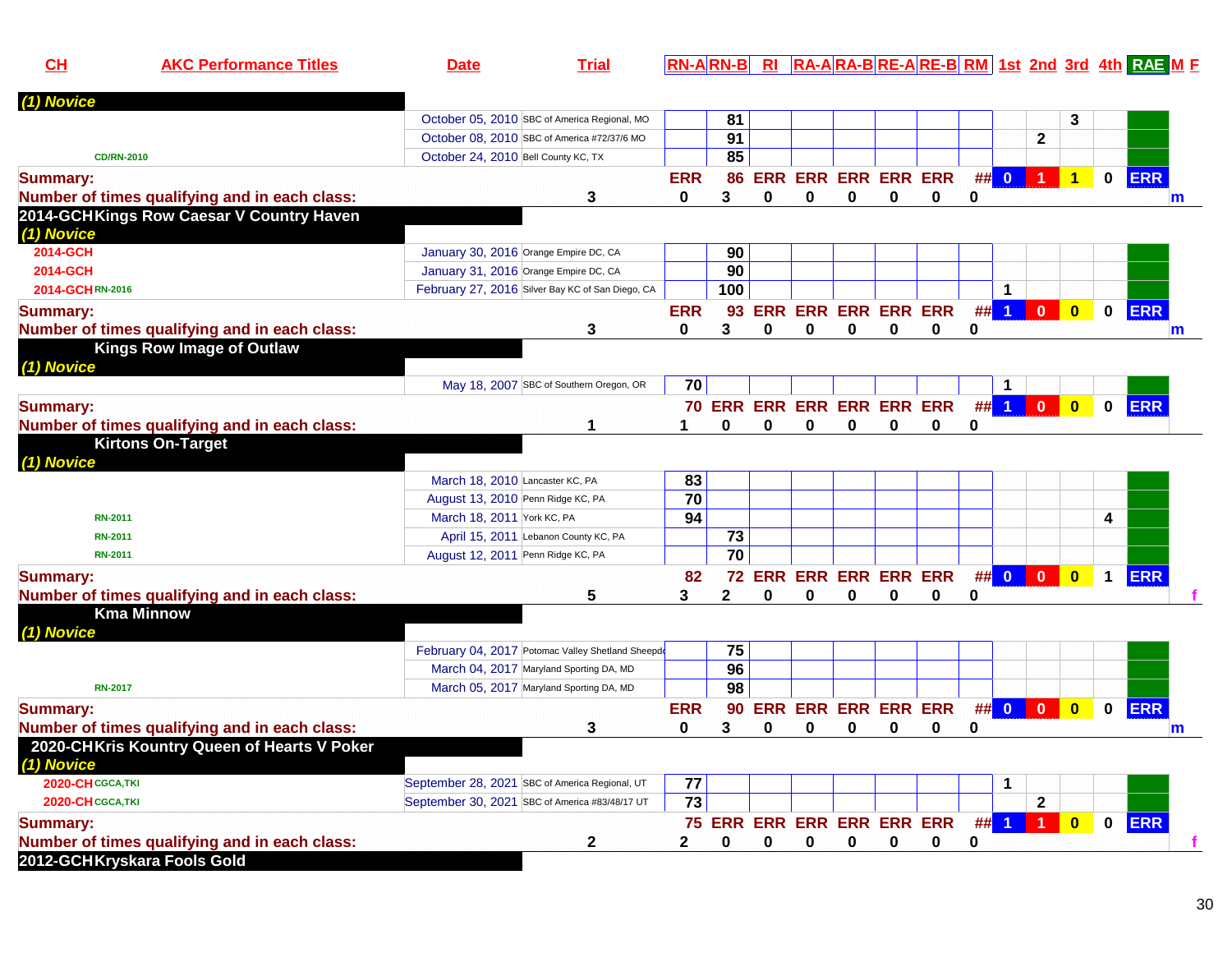| CH | AKC Performance Titles | Date | Trial | RN-A | RN-B | RI | RA-A | RA-B | RE-A | RE-B | RM | 1st | 2nd | 3rd | 4th | RAE | M F |
|---|---|---|---|---|---|---|---|---|---|---|---|---|---|---|---|---|---|
| *(1) Novice* | | | | | | | | | | | | | | | | | |
| | | October 05, 2010 | SBC of America Regional, MO | | 81 | | | | | | | | | 3 | | | |
| | | October 08, 2010 | SBC of America #72/37/6 MO | | 91 | | | | | | | | 2 | | | | |
| | CD/RN-2010 | October 24, 2010 | Bell County KC, TX | | 85 | | | | | | | | | | | | |
| **Summary:** | | | | ERR | 86 | ERR | ERR | ERR | ERR | ERR | ## | 0 | 1 | 1 | 0 | ERR | |
| **Number of times qualifying and in each class:** | | | 3 | 0 | 3 | 0 | 0 | 0 | 0 | 0 | 0 | | | | | | m |
| **2014-GCH** | **Kings Row Caesar V Country Haven** | | | | | | | | | | | | | | | | |
| *(1) Novice* | | | | | | | | | | | | | | | | | |
| 2014-GCH | | January 30, 2016 | Orange Empire DC, CA | | 90 | | | | | | | | | | | | |
| 2014-GCH | | January 31, 2016 | Orange Empire DC, CA | | 90 | | | | | | | | | | | | |
| 2014-GCH | RN-2016 | February 27, 2016 | Silver Bay KC of San Diego, CA | | 100 | | | | | | | 1 | | | | | |
| **Summary:** | | | | ERR | 93 | ERR | ERR | ERR | ERR | ERR | ## | 1 | 0 | 0 | 0 | ERR | |
| **Number of times qualifying and in each class:** | | | 3 | 0 | 3 | 0 | 0 | 0 | 0 | 0 | 0 | | | | | | m |
| | **Kings Row Image of Outlaw** | | | | | | | | | | | | | | | | |
| *(1) Novice* | | | | | | | | | | | | | | | | | |
| | | May 18, 2007 | SBC of Southern Oregon, OR | 70 | | | | | | | | 1 | | | | | |
| **Summary:** | | | | 70 | ERR | ERR | ERR | ERR | ERR | ERR | ## | 1 | 0 | 0 | 0 | ERR | |
| **Number of times qualifying and in each class:** | | | 1 | 1 | 0 | 0 | 0 | 0 | 0 | 0 | 0 | | | | | | |
| | **Kirtons On-Target** | | | | | | | | | | | | | | | | |
| *(1) Novice* | | | | | | | | | | | | | | | | | |
| | | March 18, 2010 | Lancaster KC, PA | 83 | | | | | | | | | | | | | |
| | | August 13, 2010 | Penn Ridge KC, PA | 70 | | | | | | | | | | | | | |
| | RN-2011 | March 18, 2011 | York KC, PA | 94 | | | | | | | | | | | 4 | | |
| | RN-2011 | April 15, 2011 | Lebanon County KC, PA | | 73 | | | | | | | | | | | | |
| | RN-2011 | August 12, 2011 | Penn Ridge KC, PA | | 70 | | | | | | | | | | | | |
| **Summary:** | | | | 82 | 72 | ERR | ERR | ERR | ERR | ERR | ## | 0 | 0 | 0 | 1 | ERR | |
| **Number of times qualifying and in each class:** | | | 5 | 3 | 2 | 0 | 0 | 0 | 0 | 0 | 0 | | | | | | f |
| | **Kma Minnow** | | | | | | | | | | | | | | | | |
| *(1) Novice* | | | | | | | | | | | | | | | | | |
| | | February 04, 2017 | Potomac Valley Shetland Sheepdo | | 75 | | | | | | | | | | | | |
| | | March 04, 2017 | Maryland Sporting DA, MD | | 96 | | | | | | | | | | | | |
| | RN-2017 | March 05, 2017 | Maryland Sporting DA, MD | | 98 | | | | | | | | | | | | |
| **Summary:** | | | | ERR | 90 | ERR | ERR | ERR | ERR | ERR | ## | 0 | 0 | 0 | 0 | ERR | |
| **Number of times qualifying and in each class:** | | | 3 | 0 | 3 | 0 | 0 | 0 | 0 | 0 | 0 | | | | | | m |
| **2020-CH** | **Kris Kountry Queen of Hearts V Poker** | | | | | | | | | | | | | | | | |
| *(1) Novice* | | | | | | | | | | | | | | | | | |
| 2020-CH | CGCA,TKI | September 28, 2021 | SBC of America Regional, UT | 77 | | | | | | | | 1 | | | | | |
| 2020-CH | CGCA,TKI | September 30, 2021 | SBC of America #83/48/17 UT | 73 | | | | | | | | | 2 | | | | |
| **Summary:** | | | | 75 | ERR | ERR | ERR | ERR | ERR | ERR | ## | 1 | 1 | 0 | 0 | ERR | |
| **Number of times qualifying and in each class:** | | | 2 | 2 | 0 | 0 | 0 | 0 | 0 | 0 | 0 | | | | | | f |
| **2012-GCH** | **Kryskara Fools Gold** | | | | | | | | | | | | | | | | |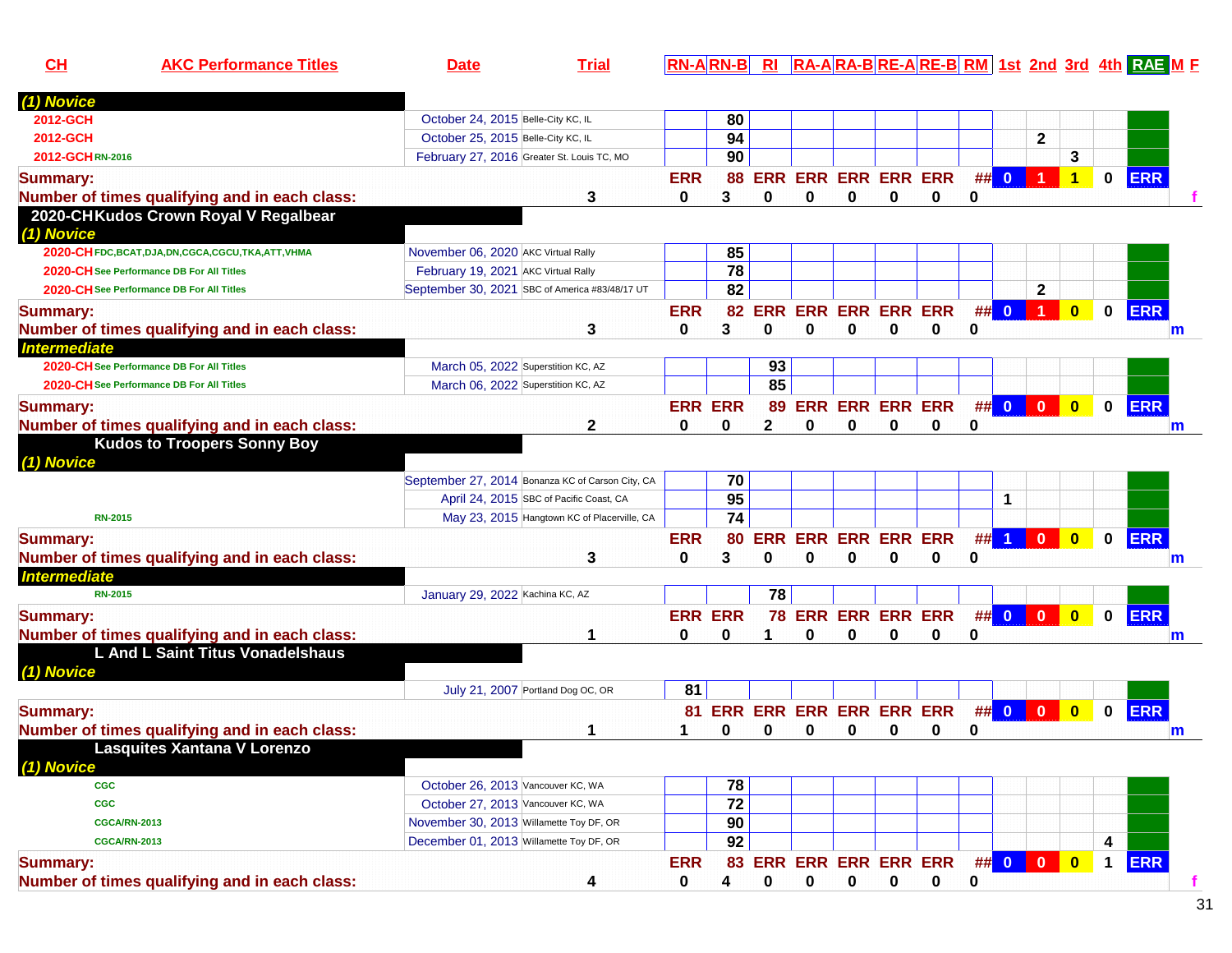| CH | AKC Performance Titles | Date | Trial | RN-A | RN-B | RI | RA-A | RA-B | RE-A | RE-B | RM | 1st | 2nd | 3rd | 4th | RAE | M F |
|---|---|---|---|---|---|---|---|---|---|---|---|---|---|---|---|---|---|
| ***(1) Novice*** | | | | | | | | | | | | | | | | | |
| 2012-GCH | | October 24, 2015 | Belle-City KC, IL | | 80 | | | | | | | | | | | | |
| 2012-GCH | | October 25, 2015 | Belle-City KC, IL | | 94 | | | | | | | | 2 | | | | |
| 2012-GCH | RN-2016 | February 27, 2016 | Greater St. Louis TC, MO | | 90 | | | | | | | | | 3 | | | |
| **Summary:** | | | | ERR | 88 | ERR | ERR | ERR | ERR | ERR | ## | 0 | 1 | 1 | 0 | ERR | |
| **Number of times qualifying and in each class:** | | | 3 | 0 | 3 | 0 | 0 | 0 | 0 | 0 | 0 | | | | | | f |
| **2020-CH Kudos Crown Royal V Regalbear** | | | | | | | | | | | | | | | | | |
| ***(1) Novice*** | | | | | | | | | | | | | | | | | |
| 2020-CH | FDC,BCAT,DJA,DN,CGCA,CGCU,TKA,ATT,VHMA | November 06, 2020 | AKC Virtual Rally | | 85 | | | | | | | | | | | | |
| 2020-CH | See Performance DB For All Titles | February 19, 2021 | AKC Virtual Rally | | 78 | | | | | | | | | | | | |
| 2020-CH | See Performance DB For All Titles | September 30, 2021 | SBC of America #83/48/17 UT | | 82 | | | | | | | | 2 | | | | |
| **Summary:** | | | | ERR | 82 | ERR | ERR | ERR | ERR | ERR | ## | 0 | 1 | 0 | 0 | ERR | |
| **Number of times qualifying and in each class:** | | | 3 | 0 | 3 | 0 | 0 | 0 | 0 | 0 | 0 | | | | | | m |
| ***Intermediate*** | | | | | | | | | | | | | | | | | |
| 2020-CH | See Performance DB For All Titles | March 05, 2022 | Superstition KC, AZ | | | 93 | | | | | | | | | | | |
| 2020-CH | See Performance DB For All Titles | March 06, 2022 | Superstition KC, AZ | | | 85 | | | | | | | | | | | |
| **Summary:** | | | | ERR | ERR | 89 | ERR | ERR | ERR | ERR | ## | 0 | 0 | 0 | 0 | ERR | |
| **Number of times qualifying and in each class:** | | | 2 | 0 | 0 | 2 | 0 | 0 | 0 | 0 | 0 | | | | | | m |
| **Kudos to Troopers Sonny Boy** | | | | | | | | | | | | | | | | | |
| ***(1) Novice*** | | | | | | | | | | | | | | | | | |
| | | September 27, 2014 | Bonanza KC of Carson City, CA | | 70 | | | | | | | | | | | | |
| | | April 24, 2015 | SBC of Pacific Coast, CA | | 95 | | | | | | | 1 | | | | | |
| | RN-2015 | May 23, 2015 | Hangtown KC of Placerville, CA | | 74 | | | | | | | | | | | | |
| **Summary:** | | | | ERR | 80 | ERR | ERR | ERR | ERR | ERR | ## | 1 | 0 | 0 | 0 | ERR | |
| **Number of times qualifying and in each class:** | | | 3 | 0 | 3 | 0 | 0 | 0 | 0 | 0 | 0 | | | | | | m |
| ***Intermediate*** | | | | | | | | | | | | | | | | | |
| | RN-2015 | January 29, 2022 | Kachina KC, AZ | | | 78 | | | | | | | | | | | |
| **Summary:** | | | | ERR | ERR | 78 | ERR | ERR | ERR | ERR | ## | 0 | 0 | 0 | 0 | ERR | |
| **Number of times qualifying and in each class:** | | | 1 | 0 | 0 | 1 | 0 | 0 | 0 | 0 | 0 | | | | | | m |
| **L And L Saint Titus Vonadelshaus** | | | | | | | | | | | | | | | | | |
| ***(1) Novice*** | | | | | | | | | | | | | | | | | |
| | | July 21, 2007 | Portland Dog OC, OR | 81 | | | | | | | | | | | | | |
| **Summary:** | | | | 81 | ERR | ERR | ERR | ERR | ERR | ERR | ## | 0 | 0 | 0 | 0 | ERR | |
| **Number of times qualifying and in each class:** | | | 1 | 1 | 0 | 0 | 0 | 0 | 0 | 0 | 0 | | | | | | m |
| **Lasquites Xantana V Lorenzo** | | | | | | | | | | | | | | | | | |
| ***(1) Novice*** | | | | | | | | | | | | | | | | | |
| | CGC | October 26, 2013 | Vancouver KC, WA | | 78 | | | | | | | | | | | | |
| | CGC | October 27, 2013 | Vancouver KC, WA | | 72 | | | | | | | | | | | | |
| | CGCA/RN-2013 | November 30, 2013 | Willamette Toy DF, OR | | 90 | | | | | | | | | | | | |
| | CGCA/RN-2013 | December 01, 2013 | Willamette Toy DF, OR | | 92 | | | | | | | | | | 4 | | |
| **Summary:** | | | | ERR | 83 | ERR | ERR | ERR | ERR | ERR | ## | 0 | 0 | 0 | 1 | ERR | |
| **Number of times qualifying and in each class:** | | | 4 | 0 | 4 | 0 | 0 | 0 | 0 | 0 | 0 | | | | | | f |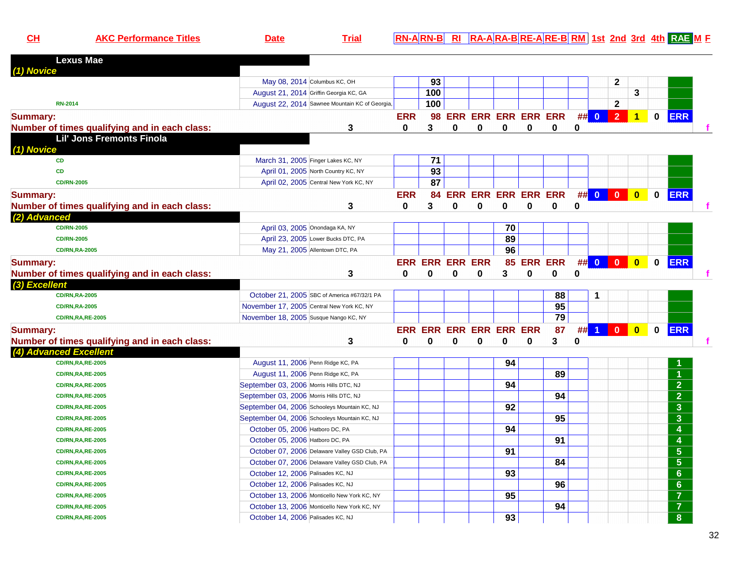| CH | AKC Performance Titles | Date | Trial | RN-A | RN-B | RI | RA-A | RA-B | RE-A | RE-B | RM | 1st | 2nd | 3rd | 4th | RAE | M | F |
|---|---|---|---|---|---|---|---|---|---|---|---|---|---|---|---|---|---|---|
| **Lexus Mae** | | | | | | | | | | | | | | | | | | |
| ***(1) Novice*** | | | | | | | | | | | | | | | | | | |
| | | May 08, 2014 | Columbus KC, OH | | 93 | | | | | | | | 2 | | | | | |
| | | August 21, 2014 | Griffin Georgia KC, GA | | 100 | | | | | | | | | 3 | | | | |
| RN-2014 | | August 22, 2014 | Sawnee Mountain KC of Georgia, | | 100 | | | | | | | | 2 | | | | | |
| **Summary:** | | | | ERR | 98 | ERR | ERR | ERR | ERR | ERR | ## | 0 | 2 | 1 | 0 | ERR | | |
| **Number of times qualifying and in each class:** | | | 3 | 0 | 3 | 0 | 0 | 0 | 0 | 0 | 0 | | | | | | | f |
| **Lil' Jons Fremonts Finola** | | | | | | | | | | | | | | | | | | |
| ***(1) Novice*** | | | | | | | | | | | | | | | | | | |
| CD | | March 31, 2005 | Finger Lakes KC, NY | | 71 | | | | | | | | | | | | | |
| CD | | April 01, 2005 | North Country KC, NY | | 93 | | | | | | | | | | | | | |
| CD/RN-2005 | | April 02, 2005 | Central New York KC, NY | | 87 | | | | | | | | | | | | | |
| **Summary:** | | | | ERR | 84 | ERR | ERR | ERR | ERR | ERR | ## | 0 | 0 | 0 | 0 | ERR | | |
| **Number of times qualifying and in each class:** | | | 3 | 0 | 3 | 0 | 0 | 0 | 0 | 0 | 0 | | | | | | | f |
| ***(2) Advanced*** | | | | | | | | | | | | | | | | | | |
| CD/RN-2005 | | April 03, 2005 | Onondaga KA, NY | | | | | 70 | | | | | | | | | | |
| CD/RN-2005 | | April 23, 2005 | Lower Bucks DTC, PA | | | | | 89 | | | | | | | | | | |
| CD/RN,RA-2005 | | May 21, 2005 | Allentown DTC, PA | | | | | 96 | | | | | | | | | | |
| **Summary:** | | | | ERR | ERR | ERR | ERR | 85 | ERR | ERR | ## | 0 | 0 | 0 | 0 | ERR | | |
| **Number of times qualifying and in each class:** | | | 3 | 0 | 0 | 0 | 0 | 3 | 0 | 0 | 0 | | | | | | | f |
| ***(3) Excellent*** | | | | | | | | | | | | | | | | | | |
| CD/RN,RA-2005 | | October 21, 2005 | SBC of America #67/32/1 PA | | | | | | | 88 | | 1 | | | | | | |
| CD/RN,RA-2005 | | November 17, 2005 | Central New York KC, NY | | | | | | | 95 | | | | | | | | |
| CD/RN,RA,RE-2005 | | November 18, 2005 | Susque Nango KC, NY | | | | | | | 79 | | | | | | | | |
| **Summary:** | | | | ERR | ERR | ERR | ERR | ERR | ERR | 87 | ## | 1 | 0 | 0 | 0 | ERR | | |
| **Number of times qualifying and in each class:** | | | 3 | 0 | 0 | 0 | 0 | 0 | 0 | 3 | 0 | | | | | | | f |
| ***(4) Advanced Excellent*** | | | | | | | | | | | | | | | | | | |
| CD/RN,RA,RE-2005 | | August 11, 2006 | Penn Ridge KC, PA | | | | | 94 | | | | | | | | 1 | | |
| CD/RN,RA,RE-2005 | | August 11, 2006 | Penn Ridge KC, PA | | | | | | | 89 | | | | | | 1 | | |
| CD/RN,RA,RE-2005 | | September 03, 2006 | Morris Hills DTC, NJ | | | | | 94 | | | | | | | | 2 | | |
| CD/RN,RA,RE-2005 | | September 03, 2006 | Morris Hills DTC, NJ | | | | | | | 94 | | | | | | 2 | | |
| CD/RN,RA,RE-2005 | | September 04, 2006 | Schooleys Mountain KC, NJ | | | | | 92 | | | | | | | | 3 | | |
| CD/RN,RA,RE-2005 | | September 04, 2006 | Schooleys Mountain KC, NJ | | | | | | | 95 | | | | | | 3 | | |
| CD/RN,RA,RE-2005 | | October 05, 2006 | Hatboro DC, PA | | | | | 94 | | | | | | | | 4 | | |
| CD/RN,RA,RE-2005 | | October 05, 2006 | Hatboro DC, PA | | | | | | | 91 | | | | | | 4 | | |
| CD/RN,RA,RE-2005 | | October 07, 2006 | Delaware Valley GSD Club, PA | | | | | 91 | | | | | | | | 5 | | |
| CD/RN,RA,RE-2005 | | October 07, 2006 | Delaware Valley GSD Club, PA | | | | | | | 84 | | | | | | 5 | | |
| CD/RN,RA,RE-2005 | | October 12, 2006 | Palisades KC, NJ | | | | | 93 | | | | | | | | 6 | | |
| CD/RN,RA,RE-2005 | | October 12, 2006 | Palisades KC, NJ | | | | | | | 96 | | | | | | 6 | | |
| CD/RN,RA,RE-2005 | | October 13, 2006 | Monticello New York KC, NY | | | | | 95 | | | | | | | | 7 | | |
| CD/RN,RA,RE-2005 | | October 13, 2006 | Monticello New York KC, NY | | | | | | | 94 | | | | | | 7 | | |
| CD/RN,RA,RE-2005 | | October 14, 2006 | Palisades KC, NJ | | | | | 93 | | | | | | | | 8 | | |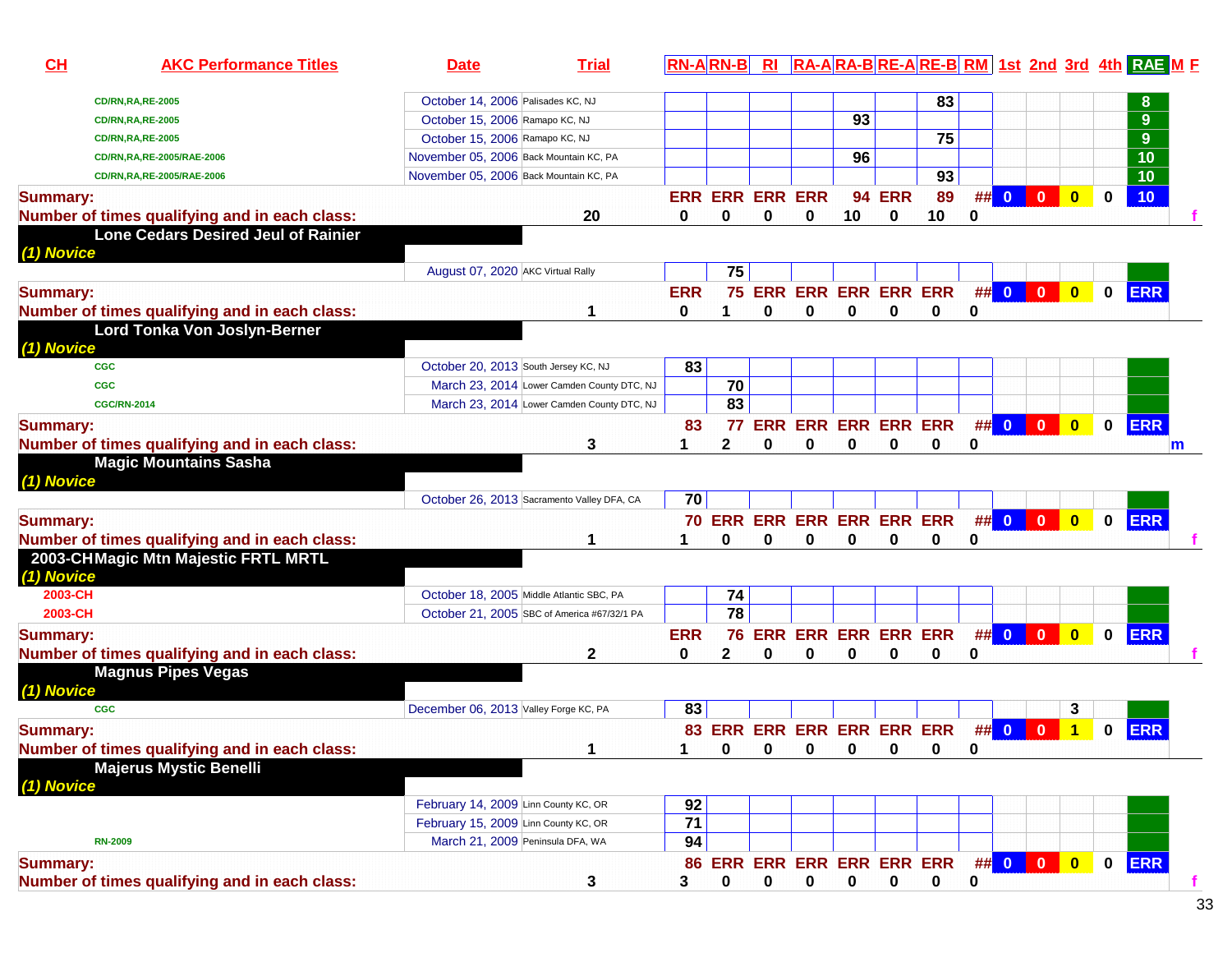| CH | AKC Performance Titles | Date | Trial | RN-A | RN-B | RI | RA-A | RA-B | RE-A | RE-B | RM | 1st | 2nd | 3rd | 4th | RAE | M | F |
|---|---|---|---|---|---|---|---|---|---|---|---|---|---|---|---|---|---|---|
| | CD/RN,RA,RE-2005 | October 14, 2006 | Palisades KC, NJ | | | | | | | 83 | | | | | | 8 | | |
| | CD/RN,RA,RE-2005 | October 15, 2006 | Ramapo KC, NJ | | | | | 93 | | | | | | | | 9 | | |
| | CD/RN,RA,RE-2005 | October 15, 2006 | Ramapo KC, NJ | | | | | | | 75 | | | | | | 9 | | |
| | CD/RN,RA,RE-2005/RAE-2006 | November 05, 2006 | Back Mountain KC, PA | | | | | 96 | | | | | | | | 10 | | |
| | CD/RN,RA,RE-2005/RAE-2006 | November 05, 2006 | Back Mountain KC, PA | | | | | | | 93 | | | | | | 10 | | |
| Summary: | | | | ERR | ERR | ERR | ERR | 94 | ERR | 89 | ## | 0 | 0 | 0 | 0 | 10 | | |
| Number of times qualifying and in each class: | | | 20 | 0 | 0 | 0 | 0 | 10 | 0 | 10 | 0 | | | | | | | f |
| Lone Cedars Desired Jeul of Rainier | | | | | | | | | | | | | | | | | | |
| (1) Novice | | | | | | | | | | | | | | | | | | |
| | | August 07, 2020 | AKC Virtual Rally | | 75 | | | | | | | | | | | | | |
| Summary: | | | | ERR | 75 | ERR | ERR | ERR | ERR | ERR | ## | 0 | 0 | 0 | 0 | ERR | | |
| Number of times qualifying and in each class: | | | 1 | 0 | 1 | 0 | 0 | 0 | 0 | 0 | 0 | | | | | | | |
| Lord Tonka Von Joslyn-Berner | | | | | | | | | | | | | | | | | | |
| (1) Novice | | | | | | | | | | | | | | | | | | |
| | CGC | October 20, 2013 | South Jersey KC, NJ | 83 | | | | | | | | | | | | | | |
| | CGC | March 23, 2014 | Lower Camden County DTC, NJ | | 70 | | | | | | | | | | | | | |
| | CGC/RN-2014 | March 23, 2014 | Lower Camden County DTC, NJ | | 83 | | | | | | | | | | | | | |
| Summary: | | | | 83 | 77 | ERR | ERR | ERR | ERR | ERR | ## | 0 | 0 | 0 | 0 | ERR | | |
| Number of times qualifying and in each class: | | | 3 | 1 | 2 | 0 | 0 | 0 | 0 | 0 | 0 | | | | | | m | |
| Magic Mountains Sasha | | | | | | | | | | | | | | | | | | |
| (1) Novice | | | | | | | | | | | | | | | | | | |
| | | October 26, 2013 | Sacramento Valley DFA, CA | 70 | | | | | | | | | | | | | | |
| Summary: | | | | 70 | ERR | ERR | ERR | ERR | ERR | ERR | ## | 0 | 0 | 0 | 0 | ERR | | |
| Number of times qualifying and in each class: | | | 1 | 1 | 0 | 0 | 0 | 0 | 0 | 0 | 0 | | | | | | | f |
| 2003-CH | Magic Mtn Majestic FRTL MRTL | | | | | | | | | | | | | | | | | |
| (1) Novice | | | | | | | | | | | | | | | | | | |
| 2003-CH | | October 18, 2005 | Middle Atlantic SBC, PA | | 74 | | | | | | | | | | | | | |
| 2003-CH | | October 21, 2005 | SBC of America #67/32/1 PA | | 78 | | | | | | | | | | | | | |
| Summary: | | | | ERR | 76 | ERR | ERR | ERR | ERR | ERR | ## | 0 | 0 | 0 | 0 | ERR | | |
| Number of times qualifying and in each class: | | | 2 | 0 | 2 | 0 | 0 | 0 | 0 | 0 | 0 | | | | | | | f |
| Magnus Pipes Vegas | | | | | | | | | | | | | | | | | | |
| (1) Novice | | | | | | | | | | | | | | | | | | |
| | CGC | December 06, 2013 | Valley Forge KC, PA | 83 | | | | | | | | | | 3 | | | | |
| Summary: | | | | 83 | ERR | ERR | ERR | ERR | ERR | ERR | ## | 0 | 0 | 1 | 0 | ERR | | |
| Number of times qualifying and in each class: | | | 1 | 1 | 0 | 0 | 0 | 0 | 0 | 0 | 0 | | | | | | | |
| Majerus Mystic Benelli | | | | | | | | | | | | | | | | | | |
| (1) Novice | | | | | | | | | | | | | | | | | | |
| | | February 14, 2009 | Linn County KC, OR | 92 | | | | | | | | | | | | | | |
| | | February 15, 2009 | Linn County KC, OR | 71 | | | | | | | | | | | | | | |
| | RN-2009 | March 21, 2009 | Peninsula DFA, WA | 94 | | | | | | | | | | | | | | |
| Summary: | | | | 86 | ERR | ERR | ERR | ERR | ERR | ERR | ## | 0 | 0 | 0 | 0 | ERR | | |
| Number of times qualifying and in each class: | | | 3 | 3 | 0 | 0 | 0 | 0 | 0 | 0 | 0 | | | | | | | f |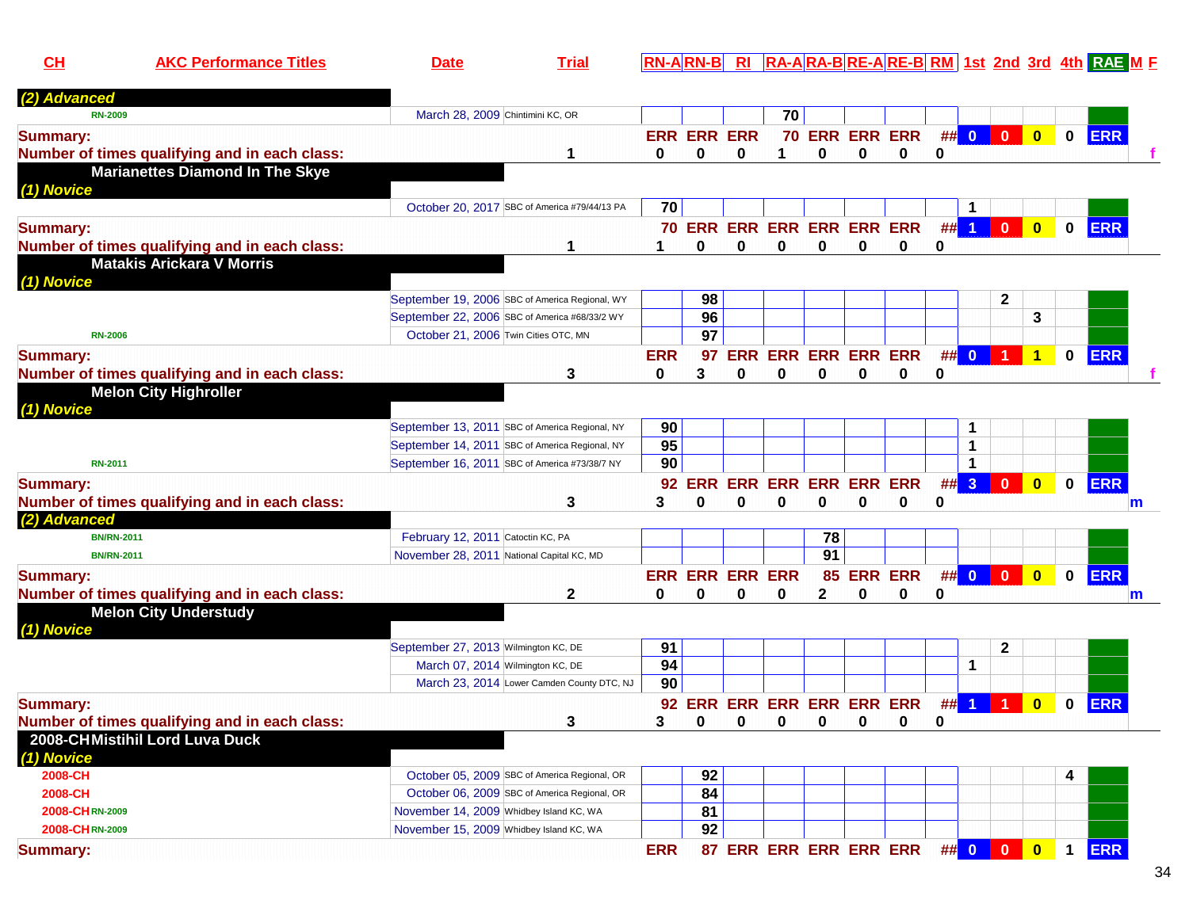| CH | AKC Performance Titles | Date | Trial | RN-A | RN-B | RI | RA-A | RA-B | RE-A | RE-B | RM | 1st | 2nd | 3rd | 4th | RAE | M | F |
|---|---|---|---|---|---|---|---|---|---|---|---|---|---|---|---|---|---|---|
| **(2) Advanced** | | | | | | | | | | | | | | | | | | |
| | RN-2009 | March 28, 2009 | Chintimini KC, OR | | | | 70 | | | | | | | | | | | |
| **Summary:** | | | | ERR | ERR | ERR | 70 | ERR | ERR | ERR | ## | 0 | 0 | 0 | 0 | ERR | | |
| **Number of times qualifying and in each class:** | | | 1 | 0 | 0 | 0 | 1 | 0 | 0 | 0 | 0 | | | | | | | f |
| **Marianettes Diamond In The Skye** | | | | | | | | | | | | | | | | | | |
| **(1) Novice** | | | | | | | | | | | | | | | | | | |
| | | October 20, 2017 | SBC of America #79/44/13 PA | 70 | | | | | | | | 1 | | | | | | |
| **Summary:** | | | | 70 | ERR | ERR | ERR | ERR | ERR | ERR | ## | 1 | 0 | 0 | 0 | ERR | | |
| **Number of times qualifying and in each class:** | | | 1 | 1 | 0 | 0 | 0 | 0 | 0 | 0 | 0 | | | | | | | |
| **Matakis Arickara V Morris** | | | | | | | | | | | | | | | | | | |
| **(1) Novice** | | | | | | | | | | | | | | | | | | |
| | | September 19, 2006 | SBC of America Regional, WY | | 98 | | | | | | | | 2 | | | | | |
| | | September 22, 2006 | SBC of America #68/33/2 WY | | 96 | | | | | | | | | 3 | | | | |
| | RN-2006 | October 21, 2006 | Twin Cities OTC, MN | | 97 | | | | | | | | | | | | | |
| **Summary:** | | | | ERR | 97 | ERR | ERR | ERR | ERR | ERR | ## | 0 | 1 | 1 | 0 | ERR | | |
| **Number of times qualifying and in each class:** | | | 3 | 0 | 3 | 0 | 0 | 0 | 0 | 0 | 0 | | | | | | | f |
| **Melon City Highroller** | | | | | | | | | | | | | | | | | | |
| **(1) Novice** | | | | | | | | | | | | | | | | | | |
| | | September 13, 2011 | SBC of America Regional, NY | 90 | | | | | | | | 1 | | | | | | |
| | | September 14, 2011 | SBC of America Regional, NY | 95 | | | | | | | | 1 | | | | | | |
| | RN-2011 | September 16, 2011 | SBC of America #73/38/7 NY | 90 | | | | | | | | 1 | | | | | | |
| **Summary:** | | | | 92 | ERR | ERR | ERR | ERR | ERR | ERR | ## | 3 | 0 | 0 | 0 | ERR | | |
| **Number of times qualifying and in each class:** | | | 3 | 3 | 0 | 0 | 0 | 0 | 0 | 0 | 0 | | | | | | m | |
| **(2) Advanced** | | | | | | | | | | | | | | | | | | |
| | BN/RN-2011 | February 12, 2011 | Catoctin KC, PA | | | | | 78 | | | | | | | | | | |
| | BN/RN-2011 | November 28, 2011 | National Capital KC, MD | | | | | 91 | | | | | | | | | | |
| **Summary:** | | | | ERR | ERR | ERR | ERR | 85 | ERR | ERR | ## | 0 | 0 | 0 | 0 | ERR | | |
| **Number of times qualifying and in each class:** | | | 2 | 0 | 0 | 0 | 0 | 2 | 0 | 0 | 0 | | | | | | m | |
| **Melon City Understudy** | | | | | | | | | | | | | | | | | | |
| **(1) Novice** | | | | | | | | | | | | | | | | | | |
| | | September 27, 2013 | Wilmington KC, DE | 91 | | | | | | | | | 2 | | | | | |
| | | March 07, 2014 | Wilmington KC, DE | 94 | | | | | | | | 1 | | | | | | |
| | | March 23, 2014 | Lower Camden County DTC, NJ | 90 | | | | | | | | | | | | | | |
| **Summary:** | | | | 92 | ERR | ERR | ERR | ERR | ERR | ERR | ## | 1 | 1 | 0 | 0 | ERR | | |
| **Number of times qualifying and in each class:** | | | 3 | 3 | 0 | 0 | 0 | 0 | 0 | 0 | 0 | | | | | | | |
| **2008-CH Mistihil Lord Luva Duck** | | | | | | | | | | | | | | | | | | |
| **(1) Novice** | | | | | | | | | | | | | | | | | | |
| 2008-CH | | October 05, 2009 | SBC of America Regional, OR | | 92 | | | | | | | | | | 4 | | | |
| 2008-CH | | October 06, 2009 | SBC of America Regional, OR | | 84 | | | | | | | | | | | | | |
| 2008-CH | RN-2009 | November 14, 2009 | Whidbey Island KC, WA | | 81 | | | | | | | | | | | | | |
| 2008-CH | RN-2009 | November 15, 2009 | Whidbey Island KC, WA | | 92 | | | | | | | | | | | | | |
| **Summary:** | | | | ERR | 87 | ERR | ERR | ERR | ERR | ERR | ## | 0 | 0 | 0 | 1 | ERR | | |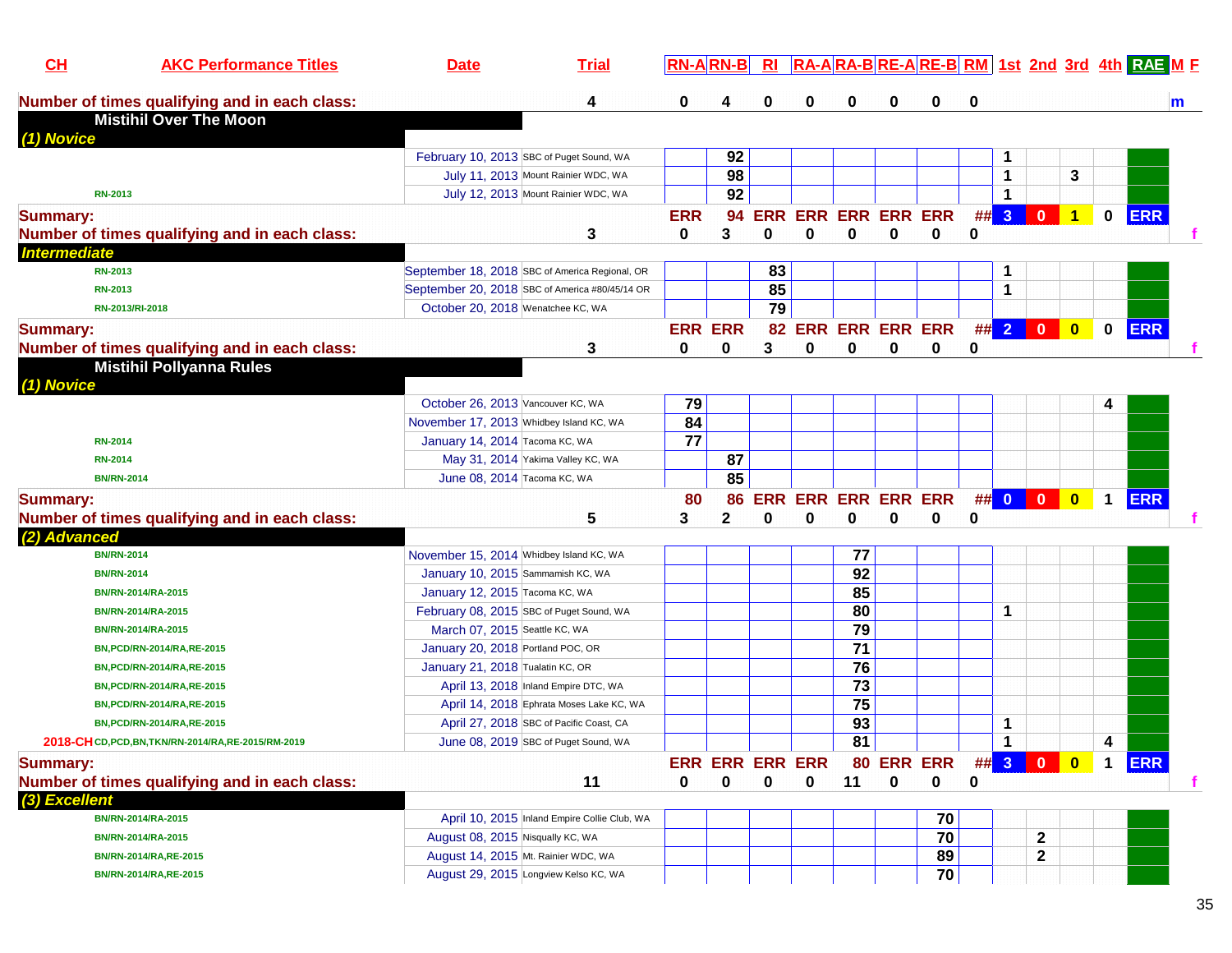| CH | AKC Performance Titles | Date | Trial | RN-A | RN-B | RI | RA-A | RA-B | RE-A | RE-B | RM | 1st | 2nd | 3rd | 4th | RAE | M | F |
|---|---|---|---|---|---|---|---|---|---|---|---|---|---|---|---|---|---|---|
| Number of times qualifying and in each class: | | | 4 | 0 | 4 | 0 | 0 | 0 | 0 | 0 | 0 | | | | | | m | |
| **Mistihil Over The Moon** | | | | | | | | | | | | | | | | | | |
| *(1) Novice* | | | | | | | | | | | | | | | | | | |
| | | February 10, 2013 | SBC of Puget Sound, WA | | 92 | | | | | | | 1 | | | | | | |
| | | July 11, 2013 | Mount Rainier WDC, WA | | 98 | | | | | | | 1 | | 3 | | | | |
| | RN-2013 | July 12, 2013 | Mount Rainier WDC, WA | | 92 | | | | | | | 1 | | | | | | |
| Summary: | | | | ERR | 94 | ERR | ERR | ERR | ERR | ERR | ## | 3 | 0 | 1 | 0 | ERR | | |
| Number of times qualifying and in each class: | | | 3 | 0 | 3 | 0 | 0 | 0 | 0 | 0 | 0 | | | | | | | f |
| *Intermediate* | | | | | | | | | | | | | | | | | | |
| | RN-2013 | September 18, 2018 | SBC of America Regional, OR | | | 83 | | | | | | 1 | | | | | | |
| | RN-2013 | September 20, 2018 | SBC of America #80/45/14 OR | | | 85 | | | | | | 1 | | | | | | |
| | RN-2013/RI-2018 | October 20, 2018 | Wenatchee KC, WA | | | 79 | | | | | | | | | | | | |
| Summary: | | | | ERR | ERR | 82 | ERR | ERR | ERR | ERR | ## | 2 | 0 | 0 | 0 | ERR | | |
| Number of times qualifying and in each class: | | | 3 | 0 | 0 | 3 | 0 | 0 | 0 | 0 | 0 | | | | | | | f |
| **Mistihil Pollyanna Rules** | | | | | | | | | | | | | | | | | | |
| *(1) Novice* | | | | | | | | | | | | | | | | | | |
| | | October 26, 2013 | Vancouver KC, WA | 79 | | | | | | | | | | | 4 | | | |
| | | November 17, 2013 | Whidbey Island KC, WA | 84 | | | | | | | | | | | | | | |
| | RN-2014 | January 14, 2014 | Tacoma KC, WA | 77 | | | | | | | | | | | | | | |
| | RN-2014 | May 31, 2014 | Yakima Valley KC, WA | | 87 | | | | | | | | | | | | | |
| | BN/RN-2014 | June 08, 2014 | Tacoma KC, WA | | 85 | | | | | | | | | | | | | |
| Summary: | | | | 80 | 86 | ERR | ERR | ERR | ERR | ERR | ## | 0 | 0 | 0 | 1 | ERR | | |
| Number of times qualifying and in each class: | | | 5 | 3 | 2 | 0 | 0 | 0 | 0 | 0 | 0 | | | | | | | f |
| *(2) Advanced* | | | | | | | | | | | | | | | | | | |
| | BN/RN-2014 | November 15, 2014 | Whidbey Island KC, WA | | | | | 77 | | | | | | | | | | |
| | BN/RN-2014 | January 10, 2015 | Sammamish KC, WA | | | | | 92 | | | | | | | | | | |
| | BN/RN-2014/RA-2015 | January 12, 2015 | Tacoma KC, WA | | | | | 85 | | | | | | | | | | |
| | BN/RN-2014/RA-2015 | February 08, 2015 | SBC of Puget Sound, WA | | | | | 80 | | | | 1 | | | | | | |
| | BN/RN-2014/RA-2015 | March 07, 2015 | Seattle KC, WA | | | | | 79 | | | | | | | | | | |
| | BN,PCD/RN-2014/RA,RE-2015 | January 20, 2018 | Portland POC, OR | | | | | 71 | | | | | | | | | | |
| | BN,PCD/RN-2014/RA,RE-2015 | January 21, 2018 | Tualatin KC, OR | | | | | 76 | | | | | | | | | | |
| | BN,PCD/RN-2014/RA,RE-2015 | April 13, 2018 | Inland Empire DTC, WA | | | | | 73 | | | | | | | | | | |
| | BN,PCD/RN-2014/RA,RE-2015 | April 14, 2018 | Ephrata Moses Lake KC, WA | | | | | 75 | | | | | | | | | | |
| | BN,PCD/RN-2014/RA,RE-2015 | April 27, 2018 | SBC of Pacific Coast, CA | | | | | 93 | | | | 1 | | | | | | |
| 2018-CH | CD,PCD,BN,TKN/RN-2014/RA,RE-2015/RM-2019 | June 08, 2019 | SBC of Puget Sound, WA | | | | | 81 | | | | 1 | | | 4 | | | |
| Summary: | | | | ERR | ERR | ERR | ERR | 80 | ERR | ERR | ## | 3 | 0 | 0 | 1 | ERR | | |
| Number of times qualifying and in each class: | | | 11 | 0 | 0 | 0 | 0 | 11 | 0 | 0 | 0 | | | | | | | f |
| *(3) Excellent* | | | | | | | | | | | | | | | | | | |
| | BN/RN-2014/RA-2015 | April 10, 2015 | Inland Empire Collie Club, WA | | | | | | | 70 | | | | | | | | |
| | BN/RN-2014/RA-2015 | August 08, 2015 | Nisqually KC, WA | | | | | | | 70 | | | 2 | | | | | |
| | BN/RN-2014/RA,RE-2015 | August 14, 2015 | Mt. Rainier WDC, WA | | | | | | | 89 | | | 2 | | | | | |
| | BN/RN-2014/RA,RE-2015 | August 29, 2015 | Longview Kelso KC, WA | | | | | | | 70 | | | | | | | | |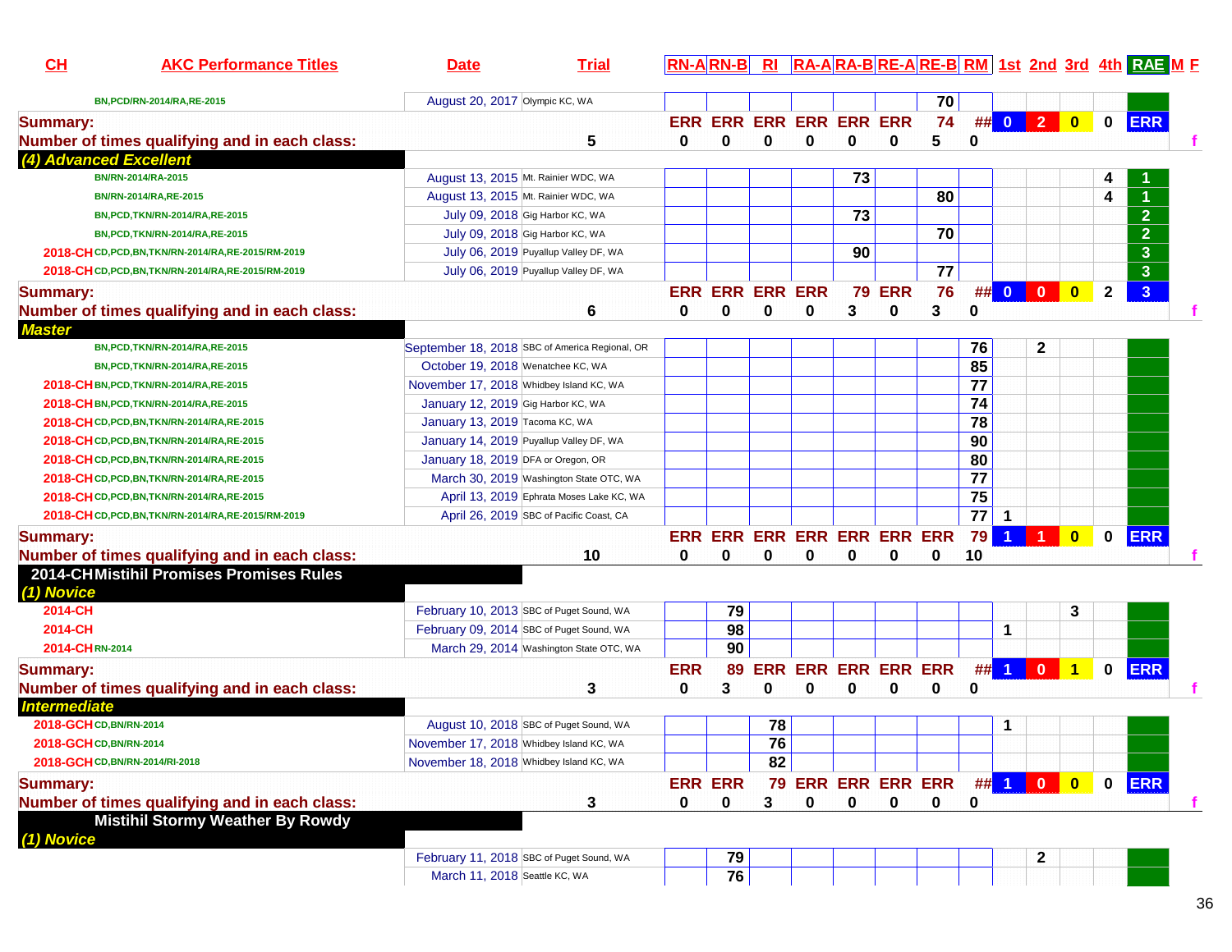| CH | AKC Performance Titles | Date | Trial | RN-A | RN-B | RI | RA-A | RA-B | RE-A | RE-B | RM | 1st | 2nd | 3rd | 4th | RAE | M | F |
|---|---|---|---|---|---|---|---|---|---|---|---|---|---|---|---|---|---|---|
| | BN,PCD/RN-2014/RA,RE-2015 | August 20, 2017 | Olympic KC, WA | | | | | | | 70 | | | | | | | | |
| **Summary:** | | | | ERR | ERR | ERR | ERR | ERR | ERR | 74 | ## | 0 | 2 | 0 | 0 | ERR | | |
| **Number of times qualifying and in each class:** | | 5 | | 0 | 0 | 0 | 0 | 0 | 0 | 5 | 0 | | | | | | | f |
| ***(4) Advanced Excellent*** | | | | | | | | | | | | | | | | | | |
| | BN/RN-2014/RA-2015 | August 13, 2015 | Mt. Rainier WDC, WA | | | | | 73 | | | | | | | 4 | 1 | | |
| | BN/RN-2014/RA,RE-2015 | August 13, 2015 | Mt. Rainier WDC, WA | | | | | | | 80 | | | | | 4 | 1 | | |
| | BN,PCD,TKN/RN-2014/RA,RE-2015 | July 09, 2018 | Gig Harbor KC, WA | | | | | 73 | | | | | | | | 2 | | |
| | BN,PCD,TKN/RN-2014/RA,RE-2015 | July 09, 2018 | Gig Harbor KC, WA | | | | | | | 70 | | | | | | 2 | | |
| 2018-CH | CD,PCD,BN,TKN/RN-2014/RA,RE-2015/RM-2019 | July 06, 2019 | Puyallup Valley DF, WA | | | | | 90 | | | | | | | | 3 | | |
| 2018-CH | CD,PCD,BN,TKN/RN-2014/RA,RE-2015/RM-2019 | July 06, 2019 | Puyallup Valley DF, WA | | | | | | | 77 | | | | | | 3 | | |
| **Summary:** | | | | ERR | ERR | ERR | ERR | 79 | ERR | 76 | ## | 0 | 0 | 0 | 2 | 3 | | |
| **Number of times qualifying and in each class:** | | 6 | | 0 | 0 | 0 | 0 | 3 | 0 | 3 | 0 | | | | | | | f |
| ***Master*** | | | | | | | | | | | | | | | | | | |
| | BN,PCD,TKN/RN-2014/RA,RE-2015 | September 18, 2018 | SBC of America Regional, OR | | | | | | | | 76 | | 2 | | | | | |
| | BN,PCD,TKN/RN-2014/RA,RE-2015 | October 19, 2018 | Wenatchee KC, WA | | | | | | | | 85 | | | | | | | |
| 2018-CH | BN,PCD,TKN/RN-2014/RA,RE-2015 | November 17, 2018 | Whidbey Island KC, WA | | | | | | | | 77 | | | | | | | |
| 2018-CH | BN,PCD,TKN/RN-2014/RA,RE-2015 | January 12, 2019 | Gig Harbor KC, WA | | | | | | | | 74 | | | | | | | |
| 2018-CH | CD,PCD,BN,TKN/RN-2014/RA,RE-2015 | January 13, 2019 | Tacoma KC, WA | | | | | | | | 78 | | | | | | | |
| 2018-CH | CD,PCD,BN,TKN/RN-2014/RA,RE-2015 | January 14, 2019 | Puyallup Valley DF, WA | | | | | | | | 90 | | | | | | | |
| 2018-CH | CD,PCD,BN,TKN/RN-2014/RA,RE-2015 | January 18, 2019 | DFA or Oregon, OR | | | | | | | | 80 | | | | | | | |
| 2018-CH | CD,PCD,BN,TKN/RN-2014/RA,RE-2015 | March 30, 2019 | Washington State OTC, WA | | | | | | | | 77 | | | | | | | |
| 2018-CH | CD,PCD,BN,TKN/RN-2014/RA,RE-2015 | April 13, 2019 | Ephrata Moses Lake KC, WA | | | | | | | | 75 | | | | | | | |
| 2018-CH | CD,PCD,BN,TKN/RN-2014/RA,RE-2015/RM-2019 | April 26, 2019 | SBC of Pacific Coast, CA | | | | | | | | 77 | 1 | | | | | | |
| **Summary:** | | | | ERR | ERR | ERR | ERR | ERR | ERR | ERR | 79 | 1 | 1 | 0 | 0 | ERR | | |
| **Number of times qualifying and in each class:** | | 10 | | 0 | 0 | 0 | 0 | 0 | 0 | 0 | 10 | | | | | | | f |
| **2014-CH Mistihil Promises Promises Rules** | | | | | | | | | | | | | | | | | | |
| ***(1) Novice*** | | | | | | | | | | | | | | | | | | |
| 2014-CH | | February 10, 2013 | SBC of Puget Sound, WA | | 79 | | | | | | | | | 3 | | | | |
| 2014-CH | | February 09, 2014 | SBC of Puget Sound, WA | | 98 | | | | | | | 1 | | | | | | |
| 2014-CH | RN-2014 | March 29, 2014 | Washington State OTC, WA | | 90 | | | | | | | | | | | | | |
| **Summary:** | | | | ERR | 89 | ERR | ERR | ERR | ERR | ERR | ## | 1 | 0 | 1 | 0 | ERR | | |
| **Number of times qualifying and in each class:** | | 3 | | 0 | 3 | 0 | 0 | 0 | 0 | 0 | 0 | | | | | | | f |
| ***Intermediate*** | | | | | | | | | | | | | | | | | | |
| 2018-GCH | CD,BN/RN-2014 | August 10, 2018 | SBC of Puget Sound, WA | | | 78 | | | | | | 1 | | | | | | |
| 2018-GCH | CD,BN/RN-2014 | November 17, 2018 | Whidbey Island KC, WA | | | 76 | | | | | | | | | | | | |
| 2018-GCH | CD,BN/RN-2014/RI-2018 | November 18, 2018 | Whidbey Island KC, WA | | | 82 | | | | | | | | | | | | |
| **Summary:** | | | | ERR | ERR | 79 | ERR | ERR | ERR | ERR | ## | 1 | 0 | 0 | 0 | ERR | | |
| **Number of times qualifying and in each class:** | | 3 | | 0 | 0 | 3 | 0 | 0 | 0 | 0 | 0 | | | | | | | f |
| **Mistihil Stormy Weather By Rowdy** | | | | | | | | | | | | | | | | | | |
| ***(1) Novice*** | | | | | | | | | | | | | | | | | | |
| | | February 11, 2018 | SBC of Puget Sound, WA | | 79 | | | | | | | | 2 | | | | | |
| | | March 11, 2018 | Seattle KC, WA | | 76 | | | | | | | | | | | | | |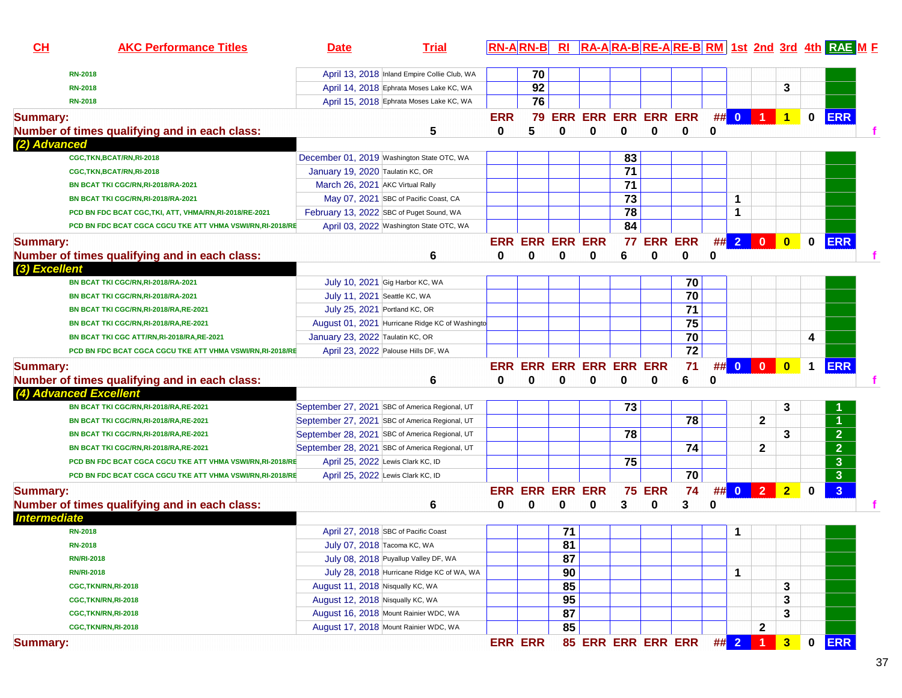| CH | AKC Performance Titles | Date | Trial | RN-A | RN-B | RI | RA-A | RA-B | RE-A | RE-B | RM | 1st | 2nd | 3rd | 4th | RAE | M | F |
|---|---|---|---|---|---|---|---|---|---|---|---|---|---|---|---|---|---|---|
| | RN-2018 | April 13, 2018 | Inland Empire Collie Club, WA | | 70 | | | | | | | | | | | | | |
| | RN-2018 | April 14, 2018 | Ephrata Moses Lake KC, WA | | 92 | | | | | | | | | 3 | | | | |
| | RN-2018 | April 15, 2018 | Ephrata Moses Lake KC, WA | | 76 | | | | | | | | | | | | | |
| Summary: | | | | ERR | 79 | ERR | ERR | ERR | ERR | ERR | ## | 0 | 1 | 1 | 0 | ERR | | |
| Number of times qualifying and in each class: | | 5 | | 0 | 5 | 0 | 0 | 0 | 0 | 0 | 0 | | | | | | | f |
| *(2) Advanced* | | | | | | | | | | | | | | | | | | |
| | CGC,TKN,BCAT/RN,RI-2018 | December 01, 2019 | Washington State OTC, WA | | | | | 83 | | | | | | | | | | |
| | CGC,TKN,BCAT/RN,RI-2018 | January 19, 2020 | Taulatin KC, OR | | | | | 71 | | | | | | | | | | |
| | BN BCAT TKI CGC/RN,RI-2018/RA-2021 | March 26, 2021 | AKC Virtual Rally | | | | | 71 | | | | | | | | | | |
| | BN BCAT TKI CGC/RN,RI-2018/RA-2021 | May 07, 2021 | SBC of Pacific Coast, CA | | | | | 73 | | | | 1 | | | | | | |
| | PCD BN FDC BCAT CGC,TKI, ATT, VHMA/RN,RI-2018/RE-2021 | February 13, 2022 | SBC of Puget Sound, WA | | | | | 78 | | | | 1 | | | | | | |
| | PCD BN FDC BCAT CGCA CGCU TKE ATT VHMA VSWI/RN,RI-2018/RE | April 03, 2022 | Washington State OTC, WA | | | | | 84 | | | | | | | | | | |
| Summary: | | | | ERR | ERR | ERR | ERR | 77 | ERR | ERR | ## | 2 | 0 | 0 | 0 | ERR | | |
| Number of times qualifying and in each class: | | 6 | | 0 | 0 | 0 | 0 | 6 | 0 | 0 | 0 | | | | | | | f |
| *(3) Excellent* | | | | | | | | | | | | | | | | | | |
| | BN BCAT TKI CGC/RN,RI-2018/RA-2021 | July 10, 2021 | Gig Harbor KC, WA | | | | | | | 70 | | | | | | | | |
| | BN BCAT TKI CGC/RN,RI-2018/RA-2021 | July 11, 2021 | Seattle KC, WA | | | | | | | 70 | | | | | | | | |
| | BN BCAT TKI CGC/RN,RI-2018/RA,RE-2021 | July 25, 2021 | Portland KC, OR | | | | | | | 71 | | | | | | | | |
| | BN BCAT TKI CGC/RN,RI-2018/RA,RE-2021 | August 01, 2021 | Hurricane Ridge KC of Washingto | | | | | | | 75 | | | | | | | | |
| | BN BCAT TKI CGC ATT/RN,RI-2018/RA,RE-2021 | January 23, 2022 | Taulatin KC, OR | | | | | | | 70 | | | | | 4 | | | |
| | PCD BN FDC BCAT CGCA CGCU TKE ATT VHMA VSWI/RN,RI-2018/RE | April 23, 2022 | Palouse Hills DF, WA | | | | | | | 72 | | | | | | | | |
| Summary: | | | | ERR | ERR | ERR | ERR | ERR | ERR | 71 | ## | 0 | 0 | 0 | 1 | ERR | | |
| Number of times qualifying and in each class: | | 6 | | 0 | 0 | 0 | 0 | 0 | 0 | 6 | 0 | | | | | | | f |
| *(4) Advanced Excellent* | | | | | | | | | | | | | | | | | | |
| | BN BCAT TKI CGC/RN,RI-2018/RA,RE-2021 | September 27, 2021 | SBC of America Regional, UT | | | | | 73 | | | | | | 3 | | 1 | | |
| | BN BCAT TKI CGC/RN,RI-2018/RA,RE-2021 | September 27, 2021 | SBC of America Regional, UT | | | | | | | 78 | | | 2 | | | 1 | | |
| | BN BCAT TKI CGC/RN,RI-2018/RA,RE-2021 | September 28, 2021 | SBC of America Regional, UT | | | | | 78 | | | | | | 3 | | 2 | | |
| | BN BCAT TKI CGC/RN,RI-2018/RA,RE-2021 | September 28, 2021 | SBC of America Regional, UT | | | | | | | 74 | | | 2 | | | 2 | | |
| | PCD BN FDC BCAT CGCA CGCU TKE ATT VHMA VSWI/RN,RI-2018/RE | April 25, 2022 | Lewis Clark KC, ID | | | | | 75 | | | | | | | | 3 | | |
| | PCD BN FDC BCAT CGCA CGCU TKE ATT VHMA VSWI/RN,RI-2018/RE | April 25, 2022 | Lewis Clark KC, ID | | | | | | | 70 | | | | | | 3 | | |
| Summary: | | | | ERR | ERR | ERR | ERR | 75 | ERR | 74 | ## | 0 | 2 | 2 | 0 | 3 | | |
| Number of times qualifying and in each class: | | 6 | | 0 | 0 | 0 | 0 | 3 | 0 | 3 | 0 | | | | | | | f |
| *Intermediate* | | | | | | | | | | | | | | | | | | |
| | RN-2018 | April 27, 2018 | SBC of Pacific Coast | | | 71 | | | | | | 1 | | | | | | |
| | RN-2018 | July 07, 2018 | Tacoma KC, WA | | | 81 | | | | | | | | | | | | |
| | RN/RI-2018 | July 08, 2018 | Puyallup Valley DF, WA | | | 87 | | | | | | | | | | | | |
| | RN/RI-2018 | July 28, 2018 | Hurricane Ridge KC of WA, WA | | | 90 | | | | | | 1 | | | | | | |
| | CGC,TKN/RN,RI-2018 | August 11, 2018 | Nisqually KC, WA | | | 85 | | | | | | | | 3 | | | | |
| | CGC,TKN/RN,RI-2018 | August 12, 2018 | Nisqually KC, WA | | | 95 | | | | | | | | 3 | | | | |
| | CGC,TKN/RN,RI-2018 | August 16, 2018 | Mount Rainier WDC, WA | | | 87 | | | | | | | | 3 | | | | |
| | CGC,TKN/RN,RI-2018 | August 17, 2018 | Mount Rainier WDC, WA | | | 85 | | | | | | | 2 | | | | | |
| Summary: | | | | ERR | ERR | 85 | ERR | ERR | ERR | ERR | ## | 2 | 1 | 3 | 0 | ERR | | |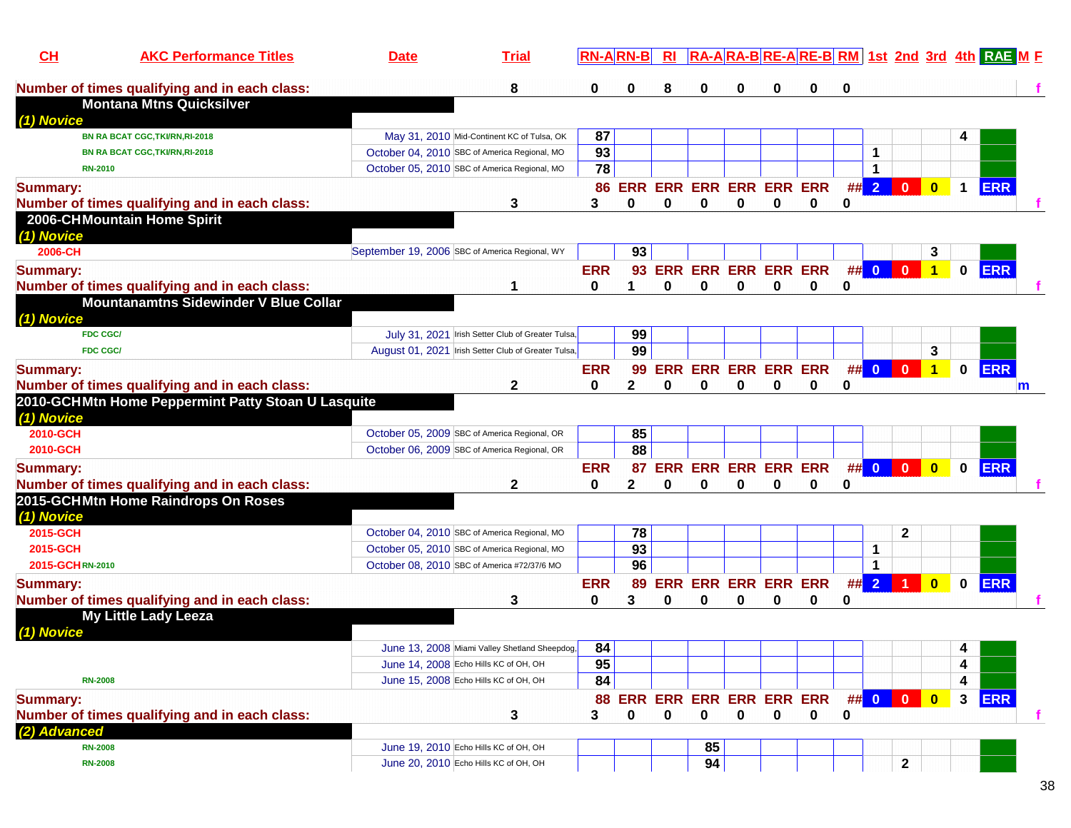| CH | AKC Performance Titles | Date | Trial | RN-A | RN-B | RI | RA-A | RA-B | RE-A | RE-B | RM | 1st | 2nd | 3rd | 4th | RAE | M F |
|---|---|---|---|---|---|---|---|---|---|---|---|---|---|---|---|---|---|
| Number of times qualifying and in each class: | | | 8 | 0 | 0 | 8 | 0 | 0 | 0 | 0 | 0 | | | | | | f |
| | **Montana Mtns Quicksilver** | | | | | | | | | | | | | | | | |
| *(1) Novice* | | | | | | | | | | | | | | | | | |
| | BN RA BCAT CGC,TKI/RN,RI-2018 | May 31, 2010 | Mid-Continent KC of Tulsa, OK | 87 | | | | | | | | | | | 4 | | |
| | BN RA BCAT CGC,TKI/RN,RI-2018 | October 04, 2010 | SBC of America Regional, MO | 93 | | | | | | | | 1 | | | | | |
| | RN-2010 | October 05, 2010 | SBC of America Regional, MO | 78 | | | | | | | | 1 | | | | | |
| Summary: | | | | 86 | ERR | ERR | ERR | ERR | ERR | ERR | ## | 2 | 0 | 0 | 1 | ERR | |
| Number of times qualifying and in each class: | | | 3 | 3 | 0 | 0 | 0 | 0 | 0 | 0 | 0 | | | | | | f |
| 2006-CH | **Mountain Home Spirit** | | | | | | | | | | | | | | | | |
| *(1) Novice* | | | | | | | | | | | | | | | | | |
| 2006-CH | | September 19, 2006 | SBC of America Regional, WY | | 93 | | | | | | | | | 3 | | | |
| Summary: | | | | ERR | 93 | ERR | ERR | ERR | ERR | ERR | ## | 0 | 0 | 1 | 0 | ERR | |
| Number of times qualifying and in each class: | | | 1 | 0 | 1 | 0 | 0 | 0 | 0 | 0 | 0 | | | | | | f |
| | **Mountanamtns Sidewinder V Blue Collar** | | | | | | | | | | | | | | | | |
| *(1) Novice* | | | | | | | | | | | | | | | | | |
| | FDC CGC/ | July 31, 2021 | Irish Setter Club of Greater Tulsa, | | 99 | | | | | | | | | | | | |
| | FDC CGC/ | August 01, 2021 | Irish Setter Club of Greater Tulsa, | | 99 | | | | | | | | | 3 | | | |
| Summary: | | | | ERR | 99 | ERR | ERR | ERR | ERR | ERR | ## | 0 | 0 | 1 | 0 | ERR | |
| Number of times qualifying and in each class: | | | 2 | 0 | 2 | 0 | 0 | 0 | 0 | 0 | 0 | | | | | | m |
| 2010-GCH | **Mtn Home Peppermint Patty Stoan U Lasquite** | | | | | | | | | | | | | | | | |
| *(1) Novice* | | | | | | | | | | | | | | | | | |
| 2010-GCH | | October 05, 2009 | SBC of America Regional, OR | | 85 | | | | | | | | | | | | |
| 2010-GCH | | October 06, 2009 | SBC of America Regional, OR | | 88 | | | | | | | | | | | | |
| Summary: | | | | ERR | 87 | ERR | ERR | ERR | ERR | ERR | ## | 0 | 0 | 0 | 0 | ERR | |
| Number of times qualifying and in each class: | | | 2 | 0 | 2 | 0 | 0 | 0 | 0 | 0 | 0 | | | | | | f |
| 2015-GCH | **Mtn Home Raindrops On Roses** | | | | | | | | | | | | | | | | |
| *(1) Novice* | | | | | | | | | | | | | | | | | |
| 2015-GCH | | October 04, 2010 | SBC of America Regional, MO | | 78 | | | | | | | | 2 | | | | |
| 2015-GCH | | October 05, 2010 | SBC of America Regional, MO | | 93 | | | | | | | 1 | | | | | |
| 2015-GCH | RN-2010 | October 08, 2010 | SBC of America #72/37/6 MO | | 96 | | | | | | | 1 | | | | | |
| Summary: | | | | ERR | 89 | ERR | ERR | ERR | ERR | ERR | ## | 2 | 1 | 0 | 0 | ERR | |
| Number of times qualifying and in each class: | | | 3 | 0 | 3 | 0 | 0 | 0 | 0 | 0 | 0 | | | | | | f |
| | **My Little Lady Leeza** | | | | | | | | | | | | | | | | |
| *(1) Novice* | | | | | | | | | | | | | | | | | |
| | | June 13, 2008 | Miami Valley Shetland Sheepdog, | 84 | | | | | | | | | | | 4 | | |
| | | June 14, 2008 | Echo Hills KC of OH, OH | 95 | | | | | | | | | | | 4 | | |
| | RN-2008 | June 15, 2008 | Echo Hills KC of OH, OH | 84 | | | | | | | | | | | 4 | | |
| Summary: | | | | 88 | ERR | ERR | ERR | ERR | ERR | ERR | ## | 0 | 0 | 0 | 3 | ERR | |
| Number of times qualifying and in each class: | | | 3 | 3 | 0 | 0 | 0 | 0 | 0 | 0 | 0 | | | | | | f |
| *(2) Advanced* | | | | | | | | | | | | | | | | | |
| | RN-2008 | June 19, 2010 | Echo Hills KC of OH, OH | | | | 85 | | | | | | | | | | |
| | RN-2008 | June 20, 2010 | Echo Hills KC of OH, OH | | | | 94 | | | | | | 2 | | | | |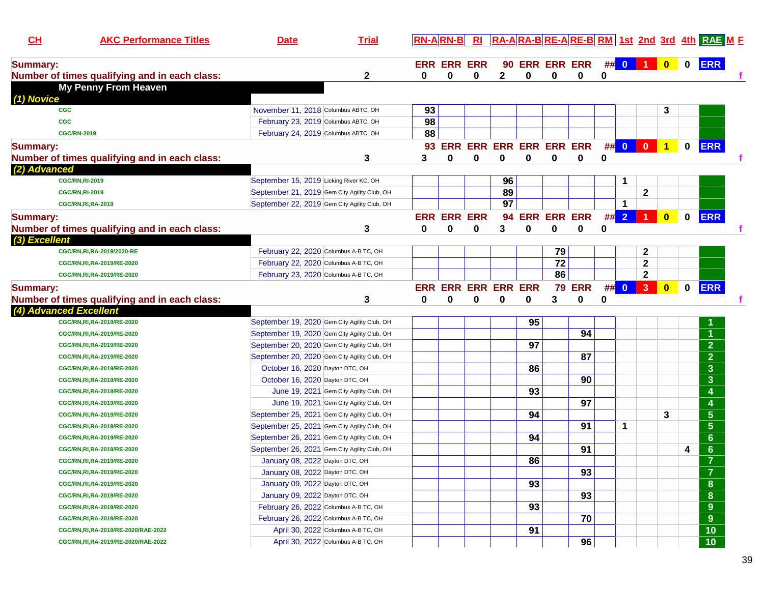| CH | AKC Performance Titles | Date | Trial | RN-A | RN-B | RI | RA-A | RA-B | RE-A | RE-B | RM | 1st | 2nd | 3rd | 4th | RAE | M | F |
|---|---|---|---|---|---|---|---|---|---|---|---|---|---|---|---|---|---|---|
| Summary: | | | | ERR | ERR | ERR | 90 | ERR | ERR | ERR | ## | 0 | 1 | 0 | 0 | ERR | | |
| Number of times qualifying and in each class: | | | 2 | 0 | 0 | 0 | 2 | 0 | 0 | 0 | 0 | | | | | | | f |
| My Penny From Heaven | | | | | | | | | | | | | | | | | | |
| (1) Novice | | | | | | | | | | | | | | | | | | |
| | CGC | November 11, 2018 | Columbus ABTC, OH | 93 | | | | | | | | | | 3 | | | | |
| | CGC | February 23, 2019 | Columbus ABTC, OH | 98 | | | | | | | | | | | | | | |
| | CGC/RN-2019 | February 24, 2019 | Columbus ABTC, OH | 88 | | | | | | | | | | | | | | |
| Summary: | | | | 93 | ERR | ERR | ERR | ERR | ERR | ERR | ## | 0 | 0 | 1 | 0 | ERR | | |
| Number of times qualifying and in each class: | | | 3 | 3 | 0 | 0 | 0 | 0 | 0 | 0 | 0 | | | | | | | f |
| (2) Advanced | | | | | | | | | | | | | | | | | | |
| | CGC/RN,RI-2019 | September 15, 2019 | Licking River KC, OH | | | | 96 | | | | | 1 | | | | | | |
| | CGC/RN,RI-2019 | September 21, 2019 | Gem City Agility Club, OH | | | | 89 | | | | | | 2 | | | | | |
| | CGC/RN,RI,RA-2019 | September 22, 2019 | Gem City Agility Club, OH | | | | 97 | | | | | 1 | | | | | | |
| Summary: | | | | ERR | ERR | ERR | 94 | ERR | ERR | ERR | ## | 2 | 1 | 0 | 0 | ERR | | |
| Number of times qualifying and in each class: | | | 3 | 0 | 0 | 0 | 3 | 0 | 0 | 0 | 0 | | | | | | | f |
| (3) Excellent | | | | | | | | | | | | | | | | | | |
| | CGC/RN,RI,RA-2019/2020-RE | February 22, 2020 | Columbus A-B TC, OH | | | | | | 79 | | | | 2 | | | | | |
| | CGC/RN,RI,RA-2019/RE-2020 | February 22, 2020 | Columbus A-B TC, OH | | | | | | 72 | | | | 2 | | | | | |
| | CGC/RN,RI,RA-2019/RE-2020 | February 23, 2020 | Columbus A-B TC, OH | | | | | | 86 | | | | 2 | | | | | |
| Summary: | | | | ERR | ERR | ERR | ERR | ERR | 79 | ERR | ## | 0 | 3 | 0 | 0 | ERR | | |
| Number of times qualifying and in each class: | | | 3 | 0 | 0 | 0 | 0 | 0 | 3 | 0 | 0 | | | | | | | f |
| (4) Advanced Excellent | | | | | | | | | | | | | | | | | | |
| | CGC/RN,RI,RA-2019/RE-2020 | September 19, 2020 | Gem City Agility Club, OH | | | | | 95 | | | | | | | | 1 | | |
| | CGC/RN,RI,RA-2019/RE-2020 | September 19, 2020 | Gem City Agility Club, OH | | | | | | | 94 | | | | | | 1 | | |
| | CGC/RN,RI,RA-2019/RE-2020 | September 20, 2020 | Gem City Agility Club, OH | | | | | 97 | | | | | | | | 2 | | |
| | CGC/RN,RI,RA-2019/RE-2020 | September 20, 2020 | Gem City Agility Club, OH | | | | | | | 87 | | | | | | 2 | | |
| | CGC/RN,RI,RA-2019/RE-2020 | October 16, 2020 | Dayton DTC, OH | | | | | 86 | | | | | | | | 3 | | |
| | CGC/RN,RI,RA-2019/RE-2020 | October 16, 2020 | Dayton DTC, OH | | | | | | | 90 | | | | | | 3 | | |
| | CGC/RN,RI,RA-2019/RE-2020 | June 19, 2021 | Gem City Agility Club, OH | | | | | 93 | | | | | | | | 4 | | |
| | CGC/RN,RI,RA-2019/RE-2020 | June 19, 2021 | Gem City Agility Club, OH | | | | | | | 97 | | | | | | 4 | | |
| | CGC/RN,RI,RA-2019/RE-2020 | September 25, 2021 | Gem City Agility Club, OH | | | | | 94 | | | | | | 3 | | 5 | | |
| | CGC/RN,RI,RA-2019/RE-2020 | September 25, 2021 | Gem City Agility Club, OH | | | | | | | 91 | | 1 | | | | 5 | | |
| | CGC/RN,RI,RA-2019/RE-2020 | September 26, 2021 | Gem City Agility Club, OH | | | | | 94 | | | | | | | | 6 | | |
| | CGC/RN,RI,RA-2019/RE-2020 | September 26, 2021 | Gem City Agility Club, OH | | | | | | | 91 | | | | | 4 | 6 | | |
| | CGC/RN,RI,RA-2019/RE-2020 | January 08, 2022 | Dayton DTC, OH | | | | | 86 | | | | | | | | 7 | | |
| | CGC/RN,RI,RA-2019/RE-2020 | January 08, 2022 | Dayton DTC, OH | | | | | | | 93 | | | | | | 7 | | |
| | CGC/RN,RI,RA-2019/RE-2020 | January 09, 2022 | Dayton DTC, OH | | | | | 93 | | | | | | | | 8 | | |
| | CGC/RN,RI,RA-2019/RE-2020 | January 09, 2022 | Dayton DTC, OH | | | | | | | 93 | | | | | | 8 | | |
| | CGC/RN,RI,RA-2019/RE-2020 | February 26, 2022 | Columbus A-B TC, OH | | | | | 93 | | | | | | | | 9 | | |
| | CGC/RN,RI,RA-2019/RE-2020 | February 26, 2022 | Columbus A-B TC, OH | | | | | | | 70 | | | | | | 9 | | |
| | CGC/RN,RI,RA-2019/RE-2020/RAE-2022 | April 30, 2022 | Columbus A-B TC, OH | | | | | 91 | | | | | | | | 10 | | |
| | CGC/RN,RI,RA-2019/RE-2020/RAE-2022 | April 30, 2022 | Columbus A-B TC, OH | | | | | | | 96 | | | | | | 10 | | |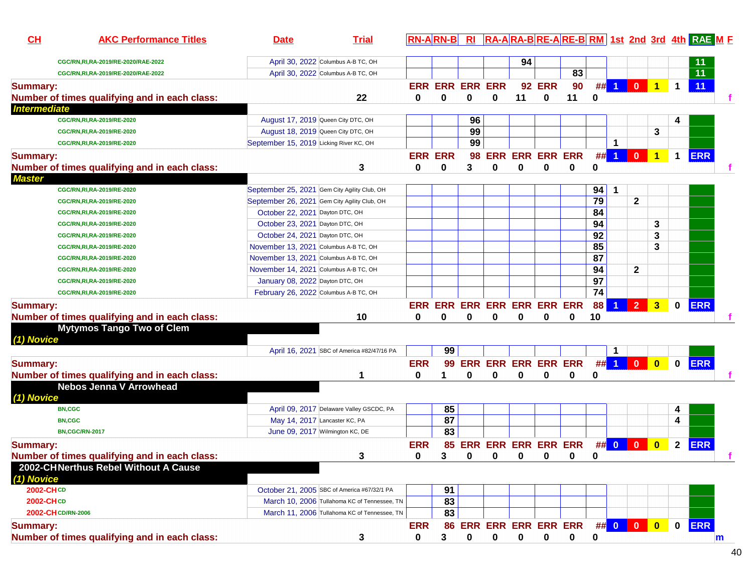| CH | AKC Performance Titles | Date | Trial | RN-A | RN-B | RI | RA-A | RA-B | RE-A | RE-B | RM | 1st | 2nd | 3rd | 4th | RAE | M F |
|---|---|---|---|---|---|---|---|---|---|---|---|---|---|---|---|---|---|
| | CGC/RN,RI,RA-2019/RE-2020/RAE-2022 | April 30, 2022 | Columbus A-B TC, OH | | | | | 94 | | | | | | | | 11 | |
| | CGC/RN,RI,RA-2019/RE-2020/RAE-2022 | April 30, 2022 | Columbus A-B TC, OH | | | | | | | 83 | | | | | | 11 | |
| **Summary:** | | | | ERR | ERR | ERR | ERR | 92 | ERR | 90 | ## | 1 | 0 | 1 | 1 | 11 | |
| **Number of times qualifying and in each class:** | | | 22 | 0 | 0 | 0 | 0 | 11 | 0 | 11 | 0 | | | | | | f |
| ***Intermediate*** | | | | | | | | | | | | | | | | | |
| | CGC/RN,RI,RA-2019/RE-2020 | August 17, 2019 | Queen City DTC, OH | | | 96 | | | | | | | | | 4 | | |
| | CGC/RN,RI,RA-2019/RE-2020 | August 18, 2019 | Queen City DTC, OH | | | 99 | | | | | | | | 3 | | | |
| | CGC/RN,RI,RA-2019/RE-2020 | September 15, 2019 | Licking River KC, OH | | | 99 | | | | | | 1 | | | | | |
| **Summary:** | | | | ERR | ERR | 98 | ERR | ERR | ERR | ERR | ## | 1 | 0 | 1 | 1 | ERR | |
| **Number of times qualifying and in each class:** | | | 3 | 0 | 0 | 3 | 0 | 0 | 0 | 0 | 0 | | | | | | f |
| ***Master*** | | | | | | | | | | | | | | | | | |
| | CGC/RN,RI,RA-2019/RE-2020 | September 25, 2021 | Gem City Agility Club, OH | | | | | | | | 94 | 1 | | | | | |
| | CGC/RN,RI,RA-2019/RE-2020 | September 26, 2021 | Gem City Agility Club, OH | | | | | | | | 79 | | 2 | | | | |
| | CGC/RN,RI,RA-2019/RE-2020 | October 22, 2021 | Dayton DTC, OH | | | | | | | | 84 | | | | | | |
| | CGC/RN,RI,RA-2019/RE-2020 | October 23, 2021 | Dayton DTC, OH | | | | | | | | 94 | | | 3 | | | |
| | CGC/RN,RI,RA-2019/RE-2020 | October 24, 2021 | Dayton DTC, OH | | | | | | | | 92 | | | 3 | | | |
| | CGC/RN,RI,RA-2019/RE-2020 | November 13, 2021 | Columbus A-B TC, OH | | | | | | | | 85 | | | 3 | | | |
| | CGC/RN,RI,RA-2019/RE-2020 | November 13, 2021 | Columbus A-B TC, OH | | | | | | | | 87 | | | | | | |
| | CGC/RN,RI,RA-2019/RE-2020 | November 14, 2021 | Columbus A-B TC, OH | | | | | | | | 94 | | 2 | | | | |
| | CGC/RN,RI,RA-2019/RE-2020 | January 08, 2022 | Dayton DTC, OH | | | | | | | | 97 | | | | | | |
| | CGC/RN,RI,RA-2019/RE-2020 | February 26, 2022 | Columbus A-B TC, OH | | | | | | | | 74 | | | | | | |
| **Summary:** | | | | ERR | ERR | ERR | ERR | ERR | ERR | ERR | 88 | 1 | 2 | 3 | 0 | ERR | |
| **Number of times qualifying and in each class:** | | | 10 | 0 | 0 | 0 | 0 | 0 | 0 | 0 | 10 | | | | | | f |
| **Mytymos Tango Two of Clem** | | | | | | | | | | | | | | | | | |
| ***(1) Novice*** | | | | | | | | | | | | | | | | | |
| | | April 16, 2021 | SBC of America #82/47/16 PA | | 99 | | | | | | | 1 | | | | | |
| **Summary:** | | | | ERR | 99 | ERR | ERR | ERR | ERR | ERR | ## | 1 | 0 | 0 | 0 | ERR | |
| **Number of times qualifying and in each class:** | | | 1 | 0 | 1 | 0 | 0 | 0 | 0 | 0 | 0 | | | | | | f |
| **Nebos Jenna V Arrowhead** | | | | | | | | | | | | | | | | | |
| ***(1) Novice*** | | | | | | | | | | | | | | | | | |
| | BN,CGC | April 09, 2017 | Delaware Valley GSCDC, PA | | 85 | | | | | | | | | | 4 | | |
| | BN,CGC | May 14, 2017 | Lancaster KC, PA | | 87 | | | | | | | | | | 4 | | |
| | BN,CGC/RN-2017 | June 09, 2017 | Wilmington KC, DE | | 83 | | | | | | | | | | | | |
| **Summary:** | | | | ERR | 85 | ERR | ERR | ERR | ERR | ERR | ## | 0 | 0 | 0 | 2 | ERR | |
| **Number of times qualifying and in each class:** | | | 3 | 0 | 3 | 0 | 0 | 0 | 0 | 0 | 0 | | | | | | f |
| **2002-CH Nerthus Rebel Without A Cause** | | | | | | | | | | | | | | | | | |
| ***(1) Novice*** | | | | | | | | | | | | | | | | | |
| 2002-CH | CD | October 21, 2005 | SBC of America #67/32/1 PA | | 91 | | | | | | | | | | | | |
| 2002-CH | CD | March 10, 2006 | Tullahoma KC of Tennessee, TN | | 83 | | | | | | | | | | | | |
| 2002-CH | CD/RN-2006 | March 11, 2006 | Tullahoma KC of Tennessee, TN | | 83 | | | | | | | | | | | | |
| **Summary:** | | | | ERR | 86 | ERR | ERR | ERR | ERR | ERR | ## | 0 | 0 | 0 | 0 | ERR | |
| **Number of times qualifying and in each class:** | | | 3 | 0 | 3 | 0 | 0 | 0 | 0 | 0 | 0 | | | | | | m |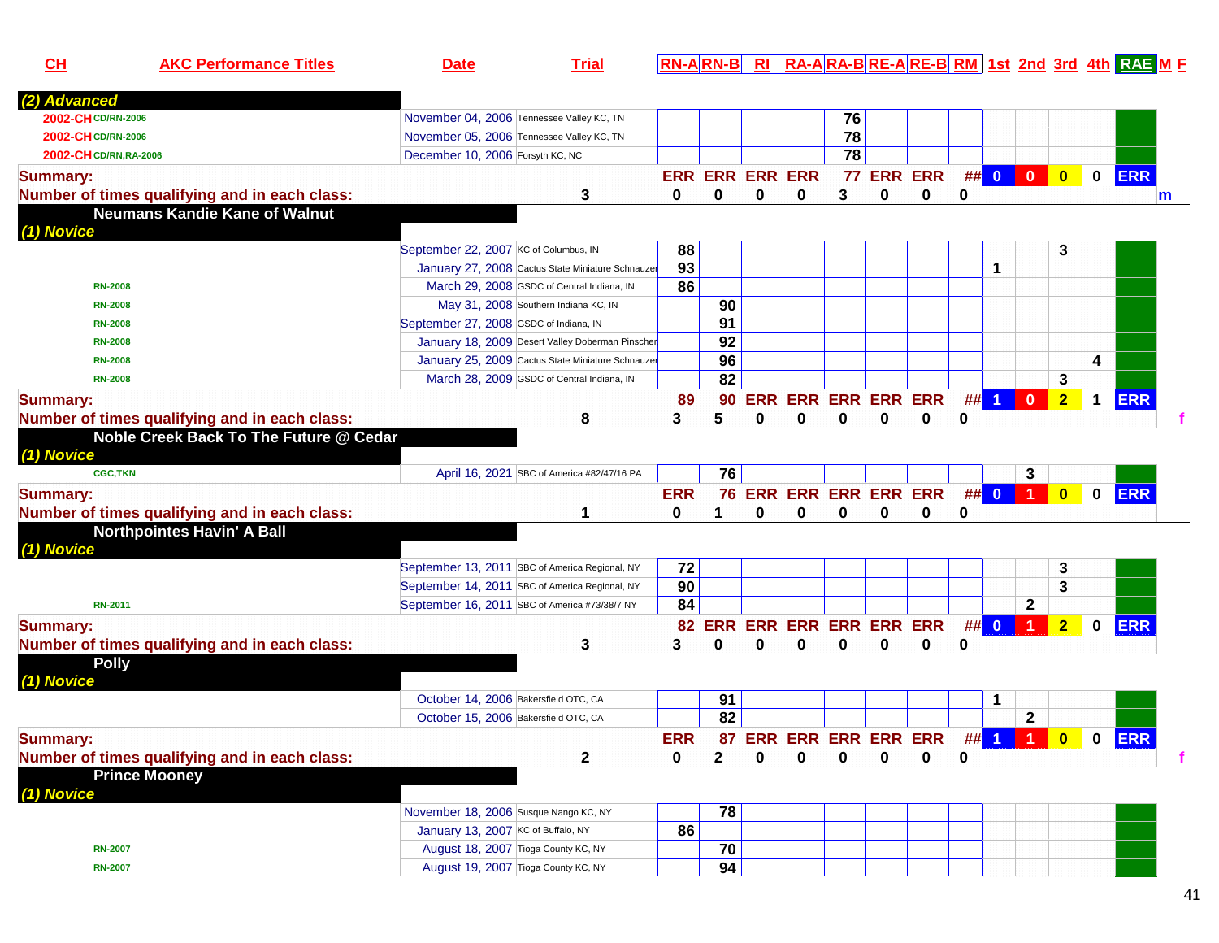| CH | AKC Performance Titles | Date | Trial | RN-A | RN-B | RI | RA-A | RA-B | RE-A | RE-B | RM | 1st | 2nd | 3rd | 4th | RAE | M | F |
|---|---|---|---|---|---|---|---|---|---|---|---|---|---|---|---|---|---|---|
| *(2) Advanced* | | | | | | | | | | | | | | | | | | |
| 2002-CH | CD/RN-2006 | November 04, 2006 | Tennessee Valley KC, TN | | | | | 76 | | | | | | | | | | |
| 2002-CH | CD/RN-2006 | November 05, 2006 | Tennessee Valley KC, TN | | | | | 78 | | | | | | | | | | |
| 2002-CH | CD/RN,RA-2006 | December 10, 2006 | Forsyth KC, NC | | | | | 78 | | | | | | | | | | |
| **Summary:** | | | | ERR | ERR | ERR | ERR | 77 | ERR | ERR | ## | 0 | 0 | 0 | 0 | ERR | | |
| **Number of times qualifying and in each class:** | | | 3 | 0 | 0 | 0 | 0 | 3 | 0 | 0 | 0 | | | | | | m | |
| **Neumans Kandie Kane of Walnut** | | | | | | | | | | | | | | | | | | |
| *(1) Novice* | | | | | | | | | | | | | | | | | | |
| | | September 22, 2007 | KC of Columbus, IN | 88 | | | | | | | | | | 3 | | | | |
| | | January 27, 2008 | Cactus State Miniature Schnauzer | 93 | | | | | | | | 1 | | | | | | |
| | RN-2008 | March 29, 2008 | GSDC of Central Indiana, IN | 86 | | | | | | | | | | | | | | |
| | RN-2008 | May 31, 2008 | Southern Indiana KC, IN | | 90 | | | | | | | | | | | | | |
| | RN-2008 | September 27, 2008 | GSDC of Indiana, IN | | 91 | | | | | | | | | | | | | |
| | RN-2008 | January 18, 2009 | Desert Valley Doberman Pinscher | | 92 | | | | | | | | | | | | | |
| | RN-2008 | January 25, 2009 | Cactus State Miniature Schnauzer | | 96 | | | | | | | | | | 4 | | | |
| | RN-2008 | March 28, 2009 | GSDC of Central Indiana, IN | | 82 | | | | | | | | | 3 | | | | |
| **Summary:** | | | | 89 | 90 | ERR | ERR | ERR | ERR | ERR | ## | 1 | 0 | 2 | 1 | ERR | | |
| **Number of times qualifying and in each class:** | | | 8 | 3 | 5 | 0 | 0 | 0 | 0 | 0 | 0 | | | | | | | f |
| **Noble Creek Back To The Future @ Cedar** | | | | | | | | | | | | | | | | | | |
| *(1) Novice* | | | | | | | | | | | | | | | | | | |
| | CGC,TKN | April 16, 2021 | SBC of America #82/47/16 PA | | 76 | | | | | | | | 3 | | | | | |
| **Summary:** | | | | ERR | 76 | ERR | ERR | ERR | ERR | ERR | ## | 0 | 1 | 0 | 0 | ERR | | |
| **Number of times qualifying and in each class:** | | | 1 | 0 | 1 | 0 | 0 | 0 | 0 | 0 | 0 | | | | | | | |
| **Northpointes Havin' A Ball** | | | | | | | | | | | | | | | | | | |
| *(1) Novice* | | | | | | | | | | | | | | | | | | |
| | | September 13, 2011 | SBC of America Regional, NY | 72 | | | | | | | | | | 3 | | | | |
| | | September 14, 2011 | SBC of America Regional, NY | 90 | | | | | | | | | | 3 | | | | |
| | RN-2011 | September 16, 2011 | SBC of America #73/38/7 NY | 84 | | | | | | | | | 2 | | | | | |
| **Summary:** | | | | 82 | ERR | ERR | ERR | ERR | ERR | ERR | ## | 0 | 1 | 2 | 0 | ERR | | |
| **Number of times qualifying and in each class:** | | | 3 | 3 | 0 | 0 | 0 | 0 | 0 | 0 | 0 | | | | | | | |
| **Polly** | | | | | | | | | | | | | | | | | | |
| *(1) Novice* | | | | | | | | | | | | | | | | | | |
| | | October 14, 2006 | Bakersfield OTC, CA | | 91 | | | | | | | 1 | | | | | | |
| | | October 15, 2006 | Bakersfield OTC, CA | | 82 | | | | | | | | 2 | | | | | |
| **Summary:** | | | | ERR | 87 | ERR | ERR | ERR | ERR | ERR | ## | 1 | 1 | 0 | 0 | ERR | | |
| **Number of times qualifying and in each class:** | | | 2 | 0 | 2 | 0 | 0 | 0 | 0 | 0 | 0 | | | | | | | f |
| **Prince Mooney** | | | | | | | | | | | | | | | | | | |
| *(1) Novice* | | | | | | | | | | | | | | | | | | |
| | | November 18, 2006 | Susque Nango KC, NY | | 78 | | | | | | | | | | | | | |
| | | January 13, 2007 | KC of Buffalo, NY | 86 | | | | | | | | | | | | | | |
| | RN-2007 | August 18, 2007 | Tioga County KC, NY | | 70 | | | | | | | | | | | | | |
| | RN-2007 | August 19, 2007 | Tioga County KC, NY | | 94 | | | | | | | | | | | | | |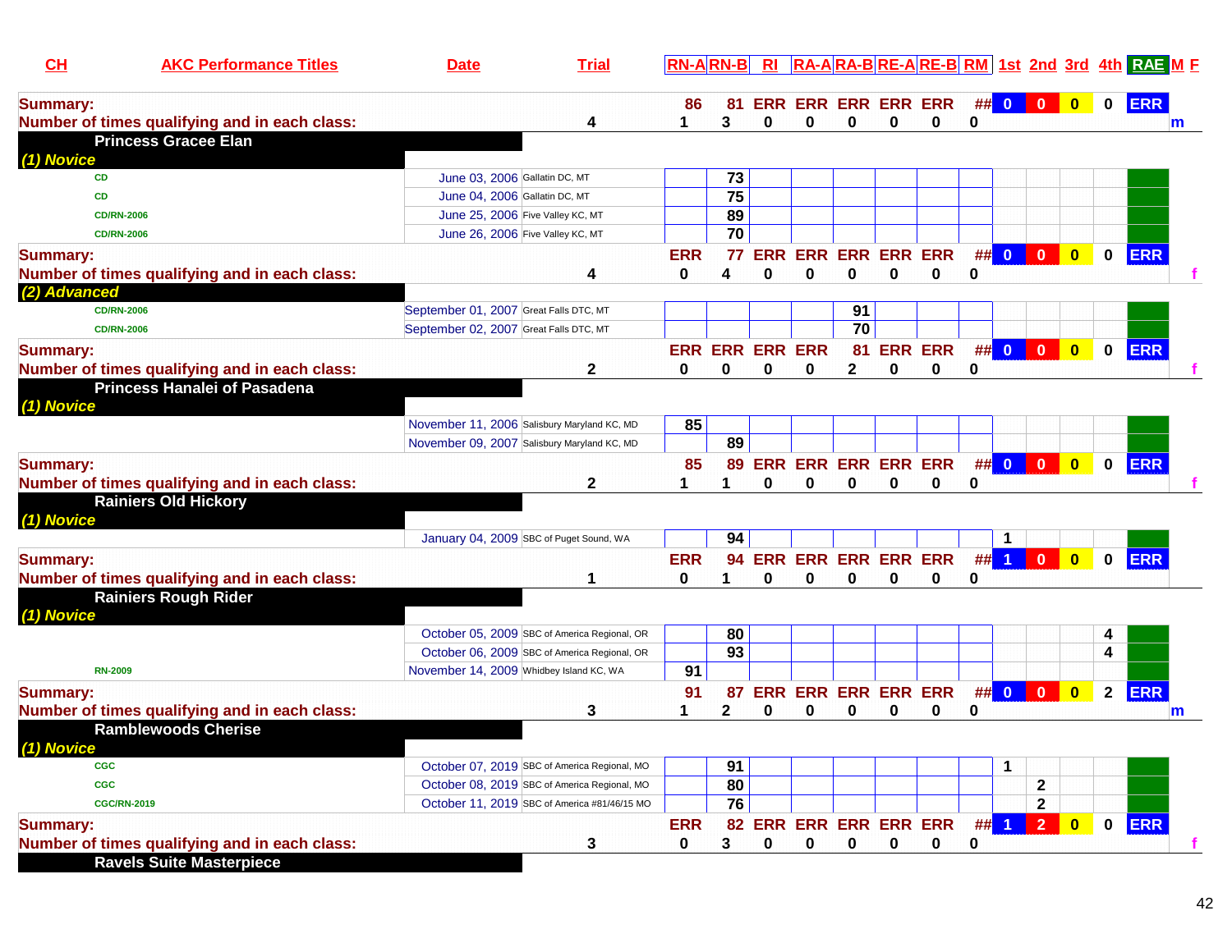| CH | AKC Performance Titles | Date | Trial | RN-A | RN-B | RI | RA-A | RA-B | RE-A | RE-B | RM | 1st | 2nd | 3rd | 4th | RAE | M | F |
|---|---|---|---|---|---|---|---|---|---|---|---|---|---|---|---|---|---|---|
| **Summary:** | | | | 86 | 81 | ERR | ERR | ERR | ERR | ERR | ## | 0 | 0 | 0 | 0 | ERR | | |
| **Number of times qualifying and in each class:** | | | 4 | 1 | 3 | 0 | 0 | 0 | 0 | 0 | 0 | | | | | | m | |
| **Princess Gracee Elan** | | | | | | | | | | | | | | | | | | |
| *(1) Novice* | | | | | | | | | | | | | | | | | | |
| | CD | June 03, 2006 | Gallatin DC, MT | | 73 | | | | | | | | | | | | | |
| | CD | June 04, 2006 | Gallatin DC, MT | | 75 | | | | | | | | | | | | | |
| | CD/RN-2006 | June 25, 2006 | Five Valley KC, MT | | 89 | | | | | | | | | | | | | |
| | CD/RN-2006 | June 26, 2006 | Five Valley KC, MT | | 70 | | | | | | | | | | | | | |
| **Summary:** | | | | ERR | 77 | ERR | ERR | ERR | ERR | ERR | ## | 0 | 0 | 0 | 0 | ERR | | |
| **Number of times qualifying and in each class:** | | | 4 | 0 | 4 | 0 | 0 | 0 | 0 | 0 | 0 | | | | | | | f |
| *(2) Advanced* | | | | | | | | | | | | | | | | | | |
| | CD/RN-2006 | September 01, 2007 | Great Falls DTC, MT | | | | | 91 | | | | | | | | | | |
| | CD/RN-2006 | September 02, 2007 | Great Falls DTC, MT | | | | | 70 | | | | | | | | | | |
| **Summary:** | | | | ERR | ERR | ERR | ERR | 81 | ERR | ERR | ## | 0 | 0 | 0 | 0 | ERR | | |
| **Number of times qualifying and in each class:** | | | 2 | 0 | 0 | 0 | 0 | 2 | 0 | 0 | 0 | | | | | | | f |
| **Princess Hanalei of Pasadena** | | | | | | | | | | | | | | | | | | |
| *(1) Novice* | | | | | | | | | | | | | | | | | | |
| | | November 11, 2006 | Salisbury Maryland KC, MD | 85 | | | | | | | | | | | | | | |
| | | November 09, 2007 | Salisbury Maryland KC, MD | | 89 | | | | | | | | | | | | | |
| **Summary:** | | | | 85 | 89 | ERR | ERR | ERR | ERR | ERR | ## | 0 | 0 | 0 | 0 | ERR | | |
| **Number of times qualifying and in each class:** | | | 2 | 1 | 1 | 0 | 0 | 0 | 0 | 0 | 0 | | | | | | | f |
| **Rainiers Old Hickory** | | | | | | | | | | | | | | | | | | |
| *(1) Novice* | | | | | | | | | | | | | | | | | | |
| | | January 04, 2009 | SBC of Puget Sound, WA | | 94 | | | | | | | 1 | | | | | | |
| **Summary:** | | | | ERR | 94 | ERR | ERR | ERR | ERR | ERR | ## | 1 | 0 | 0 | 0 | ERR | | |
| **Number of times qualifying and in each class:** | | | 1 | 0 | 1 | 0 | 0 | 0 | 0 | 0 | 0 | | | | | | | |
| **Rainiers Rough Rider** | | | | | | | | | | | | | | | | | | |
| *(1) Novice* | | | | | | | | | | | | | | | | | | |
| | | October 05, 2009 | SBC of America Regional, OR | | 80 | | | | | | | | | | 4 | | | |
| | | October 06, 2009 | SBC of America Regional, OR | | 93 | | | | | | | | | | 4 | | | |
| | RN-2009 | November 14, 2009 | Whidbey Island KC, WA | 91 | | | | | | | | | | | | | | |
| **Summary:** | | | | 91 | 87 | ERR | ERR | ERR | ERR | ERR | ## | 0 | 0 | 0 | 2 | ERR | | |
| **Number of times qualifying and in each class:** | | | 3 | 1 | 2 | 0 | 0 | 0 | 0 | 0 | 0 | | | | | | m | |
| **Ramblewoods Cherise** | | | | | | | | | | | | | | | | | | |
| *(1) Novice* | | | | | | | | | | | | | | | | | | |
| | CGC | October 07, 2019 | SBC of America Regional, MO | | 91 | | | | | | | 1 | | | | | | |
| | CGC | October 08, 2019 | SBC of America Regional, MO | | 80 | | | | | | | | 2 | | | | | |
| | CGC/RN-2019 | October 11, 2019 | SBC of America #81/46/15 MO | | 76 | | | | | | | | 2 | | | | | |
| **Summary:** | | | | ERR | 82 | ERR | ERR | ERR | ERR | ERR | ## | 1 | 2 | 0 | 0 | ERR | | |
| **Number of times qualifying and in each class:** | | | 3 | 0 | 3 | 0 | 0 | 0 | 0 | 0 | 0 | | | | | | | f |
| **Ravels Suite Masterpiece** | | | | | | | | | | | | | | | | | | |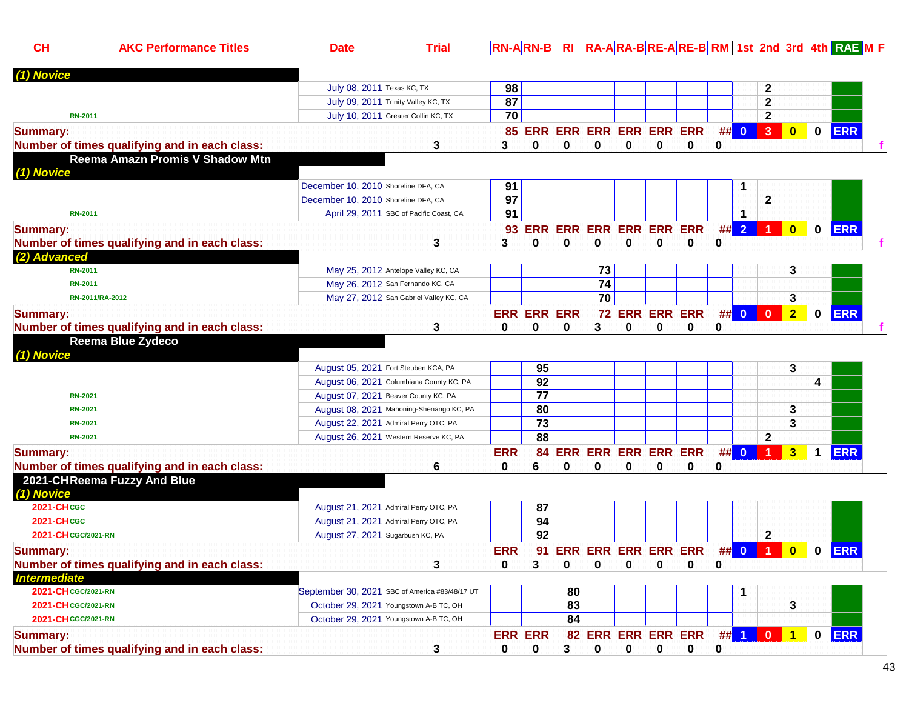| CH | AKC Performance Titles | Date | Trial | RN-A | RN-B | RI | RA-A | RA-B | RE-A | RE-B | RM | 1st | 2nd | 3rd | 4th | RAE | M | F |
|---|---|---|---|---|---|---|---|---|---|---|---|---|---|---|---|---|---|---|
| *(1) Novice* | | | | | | | | | | | | | | | | | | |
| | | July 08, 2011 | Texas KC, TX | 98 | | | | | | | | | 2 | | | | | |
| | | July 09, 2011 | Trinity Valley KC, TX | 87 | | | | | | | | | 2 | | | | | |
| | RN-2011 | July 10, 2011 | Greater Collin KC, TX | 70 | | | | | | | | | 2 | | | | | |
| **Summary:** | | | | 85 | ERR | ERR | ERR | ERR | ERR | ERR | ## | 0 | 3 | 0 | 0 | ERR | | |
| **Number of times qualifying and in each class:** | | | 3 | 3 | 0 | 0 | 0 | 0 | 0 | 0 | 0 | | | | | | | f |
| | **Reema Amazn Promis V Shadow Mtn** | | | | | | | | | | | | | | | | | |
| *(1) Novice* | | | | | | | | | | | | | | | | | | |
| | | December 10, 2010 | Shoreline DFA, CA | 91 | | | | | | | | 1 | | | | | | |
| | | December 10, 2010 | Shoreline DFA, CA | 97 | | | | | | | | | 2 | | | | | |
| | RN-2011 | April 29, 2011 | SBC of Pacific Coast, CA | 91 | | | | | | | | 1 | | | | | | |
| **Summary:** | | | | 93 | ERR | ERR | ERR | ERR | ERR | ERR | ## | 2 | 1 | 0 | 0 | ERR | | |
| **Number of times qualifying and in each class:** | | | 3 | 3 | 0 | 0 | 0 | 0 | 0 | 0 | 0 | | | | | | | f |
| *(2) Advanced* | | | | | | | | | | | | | | | | | | |
| | RN-2011 | May 25, 2012 | Antelope Valley KC, CA | | | | 73 | | | | | | | 3 | | | | |
| | RN-2011 | May 26, 2012 | San Fernando KC, CA | | | | 74 | | | | | | | | | | | |
| | RN-2011/RA-2012 | May 27, 2012 | San Gabriel Valley KC, CA | | | | 70 | | | | | | | 3 | | | | |
| **Summary:** | | | | ERR | ERR | ERR | 72 | ERR | ERR | ERR | ## | 0 | 0 | 2 | 0 | ERR | | |
| **Number of times qualifying and in each class:** | | | 3 | 0 | 0 | 0 | 3 | 0 | 0 | 0 | 0 | | | | | | | f |
| | **Reema Blue Zydeco** | | | | | | | | | | | | | | | | | |
| *(1) Novice* | | | | | | | | | | | | | | | | | | |
| | | August 05, 2021 | Fort Steuben KCA, PA | | 95 | | | | | | | | | 3 | | | | |
| | | August 06, 2021 | Columbiana County KC, PA | | 92 | | | | | | | | | | 4 | | | |
| | RN-2021 | August 07, 2021 | Beaver County KC, PA | | 77 | | | | | | | | | | | | | |
| | RN-2021 | August 08, 2021 | Mahoning-Shenango KC, PA | | 80 | | | | | | | | | 3 | | | | |
| | RN-2021 | August 22, 2021 | Admiral Perry OTC, PA | | 73 | | | | | | | | | 3 | | | | |
| | RN-2021 | August 26, 2021 | Western Reserve KC, PA | | 88 | | | | | | | | 2 | | | | | |
| **Summary:** | | | | ERR | 84 | ERR | ERR | ERR | ERR | ERR | ## | 0 | 1 | 3 | 1 | ERR | | |
| **Number of times qualifying and in each class:** | | | 6 | 0 | 6 | 0 | 0 | 0 | 0 | 0 | 0 | | | | | | | |
| 2021-CH | **Reema Fuzzy And Blue** | | | | | | | | | | | | | | | | | |
| *(1) Novice* | | | | | | | | | | | | | | | | | | |
| 2021-CH | CGC | August 21, 2021 | Admiral Perry OTC, PA | | 87 | | | | | | | | | | | | | |
| 2021-CH | CGC | August 21, 2021 | Admiral Perry OTC, PA | | 94 | | | | | | | | | | | | | |
| 2021-CH | CGC/2021-RN | August 27, 2021 | Sugarbush KC, PA | | 92 | | | | | | | | 2 | | | | | |
| **Summary:** | | | | ERR | 91 | ERR | ERR | ERR | ERR | ERR | ## | 0 | 1 | 0 | 0 | ERR | | |
| **Number of times qualifying and in each class:** | | | 3 | 0 | 3 | 0 | 0 | 0 | 0 | 0 | 0 | | | | | | | |
| *Intermediate* | | | | | | | | | | | | | | | | | | |
| 2021-CH | CGC/2021-RN | September 30, 2021 | SBC of America #83/48/17 UT | | | 80 | | | | | | 1 | | | | | | |
| 2021-CH | CGC/2021-RN | October 29, 2021 | Youngstown A-B TC, OH | | | 83 | | | | | | | | 3 | | | | |
| 2021-CH | CGC/2021-RN | October 29, 2021 | Youngstown A-B TC, OH | | | 84 | | | | | | | | | | | | |
| **Summary:** | | | | ERR | ERR | 82 | ERR | ERR | ERR | ERR | ## | 1 | 0 | 1 | 0 | ERR | | |
| **Number of times qualifying and in each class:** | | | 3 | 0 | 0 | 3 | 0 | 0 | 0 | 0 | 0 | | | | | | | |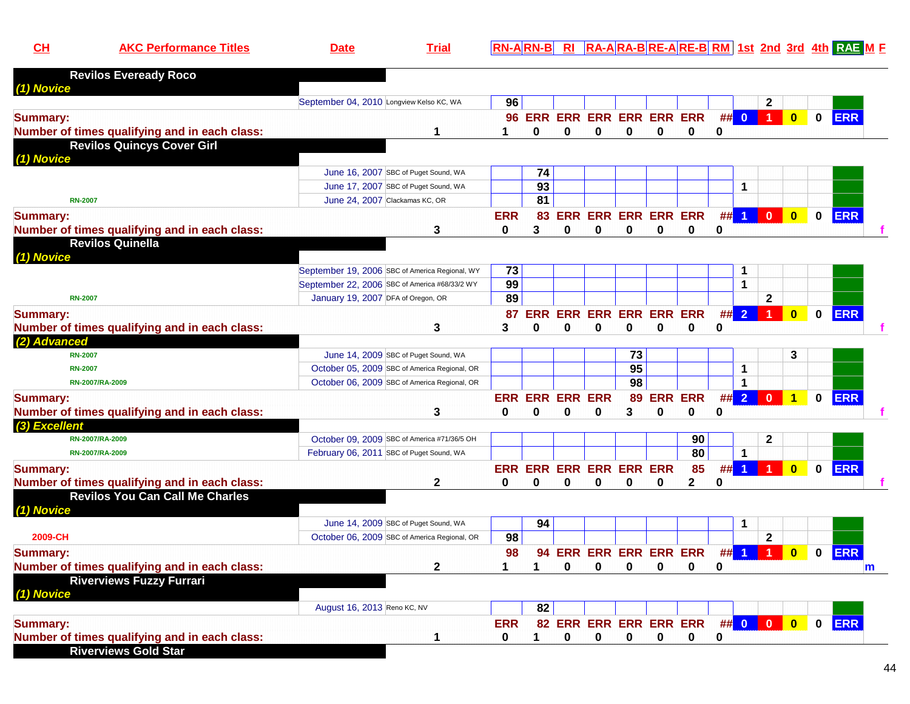| CH | AKC Performance Titles | Date | Trial | RN-A | RN-B | RI | RA-A | RA-B | RE-A | RE-B | RM | 1st | 2nd | 3rd | 4th | RAE | M | F |
|---|---|---|---|---|---|---|---|---|---|---|---|---|---|---|---|---|---|---|
| **Revilos Eveready Roco** | | | | | | | | | | | | | | | | | | |
| *(1) Novice* | | | | | | | | | | | | | | | | | | |
| | | September 04, 2010 | Longview Kelso KC, WA | 96 | | | | | | | | | 2 | | | | | |
| **Summary:** | | | | 96 | ERR | ERR | ERR | ERR | ERR | ERR | ## | 0 | 1 | 0 | 0 | ERR | | |
| **Number of times qualifying and in each class:** | | | 1 | 1 | 0 | 0 | 0 | 0 | 0 | 0 | 0 | | | | | | | |
| **Revilos Quincys Cover Girl** | | | | | | | | | | | | | | | | | | |
| *(1) Novice* | | | | | | | | | | | | | | | | | | |
| | | June 16, 2007 | SBC of Puget Sound, WA | | 74 | | | | | | | | | | | | | |
| | | June 17, 2007 | SBC of Puget Sound, WA | | 93 | | | | | | | 1 | | | | | | |
| RN-2007 | | June 24, 2007 | Clackamas KC, OR | | 81 | | | | | | | | | | | | | |
| **Summary:** | | | | ERR | 83 | ERR | ERR | ERR | ERR | ERR | ## | 1 | 0 | 0 | 0 | ERR | | |
| **Number of times qualifying and in each class:** | | | 3 | 0 | 3 | 0 | 0 | 0 | 0 | 0 | 0 | | | | | | | f |
| **Revilos Quinella** | | | | | | | | | | | | | | | | | | |
| *(1) Novice* | | | | | | | | | | | | | | | | | | |
| | | September 19, 2006 | SBC of America Regional, WY | 73 | | | | | | | | 1 | | | | | | |
| | | September 22, 2006 | SBC of America #68/33/2 WY | 99 | | | | | | | | 1 | | | | | | |
| RN-2007 | | January 19, 2007 | DFA of Oregon, OR | 89 | | | | | | | | | 2 | | | | | |
| **Summary:** | | | | 87 | ERR | ERR | ERR | ERR | ERR | ERR | ## | 2 | 1 | 0 | 0 | ERR | | |
| **Number of times qualifying and in each class:** | | | 3 | 3 | 0 | 0 | 0 | 0 | 0 | 0 | 0 | | | | | | | f |
| *(2) Advanced* | | | | | | | | | | | | | | | | | | |
| RN-2007 | | June 14, 2009 | SBC of Puget Sound, WA | | | | | 73 | | | | | | 3 | | | | |
| RN-2007 | | October 05, 2009 | SBC of America Regional, OR | | | | | 95 | | | | 1 | | | | | | |
| RN-2007/RA-2009 | | October 06, 2009 | SBC of America Regional, OR | | | | | 98 | | | | 1 | | | | | | |
| **Summary:** | | | | ERR | ERR | ERR | ERR | 89 | ERR | ERR | ## | 2 | 0 | 1 | 0 | ERR | | |
| **Number of times qualifying and in each class:** | | | 3 | 0 | 0 | 0 | 0 | 3 | 0 | 0 | 0 | | | | | | | f |
| *(3) Excellent* | | | | | | | | | | | | | | | | | | |
| RN-2007/RA-2009 | | October 09, 2009 | SBC of America #71/36/5 OH | | | | | | | 90 | | | 2 | | | | | |
| RN-2007/RA-2009 | | February 06, 2011 | SBC of Puget Sound, WA | | | | | | | 80 | | 1 | | | | | | |
| **Summary:** | | | | ERR | ERR | ERR | ERR | ERR | ERR | 85 | ## | 1 | 1 | 0 | 0 | ERR | | |
| **Number of times qualifying and in each class:** | | | 2 | 0 | 0 | 0 | 0 | 0 | 0 | 2 | 0 | | | | | | | f |
| **Revilos You Can Call Me Charles** | | | | | | | | | | | | | | | | | | |
| *(1) Novice* | | | | | | | | | | | | | | | | | | |
| | | June 14, 2009 | SBC of Puget Sound, WA | | 94 | | | | | | | 1 | | | | | | |
| 2009-CH | | October 06, 2009 | SBC of America Regional, OR | 98 | | | | | | | | | 2 | | | | | |
| **Summary:** | | | | 98 | 94 | ERR | ERR | ERR | ERR | ERR | ## | 1 | 1 | 0 | 0 | ERR | | |
| **Number of times qualifying and in each class:** | | | 2 | 1 | 1 | 0 | 0 | 0 | 0 | 0 | 0 | | | | | | m | |
| **Riverviews Fuzzy Furrari** | | | | | | | | | | | | | | | | | | |
| *(1) Novice* | | | | | | | | | | | | | | | | | | |
| | | August 16, 2013 | Reno KC, NV | | 82 | | | | | | | | | | | | | |
| **Summary:** | | | | ERR | 82 | ERR | ERR | ERR | ERR | ERR | ## | 0 | 0 | 0 | 0 | ERR | | |
| **Number of times qualifying and in each class:** | | | 1 | 0 | 1 | 0 | 0 | 0 | 0 | 0 | 0 | | | | | | | |
| **Riverviews Gold Star** | | | | | | | | | | | | | | | | | | |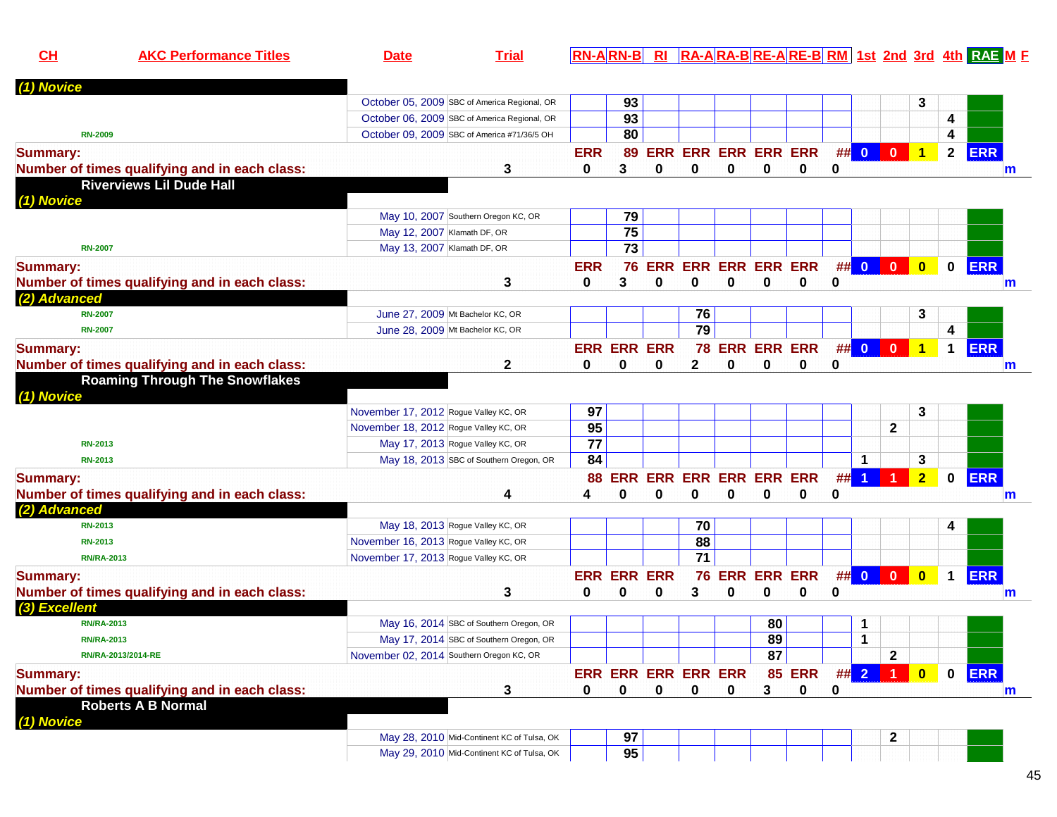| CH | AKC Performance Titles | Date | Trial | RN-A | RN-B | RI | RA-A | RA-B | RE-A | RE-B | RM | 1st | 2nd | 3rd | 4th | RAE | M | F |
|---|---|---|---|---|---|---|---|---|---|---|---|---|---|---|---|---|---|---|
| *(1) Novice* | | | | | | | | | | | | | | | | | | |
| | | October 05, 2009 | SBC of America Regional, OR | | 93 | | | | | | | | | 3 | | | | |
| | | October 06, 2009 | SBC of America Regional, OR | | 93 | | | | | | | | | | 4 | | | |
| | RN-2009 | October 09, 2009 | SBC of America #71/36/5 OH | | 80 | | | | | | | | | | 4 | | | |
| **Summary:** | | | | ERR | 89 | ERR | ERR | ERR | ERR | ERR | ## | 0 | 0 | 1 | 2 | ERR | | |
| **Number of times qualifying and in each class:** | | | 3 | 0 | 3 | 0 | 0 | 0 | 0 | 0 | 0 | | | | | | m | |
| **Riverviews Lil Dude Hall** | | | | | | | | | | | | | | | | | | |
| *(1) Novice* | | | | | | | | | | | | | | | | | | |
| | | May 10, 2007 | Southern Oregon KC, OR | | 79 | | | | | | | | | | | | | |
| | | May 12, 2007 | Klamath DF, OR | | 75 | | | | | | | | | | | | | |
| | RN-2007 | May 13, 2007 | Klamath DF, OR | | 73 | | | | | | | | | | | | | |
| **Summary:** | | | | ERR | 76 | ERR | ERR | ERR | ERR | ERR | ## | 0 | 0 | 0 | 0 | ERR | | |
| **Number of times qualifying and in each class:** | | | 3 | 0 | 3 | 0 | 0 | 0 | 0 | 0 | 0 | | | | | | m | |
| *(2) Advanced* | | | | | | | | | | | | | | | | | | |
| | RN-2007 | June 27, 2009 | Mt Bachelor KC, OR | | | | 76 | | | | | | | 3 | | | | |
| | RN-2007 | June 28, 2009 | Mt Bachelor KC, OR | | | | 79 | | | | | | | | 4 | | | |
| **Summary:** | | | | ERR | ERR | ERR | 78 | ERR | ERR | ERR | ## | 0 | 0 | 1 | 1 | ERR | | |
| **Number of times qualifying and in each class:** | | | 2 | 0 | 0 | 0 | 2 | 0 | 0 | 0 | 0 | | | | | | m | |
| **Roaming Through The Snowflakes** | | | | | | | | | | | | | | | | | | |
| *(1) Novice* | | | | | | | | | | | | | | | | | | |
| | | November 17, 2012 | Rogue Valley KC, OR | 97 | | | | | | | | | | 3 | | | | |
| | | November 18, 2012 | Rogue Valley KC, OR | 95 | | | | | | | | | 2 | | | | | |
| | RN-2013 | May 17, 2013 | Rogue Valley KC, OR | 77 | | | | | | | | | | | | | | |
| | RN-2013 | May 18, 2013 | SBC of Southern Oregon, OR | 84 | | | | | | | | 1 | | 3 | | | | |
| **Summary:** | | | | 88 | ERR | ERR | ERR | ERR | ERR | ERR | ## | 1 | 1 | 2 | 0 | ERR | | |
| **Number of times qualifying and in each class:** | | | 4 | 4 | 0 | 0 | 0 | 0 | 0 | 0 | 0 | | | | | | m | |
| *(2) Advanced* | | | | | | | | | | | | | | | | | | |
| | RN-2013 | May 18, 2013 | Rogue Valley KC, OR | | | | 70 | | | | | | | | 4 | | | |
| | RN-2013 | November 16, 2013 | Rogue Valley KC, OR | | | | 88 | | | | | | | | | | | |
| | RN/RA-2013 | November 17, 2013 | Rogue Valley KC, OR | | | | 71 | | | | | | | | | | | |
| **Summary:** | | | | ERR | ERR | ERR | 76 | ERR | ERR | ERR | ## | 0 | 0 | 0 | 1 | ERR | | |
| **Number of times qualifying and in each class:** | | | 3 | 0 | 0 | 0 | 3 | 0 | 0 | 0 | 0 | | | | | | m | |
| *(3) Excellent* | | | | | | | | | | | | | | | | | | |
| | RN/RA-2013 | May 16, 2014 | SBC of Southern Oregon, OR | | | | | | 80 | | | 1 | | | | | | |
| | RN/RA-2013 | May 17, 2014 | SBC of Southern Oregon, OR | | | | | | 89 | | | 1 | | | | | | |
| | RN/RA-2013/2014-RE | November 02, 2014 | Southern Oregon KC, OR | | | | | | 87 | | | | 2 | | | | | |
| **Summary:** | | | | ERR | ERR | ERR | ERR | ERR | 85 | ERR | ## | 2 | 1 | 0 | 0 | ERR | | |
| **Number of times qualifying and in each class:** | | | 3 | 0 | 0 | 0 | 0 | 0 | 3 | 0 | 0 | | | | | | m | |
| **Roberts A B Normal** | | | | | | | | | | | | | | | | | | |
| *(1) Novice* | | | | | | | | | | | | | | | | | | |
| | | May 28, 2010 | Mid-Continent KC of Tulsa, OK | | 97 | | | | | | | | 2 | | | | | |
| | | May 29, 2010 | Mid-Continent KC of Tulsa, OK | | 95 | | | | | | | | | | | | | |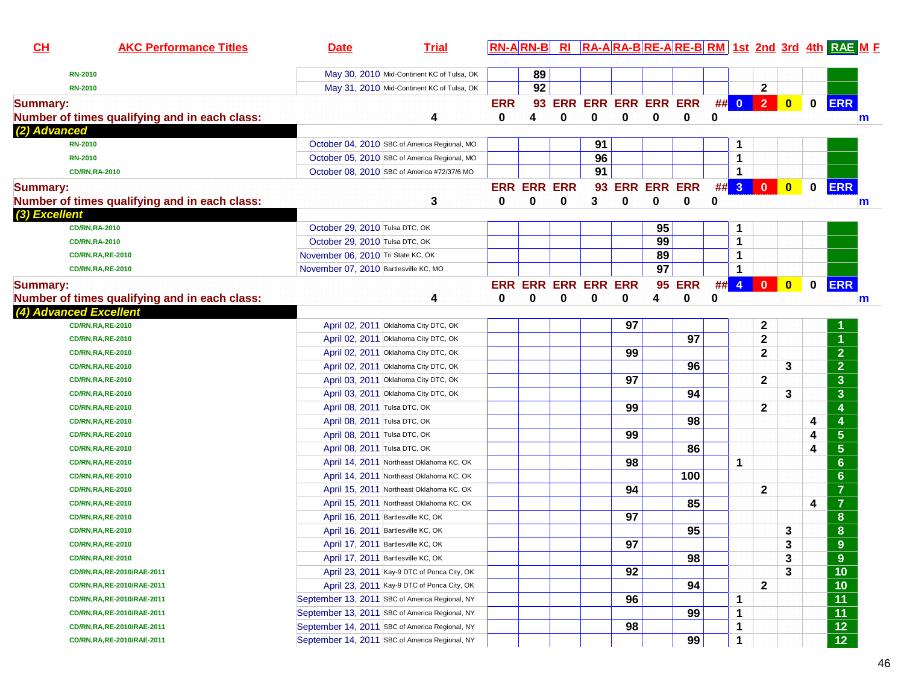| CH | AKC Performance Titles | Date | Trial | RN-A | RN-B | RI | RA-A | RA-B | RE-A | RE-B | RM | 1st | 2nd | 3rd | 4th | RAE | M | F |
|---|---|---|---|---|---|---|---|---|---|---|---|---|---|---|---|---|---|---|
| | RN-2010 | May 30, 2010 | Mid-Continent KC of Tulsa, OK | | 89 | | | | | | | | | | | | | |
| | RN-2010 | May 31, 2010 | Mid-Continent KC of Tulsa, OK | | 92 | | | | | | | | 2 | | | | | |
| Summary: | | | | ERR | 93 | ERR | ERR | ERR | ERR | ERR | ## | 0 | 2 | 0 | 0 | ERR | | |
| Number of times qualifying and in each class: | | | 4 | 0 | 4 | 0 | 0 | 0 | 0 | 0 | 0 | | | | | | m | |
| (2) Advanced | | | | | | | | | | | | | | | | | | |
| | RN-2010 | October 04, 2010 | SBC of America Regional, MO | | | | 91 | | | | | 1 | | | | | | |
| | RN-2010 | October 05, 2010 | SBC of America Regional, MO | | | | 96 | | | | | 1 | | | | | | |
| | CD/RN,RA-2010 | October 08, 2010 | SBC of America #72/37/6 MO | | | | 91 | | | | | 1 | | | | | | |
| Summary: | | | | ERR | ERR | ERR | 93 | ERR | ERR | ERR | ## | 3 | 0 | 0 | 0 | ERR | | |
| Number of times qualifying and in each class: | | | 3 | 0 | 0 | 0 | 3 | 0 | 0 | 0 | 0 | | | | | | m | |
| (3) Excellent | | | | | | | | | | | | | | | | | | |
| | CD/RN,RA-2010 | October 29, 2010 | Tulsa DTC, OK | | | | | | 95 | | | 1 | | | | | | |
| | CD/RN,RA-2010 | October 29, 2010 | Tulsa DTC, OK | | | | | | 99 | | | 1 | | | | | | |
| | CD/RN,RA,RE-2010 | November 06, 2010 | Tri State KC, OK | | | | | | 89 | | | 1 | | | | | | |
| | CD/RN,RA,RE-2010 | November 07, 2010 | Bartlesville KC, MO | | | | | | 97 | | | 1 | | | | | | |
| Summary: | | | | ERR | ERR | ERR | ERR | ERR | 95 | ERR | ## | 4 | 0 | 0 | 0 | ERR | | |
| Number of times qualifying and in each class: | | | 4 | 0 | 0 | 0 | 0 | 0 | 4 | 0 | 0 | | | | | | m | |
| (4) Advanced Excellent | | | | | | | | | | | | | | | | | | |
| | CD/RN,RA,RE-2010 | April 02, 2011 | Oklahoma City DTC, OK | | | | | 97 | | | | | 2 | | | 1 | | |
| | CD/RN,RA,RE-2010 | April 02, 2011 | Oklahoma City DTC, OK | | | | | | | 97 | | | 2 | | | 1 | | |
| | CD/RN,RA,RE-2010 | April 02, 2011 | Oklahoma City DTC, OK | | | | | 99 | | | | | 2 | | | 2 | | |
| | CD/RN,RA,RE-2010 | April 02, 2011 | Oklahoma City DTC, OK | | | | | | | 96 | | | | 3 | | 2 | | |
| | CD/RN,RA,RE-2010 | April 03, 2011 | Oklahoma City DTC, OK | | | | | 97 | | | | | 2 | | | 3 | | |
| | CD/RN,RA,RE-2010 | April 03, 2011 | Oklahoma City DTC, OK | | | | | | | 94 | | | | 3 | | 3 | | |
| | CD/RN,RA,RE-2010 | April 08, 2011 | Tulsa DTC, OK | | | | | 99 | | | | | 2 | | | 4 | | |
| | CD/RN,RA,RE-2010 | April 08, 2011 | Tulsa DTC, OK | | | | | | | 98 | | | | | 4 | 4 | | |
| | CD/RN,RA,RE-2010 | April 08, 2011 | Tulsa DTC, OK | | | | | 99 | | | | | | | 4 | 5 | | |
| | CD/RN,RA,RE-2010 | April 08, 2011 | Tulsa DTC, OK | | | | | | | 86 | | | | | 4 | 5 | | |
| | CD/RN,RA,RE-2010 | April 14, 2011 | Northeast Oklahoma KC, OK | | | | | 98 | | | | 1 | | | | 6 | | |
| | CD/RN,RA,RE-2010 | April 14, 2011 | Northeast Oklahoma KC, OK | | | | | | | 100 | | | | | | 6 | | |
| | CD/RN,RA,RE-2010 | April 15, 2011 | Northeast Oklahoma KC, OK | | | | | 94 | | | | | 2 | | | 7 | | |
| | CD/RN,RA,RE-2010 | April 15, 2011 | Northeast Oklahoma KC, OK | | | | | | | 85 | | | | | 4 | 7 | | |
| | CD/RN,RA,RE-2010 | April 16, 2011 | Bartlesville KC, OK | | | | | 97 | | | | | | | | 8 | | |
| | CD/RN,RA,RE-2010 | April 16, 2011 | Bartlesville KC, OK | | | | | | | 95 | | | | 3 | | 8 | | |
| | CD/RN,RA,RE-2010 | April 17, 2011 | Bartlesville KC, OK | | | | | 97 | | | | | | 3 | | 9 | | |
| | CD/RN,RA,RE-2010 | April 17, 2011 | Bartlesville KC, OK | | | | | | | 98 | | | | 3 | | 9 | | |
| | CD/RN,RA,RE-2010/RAE-2011 | April 23, 2011 | Kay-9 DTC of Ponca City, OK | | | | | 92 | | | | | | 3 | | 10 | | |
| | CD/RN,RA,RE-2010/RAE-2011 | April 23, 2011 | Kay-9 DTC of Ponca City, OK | | | | | | | 94 | | | 2 | | | 10 | | |
| | CD/RN,RA,RE-2010/RAE-2011 | September 13, 2011 | SBC of America Regional, NY | | | | | 96 | | | | 1 | | | | 11 | | |
| | CD/RN,RA,RE-2010/RAE-2011 | September 13, 2011 | SBC of America Regional, NY | | | | | | | 99 | | 1 | | | | 11 | | |
| | CD/RN,RA,RE-2010/RAE-2011 | September 14, 2011 | SBC of America Regional, NY | | | | | 98 | | | | 1 | | | | 12 | | |
| | CD/RN,RA,RE-2010/RAE-2011 | September 14, 2011 | SBC of America Regional, NY | | | | | | | 99 | | 1 | | | | 12 | | |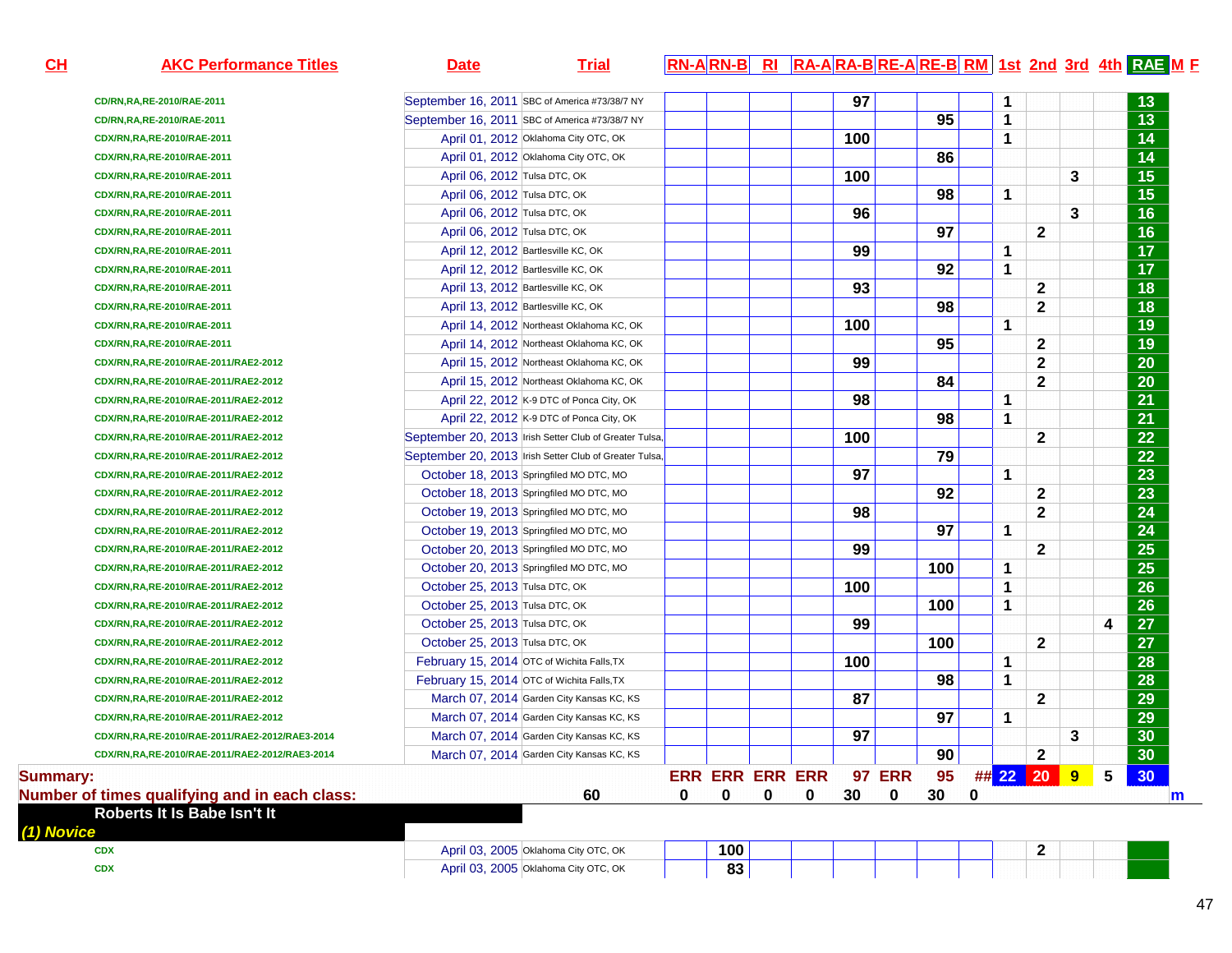| CH | AKC Performance Titles | Date | Trial | RN-A | RN-B | RI | RA-A | RA-B | RE-A | RE-B | RM | 1st | 2nd | 3rd | 4th | RAE | M | F |
|---|---|---|---|---|---|---|---|---|---|---|---|---|---|---|---|---|---|---|
| | CD/RN,RA,RE-2010/RAE-2011 | September 16, 2011 | SBC of America #73/38/7 NY | | | | | 97 | | | | 1 | | | | 13 | | |
| | CD/RN,RA,RE-2010/RAE-2011 | September 16, 2011 | SBC of America #73/38/7 NY | | | | | | | 95 | | 1 | | | | 13 | | |
| | CDX/RN,RA,RE-2010/RAE-2011 | April 01, 2012 | Oklahoma City OTC, OK | | | | | 100 | | | | 1 | | | | 14 | | |
| | CDX/RN,RA,RE-2010/RAE-2011 | April 01, 2012 | Oklahoma City OTC, OK | | | | | | | 86 | | | | | | 14 | | |
| | CDX/RN,RA,RE-2010/RAE-2011 | April 06, 2012 | Tulsa DTC, OK | | | | | 100 | | | | | | 3 | | 15 | | |
| | CDX/RN,RA,RE-2010/RAE-2011 | April 06, 2012 | Tulsa DTC, OK | | | | | | | 98 | | 1 | | | | 15 | | |
| | CDX/RN,RA,RE-2010/RAE-2011 | April 06, 2012 | Tulsa DTC, OK | | | | | 96 | | | | | | 3 | | 16 | | |
| | CDX/RN,RA,RE-2010/RAE-2011 | April 06, 2012 | Tulsa DTC, OK | | | | | | | 97 | | | 2 | | | 16 | | |
| | CDX/RN,RA,RE-2010/RAE-2011 | April 12, 2012 | Bartlesville KC, OK | | | | | 99 | | | | 1 | | | | 17 | | |
| | CDX/RN,RA,RE-2010/RAE-2011 | April 12, 2012 | Bartlesville KC, OK | | | | | | | 92 | | 1 | | | | 17 | | |
| | CDX/RN,RA,RE-2010/RAE-2011 | April 13, 2012 | Bartlesville KC, OK | | | | | 93 | | | | | 2 | | | 18 | | |
| | CDX/RN,RA,RE-2010/RAE-2011 | April 13, 2012 | Bartlesville KC, OK | | | | | | | 98 | | | 2 | | | 18 | | |
| | CDX/RN,RA,RE-2010/RAE-2011 | April 14, 2012 | Northeast Oklahoma KC, OK | | | | | 100 | | | | 1 | | | | 19 | | |
| | CDX/RN,RA,RE-2010/RAE-2011 | April 14, 2012 | Northeast Oklahoma KC, OK | | | | | | | 95 | | | 2 | | | 19 | | |
| | CDX/RN,RA,RE-2010/RAE-2011/RAE2-2012 | April 15, 2012 | Northeast Oklahoma KC, OK | | | | | 99 | | | | | 2 | | | 20 | | |
| | CDX/RN,RA,RE-2010/RAE-2011/RAE2-2012 | April 15, 2012 | Northeast Oklahoma KC, OK | | | | | | | 84 | | | 2 | | | 20 | | |
| | CDX/RN,RA,RE-2010/RAE-2011/RAE2-2012 | April 22, 2012 | K-9 DTC of Ponca City, OK | | | | | 98 | | | | 1 | | | | 21 | | |
| | CDX/RN,RA,RE-2010/RAE-2011/RAE2-2012 | April 22, 2012 | K-9 DTC of Ponca City, OK | | | | | | | 98 | | 1 | | | | 21 | | |
| | CDX/RN,RA,RE-2010/RAE-2011/RAE2-2012 | September 20, 2013 | Irish Setter Club of Greater Tulsa, | | | | | 100 | | | | | 2 | | | 22 | | |
| | CDX/RN,RA,RE-2010/RAE-2011/RAE2-2012 | September 20, 2013 | Irish Setter Club of Greater Tulsa, | | | | | | | 79 | | | | | | 22 | | |
| | CDX/RN,RA,RE-2010/RAE-2011/RAE2-2012 | October 18, 2013 | Springfiled MO DTC, MO | | | | | 97 | | | | 1 | | | | 23 | | |
| | CDX/RN,RA,RE-2010/RAE-2011/RAE2-2012 | October 18, 2013 | Springfiled MO DTC, MO | | | | | | | 92 | | | 2 | | | 23 | | |
| | CDX/RN,RA,RE-2010/RAE-2011/RAE2-2012 | October 19, 2013 | Springfiled MO DTC, MO | | | | | 98 | | | | | 2 | | | 24 | | |
| | CDX/RN,RA,RE-2010/RAE-2011/RAE2-2012 | October 19, 2013 | Springfiled MO DTC, MO | | | | | | | 97 | | 1 | | | | 24 | | |
| | CDX/RN,RA,RE-2010/RAE-2011/RAE2-2012 | October 20, 2013 | Springfiled MO DTC, MO | | | | | 99 | | | | | 2 | | | 25 | | |
| | CDX/RN,RA,RE-2010/RAE-2011/RAE2-2012 | October 20, 2013 | Springfiled MO DTC, MO | | | | | | | 100 | | 1 | | | | 25 | | |
| | CDX/RN,RA,RE-2010/RAE-2011/RAE2-2012 | October 25, 2013 | Tulsa DTC, OK | | | | | 100 | | | | 1 | | | | 26 | | |
| | CDX/RN,RA,RE-2010/RAE-2011/RAE2-2012 | October 25, 2013 | Tulsa DTC, OK | | | | | | | 100 | | 1 | | | | 26 | | |
| | CDX/RN,RA,RE-2010/RAE-2011/RAE2-2012 | October 25, 2013 | Tulsa DTC, OK | | | | | 99 | | | | | | | 4 | 27 | | |
| | CDX/RN,RA,RE-2010/RAE-2011/RAE2-2012 | October 25, 2013 | Tulsa DTC, OK | | | | | | | 100 | | | 2 | | | 27 | | |
| | CDX/RN,RA,RE-2010/RAE-2011/RAE2-2012 | February 15, 2014 | OTC of Wichita Falls,TX | | | | | 100 | | | | 1 | | | | 28 | | |
| | CDX/RN,RA,RE-2010/RAE-2011/RAE2-2012 | February 15, 2014 | OTC of Wichita Falls,TX | | | | | | | 98 | | 1 | | | | 28 | | |
| | CDX/RN,RA,RE-2010/RAE-2011/RAE2-2012 | March 07, 2014 | Garden City Kansas KC, KS | | | | | 87 | | | | | 2 | | | 29 | | |
| | CDX/RN,RA,RE-2010/RAE-2011/RAE2-2012 | March 07, 2014 | Garden City Kansas KC, KS | | | | | | | 97 | | 1 | | | | 29 | | |
| | CDX/RN,RA,RE-2010/RAE-2011/RAE2-2012/RAE3-2014 | March 07, 2014 | Garden City Kansas KC, KS | | | | | 97 | | | | | | 3 | | 30 | | |
| | CDX/RN,RA,RE-2010/RAE-2011/RAE2-2012/RAE3-2014 | March 07, 2014 | Garden City Kansas KC, KS | | | | | | | 90 | | | 2 | | | 30 | | |
| **Summary:** | | | | ERR | ERR | ERR | ERR | 97 | ERR | 95 | ## | 22 | 20 | 9 | 5 | 30 | | |
| **Number of times qualifying and in each class:** | | | 60 | 0 | 0 | 0 | 0 | 30 | 0 | 30 | 0 | | | | | | m | |

**Roberts It Is Babe Isn't It**

*(1) Novice*

| CH | AKC Performance Titles | Date | Trial | RN-A | RN-B | RI | RA-A | RA-B | RE-A | RE-B | RM | 1st | 2nd | 3rd | 4th | RAE | M | F |
|---|---|---|---|---|---|---|---|---|---|---|---|---|---|---|---|---|---|---|
| | CDX | April 03, 2005 | Oklahoma City OTC, OK | | 100 | | | | | | | | 2 | | | | | |
| | CDX | April 03, 2005 | Oklahoma City OTC, OK | | 83 | | | | | | | | | | | | | |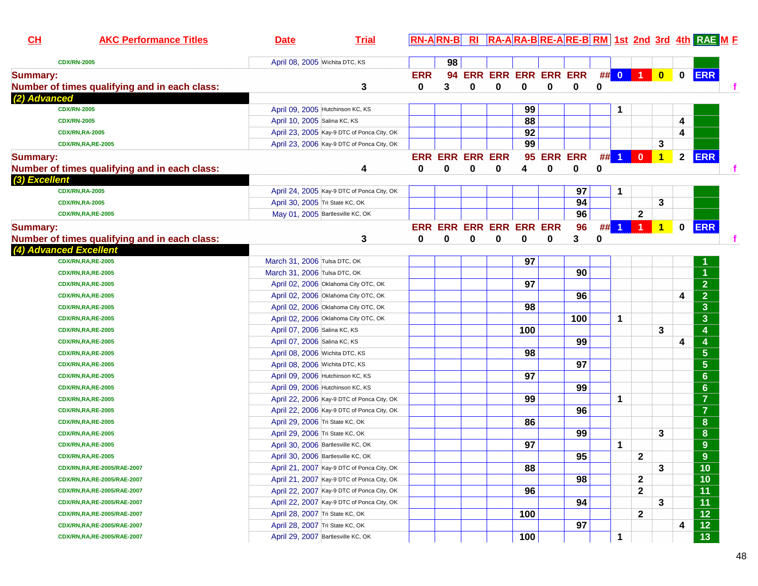| CH | AKC Performance Titles | Date | Trial | RN-A | RN-B | RI | RA-A | RA-B | RE-A | RE-B | RM | 1st | 2nd | 3rd | 4th | RAE | M | F |
|---|---|---|---|---|---|---|---|---|---|---|---|---|---|---|---|---|---|---|
| | CDX/RN-2005 | April 08, 2005 | Wichita DTC, KS | | 98 | | | | | | | | | | | | | |
| Summary: | | | | ERR | 94 | ERR | ERR | ERR | ERR | ERR | ## | 0 | 1 | 0 | 0 | ERR | | |
| Number of times qualifying and in each class: | | | 3 | 0 | 3 | 0 | 0 | 0 | 0 | 0 | 0 | | | | | | | f |
| (2) Advanced | | | | | | | | | | | | | | | | | | |
| | CDX/RN-2005 | April 09, 2005 | Hutchinson KC, KS | | | | | 99 | | | | 1 | | | | | | |
| | CDX/RN-2005 | April 10, 2005 | Salina KC, KS | | | | | 88 | | | | | | | 4 | | | |
| | CDX/RN,RA-2005 | April 23, 2005 | Kay-9 DTC of Ponca City, OK | | | | | 92 | | | | | | | 4 | | | |
| | CDX/RN,RA,RE-2005 | April 23, 2006 | Kay-9 DTC of Ponca City, OK | | | | | 99 | | | | | | 3 | | | | |
| Summary: | | | | ERR | ERR | ERR | ERR | 95 | ERR | ERR | ## | 1 | 0 | 1 | 2 | ERR | | |
| Number of times qualifying and in each class: | | | 4 | 0 | 0 | 0 | 0 | 4 | 0 | 0 | 0 | | | | | | | f |
| (3) Excellent | | | | | | | | | | | | | | | | | | |
| | CDX/RN,RA-2005 | April 24, 2005 | Kay-9 DTC of Ponca City, OK | | | | | | | 97 | | 1 | | | | | | |
| | CDX/RN,RA-2005 | April 30, 2005 | Tri State KC, OK | | | | | | | 94 | | | | 3 | | | | |
| | CDX/RN,RA,RE-2005 | May 01, 2005 | Bartlesville KC, OK | | | | | | | 96 | | | 2 | | | | | |
| Summary: | | | | ERR | ERR | ERR | ERR | ERR | ERR | 96 | ## | 1 | 1 | 1 | 0 | ERR | | |
| Number of times qualifying and in each class: | | | 3 | 0 | 0 | 0 | 0 | 0 | 0 | 3 | 0 | | | | | | | f |
| (4) Advanced Excellent | | | | | | | | | | | | | | | | | | |
| | CDX/RN,RA,RE-2005 | March 31, 2006 | Tulsa DTC, OK | | | | | 97 | | | | | | | | 1 | | |
| | CDX/RN,RA,RE-2005 | March 31, 2006 | Tulsa DTC, OK | | | | | | | 90 | | | | | | 1 | | |
| | CDX/RN,RA,RE-2005 | April 02, 2006 | Oklahoma City OTC, OK | | | | | 97 | | | | | | | | 2 | | |
| | CDX/RN,RA,RE-2005 | April 02, 2006 | Oklahoma City OTC, OK | | | | | | | 96 | | | | | 4 | 2 | | |
| | CDX/RN,RA,RE-2005 | April 02, 2006 | Oklahoma City OTC, OK | | | | | 98 | | | | | | | | 3 | | |
| | CDX/RN,RA,RE-2005 | April 02, 2006 | Oklahoma City OTC, OK | | | | | | | 100 | | 1 | | | | 3 | | |
| | CDX/RN,RA,RE-2005 | April 07, 2006 | Salina KC, KS | | | | | 100 | | | | | | 3 | | 4 | | |
| | CDX/RN,RA,RE-2005 | April 07, 2006 | Salina KC, KS | | | | | | | 99 | | | | | 4 | 4 | | |
| | CDX/RN,RA,RE-2005 | April 08, 2006 | Wichita DTC, KS | | | | | 98 | | | | | | | | 5 | | |
| | CDX/RN,RA,RE-2005 | April 08, 2006 | Wichita DTC, KS | | | | | | | 97 | | | | | | 5 | | |
| | CDX/RN,RA,RE-2005 | April 09, 2006 | Hutchinson KC, KS | | | | | 97 | | | | | | | | 6 | | |
| | CDX/RN,RA,RE-2005 | April 09, 2006 | Hutchinson KC, KS | | | | | | | 99 | | | | | | 6 | | |
| | CDX/RN,RA,RE-2005 | April 22, 2006 | Kay-9 DTC of Ponca City, OK | | | | | 99 | | | | 1 | | | | 7 | | |
| | CDX/RN,RA,RE-2005 | April 22, 2006 | Kay-9 DTC of Ponca City, OK | | | | | | | 96 | | | | | | 7 | | |
| | CDX/RN,RA,RE-2005 | April 29, 2006 | Tri State KC, OK | | | | | 86 | | | | | | | | 8 | | |
| | CDX/RN,RA,RE-2005 | April 29, 2006 | Tri State KC, OK | | | | | | | 99 | | | | 3 | | 8 | | |
| | CDX/RN,RA,RE-2005 | April 30, 2006 | Bartlesville KC, OK | | | | | 97 | | | | 1 | | | | 9 | | |
| | CDX/RN,RA,RE-2005 | April 30, 2006 | Bartlesville KC, OK | | | | | | | 95 | | | 2 | | | 9 | | |
| | CDX/RN,RA,RE-2005/RAE-2007 | April 21, 2007 | Kay-9 DTC of Ponca City, OK | | | | | 88 | | | | | | 3 | | 10 | | |
| | CDX/RN,RA,RE-2005/RAE-2007 | April 21, 2007 | Kay-9 DTC of Ponca City, OK | | | | | | | 98 | | | 2 | | | 10 | | |
| | CDX/RN,RA,RE-2005/RAE-2007 | April 22, 2007 | Kay-9 DTC of Ponca City, OK | | | | | 96 | | | | | 2 | | | 11 | | |
| | CDX/RN,RA,RE-2005/RAE-2007 | April 22, 2007 | Kay-9 DTC of Ponca City, OK | | | | | | | 94 | | | | 3 | | 11 | | |
| | CDX/RN,RA,RE-2005/RAE-2007 | April 28, 2007 | Tri State KC, OK | | | | | 100 | | | | | 2 | | | 12 | | |
| | CDX/RN,RA,RE-2005/RAE-2007 | April 28, 2007 | Tri State KC, OK | | | | | | | 97 | | | | | 4 | 12 | | |
| | CDX/RN,RA,RE-2005/RAE-2007 | April 29, 2007 | Bartlesville KC, OK | | | | | 100 | | | | 1 | | | | 13 | | |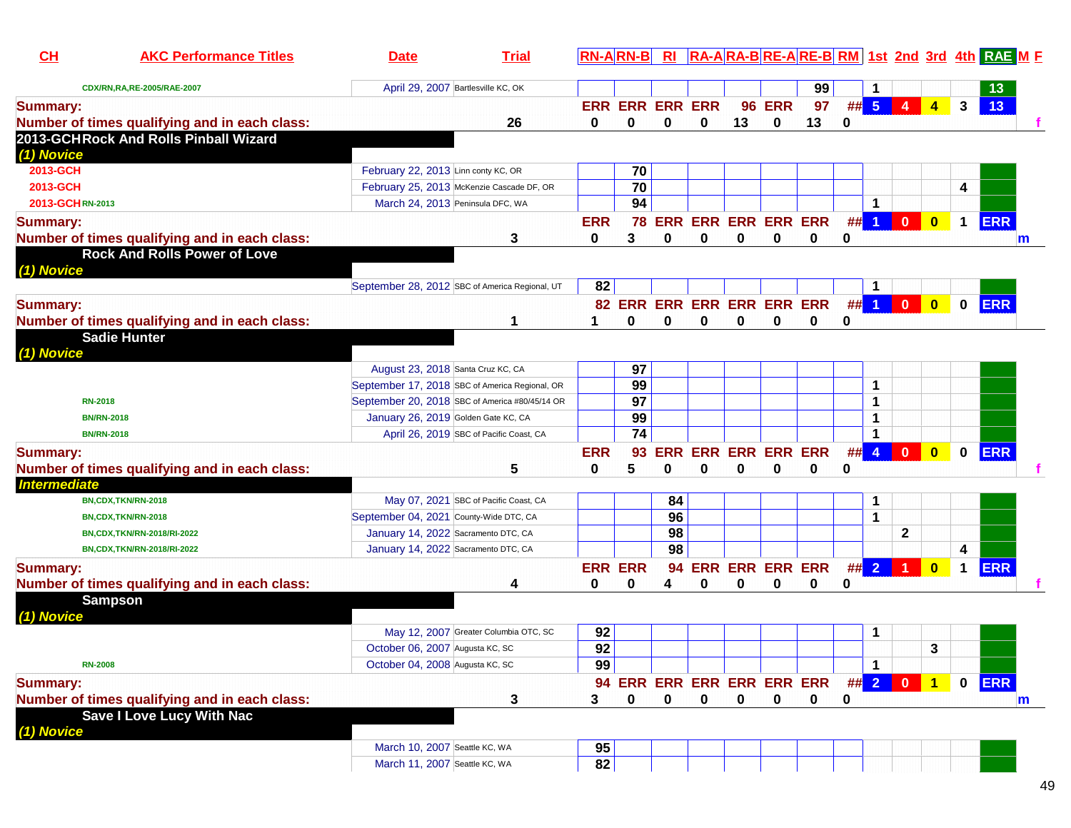| CH | AKC Performance Titles | Date | Trial | RN-A | RN-B | RI | RA-A | RA-B | RE-A | RE-B | RM | 1st | 2nd | 3rd | 4th | RAE | M | F |
|---|---|---|---|---|---|---|---|---|---|---|---|---|---|---|---|---|---|---|
| | CDX/RN,RA,RE-2005/RAE-2007 | April 29, 2007 | Bartlesville KC, OK | | | | | | | 99 | | 1 | | | | 13 | | |
| Summary: | | | | ERR | ERR | ERR | ERR | 96 | ERR | 97 | ## | 5 | 4 | 4 | 3 | 13 | | |
| Number of times qualifying and in each class: | | 26 | | 0 | 0 | 0 | 0 | 13 | 0 | 13 | 0 | | | | | | | f |
| **2013-GCH Rock And Rolls Pinball Wizard** | | | | | | | | | | | | | | | | | | |
| *(1) Novice* | | | | | | | | | | | | | | | | | | |
| 2013-GCH | | February 22, 2013 | Linn conty KC, OR | | 70 | | | | | | | | | | | | | |
| 2013-GCH | | February 25, 2013 | McKenzie Cascade DF, OR | | 70 | | | | | | | | | | 4 | | | |
| 2013-GCH | RN-2013 | March 24, 2013 | Peninsula DFC, WA | | 94 | | | | | | | 1 | | | | | | |
| Summary: | | | | ERR | 78 | ERR | ERR | ERR | ERR | ERR | ## | 1 | 0 | 0 | 1 | ERR | | |
| Number of times qualifying and in each class: | | 3 | | 0 | 3 | 0 | 0 | 0 | 0 | 0 | 0 | | | | | | m | |
| **Rock And Rolls Power of Love** | | | | | | | | | | | | | | | | | | |
| *(1) Novice* | | | | | | | | | | | | | | | | | | |
| | | September 28, 2012 | SBC of America Regional, UT | 82 | | | | | | | | 1 | | | | | | |
| Summary: | | | | 82 | ERR | ERR | ERR | ERR | ERR | ERR | ## | 1 | 0 | 0 | 0 | ERR | | |
| Number of times qualifying and in each class: | | 1 | | 1 | 0 | 0 | 0 | 0 | 0 | 0 | 0 | | | | | | | |
| **Sadie Hunter** | | | | | | | | | | | | | | | | | | |
| *(1) Novice* | | | | | | | | | | | | | | | | | | |
| | | August 23, 2018 | Santa Cruz KC, CA | | 97 | | | | | | | | | | | | | |
| | | September 17, 2018 | SBC of America Regional, OR | | 99 | | | | | | | 1 | | | | | | |
| | RN-2018 | September 20, 2018 | SBC of America #80/45/14 OR | | 97 | | | | | | | 1 | | | | | | |
| | BN/RN-2018 | January 26, 2019 | Golden Gate KC, CA | | 99 | | | | | | | 1 | | | | | | |
| | BN/RN-2018 | April 26, 2019 | SBC of Pacific Coast, CA | | 74 | | | | | | | 1 | | | | | | |
| Summary: | | | | ERR | 93 | ERR | ERR | ERR | ERR | ERR | ## | 4 | 0 | 0 | 0 | ERR | | |
| Number of times qualifying and in each class: | | 5 | | 0 | 5 | 0 | 0 | 0 | 0 | 0 | 0 | | | | | | | f |
| *Intermediate* | | | | | | | | | | | | | | | | | | |
| | BN,CDX,TKN/RN-2018 | May 07, 2021 | SBC of Pacific Coast, CA | | | 84 | | | | | | 1 | | | | | | |
| | BN,CDX,TKN/RN-2018 | September 04, 2021 | County-Wide DTC, CA | | | 96 | | | | | | 1 | | | | | | |
| | BN,CDX,TKN/RN-2018/RI-2022 | January 14, 2022 | Sacramento DTC, CA | | | 98 | | | | | | | 2 | | | | | |
| | BN,CDX,TKN/RN-2018/RI-2022 | January 14, 2022 | Sacramento DTC, CA | | | 98 | | | | | | | | | 4 | | | |
| Summary: | | | | ERR | ERR | 94 | ERR | ERR | ERR | ERR | ## | 2 | 1 | 0 | 1 | ERR | | |
| Number of times qualifying and in each class: | | 4 | | 0 | 0 | 4 | 0 | 0 | 0 | 0 | 0 | | | | | | | f |
| **Sampson** | | | | | | | | | | | | | | | | | | |
| *(1) Novice* | | | | | | | | | | | | | | | | | | |
| | | May 12, 2007 | Greater Columbia OTC, SC | 92 | | | | | | | | 1 | | | | | | |
| | | October 06, 2007 | Augusta KC, SC | 92 | | | | | | | | | | 3 | | | | |
| | RN-2008 | October 04, 2008 | Augusta KC, SC | 99 | | | | | | | | 1 | | | | | | |
| Summary: | | | | 94 | ERR | ERR | ERR | ERR | ERR | ERR | ## | 2 | 0 | 1 | 0 | ERR | | |
| Number of times qualifying and in each class: | | 3 | | 3 | 0 | 0 | 0 | 0 | 0 | 0 | 0 | | | | | | m | |
| **Save I Love Lucy With Nac** | | | | | | | | | | | | | | | | | | |
| *(1) Novice* | | | | | | | | | | | | | | | | | | |
| | | March 10, 2007 | Seattle KC, WA | 95 | | | | | | | | | | | | | | |
| | | March 11, 2007 | Seattle KC, WA | 82 | | | | | | | | | | | | | | |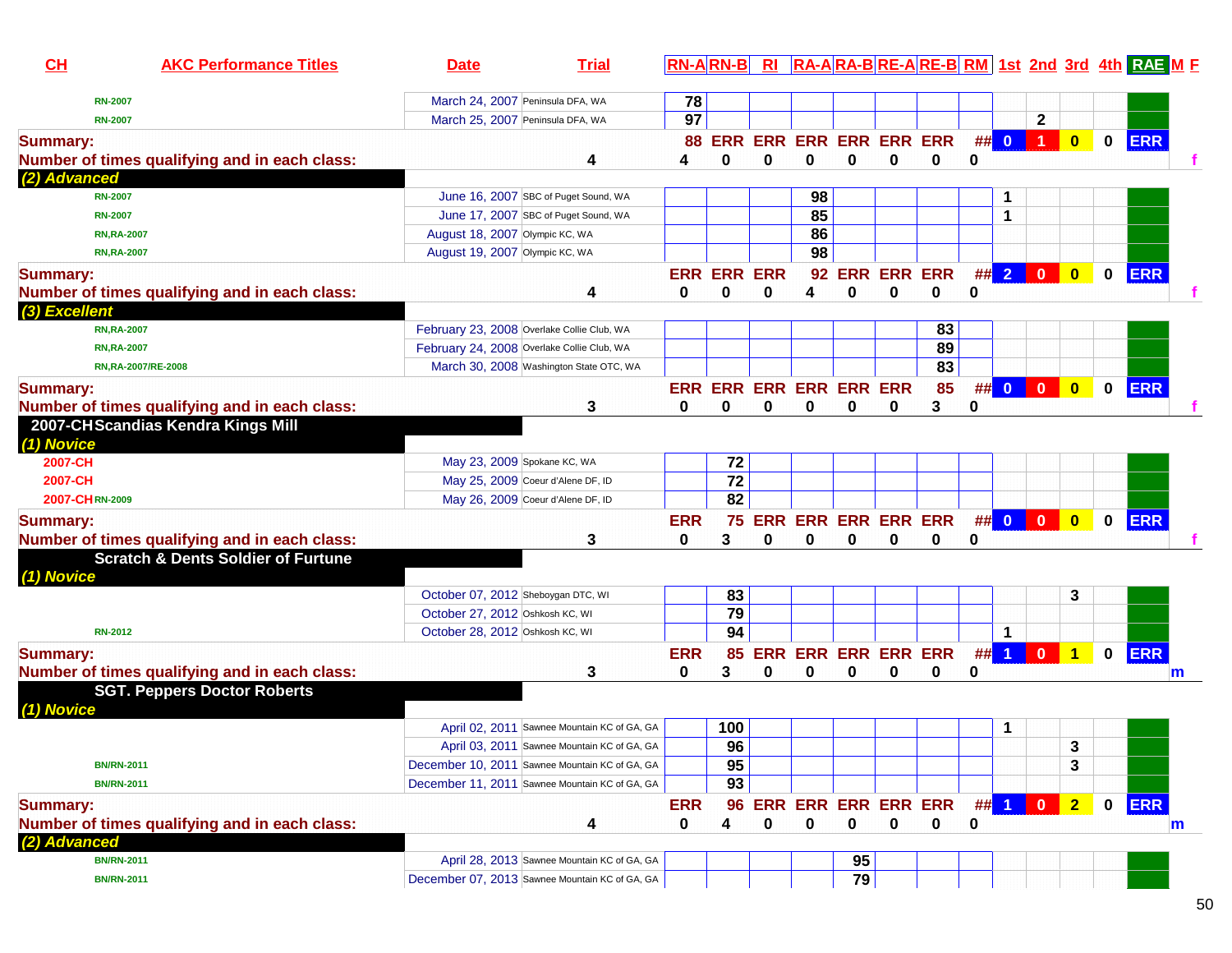| CH | AKC Performance Titles | Date | Trial | RN-A | RN-B | RI | RA-A | RA-B | RE-A | RE-B | RM | 1st | 2nd | 3rd | 4th | RAE | M | F |
|---|---|---|---|---|---|---|---|---|---|---|---|---|---|---|---|---|---|---|
| | RN-2007 | March 24, 2007 | Peninsula DFA, WA | 78 | | | | | | | | | | | | | | |
| | RN-2007 | March 25, 2007 | Peninsula DFA, WA | 97 | | | | | | | | | 2 | | | | | |
| **Summary:** | | | | 88 | ERR | ERR | ERR | ERR | ERR | ERR | ## | 0 | 1 | 0 | 0 | ERR | | |
| **Number of times qualifying and in each class:** | | | 4 | 4 | 0 | 0 | 0 | 0 | 0 | 0 | 0 | | | | | | | f |
| ***(2) Advanced*** | | | | | | | | | | | | | | | | | | |
| | RN-2007 | June 16, 2007 | SBC of Puget Sound, WA | | | | 98 | | | | | 1 | | | | | | |
| | RN-2007 | June 17, 2007 | SBC of Puget Sound, WA | | | | 85 | | | | | 1 | | | | | | |
| | RN,RA-2007 | August 18, 2007 | Olympic KC, WA | | | | 86 | | | | | | | | | | | |
| | RN,RA-2007 | August 19, 2007 | Olympic KC, WA | | | | 98 | | | | | | | | | | | |
| **Summary:** | | | | ERR | ERR | ERR | 92 | ERR | ERR | ERR | ## | 2 | 0 | 0 | 0 | ERR | | |
| **Number of times qualifying and in each class:** | | | 4 | 0 | 0 | 0 | 4 | 0 | 0 | 0 | 0 | | | | | | | f |
| ***(3) Excellent*** | | | | | | | | | | | | | | | | | | |
| | RN,RA-2007 | February 23, 2008 | Overlake Collie Club, WA | | | | | | | 83 | | | | | | | | |
| | RN,RA-2007 | February 24, 2008 | Overlake Collie Club, WA | | | | | | | 89 | | | | | | | | |
| | RN,RA-2007/RE-2008 | March 30, 2008 | Washington State OTC, WA | | | | | | | 83 | | | | | | | | |
| **Summary:** | | | | ERR | ERR | ERR | ERR | ERR | ERR | 85 | ## | 0 | 0 | 0 | 0 | ERR | | |
| **Number of times qualifying and in each class:** | | | 3 | 0 | 0 | 0 | 0 | 0 | 0 | 3 | 0 | | | | | | | f |
| **2007-CH Scandias Kendra Kings Mill** | | | | | | | | | | | | | | | | | | |
| ***(1) Novice*** | | | | | | | | | | | | | | | | | | |
| 2007-CH | | May 23, 2009 | Spokane KC, WA | | 72 | | | | | | | | | | | | | |
| 2007-CH | | May 25, 2009 | Coeur d'Alene DF, ID | | 72 | | | | | | | | | | | | | |
| 2007-CH | RN-2009 | May 26, 2009 | Coeur d'Alene DF, ID | | 82 | | | | | | | | | | | | | |
| **Summary:** | | | | ERR | 75 | ERR | ERR | ERR | ERR | ERR | ## | 0 | 0 | 0 | 0 | ERR | | |
| **Number of times qualifying and in each class:** | | | 3 | 0 | 3 | 0 | 0 | 0 | 0 | 0 | 0 | | | | | | | f |
| **Scratch & Dents Soldier of Furtune** | | | | | | | | | | | | | | | | | | |
| ***(1) Novice*** | | | | | | | | | | | | | | | | | | |
| | | October 07, 2012 | Sheboygan DTC, WI | | 83 | | | | | | | | | 3 | | | | |
| | | October 27, 2012 | Oshkosh KC, WI | | 79 | | | | | | | | | | | | | |
| | RN-2012 | October 28, 2012 | Oshkosh KC, WI | | 94 | | | | | | | 1 | | | | | | |
| **Summary:** | | | | ERR | 85 | ERR | ERR | ERR | ERR | ERR | ## | 1 | 0 | 1 | 0 | ERR | | |
| **Number of times qualifying and in each class:** | | | 3 | 0 | 3 | 0 | 0 | 0 | 0 | 0 | 0 | | | | | | m | |
| **SGT. Peppers Doctor Roberts** | | | | | | | | | | | | | | | | | | |
| ***(1) Novice*** | | | | | | | | | | | | | | | | | | |
| | | April 02, 2011 | Sawnee Mountain KC of GA, GA | | 100 | | | | | | | 1 | | | | | | |
| | | April 03, 2011 | Sawnee Mountain KC of GA, GA | | 96 | | | | | | | | | 3 | | | | |
| | BN/RN-2011 | December 10, 2011 | Sawnee Mountain KC of GA, GA | | 95 | | | | | | | | | 3 | | | | |
| | BN/RN-2011 | December 11, 2011 | Sawnee Mountain KC of GA, GA | | 93 | | | | | | | | | | | | | |
| **Summary:** | | | | ERR | 96 | ERR | ERR | ERR | ERR | ERR | ## | 1 | 0 | 2 | 0 | ERR | | |
| **Number of times qualifying and in each class:** | | | 4 | 0 | 4 | 0 | 0 | 0 | 0 | 0 | 0 | | | | | | m | |
| ***(2) Advanced*** | | | | | | | | | | | | | | | | | | |
| | BN/RN-2011 | April 28, 2013 | Sawnee Mountain KC of GA, GA | | | | | 95 | | | | | | | | | | |
| | BN/RN-2011 | December 07, 2013 | Sawnee Mountain KC of GA, GA | | | | | 79 | | | | | | | | | | |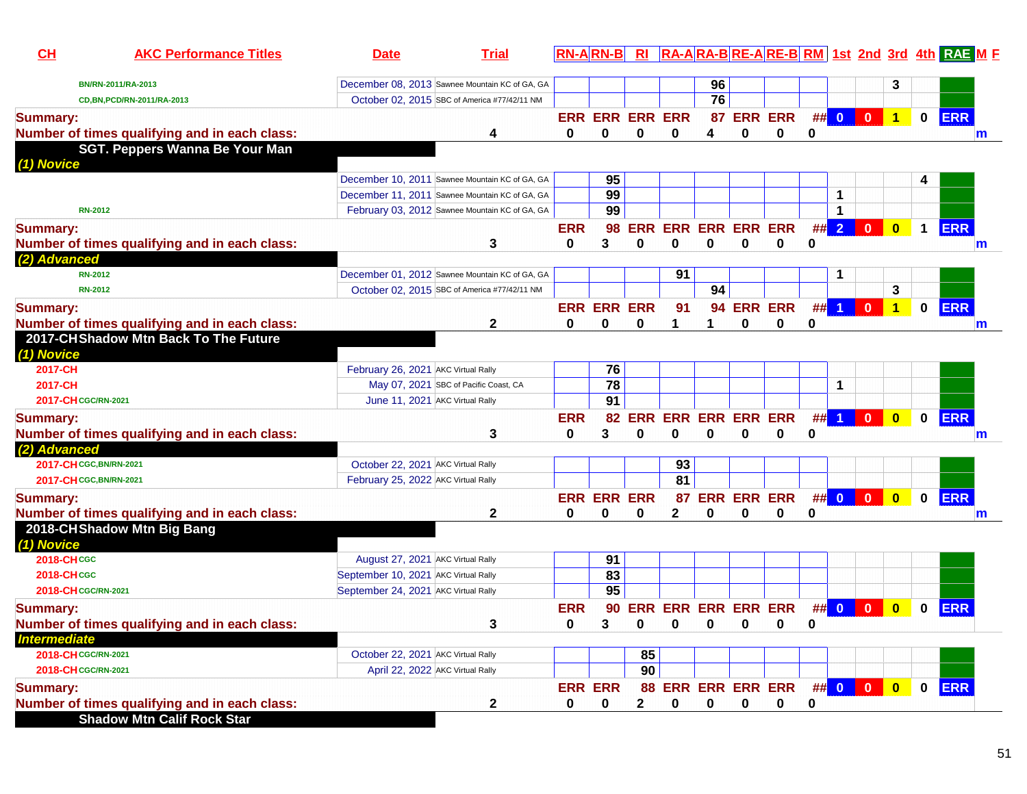| CH | AKC Performance Titles | Date | Trial | RN-A | RN-B | RI | RA-A | RA-B | RE-A | RE-B | RM | 1st | 2nd | 3rd | 4th | RAE | M | F |
|---|---|---|---|---|---|---|---|---|---|---|---|---|---|---|---|---|---|---|
| | BN/RN-2011/RA-2013 | December 08, 2013 | Sawnee Mountain KC of GA, GA | | | | | 96 | | | | | | 3 | | | | |
| | CD,BN,PCD/RN-2011/RA-2013 | October 02, 2015 | SBC of America #77/42/11 NM | | | | | 76 | | | | | | | | | | |
| Summary: | | | | ERR | ERR | ERR | ERR | 87 | ERR | ERR | ## | 0 | 0 | 1 | 0 | ERR | | |
| Number of times qualifying and in each class: | | | 4 | 0 | 0 | 0 | 0 | 4 | 0 | 0 | 0 | | | | | | m | |
| **SGT. Peppers Wanna Be Your Man** | | | | | | | | | | | | | | | | | | |
| *(1) Novice* | | | | | | | | | | | | | | | | | | |
| | | December 10, 2011 | Sawnee Mountain KC of GA, GA | | 95 | | | | | | | | | | 4 | | | |
| | | December 11, 2011 | Sawnee Mountain KC of GA, GA | | 99 | | | | | | | 1 | | | | | | |
| | RN-2012 | February 03, 2012 | Sawnee Mountain KC of GA, GA | | 99 | | | | | | | 1 | | | | | | |
| Summary: | | | | ERR | 98 | ERR | ERR | ERR | ERR | ERR | ## | 2 | 0 | 0 | 1 | ERR | | |
| Number of times qualifying and in each class: | | | 3 | 0 | 3 | 0 | 0 | 0 | 0 | 0 | 0 | | | | | | m | |
| *(2) Advanced* | | | | | | | | | | | | | | | | | | |
| | RN-2012 | December 01, 2012 | Sawnee Mountain KC of GA, GA | | | | 91 | | | | | 1 | | | | | | |
| | RN-2012 | October 02, 2015 | SBC of America #77/42/11 NM | | | | | 94 | | | | | | 3 | | | | |
| Summary: | | | | ERR | ERR | ERR | 91 | 94 | ERR | ERR | ## | 1 | 0 | 1 | 0 | ERR | | |
| Number of times qualifying and in each class: | | | 2 | 0 | 0 | 0 | 1 | 1 | 0 | 0 | 0 | | | | | | m | |
| **2017-CH Shadow Mtn Back To The Future** | | | | | | | | | | | | | | | | | | |
| *(1) Novice* | | | | | | | | | | | | | | | | | | |
| 2017-CH | | February 26, 2021 | AKC Virtual Rally | | 76 | | | | | | | | | | | | | |
| 2017-CH | | May 07, 2021 | SBC of Pacific Coast, CA | | 78 | | | | | | | 1 | | | | | | |
| 2017-CH | CGC/RN-2021 | June 11, 2021 | AKC Virtual Rally | | 91 | | | | | | | | | | | | | |
| Summary: | | | | ERR | 82 | ERR | ERR | ERR | ERR | ERR | ## | 1 | 0 | 0 | 0 | ERR | | |
| Number of times qualifying and in each class: | | | 3 | 0 | 3 | 0 | 0 | 0 | 0 | 0 | 0 | | | | | | m | |
| *(2) Advanced* | | | | | | | | | | | | | | | | | | |
| 2017-CH | CGC,BN/RN-2021 | October 22, 2021 | AKC Virtual Rally | | | | 93 | | | | | | | | | | | |
| 2017-CH | CGC,BN/RN-2021 | February 25, 2022 | AKC Virtual Rally | | | | 81 | | | | | | | | | | | |
| Summary: | | | | ERR | ERR | ERR | 87 | ERR | ERR | ERR | ## | 0 | 0 | 0 | 0 | ERR | | |
| Number of times qualifying and in each class: | | | 2 | 0 | 0 | 0 | 2 | 0 | 0 | 0 | 0 | | | | | | m | |
| **2018-CH Shadow Mtn Big Bang** | | | | | | | | | | | | | | | | | | |
| *(1) Novice* | | | | | | | | | | | | | | | | | | |
| 2018-CH | CGC | August 27, 2021 | AKC Virtual Rally | | 91 | | | | | | | | | | | | | |
| 2018-CH | CGC | September 10, 2021 | AKC Virtual Rally | | 83 | | | | | | | | | | | | | |
| 2018-CH | CGC/RN-2021 | September 24, 2021 | AKC Virtual Rally | | 95 | | | | | | | | | | | | | |
| Summary: | | | | ERR | 90 | ERR | ERR | ERR | ERR | ERR | ## | 0 | 0 | 0 | 0 | ERR | | |
| Number of times qualifying and in each class: | | | 3 | 0 | 3 | 0 | 0 | 0 | 0 | 0 | 0 | | | | | | | |
| *Intermediate* | | | | | | | | | | | | | | | | | | |
| 2018-CH | CGC/RN-2021 | October 22, 2021 | AKC Virtual Rally | | | 85 | | | | | | | | | | | | |
| 2018-CH | CGC/RN-2021 | April 22, 2022 | AKC Virtual Rally | | | 90 | | | | | | | | | | | | |
| Summary: | | | | ERR | ERR | 88 | ERR | ERR | ERR | ERR | ## | 0 | 0 | 0 | 0 | ERR | | |
| Number of times qualifying and in each class: | | | 2 | 0 | 0 | 2 | 0 | 0 | 0 | 0 | 0 | | | | | | | |
| **Shadow Mtn Calif Rock Star** | | | | | | | | | | | | | | | | | | |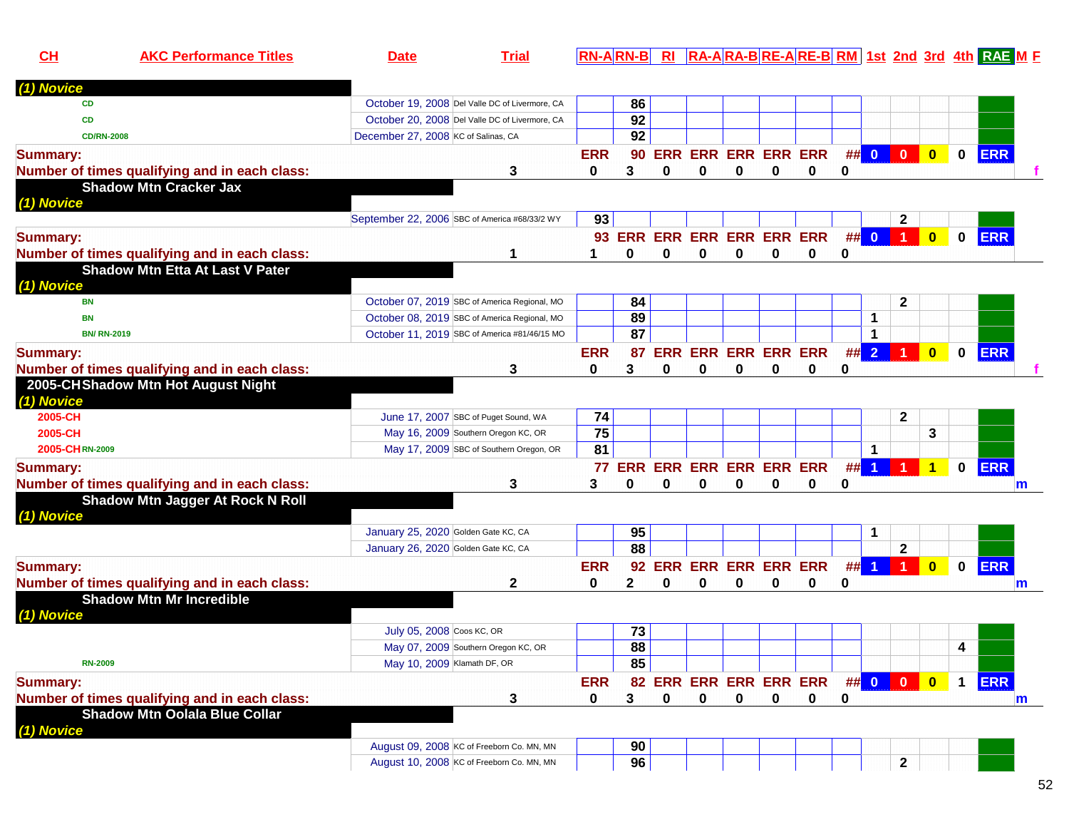| CH | AKC Performance Titles | Date | Trial | RN-A | RN-B | RI | RA-A | RA-B | RE-A | RE-B | RM | 1st | 2nd | 3rd | 4th | RAE | M | F |
|---|---|---|---|---|---|---|---|---|---|---|---|---|---|---|---|---|---|---|
| *(1) Novice* | | | | | | | | | | | | | | | | | | |
| | CD | October 19, 2008 | Del Valle DC of Livermore, CA | | 86 | | | | | | | | | | | | | |
| | CD | October 20, 2008 | Del Valle DC of Livermore, CA | | 92 | | | | | | | | | | | | | |
| | CD/RN-2008 | December 27, 2008 | KC of Salinas, CA | | 92 | | | | | | | | | | | | | |
| **Summary:** | | | | ERR | 90 | ERR | ERR | ERR | ERR | ERR | ## | 0 | 0 | 0 | 0 | ERR | | |
| **Number of times qualifying and in each class:** | | | 3 | 0 | 3 | 0 | 0 | 0 | 0 | 0 | 0 | | | | | | | f |
| **Shadow Mtn Cracker Jax** | | | | | | | | | | | | | | | | | | |
| *(1) Novice* | | | | | | | | | | | | | | | | | | |
| | | September 22, 2006 | SBC of America #68/33/2 WY | 93 | | | | | | | | | 2 | | | | | |
| **Summary:** | | | | 93 | ERR | ERR | ERR | ERR | ERR | ERR | ## | 0 | 1 | 0 | 0 | ERR | | |
| **Number of times qualifying and in each class:** | | | 1 | 1 | 0 | 0 | 0 | 0 | 0 | 0 | 0 | | | | | | | |
| **Shadow Mtn Etta At Last V Pater** | | | | | | | | | | | | | | | | | | |
| *(1) Novice* | | | | | | | | | | | | | | | | | | |
| | BN | October 07, 2019 | SBC of America Regional, MO | | 84 | | | | | | | | 2 | | | | | |
| | BN | October 08, 2019 | SBC of America Regional, MO | | 89 | | | | | | | 1 | | | | | | |
| | BN/ RN-2019 | October 11, 2019 | SBC of America #81/46/15 MO | | 87 | | | | | | | 1 | | | | | | |
| **Summary:** | | | | ERR | 87 | ERR | ERR | ERR | ERR | ERR | ## | 2 | 1 | 0 | 0 | ERR | | |
| **Number of times qualifying and in each class:** | | | 3 | 0 | 3 | 0 | 0 | 0 | 0 | 0 | 0 | | | | | | | f |
| **2005-CH Shadow Mtn Hot August Night** | | | | | | | | | | | | | | | | | | |
| *(1) Novice* | | | | | | | | | | | | | | | | | | |
| 2005-CH | | June 17, 2007 | SBC of Puget Sound, WA | 74 | | | | | | | | | 2 | | | | | |
| 2005-CH | | May 16, 2009 | Southern Oregon KC, OR | 75 | | | | | | | | | | 3 | | | | |
| 2005-CH | RN-2009 | May 17, 2009 | SBC of Southern Oregon, OR | 81 | | | | | | | | 1 | | | | | | |
| **Summary:** | | | | 77 | ERR | ERR | ERR | ERR | ERR | ERR | ## | 1 | 1 | 1 | 0 | ERR | | |
| **Number of times qualifying and in each class:** | | | 3 | 3 | 0 | 0 | 0 | 0 | 0 | 0 | 0 | | | | | | m | |
| **Shadow Mtn Jagger At Rock N Roll** | | | | | | | | | | | | | | | | | | |
| *(1) Novice* | | | | | | | | | | | | | | | | | | |
| | | January 25, 2020 | Golden Gate KC, CA | | 95 | | | | | | | 1 | | | | | | |
| | | January 26, 2020 | Golden Gate KC, CA | | 88 | | | | | | | | 2 | | | | | |
| **Summary:** | | | | ERR | 92 | ERR | ERR | ERR | ERR | ERR | ## | 1 | 1 | 0 | 0 | ERR | | |
| **Number of times qualifying and in each class:** | | | 2 | 0 | 2 | 0 | 0 | 0 | 0 | 0 | 0 | | | | | | m | |
| **Shadow Mtn Mr Incredible** | | | | | | | | | | | | | | | | | | |
| *(1) Novice* | | | | | | | | | | | | | | | | | | |
| | | July 05, 2008 | Coos KC, OR | | 73 | | | | | | | | | | | | | |
| | | May 07, 2009 | Southern Oregon KC, OR | | 88 | | | | | | | | | | 4 | | | |
| | RN-2009 | May 10, 2009 | Klamath DF, OR | | 85 | | | | | | | | | | | | | |
| **Summary:** | | | | ERR | 82 | ERR | ERR | ERR | ERR | ERR | ## | 0 | 0 | 0 | 1 | ERR | | |
| **Number of times qualifying and in each class:** | | | 3 | 0 | 3 | 0 | 0 | 0 | 0 | 0 | 0 | | | | | | m | |
| **Shadow Mtn Oolala Blue Collar** | | | | | | | | | | | | | | | | | | |
| *(1) Novice* | | | | | | | | | | | | | | | | | | |
| | | August 09, 2008 | KC of Freeborn Co. MN, MN | | 90 | | | | | | | | | | | | | |
| | | August 10, 2008 | KC of Freeborn Co. MN, MN | | 96 | | | | | | | | 2 | | | | | |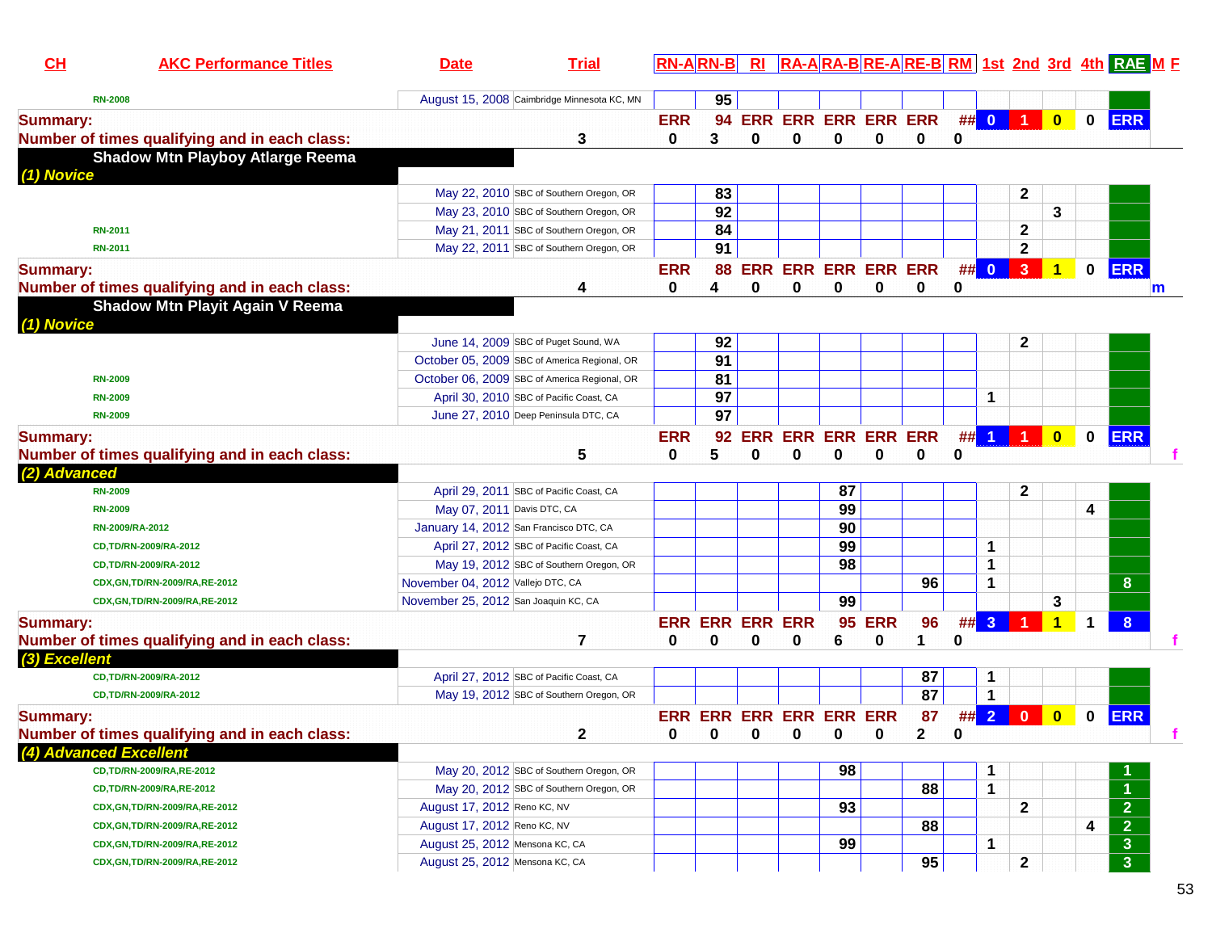| CH | AKC Performance Titles | Date | Trial | RN-A | RN-B | RI | RA-A | RA-B | RE-A | RE-B | RM | 1st | 2nd | 3rd | 4th | RAE | M | F |
|---|---|---|---|---|---|---|---|---|---|---|---|---|---|---|---|---|---|---|
| | RN-2008 | August 15, 2008 | Caimbridge Minnesota KC, MN | | 95 | | | | | | | | | | | | | |
| Summary: | | | | ERR | 94 | ERR | ERR | ERR | ERR | ERR | ## | 0 | 1 | 0 | 0 | ERR | | |
| Number of times qualifying and in each class: | | | 3 | 0 | 3 | 0 | 0 | 0 | 0 | 0 | 0 | | | | | | | |
| **Shadow Mtn Playboy Atlarge Reema** | | | | | | | | | | | | | | | | | | |
| *(1) Novice* | | | | | | | | | | | | | | | | | | |
| | | May 22, 2010 | SBC of Southern Oregon, OR | | 83 | | | | | | | | 2 | | | | | |
| | | May 23, 2010 | SBC of Southern Oregon, OR | | 92 | | | | | | | | | 3 | | | | |
| | RN-2011 | May 21, 2011 | SBC of Southern Oregon, OR | | 84 | | | | | | | | 2 | | | | | |
| | RN-2011 | May 22, 2011 | SBC of Southern Oregon, OR | | 91 | | | | | | | | 2 | | | | | |
| Summary: | | | | ERR | 88 | ERR | ERR | ERR | ERR | ERR | ## | 0 | 3 | 1 | 0 | ERR | | |
| Number of times qualifying and in each class: | | | 4 | 0 | 4 | 0 | 0 | 0 | 0 | 0 | 0 | | | | | | m | |
| **Shadow Mtn Playit Again V Reema** | | | | | | | | | | | | | | | | | | |
| *(1) Novice* | | | | | | | | | | | | | | | | | | |
| | | June 14, 2009 | SBC of Puget Sound, WA | | 92 | | | | | | | | 2 | | | | | |
| | | October 05, 2009 | SBC of America Regional, OR | | 91 | | | | | | | | | | | | | |
| | RN-2009 | October 06, 2009 | SBC of America Regional, OR | | 81 | | | | | | | | | | | | | |
| | RN-2009 | April 30, 2010 | SBC of Pacific Coast, CA | | 97 | | | | | | | 1 | | | | | | |
| | RN-2009 | June 27, 2010 | Deep Peninsula DTC, CA | | 97 | | | | | | | | | | | | | |
| Summary: | | | | ERR | 92 | ERR | ERR | ERR | ERR | ERR | ## | 1 | 1 | 0 | 0 | ERR | | |
| Number of times qualifying and in each class: | | | 5 | 0 | 5 | 0 | 0 | 0 | 0 | 0 | 0 | | | | | | | f |
| *(2) Advanced* | | | | | | | | | | | | | | | | | | |
| | RN-2009 | April 29, 2011 | SBC of Pacific Coast, CA | | | | | 87 | | | | | 2 | | | | | |
| | RN-2009 | May 07, 2011 | Davis DTC, CA | | | | | 99 | | | | | | | 4 | | | |
| | RN-2009/RA-2012 | January 14, 2012 | San Francisco DTC, CA | | | | | 90 | | | | | | | | | | |
| | CD,TD/RN-2009/RA-2012 | April 27, 2012 | SBC of Pacific Coast, CA | | | | | 99 | | | | 1 | | | | | | |
| | CD,TD/RN-2009/RA-2012 | May 19, 2012 | SBC of Southern Oregon, OR | | | | | 98 | | | | 1 | | | | | | |
| | CDX,GN,TD/RN-2009/RA,RE-2012 | November 04, 2012 | Vallejo DTC, CA | | | | | | | 96 | | 1 | | | | 8 | | |
| | CDX,GN,TD/RN-2009/RA,RE-2012 | November 25, 2012 | San Joaquin KC, CA | | | | | 99 | | | | | | 3 | | | | |
| Summary: | | | | ERR | ERR | ERR | ERR | 95 | ERR | 96 | ## | 3 | 1 | 1 | 1 | 8 | | |
| Number of times qualifying and in each class: | | | 7 | 0 | 0 | 0 | 0 | 6 | 0 | 1 | 0 | | | | | | | f |
| *(3) Excellent* | | | | | | | | | | | | | | | | | | |
| | CD,TD/RN-2009/RA-2012 | April 27, 2012 | SBC of Pacific Coast, CA | | | | | | | 87 | | 1 | | | | | | |
| | CD,TD/RN-2009/RA-2012 | May 19, 2012 | SBC of Southern Oregon, OR | | | | | | | 87 | | 1 | | | | | | |
| Summary: | | | | ERR | ERR | ERR | ERR | ERR | ERR | 87 | ## | 2 | 0 | 0 | 0 | ERR | | |
| Number of times qualifying and in each class: | | | 2 | 0 | 0 | 0 | 0 | 0 | 0 | 2 | 0 | | | | | | | f |
| *(4) Advanced Excellent* | | | | | | | | | | | | | | | | | | |
| | CD,TD/RN-2009/RA,RE-2012 | May 20, 2012 | SBC of Southern Oregon, OR | | | | | 98 | | | | 1 | | | | 1 | | |
| | CD,TD/RN-2009/RA,RE-2012 | May 20, 2012 | SBC of Southern Oregon, OR | | | | | | | 88 | | 1 | | | | 1 | | |
| | CDX,GN,TD/RN-2009/RA,RE-2012 | August 17, 2012 | Reno KC, NV | | | | | 93 | | | | | 2 | | | 2 | | |
| | CDX,GN,TD/RN-2009/RA,RE-2012 | August 17, 2012 | Reno KC, NV | | | | | | | 88 | | | | | 4 | 2 | | |
| | CDX,GN,TD/RN-2009/RA,RE-2012 | August 25, 2012 | Mensona KC, CA | | | | | 99 | | | | 1 | | | | 3 | | |
| | CDX,GN,TD/RN-2009/RA,RE-2012 | August 25, 2012 | Mensona KC, CA | | | | | | | 95 | | | 2 | | | 3 | | |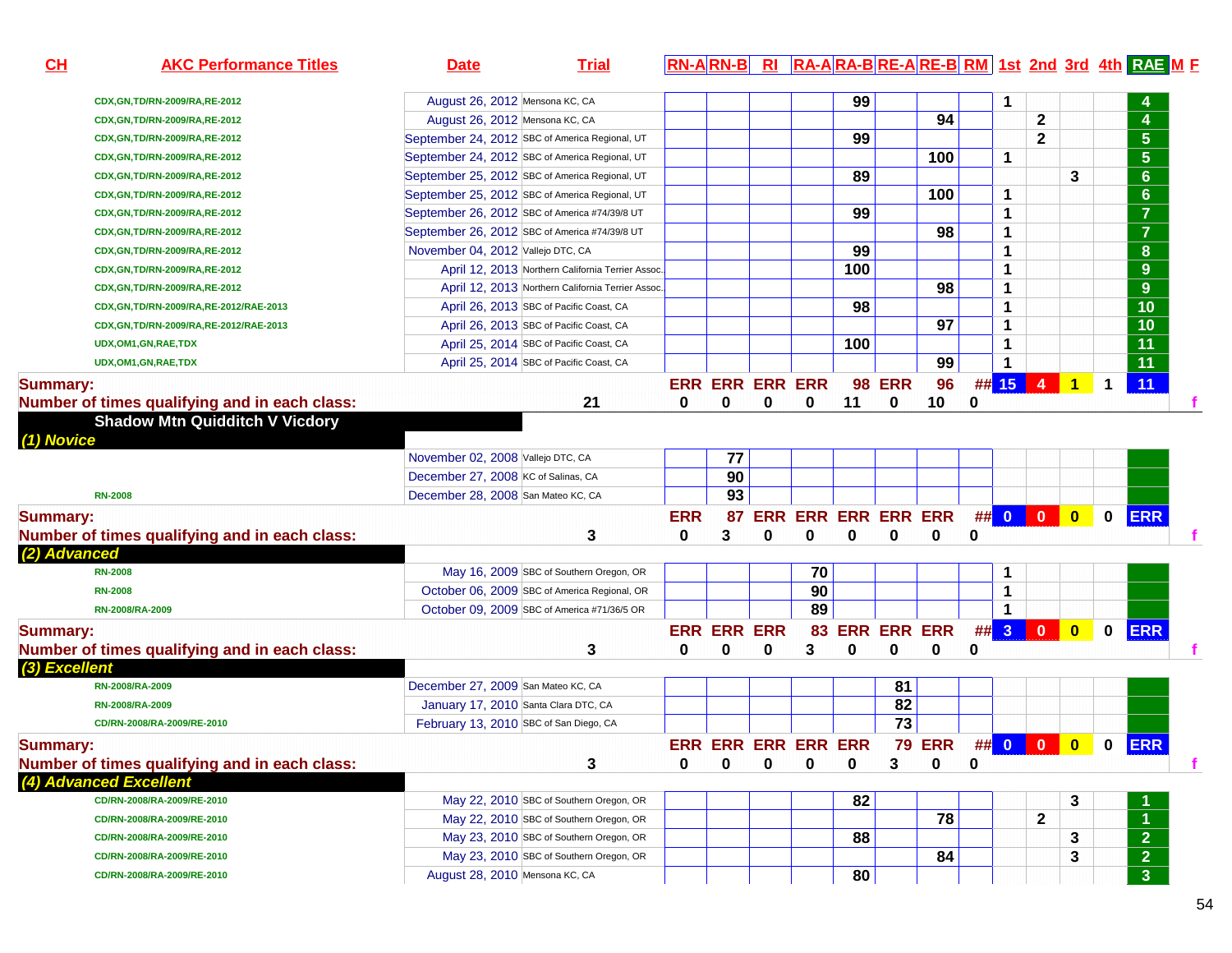| CH | AKC Performance Titles | Date | Trial | RN-A | RN-B | RI | RA-A | RA-B | RE-A | RE-B | RM | 1st | 2nd | 3rd | 4th | RAE | M | F |
|---|---|---|---|---|---|---|---|---|---|---|---|---|---|---|---|---|---|---|
| | CDX,GN,TD/RN-2009/RA,RE-2012 | August 26, 2012 | Mensona KC, CA | | | | | 99 | | | | 1 | | | | 4 | | |
| | CDX,GN,TD/RN-2009/RA,RE-2012 | August 26, 2012 | Mensona KC, CA | | | | | | | 94 | | | 2 | | | 4 | | |
| | CDX,GN,TD/RN-2009/RA,RE-2012 | September 24, 2012 | SBC of America Regional, UT | | | | | 99 | | | | | 2 | | | 5 | | |
| | CDX,GN,TD/RN-2009/RA,RE-2012 | September 24, 2012 | SBC of America Regional, UT | | | | | | | 100 | | 1 | | | | 5 | | |
| | CDX,GN,TD/RN-2009/RA,RE-2012 | September 25, 2012 | SBC of America Regional, UT | | | | | 89 | | | | | | 3 | | 6 | | |
| | CDX,GN,TD/RN-2009/RA,RE-2012 | September 25, 2012 | SBC of America Regional, UT | | | | | | | 100 | | 1 | | | | 6 | | |
| | CDX,GN,TD/RN-2009/RA,RE-2012 | September 26, 2012 | SBC of America #74/39/8 UT | | | | | 99 | | | | 1 | | | | 7 | | |
| | CDX,GN,TD/RN-2009/RA,RE-2012 | September 26, 2012 | SBC of America #74/39/8 UT | | | | | | | 98 | | 1 | | | | 7 | | |
| | CDX,GN,TD/RN-2009/RA,RE-2012 | November 04, 2012 | Vallejo DTC, CA | | | | | 99 | | | | 1 | | | | 8 | | |
| | CDX,GN,TD/RN-2009/RA,RE-2012 | April 12, 2013 | Northern California Terrier Assoc. | | | | | 100 | | | | 1 | | | | 9 | | |
| | CDX,GN,TD/RN-2009/RA,RE-2012 | April 12, 2013 | Northern California Terrier Assoc. | | | | | | | 98 | | 1 | | | | 9 | | |
| | CDX,GN,TD/RN-2009/RA,RE-2012/RAE-2013 | April 26, 2013 | SBC of Pacific Coast, CA | | | | | 98 | | | | 1 | | | | 10 | | |
| | CDX,GN,TD/RN-2009/RA,RE-2012/RAE-2013 | April 26, 2013 | SBC of Pacific Coast, CA | | | | | | | 97 | | 1 | | | | 10 | | |
| | UDX,OM1,GN,RAE,TDX | April 25, 2014 | SBC of Pacific Coast, CA | | | | | 100 | | | | 1 | | | | 11 | | |
| | UDX,OM1,GN,RAE,TDX | April 25, 2014 | SBC of Pacific Coast, CA | | | | | | | 99 | | 1 | | | | 11 | | |
| Summary: | | | | ERR | ERR | ERR | ERR | 98 | ERR | 96 | ## | 15 | 4 | 1 | 1 | 11 | | |
| Number of times qualifying and in each class: | | | 21 | 0 | 0 | 0 | 0 | 11 | 0 | 10 | 0 | | | | | | | f |

**Shadow Mtn Quidditch V Vicdory**

| CH | AKC Performance Titles | Date | Trial | RN-A | RN-B | RI | RA-A | RA-B | RE-A | RE-B | RM | 1st | 2nd | 3rd | 4th | RAE | M | F |
|---|---|---|---|---|---|---|---|---|---|---|---|---|---|---|---|---|---|---|
| *(1) Novice* | | | | | | | | | | | | | | | | | | |
| | | November 02, 2008 | Vallejo DTC, CA | | 77 | | | | | | | | | | | | | |
| | | December 27, 2008 | KC of Salinas, CA | | 90 | | | | | | | | | | | | | |
| | RN-2008 | December 28, 2008 | San Mateo KC, CA | | 93 | | | | | | | | | | | | | |
| Summary: | | | | ERR | 87 | ERR | ERR | ERR | ERR | ERR | ## | 0 | 0 | 0 | 0 | ERR | | |
| Number of times qualifying and in each class: | | | 3 | 0 | 3 | 0 | 0 | 0 | 0 | 0 | 0 | | | | | | | f |
| *(2) Advanced* | | | | | | | | | | | | | | | | | | |
| | RN-2008 | May 16, 2009 | SBC of Southern Oregon, OR | | | | 70 | | | | | 1 | | | | | | |
| | RN-2008 | October 06, 2009 | SBC of America Regional, OR | | | | 90 | | | | | 1 | | | | | | |
| | RN-2008/RA-2009 | October 09, 2009 | SBC of America #71/36/5 OR | | | | 89 | | | | | 1 | | | | | | |
| Summary: | | | | ERR | ERR | ERR | 83 | ERR | ERR | ERR | ## | 3 | 0 | 0 | 0 | ERR | | |
| Number of times qualifying and in each class: | | | 3 | 0 | 0 | 0 | 3 | 0 | 0 | 0 | 0 | | | | | | | f |
| *(3) Excellent* | | | | | | | | | | | | | | | | | | |
| | RN-2008/RA-2009 | December 27, 2009 | San Mateo KC, CA | | | | | | 81 | | | | | | | | | |
| | RN-2008/RA-2009 | January 17, 2010 | Santa Clara DTC, CA | | | | | | 82 | | | | | | | | | |
| | CD/RN-2008/RA-2009/RE-2010 | February 13, 2010 | SBC of San Diego, CA | | | | | | 73 | | | | | | | | | |
| Summary: | | | | ERR | ERR | ERR | ERR | ERR | 79 | ERR | ## | 0 | 0 | 0 | 0 | ERR | | |
| Number of times qualifying and in each class: | | | 3 | 0 | 0 | 0 | 0 | 0 | 3 | 0 | 0 | | | | | | | f |
| *(4) Advanced Excellent* | | | | | | | | | | | | | | | | | | |
| | CD/RN-2008/RA-2009/RE-2010 | May 22, 2010 | SBC of Southern Oregon, OR | | | | | 82 | | | | | | 3 | | 1 | | |
| | CD/RN-2008/RA-2009/RE-2010 | May 22, 2010 | SBC of Southern Oregon, OR | | | | | | | 78 | | | 2 | | | 1 | | |
| | CD/RN-2008/RA-2009/RE-2010 | May 23, 2010 | SBC of Southern Oregon, OR | | | | | 88 | | | | | | 3 | | 2 | | |
| | CD/RN-2008/RA-2009/RE-2010 | May 23, 2010 | SBC of Southern Oregon, OR | | | | | | | 84 | | | | 3 | | 2 | | |
| | CD/RN-2008/RA-2009/RE-2010 | August 28, 2010 | Mensona KC, CA | | | | | 80 | | | | | | | | 3 | | |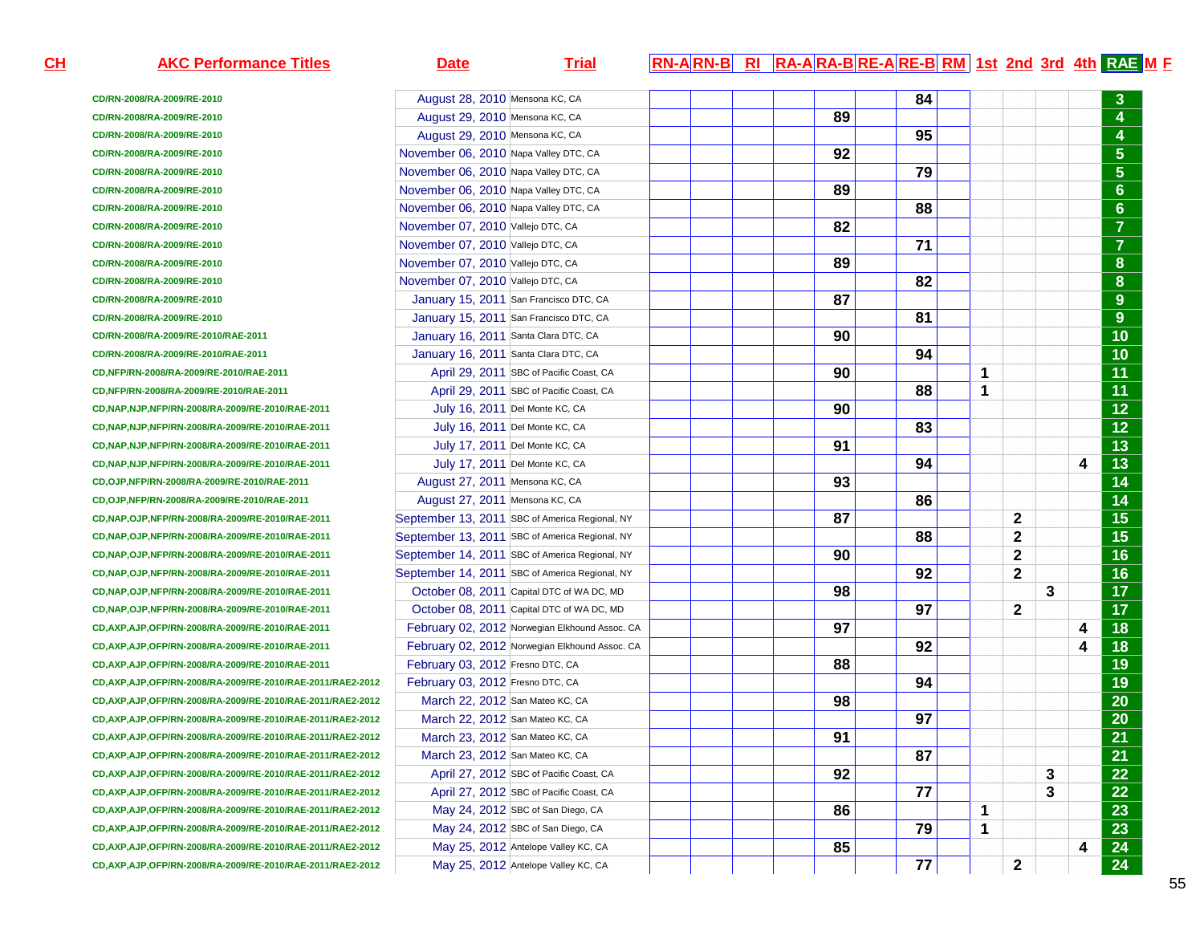| CH | AKC Performance Titles | Date | Trial | RN-A | RN-B | RI | RA-A | RA-B | RE-A | RE-B | RM | 1st | 2nd | 3rd | 4th | RAE | M | F |
|---|---|---|---|---|---|---|---|---|---|---|---|---|---|---|---|---|---|---|
| | CD/RN-2008/RA-2009/RE-2010 | August 28, 2010 | Mensona KC, CA | | | | | | | 84 | | | | | | 3 | | |
| | CD/RN-2008/RA-2009/RE-2010 | August 29, 2010 | Mensona KC, CA | | | | | 89 | | | | | | | | 4 | | |
| | CD/RN-2008/RA-2009/RE-2010 | August 29, 2010 | Mensona KC, CA | | | | | | | 95 | | | | | | 4 | | |
| | CD/RN-2008/RA-2009/RE-2010 | November 06, 2010 | Napa Valley DTC, CA | | | | | 92 | | | | | | | | 5 | | |
| | CD/RN-2008/RA-2009/RE-2010 | November 06, 2010 | Napa Valley DTC, CA | | | | | | | 79 | | | | | | 5 | | |
| | CD/RN-2008/RA-2009/RE-2010 | November 06, 2010 | Napa Valley DTC, CA | | | | | 89 | | | | | | | | 6 | | |
| | CD/RN-2008/RA-2009/RE-2010 | November 06, 2010 | Napa Valley DTC, CA | | | | | | | 88 | | | | | | 6 | | |
| | CD/RN-2008/RA-2009/RE-2010 | November 07, 2010 | Vallejo DTC, CA | | | | | 82 | | | | | | | | 7 | | |
| | CD/RN-2008/RA-2009/RE-2010 | November 07, 2010 | Vallejo DTC, CA | | | | | | | 71 | | | | | | 7 | | |
| | CD/RN-2008/RA-2009/RE-2010 | November 07, 2010 | Vallejo DTC, CA | | | | | 89 | | | | | | | | 8 | | |
| | CD/RN-2008/RA-2009/RE-2010 | November 07, 2010 | Vallejo DTC, CA | | | | | | | 82 | | | | | | 8 | | |
| | CD/RN-2008/RA-2009/RE-2010 | January 15, 2011 | San Francisco DTC, CA | | | | | 87 | | | | | | | | 9 | | |
| | CD/RN-2008/RA-2009/RE-2010 | January 15, 2011 | San Francisco DTC, CA | | | | | | | 81 | | | | | | 9 | | |
| | CD/RN-2008/RA-2009/RE-2010/RAE-2011 | January 16, 2011 | Santa Clara DTC, CA | | | | | 90 | | | | | | | | 10 | | |
| | CD/RN-2008/RA-2009/RE-2010/RAE-2011 | January 16, 2011 | Santa Clara DTC, CA | | | | | | | 94 | | | | | | 10 | | |
| | CD,NFP/RN-2008/RA-2009/RE-2010/RAE-2011 | April 29, 2011 | SBC of Pacific Coast, CA | | | | | 90 | | | | 1 | | | | 11 | | |
| | CD,NFP/RN-2008/RA-2009/RE-2010/RAE-2011 | April 29, 2011 | SBC of Pacific Coast, CA | | | | | | | 88 | | 1 | | | | 11 | | |
| | CD,NAP,NJP,NFP/RN-2008/RA-2009/RE-2010/RAE-2011 | July 16, 2011 | Del Monte KC, CA | | | | | 90 | | | | | | | | 12 | | |
| | CD,NAP,NJP,NFP/RN-2008/RA-2009/RE-2010/RAE-2011 | July 16, 2011 | Del Monte KC, CA | | | | | | | 83 | | | | | | 12 | | |
| | CD,NAP,NJP,NFP/RN-2008/RA-2009/RE-2010/RAE-2011 | July 17, 2011 | Del Monte KC, CA | | | | | 91 | | | | | | | | 13 | | |
| | CD,NAP,NJP,NFP/RN-2008/RA-2009/RE-2010/RAE-2011 | July 17, 2011 | Del Monte KC, CA | | | | | | | 94 | | | | | 4 | 13 | | |
| | CD,OJP,NFP/RN-2008/RA-2009/RE-2010/RAE-2011 | August 27, 2011 | Mensona KC, CA | | | | | 93 | | | | | | | | 14 | | |
| | CD,OJP,NFP/RN-2008/RA-2009/RE-2010/RAE-2011 | August 27, 2011 | Mensona KC, CA | | | | | | | 86 | | | | | | 14 | | |
| | CD,NAP,OJP,NFP/RN-2008/RA-2009/RE-2010/RAE-2011 | September 13, 2011 | SBC of America Regional, NY | | | | | 87 | | | | | 2 | | | 15 | | |
| | CD,NAP,OJP,NFP/RN-2008/RA-2009/RE-2010/RAE-2011 | September 13, 2011 | SBC of America Regional, NY | | | | | | | 88 | | | 2 | | | 15 | | |
| | CD,NAP,OJP,NFP/RN-2008/RA-2009/RE-2010/RAE-2011 | September 14, 2011 | SBC of America Regional, NY | | | | | 90 | | | | | 2 | | | 16 | | |
| | CD,NAP,OJP,NFP/RN-2008/RA-2009/RE-2010/RAE-2011 | September 14, 2011 | SBC of America Regional, NY | | | | | | | 92 | | | 2 | | | 16 | | |
| | CD,NAP,OJP,NFP/RN-2008/RA-2009/RE-2010/RAE-2011 | October 08, 2011 | Capital DTC of WA DC, MD | | | | | 98 | | | | | | 3 | | 17 | | |
| | CD,NAP,OJP,NFP/RN-2008/RA-2009/RE-2010/RAE-2011 | October 08, 2011 | Capital DTC of WA DC, MD | | | | | | | 97 | | | 2 | | | 17 | | |
| | CD,AXP,AJP,OFP/RN-2008/RA-2009/RE-2010/RAE-2011 | February 02, 2012 | Norwegian Elkhound Assoc. CA | | | | | 97 | | | | | | | 4 | 18 | | |
| | CD,AXP,AJP,OFP/RN-2008/RA-2009/RE-2010/RAE-2011 | February 02, 2012 | Norwegian Elkhound Assoc. CA | | | | | | | 92 | | | | | 4 | 18 | | |
| | CD,AXP,AJP,OFP/RN-2008/RA-2009/RE-2010/RAE-2011 | February 03, 2012 | Fresno DTC, CA | | | | | 88 | | | | | | | | 19 | | |
| | CD,AXP,AJP,OFP/RN-2008/RA-2009/RE-2010/RAE-2011/RAE2-2012 | February 03, 2012 | Fresno DTC, CA | | | | | | | 94 | | | | | | 19 | | |
| | CD,AXP,AJP,OFP/RN-2008/RA-2009/RE-2010/RAE-2011/RAE2-2012 | March 22, 2012 | San Mateo KC, CA | | | | | 98 | | | | | | | | 20 | | |
| | CD,AXP,AJP,OFP/RN-2008/RA-2009/RE-2010/RAE-2011/RAE2-2012 | March 22, 2012 | San Mateo KC, CA | | | | | | | 97 | | | | | | 20 | | |
| | CD,AXP,AJP,OFP/RN-2008/RA-2009/RE-2010/RAE-2011/RAE2-2012 | March 23, 2012 | San Mateo KC, CA | | | | | 91 | | | | | | | | 21 | | |
| | CD,AXP,AJP,OFP/RN-2008/RA-2009/RE-2010/RAE-2011/RAE2-2012 | March 23, 2012 | San Mateo KC, CA | | | | | | | 87 | | | | | | 21 | | |
| | CD,AXP,AJP,OFP/RN-2008/RA-2009/RE-2010/RAE-2011/RAE2-2012 | April 27, 2012 | SBC of Pacific Coast, CA | | | | | 92 | | | | | | 3 | | 22 | | |
| | CD,AXP,AJP,OFP/RN-2008/RA-2009/RE-2010/RAE-2011/RAE2-2012 | April 27, 2012 | SBC of Pacific Coast, CA | | | | | | | 77 | | | | 3 | | 22 | | |
| | CD,AXP,AJP,OFP/RN-2008/RA-2009/RE-2010/RAE-2011/RAE2-2012 | May 24, 2012 | SBC of San Diego, CA | | | | | 86 | | | | 1 | | | | 23 | | |
| | CD,AXP,AJP,OFP/RN-2008/RA-2009/RE-2010/RAE-2011/RAE2-2012 | May 24, 2012 | SBC of San Diego, CA | | | | | | | 79 | | 1 | | | | 23 | | |
| | CD,AXP,AJP,OFP/RN-2008/RA-2009/RE-2010/RAE-2011/RAE2-2012 | May 25, 2012 | Antelope Valley KC, CA | | | | | 85 | | | | | | | 4 | 24 | | |
| | CD,AXP,AJP,OFP/RN-2008/RA-2009/RE-2010/RAE-2011/RAE2-2012 | May 25, 2012 | Antelope Valley KC, CA | | | | | | | 77 | | | 2 | | | 24 | | |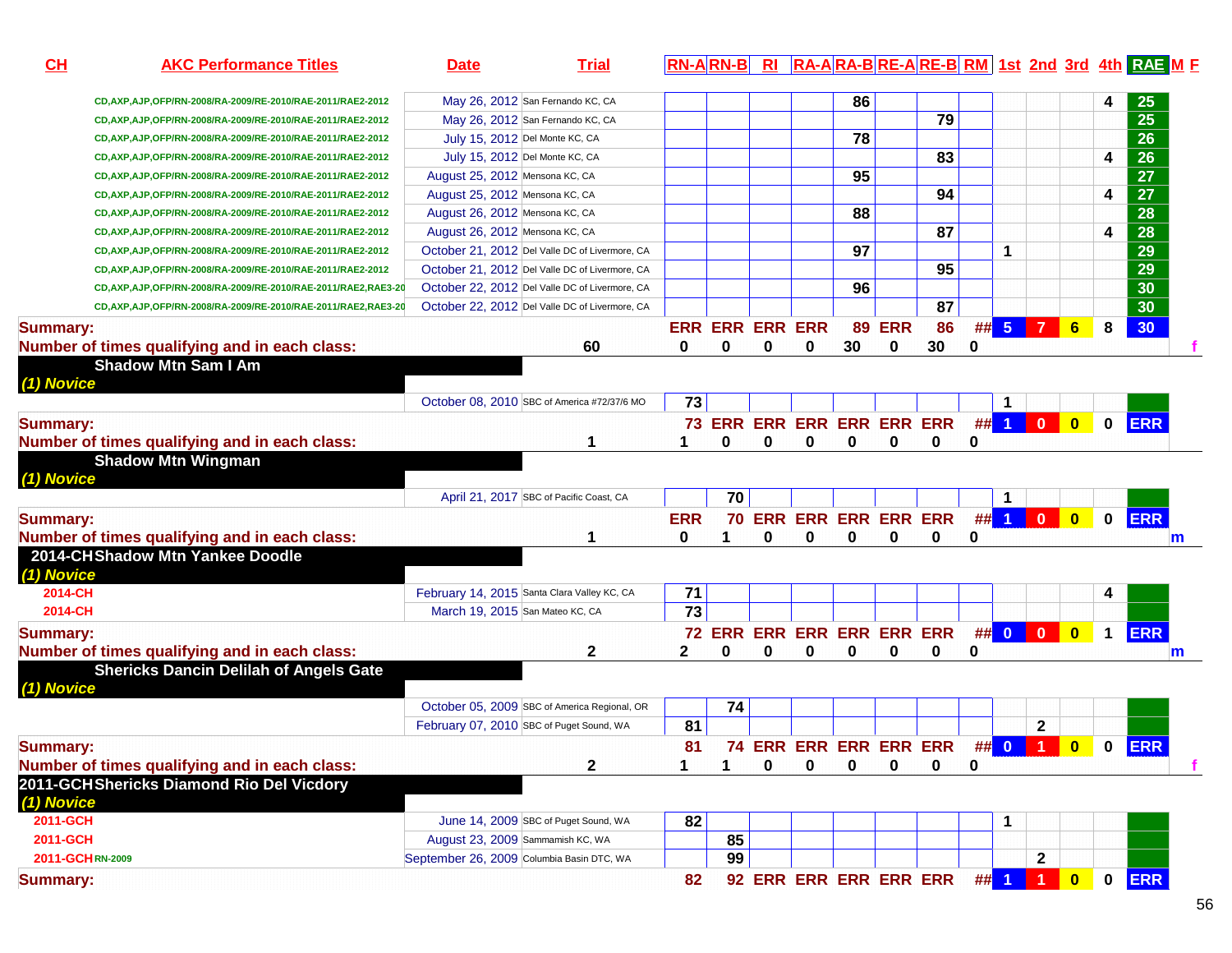| CH | AKC Performance Titles | Date | Trial | RN-A | RN-B | RI | RA-A | RA-B | RE-A | RE-B | RM | 1st | 2nd | 3rd | 4th | RAE | M | F |
|---|---|---|---|---|---|---|---|---|---|---|---|---|---|---|---|---|---|---|
| | CD,AXP,AJP,OFP/RN-2008/RA-2009/RE-2010/RAE-2011/RAE2-2012 | May 26, 2012 | San Fernando KC, CA | | | | | 86 | | | | | | | 4 | 25 | | |
| | CD,AXP,AJP,OFP/RN-2008/RA-2009/RE-2010/RAE-2011/RAE2-2012 | May 26, 2012 | San Fernando KC, CA | | | | | | | 79 | | | | | | 25 | | |
| | CD,AXP,AJP,OFP/RN-2008/RA-2009/RE-2010/RAE-2011/RAE2-2012 | July 15, 2012 | Del Monte KC, CA | | | | | 78 | | | | | | | | 26 | | |
| | CD,AXP,AJP,OFP/RN-2008/RA-2009/RE-2010/RAE-2011/RAE2-2012 | July 15, 2012 | Del Monte KC, CA | | | | | | | 83 | | | | | 4 | 26 | | |
| | CD,AXP,AJP,OFP/RN-2008/RA-2009/RE-2010/RAE-2011/RAE2-2012 | August 25, 2012 | Mensona KC, CA | | | | | 95 | | | | | | | | 27 | | |
| | CD,AXP,AJP,OFP/RN-2008/RA-2009/RE-2010/RAE-2011/RAE2-2012 | August 25, 2012 | Mensona KC, CA | | | | | | | 94 | | | | | 4 | 27 | | |
| | CD,AXP,AJP,OFP/RN-2008/RA-2009/RE-2010/RAE-2011/RAE2-2012 | August 26, 2012 | Mensona KC, CA | | | | | 88 | | | | | | | | 28 | | |
| | CD,AXP,AJP,OFP/RN-2008/RA-2009/RE-2010/RAE-2011/RAE2-2012 | August 26, 2012 | Mensona KC, CA | | | | | | | 87 | | | | | 4 | 28 | | |
| | CD,AXP,AJP,OFP/RN-2008/RA-2009/RE-2010/RAE-2011/RAE2-2012 | October 21, 2012 | Del Valle DC of Livermore, CA | | | | | 97 | | | | 1 | | | | 29 | | |
| | CD,AXP,AJP,OFP/RN-2008/RA-2009/RE-2010/RAE-2011/RAE2-2012 | October 21, 2012 | Del Valle DC of Livermore, CA | | | | | | | 95 | | | | | | 29 | | |
| | CD,AXP,AJP,OFP/RN-2008/RA-2009/RE-2010/RAE-2011/RAE2,RAE3-20 | October 22, 2012 | Del Valle DC of Livermore, CA | | | | | 96 | | | | | | | | 30 | | |
| | CD,AXP,AJP,OFP/RN-2008/RA-2009/RE-2010/RAE-2011/RAE2,RAE3-20 | October 22, 2012 | Del Valle DC of Livermore, CA | | | | | | | 87 | | | | | | 30 | | |
| **Summary:** | | | | ERR | ERR | ERR | ERR | 89 | ERR | 86 | ## | 5 | 7 | 6 | 8 | 30 | | |
| **Number of times qualifying and in each class:** | | 60 | | 0 | 0 | 0 | 0 | 30 | 0 | 30 | 0 | | | | | | | f |
| | **Shadow Mtn Sam I Am** | | | | | | | | | | | | | | | | | |
| ***(1) Novice*** | | | | | | | | | | | | | | | | | | |
| | | October 08, 2010 | SBC of America #72/37/6 MO | 73 | | | | | | | | 1 | | | | | | |
| **Summary:** | | | | 73 | ERR | ERR | ERR | ERR | ERR | ERR | ## | 1 | 0 | 0 | 0 | ERR | | |
| **Number of times qualifying and in each class:** | | 1 | | 1 | 0 | 0 | 0 | 0 | 0 | 0 | 0 | | | | | | | |
| | **Shadow Mtn Wingman** | | | | | | | | | | | | | | | | | |
| ***(1) Novice*** | | | | | | | | | | | | | | | | | | |
| | | April 21, 2017 | SBC of Pacific Coast, CA | | 70 | | | | | | | 1 | | | | | | |
| **Summary:** | | | | ERR | 70 | ERR | ERR | ERR | ERR | ERR | ## | 1 | 0 | 0 | 0 | ERR | | |
| **Number of times qualifying and in each class:** | | 1 | | 0 | 1 | 0 | 0 | 0 | 0 | 0 | 0 | | | | | | m | |
| **2014-CH** | **Shadow Mtn Yankee Doodle** | | | | | | | | | | | | | | | | | |
| ***(1) Novice*** | | | | | | | | | | | | | | | | | | |
| 2014-CH | | February 14, 2015 | Santa Clara Valley KC, CA | 71 | | | | | | | | | | | 4 | | | |
| 2014-CH | | March 19, 2015 | San Mateo KC, CA | 73 | | | | | | | | | | | | | | |
| **Summary:** | | | | 72 | ERR | ERR | ERR | ERR | ERR | ERR | ## | 0 | 0 | 0 | 1 | ERR | | |
| **Number of times qualifying and in each class:** | | 2 | | 2 | 0 | 0 | 0 | 0 | 0 | 0 | 0 | | | | | | m | |
| | **Shericks Dancin Delilah of Angels Gate** | | | | | | | | | | | | | | | | | |
| ***(1) Novice*** | | | | | | | | | | | | | | | | | | |
| | | October 05, 2009 | SBC of America Regional, OR | | 74 | | | | | | | | | | | | | |
| | | February 07, 2010 | SBC of Puget Sound, WA | 81 | | | | | | | | | 2 | | | | | |
| **Summary:** | | | | 81 | 74 | ERR | ERR | ERR | ERR | ERR | ## | 0 | 1 | 0 | 0 | ERR | | |
| **Number of times qualifying and in each class:** | | 2 | | 1 | 1 | 0 | 0 | 0 | 0 | 0 | 0 | | | | | | | f |
| **2011-GCH** | **Shericks Diamond Rio Del Vicdory** | | | | | | | | | | | | | | | | | |
| ***(1) Novice*** | | | | | | | | | | | | | | | | | | |
| 2011-GCH | | June 14, 2009 | SBC of Puget Sound, WA | 82 | | | | | | | | 1 | | | | | | |
| 2011-GCH | | August 23, 2009 | Sammamish KC, WA | | 85 | | | | | | | | | | | | | |
| 2011-GCH | RN-2009 | September 26, 2009 | Columbia Basin DTC, WA | | 99 | | | | | | | | 2 | | | | | |
| **Summary:** | | | | 82 | 92 | ERR | ERR | ERR | ERR | ERR | ## | 1 | 1 | 0 | 0 | ERR | | |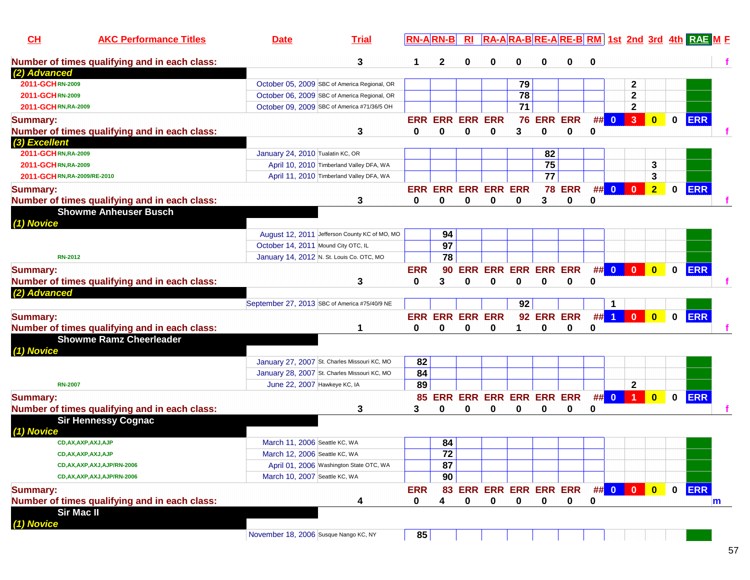| CH | AKC Performance Titles | Date | Trial | | RN-A | RN-B | RI | RA-A | RA-B | RE-A | RE-B | RM | 1st | 2nd | 3rd | 4th | RAE | M F |
|---|---|---|---|---|---|---|---|---|---|---|---|---|---|---|---|---|---|---|
| Number of times qualifying and in each class: | | | | 3 | 1 | 2 | 0 | 0 | 0 | 0 | 0 | 0 | | | | | | f |
| (2) Advanced | | | | | | | | | | | | | | | | | | |
| 2011-GCH | RN-2009 | October 05, 2009 | SBC of America Regional, OR | | | | | | 79 | | | | | 2 | | | | |
| 2011-GCH | RN-2009 | October 06, 2009 | SBC of America Regional, OR | | | | | | 78 | | | | | 2 | | | | |
| 2011-GCH | RN,RA-2009 | October 09, 2009 | SBC of America #71/36/5 OH | | | | | | 71 | | | | | 2 | | | | |
| Summary: | | | | | ERR | ERR | ERR | ERR | 76 | ERR | ERR | ## | 0 | 3 | 0 | 0 | ERR | |
| Number of times qualifying and in each class: | | | | 3 | 0 | 0 | 0 | 0 | 3 | 0 | 0 | 0 | | | | | | f |
| (3) Excellent | | | | | | | | | | | | | | | | | | |
| 2011-GCH | RN,RA-2009 | January 24, 2010 | Tualatin KC, OR | | | | | | | 82 | | | | | | | | |
| 2011-GCH | RN,RA-2009 | April 10, 2010 | Timberland Valley DFA, WA | | | | | | | 75 | | | | | 3 | | | |
| 2011-GCH | RN,RA-2009/RE-2010 | April 11, 2010 | Timberland Valley DFA, WA | | | | | | | 77 | | | | | 3 | | | |
| Summary: | | | | | ERR | ERR | ERR | ERR | ERR | 78 | ERR | ## | 0 | 0 | 2 | 0 | ERR | |
| Number of times qualifying and in each class: | | | | 3 | 0 | 0 | 0 | 0 | 0 | 3 | 0 | 0 | | | | | | f |
| **Showme Anheuser Busch** | | | | | | | | | | | | | | | | | | |
| (1) Novice | | | | | | | | | | | | | | | | | | |
| | | August 12, 2011 | Jefferson County KC of MO, MO | | | 94 | | | | | | | | | | | | |
| | | October 14, 2011 | Mound City OTC, IL | | | 97 | | | | | | | | | | | | |
| | RN-2012 | January 14, 2012 | N. St. Louis Co. OTC, MO | | | 78 | | | | | | | | | | | | |
| Summary: | | | | | ERR | 90 | ERR | ERR | ERR | ERR | ERR | ## | 0 | 0 | 0 | 0 | ERR | |
| Number of times qualifying and in each class: | | | | 3 | 0 | 3 | 0 | 0 | 0 | 0 | 0 | 0 | | | | | | f |
| (2) Advanced | | | | | | | | | | | | | | | | | | |
| | | September 27, 2013 | SBC of America #75/40/9 NE | | | | | | 92 | | | | 1 | | | | | |
| Summary: | | | | | ERR | ERR | ERR | ERR | 92 | ERR | ERR | ## | 1 | 0 | 0 | 0 | ERR | |
| Number of times qualifying and in each class: | | | | 1 | 0 | 0 | 0 | 0 | 1 | 0 | 0 | 0 | | | | | | f |
| **Showme Ramz Cheerleader** | | | | | | | | | | | | | | | | | | |
| (1) Novice | | | | | | | | | | | | | | | | | | |
| | | January 27, 2007 | St. Charles Missouri KC, MO | | 82 | | | | | | | | | | | | | |
| | | January 28, 2007 | St. Charles Missouri KC, MO | | 84 | | | | | | | | | | | | | |
| | RN-2007 | June 22, 2007 | Hawkeye KC, IA | | 89 | | | | | | | | | 2 | | | | |
| Summary: | | | | | 85 | ERR | ERR | ERR | ERR | ERR | ERR | ## | 0 | 1 | 0 | 0 | ERR | |
| Number of times qualifying and in each class: | | | | 3 | 3 | 0 | 0 | 0 | 0 | 0 | 0 | 0 | | | | | | f |
| **Sir Hennessy Cognac** | | | | | | | | | | | | | | | | | | |
| (1) Novice | | | | | | | | | | | | | | | | | | |
| | CD,AX,AXP,AXJ,AJP | March 11, 2006 | Seattle KC, WA | | | 84 | | | | | | | | | | | | |
| | CD,AX,AXP,AXJ,AJP | March 12, 2006 | Seattle KC, WA | | | 72 | | | | | | | | | | | | |
| | CD,AX,AXP,AXJ,AJP/RN-2006 | April 01, 2006 | Washington State OTC, WA | | | 87 | | | | | | | | | | | | |
| | CD,AX,AXP,AXJ,AJP/RN-2006 | March 10, 2007 | Seattle KC, WA | | | 90 | | | | | | | | | | | | |
| Summary: | | | | | ERR | 83 | ERR | ERR | ERR | ERR | ERR | ## | 0 | 0 | 0 | 0 | ERR | |
| Number of times qualifying and in each class: | | | | 4 | 0 | 4 | 0 | 0 | 0 | 0 | 0 | 0 | | | | | | m |
| **Sir Mac II** | | | | | | | | | | | | | | | | | | |
| (1) Novice | | | | | | | | | | | | | | | | | | |
| | | November 18, 2006 | Susque Nango KC, NY | | 85 | | | | | | | | | | | | | |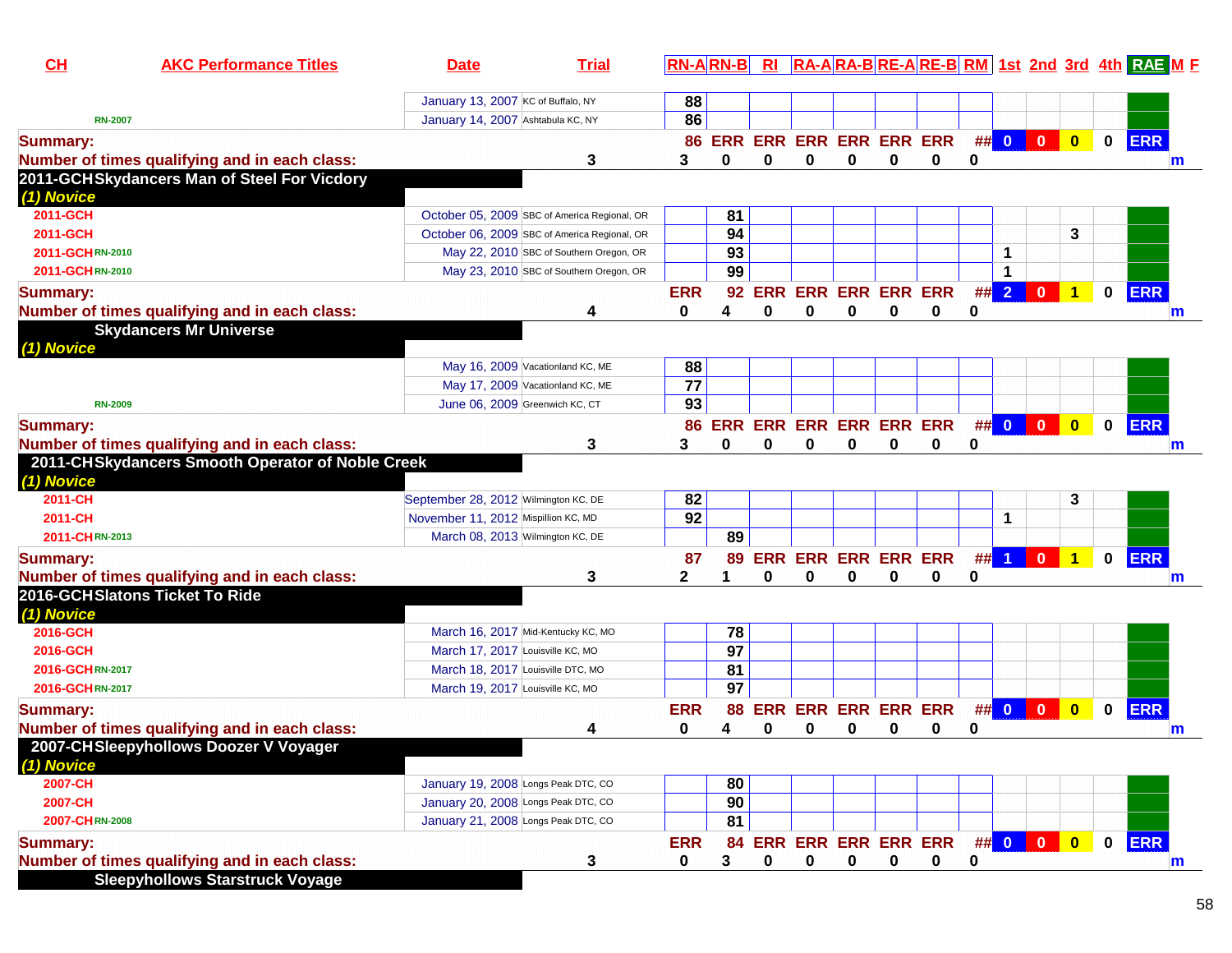| CH | AKC Performance Titles | Date | Trial | RN-A | RN-B | RI | RA-A | RA-B | RE-A | RE-B | RM | 1st | 2nd | 3rd | 4th | RAE | M | F |
|---|---|---|---|---|---|---|---|---|---|---|---|---|---|---|---|---|---|---|
| | | January 13, 2007 | KC of Buffalo, NY | 88 | | | | | | | | | | | | | | |
| | RN-2007 | January 14, 2007 | Ashtabula KC, NY | 86 | | | | | | | | | | | | | | |
| **Summary:** | | | | 86 | ERR | ERR | ERR | ERR | ERR | ERR | ## | 0 | 0 | 0 | 0 | ERR | | |
| **Number of times qualifying and in each class:** | | | 3 | 3 | 0 | 0 | 0 | 0 | 0 | 0 | 0 | | | | | | m | |
| **2011-GCH** | **Skydancers Man of Steel For Vicdory** | | | | | | | | | | | | | | | | | |
| *(1) Novice* | | | | | | | | | | | | | | | | | | |
| 2011-GCH | | October 05, 2009 | SBC of America Regional, OR | | 81 | | | | | | | | | | | | | |
| 2011-GCH | | October 06, 2009 | SBC of America Regional, OR | | 94 | | | | | | | | | 3 | | | | |
| 2011-GCH | RN-2010 | May 22, 2010 | SBC of Southern Oregon, OR | | 93 | | | | | | | 1 | | | | | | |
| 2011-GCH | RN-2010 | May 23, 2010 | SBC of Southern Oregon, OR | | 99 | | | | | | | 1 | | | | | | |
| **Summary:** | | | | ERR | 92 | ERR | ERR | ERR | ERR | ERR | ## | 2 | 0 | 1 | 0 | ERR | | |
| **Number of times qualifying and in each class:** | | | 4 | 0 | 4 | 0 | 0 | 0 | 0 | 0 | 0 | | | | | | m | |
| | **Skydancers Mr Universe** | | | | | | | | | | | | | | | | | |
| *(1) Novice* | | | | | | | | | | | | | | | | | | |
| | | May 16, 2009 | Vacationland KC, ME | 88 | | | | | | | | | | | | | | |
| | | May 17, 2009 | Vacationland KC, ME | 77 | | | | | | | | | | | | | | |
| | RN-2009 | June 06, 2009 | Greenwich KC, CT | 93 | | | | | | | | | | | | | | |
| **Summary:** | | | | 86 | ERR | ERR | ERR | ERR | ERR | ERR | ## | 0 | 0 | 0 | 0 | ERR | | |
| **Number of times qualifying and in each class:** | | | 3 | 3 | 0 | 0 | 0 | 0 | 0 | 0 | 0 | | | | | | m | |
| **2011-CH** | **Skydancers Smooth Operator of Noble Creek** | | | | | | | | | | | | | | | | | |
| *(1) Novice* | | | | | | | | | | | | | | | | | | |
| 2011-CH | | September 28, 2012 | Wilmington KC, DE | 82 | | | | | | | | | | 3 | | | | |
| 2011-CH | | November 11, 2012 | Mispillion KC, MD | 92 | | | | | | | | 1 | | | | | | |
| 2011-CH | RN-2013 | March 08, 2013 | Wilmington KC, DE | | 89 | | | | | | | | | | | | | |
| **Summary:** | | | | 87 | 89 | ERR | ERR | ERR | ERR | ERR | ## | 1 | 0 | 1 | 0 | ERR | | |
| **Number of times qualifying and in each class:** | | | 3 | 2 | 1 | 0 | 0 | 0 | 0 | 0 | 0 | | | | | | m | |
| **2016-GCH** | **Slatons Ticket To Ride** | | | | | | | | | | | | | | | | | |
| *(1) Novice* | | | | | | | | | | | | | | | | | | |
| 2016-GCH | | March 16, 2017 | Mid-Kentucky KC, MO | | 78 | | | | | | | | | | | | | |
| 2016-GCH | | March 17, 2017 | Louisville KC, MO | | 97 | | | | | | | | | | | | | |
| 2016-GCH | RN-2017 | March 18, 2017 | Louisville DTC, MO | | 81 | | | | | | | | | | | | | |
| 2016-GCH | RN-2017 | March 19, 2017 | Louisville KC, MO | | 97 | | | | | | | | | | | | | |
| **Summary:** | | | | ERR | 88 | ERR | ERR | ERR | ERR | ERR | ## | 0 | 0 | 0 | 0 | ERR | | |
| **Number of times qualifying and in each class:** | | | 4 | 0 | 4 | 0 | 0 | 0 | 0 | 0 | 0 | | | | | | m | |
| **2007-CH** | **Sleepyhollows Doozer V Voyager** | | | | | | | | | | | | | | | | | |
| *(1) Novice* | | | | | | | | | | | | | | | | | | |
| 2007-CH | | January 19, 2008 | Longs Peak DTC, CO | | 80 | | | | | | | | | | | | | |
| 2007-CH | | January 20, 2008 | Longs Peak DTC, CO | | 90 | | | | | | | | | | | | | |
| 2007-CH | RN-2008 | January 21, 2008 | Longs Peak DTC, CO | | 81 | | | | | | | | | | | | | |
| **Summary:** | | | | ERR | 84 | ERR | ERR | ERR | ERR | ERR | ## | 0 | 0 | 0 | 0 | ERR | | |
| **Number of times qualifying and in each class:** | | | 3 | 0 | 3 | 0 | 0 | 0 | 0 | 0 | 0 | | | | | | m | |
| | **Sleepyhollows Starstruck Voyage** | | | | | | | | | | | | | | | | | |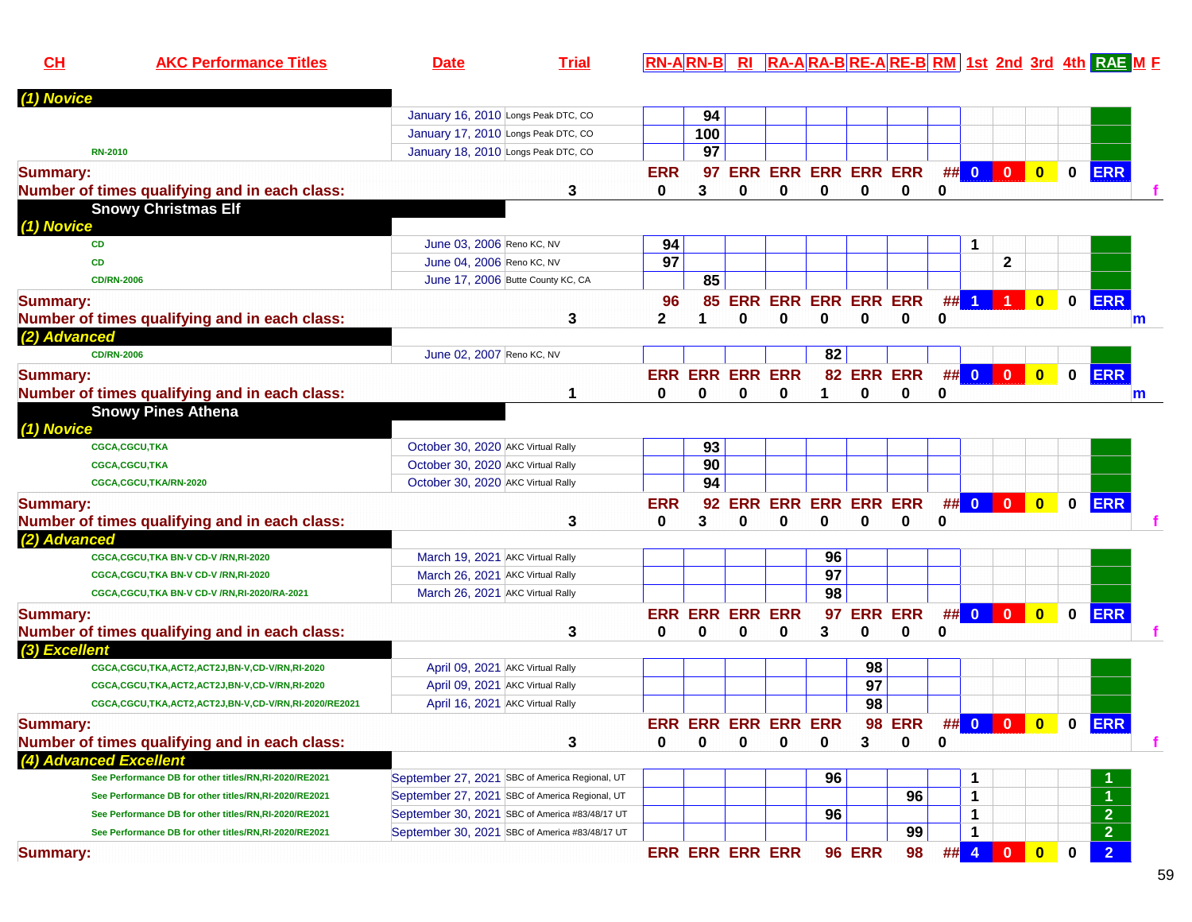| CH | AKC Performance Titles | Date | Trial | RN-A | RN-B | RI | RA-A | RA-B | RE-A | RE-B | RM | 1st | 2nd | 3rd | 4th | RAE | M | F |
|---|---|---|---|---|---|---|---|---|---|---|---|---|---|---|---|---|---|---|
| *(1) Novice* | | | | | | | | | | | | | | | | | | |
| | | January 16, 2010 | Longs Peak DTC, CO | | 94 | | | | | | | | | | | | | |
| | | January 17, 2010 | Longs Peak DTC, CO | | 100 | | | | | | | | | | | | | |
| | RN-2010 | January 18, 2010 | Longs Peak DTC, CO | | 97 | | | | | | | | | | | | | |
| **Summary:** | | | | ERR | 97 | ERR | ERR | ERR | ERR | ERR | ## | 0 | 0 | 0 | 0 | ERR | | |
| **Number of times qualifying and in each class:** | | | 3 | 0 | 3 | 0 | 0 | 0 | 0 | 0 | 0 | | | | | | | f |
| **Snowy Christmas Elf** | | | | | | | | | | | | | | | | | | |
| *(1) Novice* | | | | | | | | | | | | | | | | | | |
| | CD | June 03, 2006 | Reno KC, NV | 94 | | | | | | | | 1 | | | | | | |
| | CD | June 04, 2006 | Reno KC, NV | 97 | | | | | | | | | 2 | | | | | |
| | CD/RN-2006 | June 17, 2006 | Butte County KC, CA | | 85 | | | | | | | | | | | | | |
| **Summary:** | | | | 96 | 85 | ERR | ERR | ERR | ERR | ERR | ## | 1 | 1 | 0 | 0 | ERR | | |
| **Number of times qualifying and in each class:** | | | 3 | 2 | 1 | 0 | 0 | 0 | 0 | 0 | 0 | | | | | | m | |
| *(2) Advanced* | | | | | | | | | | | | | | | | | | |
| | CD/RN-2006 | June 02, 2007 | Reno KC, NV | | | | | 82 | | | | | | | | | | |
| **Summary:** | | | | ERR | ERR | ERR | ERR | 82 | ERR | ERR | ## | 0 | 0 | 0 | 0 | ERR | | |
| **Number of times qualifying and in each class:** | | | 1 | 0 | 0 | 0 | 0 | 1 | 0 | 0 | 0 | | | | | | m | |
| **Snowy Pines Athena** | | | | | | | | | | | | | | | | | | |
| *(1) Novice* | | | | | | | | | | | | | | | | | | |
| | CGCA,CGCU,TKA | October 30, 2020 | AKC Virtual Rally | | 93 | | | | | | | | | | | | | |
| | CGCA,CGCU,TKA | October 30, 2020 | AKC Virtual Rally | | 90 | | | | | | | | | | | | | |
| | CGCA,CGCU,TKA/RN-2020 | October 30, 2020 | AKC Virtual Rally | | 94 | | | | | | | | | | | | | |
| **Summary:** | | | | ERR | 92 | ERR | ERR | ERR | ERR | ERR | ## | 0 | 0 | 0 | 0 | ERR | | |
| **Number of times qualifying and in each class:** | | | 3 | 0 | 3 | 0 | 0 | 0 | 0 | 0 | 0 | | | | | | | f |
| *(2) Advanced* | | | | | | | | | | | | | | | | | | |
| | CGCA,CGCU,TKA BN-V CD-V /RN,RI-2020 | March 19, 2021 | AKC Virtual Rally | | | | | 96 | | | | | | | | | | |
| | CGCA,CGCU,TKA BN-V CD-V /RN,RI-2020 | March 26, 2021 | AKC Virtual Rally | | | | | 97 | | | | | | | | | | |
| | CGCA,CGCU,TKA BN-V CD-V /RN,RI-2020/RA-2021 | March 26, 2021 | AKC Virtual Rally | | | | | 98 | | | | | | | | | | |
| **Summary:** | | | | ERR | ERR | ERR | ERR | 97 | ERR | ERR | ## | 0 | 0 | 0 | 0 | ERR | | |
| **Number of times qualifying and in each class:** | | | 3 | 0 | 0 | 0 | 0 | 3 | 0 | 0 | 0 | | | | | | | f |
| *(3) Excellent* | | | | | | | | | | | | | | | | | | |
| | CGCA,CGCU,TKA,ACT2,ACT2J,BN-V,CD-V/RN,RI-2020 | April 09, 2021 | AKC Virtual Rally | | | | | | 98 | | | | | | | | | |
| | CGCA,CGCU,TKA,ACT2,ACT2J,BN-V,CD-V/RN,RI-2020 | April 09, 2021 | AKC Virtual Rally | | | | | | 97 | | | | | | | | | |
| | CGCA,CGCU,TKA,ACT2,ACT2J,BN-V,CD-V/RN,RI-2020/RE2021 | April 16, 2021 | AKC Virtual Rally | | | | | | 98 | | | | | | | | | |
| **Summary:** | | | | ERR | ERR | ERR | ERR | ERR | 98 | ERR | ## | 0 | 0 | 0 | 0 | ERR | | |
| **Number of times qualifying and in each class:** | | | 3 | 0 | 0 | 0 | 0 | 0 | 3 | 0 | 0 | | | | | | | f |
| *(4) Advanced Excellent* | | | | | | | | | | | | | | | | | | |
| | See Performance DB for other titles/RN,RI-2020/RE2021 | September 27, 2021 | SBC of America Regional, UT | | | | | 96 | | | | 1 | | | | 1 | | |
| | See Performance DB for other titles/RN,RI-2020/RE2021 | September 27, 2021 | SBC of America Regional, UT | | | | | | | 96 | | 1 | | | | 1 | | |
| | See Performance DB for other titles/RN,RI-2020/RE2021 | September 30, 2021 | SBC of America #83/48/17 UT | | | | | 96 | | | | 1 | | | | 2 | | |
| | See Performance DB for other titles/RN,RI-2020/RE2021 | September 30, 2021 | SBC of America #83/48/17 UT | | | | | | | 99 | | 1 | | | | 2 | | |
| **Summary:** | | | | ERR | ERR | ERR | ERR | 96 | ERR | 98 | ## | 4 | 0 | 0 | 0 | 2 | | |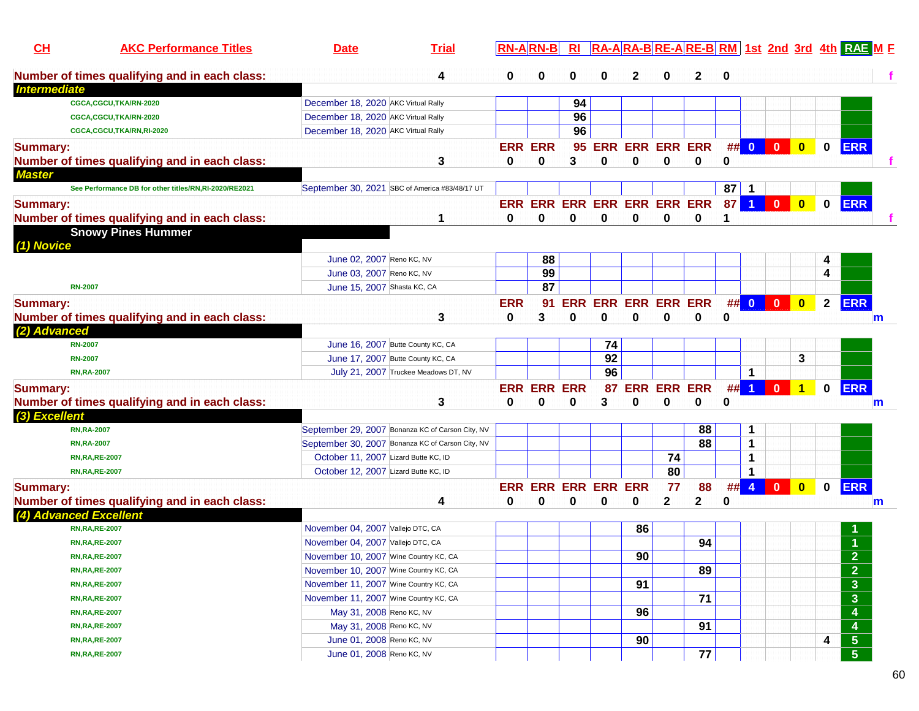| CH | AKC Performance Titles | Date | Trial | RN-A | RN-B | RI | RA-A | RA-B | RE-A | RE-B | RM | 1st | 2nd | 3rd | 4th | RAE | M | F |
|---|---|---|---|---|---|---|---|---|---|---|---|---|---|---|---|---|---|---|
| Number of times qualifying and in each class: | | | 4 | 0 | 0 | 0 | 0 | 2 | 0 | 2 | 0 | | | | | | | f |
| ***Intermediate*** | | | | | | | | | | | | | | | | | | |
| | CGCA,CGCU,TKA/RN-2020 | December 18, 2020 | AKC Virtual Rally | | | 94 | | | | | | | | | | | | |
| | CGCA,CGCU,TKA/RN-2020 | December 18, 2020 | AKC Virtual Rally | | | 96 | | | | | | | | | | | | |
| | CGCA,CGCU,TKA/RN,RI-2020 | December 18, 2020 | AKC Virtual Rally | | | 96 | | | | | | | | | | | | |
| Summary: | | | | ERR | ERR | 95 | ERR | ERR | ERR | ERR | ## | 0 | 0 | 0 | 0 | ERR | | |
| Number of times qualifying and in each class: | | | 3 | 0 | 0 | 3 | 0 | 0 | 0 | 0 | 0 | | | | | | | f |
| ***Master*** | | | | | | | | | | | | | | | | | | |
| | See Performance DB for other titles/RN,RI-2020/RE2021 | September 30, 2021 | SBC of America #83/48/17 UT | | | | | | | | 87 | 1 | | | | | | |
| Summary: | | | | ERR | ERR | ERR | ERR | ERR | ERR | ERR | 87 | 1 | 0 | 0 | 0 | ERR | | |
| Number of times qualifying and in each class: | | | 1 | 0 | 0 | 0 | 0 | 0 | 0 | 0 | 1 | | | | | | | f |
| **Snowy Pines Hummer** | | | | | | | | | | | | | | | | | | |
| ***(1) Novice*** | | | | | | | | | | | | | | | | | | |
| | | June 02, 2007 | Reno KC, NV | | 88 | | | | | | | | | | 4 | | | |
| | | June 03, 2007 | Reno KC, NV | | 99 | | | | | | | | | | 4 | | | |
| | RN-2007 | June 15, 2007 | Shasta KC, CA | | 87 | | | | | | | | | | | | | |
| Summary: | | | | ERR | 91 | ERR | ERR | ERR | ERR | ERR | ## | 0 | 0 | 0 | 2 | ERR | | |
| Number of times qualifying and in each class: | | | 3 | 0 | 3 | 0 | 0 | 0 | 0 | 0 | 0 | | | | | | m | |
| ***(2) Advanced*** | | | | | | | | | | | | | | | | | | |
| | RN-2007 | June 16, 2007 | Butte County KC, CA | | | | 74 | | | | | | | | | | | |
| | RN-2007 | June 17, 2007 | Butte County KC, CA | | | | 92 | | | | | | | 3 | | | | |
| | RN,RA-2007 | July 21, 2007 | Truckee Meadows DT, NV | | | | 96 | | | | | 1 | | | | | | |
| Summary: | | | | ERR | ERR | ERR | 87 | ERR | ERR | ERR | ## | 1 | 0 | 1 | 0 | ERR | | |
| Number of times qualifying and in each class: | | | 3 | 0 | 0 | 0 | 3 | 0 | 0 | 0 | 0 | | | | | | m | |
| ***(3) Excellent*** | | | | | | | | | | | | | | | | | | |
| | RN,RA-2007 | September 29, 2007 | Bonanza KC of Carson City, NV | | | | | | | 88 | | 1 | | | | | | |
| | RN,RA-2007 | September 30, 2007 | Bonanza KC of Carson City, NV | | | | | | | 88 | | 1 | | | | | | |
| | RN,RA,RE-2007 | October 11, 2007 | Lizard Butte KC, ID | | | | | | 74 | | | 1 | | | | | | |
| | RN,RA,RE-2007 | October 12, 2007 | Lizard Butte KC, ID | | | | | | 80 | | | 1 | | | | | | |
| Summary: | | | | ERR | ERR | ERR | ERR | ERR | 77 | 88 | ## | 4 | 0 | 0 | 0 | ERR | | |
| Number of times qualifying and in each class: | | | 4 | 0 | 0 | 0 | 0 | 0 | 2 | 2 | 0 | | | | | | m | |
| ***(4) Advanced Excellent*** | | | | | | | | | | | | | | | | | | |
| | RN,RA,RE-2007 | November 04, 2007 | Vallejo DTC, CA | | | | | 86 | | | | | | | | 1 | | |
| | RN,RA,RE-2007 | November 04, 2007 | Vallejo DTC, CA | | | | | | | 94 | | | | | | 1 | | |
| | RN,RA,RE-2007 | November 10, 2007 | Wine Country KC, CA | | | | | 90 | | | | | | | | 2 | | |
| | RN,RA,RE-2007 | November 10, 2007 | Wine Country KC, CA | | | | | | | 89 | | | | | | 2 | | |
| | RN,RA,RE-2007 | November 11, 2007 | Wine Country KC, CA | | | | | 91 | | | | | | | | 3 | | |
| | RN,RA,RE-2007 | November 11, 2007 | Wine Country KC, CA | | | | | | | 71 | | | | | | 3 | | |
| | RN,RA,RE-2007 | May 31, 2008 | Reno KC, NV | | | | | 96 | | | | | | | | 4 | | |
| | RN,RA,RE-2007 | May 31, 2008 | Reno KC, NV | | | | | | | 91 | | | | | | 4 | | |
| | RN,RA,RE-2007 | June 01, 2008 | Reno KC, NV | | | | | 90 | | | | | | | 4 | 5 | | |
| | RN,RA,RE-2007 | June 01, 2008 | Reno KC, NV | | | | | | | 77 | | | | | | 5 | | |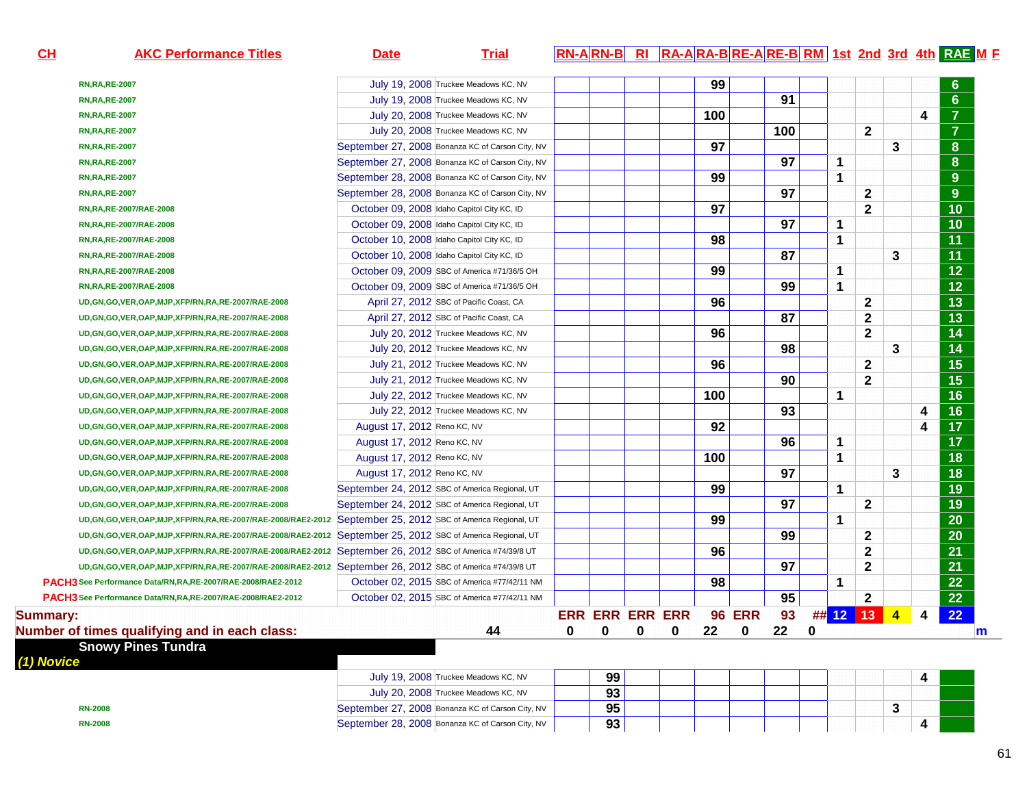| CH | AKC Performance Titles | Date | Trial | RN-A | RN-B | RI | RA-A | RA-B | RE-A | RE-B | RM | 1st | 2nd | 3rd | 4th | RAE | M | F |
|---|---|---|---|---|---|---|---|---|---|---|---|---|---|---|---|---|---|---|
| | RN,RA,RE-2007 | July 19, 2008 | Truckee Meadows KC, NV | | | | | 99 | | | | | | | | 6 | | |
| | RN,RA,RE-2007 | July 19, 2008 | Truckee Meadows KC, NV | | | | | | | 91 | | | | | | 6 | | |
| | RN,RA,RE-2007 | July 20, 2008 | Truckee Meadows KC, NV | | | | | 100 | | | | | | | 4 | 7 | | |
| | RN,RA,RE-2007 | July 20, 2008 | Truckee Meadows KC, NV | | | | | | | 100 | | | 2 | | | 7 | | |
| | RN,RA,RE-2007 | September 27, 2008 | Bonanza KC of Carson City, NV | | | | | 97 | | | | | | 3 | | 8 | | |
| | RN,RA,RE-2007 | September 27, 2008 | Bonanza KC of Carson City, NV | | | | | | | 97 | | 1 | | | | 8 | | |
| | RN,RA,RE-2007 | September 28, 2008 | Bonanza KC of Carson City, NV | | | | | 99 | | | | 1 | | | | 9 | | |
| | RN,RA,RE-2007 | September 28, 2008 | Bonanza KC of Carson City, NV | | | | | | | 97 | | | 2 | | | 9 | | |
| | RN,RA,RE-2007/RAE-2008 | October 09, 2008 | Idaho Capitol City KC, ID | | | | | 97 | | | | | 2 | | | 10 | | |
| | RN,RA,RE-2007/RAE-2008 | October 09, 2008 | Idaho Capitol City KC, ID | | | | | | | 97 | | 1 | | | | 10 | | |
| | RN,RA,RE-2007/RAE-2008 | October 10, 2008 | Idaho Capitol City KC, ID | | | | | 98 | | | | 1 | | | | 11 | | |
| | RN,RA,RE-2007/RAE-2008 | October 10, 2008 | Idaho Capitol City KC, ID | | | | | | | 87 | | | | 3 | | 11 | | |
| | RN,RA,RE-2007/RAE-2008 | October 09, 2009 | SBC of America #71/36/5 OH | | | | | 99 | | | | 1 | | | | 12 | | |
| | RN,RA,RE-2007/RAE-2008 | October 09, 2009 | SBC of America #71/36/5 OH | | | | | | | 99 | | 1 | | | | 12 | | |
| | UD,GN,GO,VER,OAP,MJP,XFP/RN,RA,RE-2007/RAE-2008 | April 27, 2012 | SBC of Pacific Coast, CA | | | | | 96 | | | | | 2 | | | 13 | | |
| | UD,GN,GO,VER,OAP,MJP,XFP/RN,RA,RE-2007/RAE-2008 | April 27, 2012 | SBC of Pacific Coast, CA | | | | | | | 87 | | | 2 | | | 13 | | |
| | UD,GN,GO,VER,OAP,MJP,XFP/RN,RA,RE-2007/RAE-2008 | July 20, 2012 | Truckee Meadows KC, NV | | | | | 96 | | | | | 2 | | | 14 | | |
| | UD,GN,GO,VER,OAP,MJP,XFP/RN,RA,RE-2007/RAE-2008 | July 20, 2012 | Truckee Meadows KC, NV | | | | | | | 98 | | | | 3 | | 14 | | |
| | UD,GN,GO,VER,OAP,MJP,XFP/RN,RA,RE-2007/RAE-2008 | July 21, 2012 | Truckee Meadows KC, NV | | | | | 96 | | | | | 2 | | | 15 | | |
| | UD,GN,GO,VER,OAP,MJP,XFP/RN,RA,RE-2007/RAE-2008 | July 21, 2012 | Truckee Meadows KC, NV | | | | | | | 90 | | | 2 | | | 15 | | |
| | UD,GN,GO,VER,OAP,MJP,XFP/RN,RA,RE-2007/RAE-2008 | July 22, 2012 | Truckee Meadows KC, NV | | | | | 100 | | | | 1 | | | | 16 | | |
| | UD,GN,GO,VER,OAP,MJP,XFP/RN,RA,RE-2007/RAE-2008 | July 22, 2012 | Truckee Meadows KC, NV | | | | | | | 93 | | | | | 4 | 16 | | |
| | UD,GN,GO,VER,OAP,MJP,XFP/RN,RA,RE-2007/RAE-2008 | August 17, 2012 | Reno KC, NV | | | | | 92 | | | | | | | 4 | 17 | | |
| | UD,GN,GO,VER,OAP,MJP,XFP/RN,RA,RE-2007/RAE-2008 | August 17, 2012 | Reno KC, NV | | | | | | | 96 | | 1 | | | | 17 | | |
| | UD,GN,GO,VER,OAP,MJP,XFP/RN,RA,RE-2007/RAE-2008 | August 17, 2012 | Reno KC, NV | | | | | 100 | | | | 1 | | | | 18 | | |
| | UD,GN,GO,VER,OAP,MJP,XFP/RN,RA,RE-2007/RAE-2008 | August 17, 2012 | Reno KC, NV | | | | | | | 97 | | | | 3 | | 18 | | |
| | UD,GN,GO,VER,OAP,MJP,XFP/RN,RA,RE-2007/RAE-2008 | September 24, 2012 | SBC of America Regional, UT | | | | | 99 | | | | 1 | | | | 19 | | |
| | UD,GN,GO,VER,OAP,MJP,XFP/RN,RA,RE-2007/RAE-2008 | September 24, 2012 | SBC of America Regional, UT | | | | | | | 97 | | | 2 | | | 19 | | |
| | UD,GN,GO,VER,OAP,MJP,XFP/RN,RA,RE-2007/RAE-2008/RAE2-2012 | September 25, 2012 | SBC of America Regional, UT | | | | | 99 | | | | 1 | | | | 20 | | |
| | UD,GN,GO,VER,OAP,MJP,XFP/RN,RA,RE-2007/RAE-2008/RAE2-2012 | September 25, 2012 | SBC of America Regional, UT | | | | | | | 99 | | | 2 | | | 20 | | |
| | UD,GN,GO,VER,OAP,MJP,XFP/RN,RA,RE-2007/RAE-2008/RAE2-2012 | September 26, 2012 | SBC of America #74/39/8 UT | | | | | 96 | | | | | 2 | | | 21 | | |
| | UD,GN,GO,VER,OAP,MJP,XFP/RN,RA,RE-2007/RAE-2008/RAE2-2012 | September 26, 2012 | SBC of America #74/39/8 UT | | | | | | | 97 | | | 2 | | | 21 | | |
| PACH3 | See Performance Data/RN,RA,RE-2007/RAE-2008/RAE2-2012 | October 02, 2015 | SBC of America #77/42/11 NM | | | | | 98 | | | | 1 | | | | 22 | | |
| PACH3 | See Performance Data/RN,RA,RE-2007/RAE-2008/RAE2-2012 | October 02, 2015 | SBC of America #77/42/11 NM | | | | | | | 95 | | | 2 | | | 22 | | |
| Summary: | | | | ERR | ERR | ERR | ERR | 96 | ERR | 93 | ## | 12 | 13 | 4 | 4 | 22 | | |
| Number of times qualifying and in each class: | | | 44 | 0 | 0 | 0 | 0 | 22 | 0 | 22 | 0 | | | | | | m | |

**Snowy Pines Tundra**

*(1) Novice*

| CH | AKC Performance Titles | Date | Trial | RN-A | RN-B | RI | RA-A | RA-B | RE-A | RE-B | RM | 1st | 2nd | 3rd | 4th | RAE | M | F |
|---|---|---|---|---|---|---|---|---|---|---|---|---|---|---|---|---|---|---|
| | | July 19, 2008 | Truckee Meadows KC, NV | | 99 | | | | | | | | | | 4 | | | |
| | | July 20, 2008 | Truckee Meadows KC, NV | | 93 | | | | | | | | | | | | | |
| | RN-2008 | September 27, 2008 | Bonanza KC of Carson City, NV | | 95 | | | | | | | | | 3 | | | | |
| | RN-2008 | September 28, 2008 | Bonanza KC of Carson City, NV | | 93 | | | | | | | | | | 4 | | | |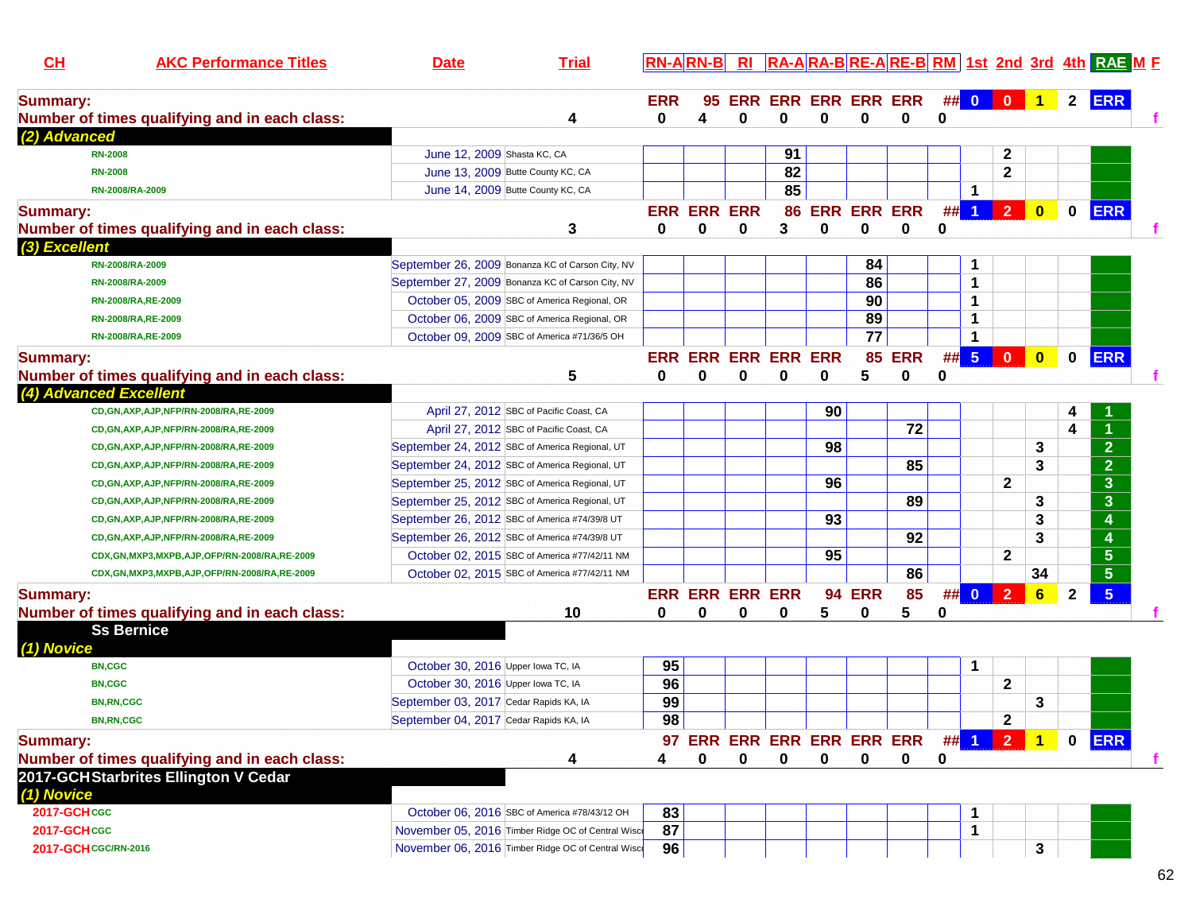| CH | AKC Performance Titles | Date | Trial | RN-A | RN-B | RI | RA-A | RA-B | RE-A | RE-B | RM | 1st | 2nd | 3rd | 4th | RAE | M | F |
|---|---|---|---|---|---|---|---|---|---|---|---|---|---|---|---|---|---|---|
| **Summary:** | | | | ERR | 95 | ERR | ERR | ERR | ERR | ERR | ## | 0 | 0 | 1 | 2 | ERR | | |
| **Number of times qualifying and in each class:** | | | 4 | 0 | 4 | 0 | 0 | 0 | 0 | 0 | 0 | | | | | | | f |
| ***(2) Advanced*** | | | | | | | | | | | | | | | | | | |
| | RN-2008 | June 12, 2009 | Shasta KC, CA | | | | 91 | | | | | | 2 | | | | | |
| | RN-2008 | June 13, 2009 | Butte County KC, CA | | | | 82 | | | | | | 2 | | | | | |
| | RN-2008/RA-2009 | June 14, 2009 | Butte County KC, CA | | | | 85 | | | | | 1 | | | | | | |
| **Summary:** | | | | ERR | ERR | ERR | 86 | ERR | ERR | ERR | ## | 1 | 2 | 0 | 0 | ERR | | |
| **Number of times qualifying and in each class:** | | | 3 | 0 | 0 | 0 | 3 | 0 | 0 | 0 | 0 | | | | | | | f |
| ***(3) Excellent*** | | | | | | | | | | | | | | | | | | |
| | RN-2008/RA-2009 | September 26, 2009 | Bonanza KC of Carson City, NV | | | | | | 84 | | | 1 | | | | | | |
| | RN-2008/RA-2009 | September 27, 2009 | Bonanza KC of Carson City, NV | | | | | | 86 | | | 1 | | | | | | |
| | RN-2008/RA,RE-2009 | October 05, 2009 | SBC of America Regional, OR | | | | | | 90 | | | 1 | | | | | | |
| | RN-2008/RA,RE-2009 | October 06, 2009 | SBC of America Regional, OR | | | | | | 89 | | | 1 | | | | | | |
| | RN-2008/RA,RE-2009 | October 09, 2009 | SBC of America #71/36/5 OH | | | | | | 77 | | | 1 | | | | | | |
| **Summary:** | | | | ERR | ERR | ERR | ERR | ERR | 85 | ERR | ## | 5 | 0 | 0 | 0 | ERR | | |
| **Number of times qualifying and in each class:** | | | 5 | 0 | 0 | 0 | 0 | 0 | 5 | 0 | 0 | | | | | | | f |
| ***(4) Advanced Excellent*** | | | | | | | | | | | | | | | | | | |
| | CD,GN,AXP,AJP,NFP/RN-2008/RA,RE-2009 | April 27, 2012 | SBC of Pacific Coast, CA | | | | | 90 | | | | | | | 4 | 1 | | |
| | CD,GN,AXP,AJP,NFP/RN-2008/RA,RE-2009 | April 27, 2012 | SBC of Pacific Coast, CA | | | | | | | 72 | | | | | 4 | 1 | | |
| | CD,GN,AXP,AJP,NFP/RN-2008/RA,RE-2009 | September 24, 2012 | SBC of America Regional, UT | | | | | 98 | | | | | | 3 | | 2 | | |
| | CD,GN,AXP,AJP,NFP/RN-2008/RA,RE-2009 | September 24, 2012 | SBC of America Regional, UT | | | | | | | 85 | | | | 3 | | 2 | | |
| | CD,GN,AXP,AJP,NFP/RN-2008/RA,RE-2009 | September 25, 2012 | SBC of America Regional, UT | | | | | 96 | | | | | 2 | | | 3 | | |
| | CD,GN,AXP,AJP,NFP/RN-2008/RA,RE-2009 | September 25, 2012 | SBC of America Regional, UT | | | | | | | 89 | | | | 3 | | 3 | | |
| | CD,GN,AXP,AJP,NFP/RN-2008/RA,RE-2009 | September 26, 2012 | SBC of America #74/39/8 UT | | | | | 93 | | | | | | 3 | | 4 | | |
| | CD,GN,AXP,AJP,NFP/RN-2008/RA,RE-2009 | September 26, 2012 | SBC of America #74/39/8 UT | | | | | | | 92 | | | | 3 | | 4 | | |
| | CDX,GN,MXP3,MXPB,AJP,OFP/RN-2008/RA,RE-2009 | October 02, 2015 | SBC of America #77/42/11 NM | | | | | 95 | | | | | 2 | | | 5 | | |
| | CDX,GN,MXP3,MXPB,AJP,OFP/RN-2008/RA,RE-2009 | October 02, 2015 | SBC of America #77/42/11 NM | | | | | | | 86 | | | | 34 | | 5 | | |
| **Summary:** | | | | ERR | ERR | ERR | ERR | 94 | ERR | 85 | ## | 0 | 2 | 6 | 2 | 5 | | |
| **Number of times qualifying and in each class:** | | | 10 | 0 | 0 | 0 | 0 | 5 | 0 | 5 | 0 | | | | | | | f |
| **Ss Bernice** | | | | | | | | | | | | | | | | | | |
| ***(1) Novice*** | | | | | | | | | | | | | | | | | | |
| | BN,CGC | October 30, 2016 | Upper Iowa TC, IA | 95 | | | | | | | | 1 | | | | | | |
| | BN,CGC | October 30, 2016 | Upper Iowa TC, IA | 96 | | | | | | | | | 2 | | | | | |
| | BN,RN,CGC | September 03, 2017 | Cedar Rapids KA, IA | 99 | | | | | | | | | | 3 | | | | |
| | BN,RN,CGC | September 04, 2017 | Cedar Rapids KA, IA | 98 | | | | | | | | | 2 | | | | | |
| **Summary:** | | | | 97 | ERR | ERR | ERR | ERR | ERR | ERR | ## | 1 | 2 | 1 | 0 | ERR | | |
| **Number of times qualifying and in each class:** | | | 4 | 4 | 0 | 0 | 0 | 0 | 0 | 0 | 0 | | | | | | | f |
| **2017-GCH Starbrites Ellington V Cedar** | | | | | | | | | | | | | | | | | | |
| ***(1) Novice*** | | | | | | | | | | | | | | | | | | |
| 2017-GCH | CGC | October 06, 2016 | SBC of America #78/43/12 OH | 83 | | | | | | | | 1 | | | | | | |
| 2017-GCH | CGC | November 05, 2016 | Timber Ridge OC of Central Wisc | 87 | | | | | | | | 1 | | | | | | |
| 2017-GCH | CGC/RN-2016 | November 06, 2016 | Timber Ridge OC of Central Wisc | 96 | | | | | | | | | | 3 | | | | |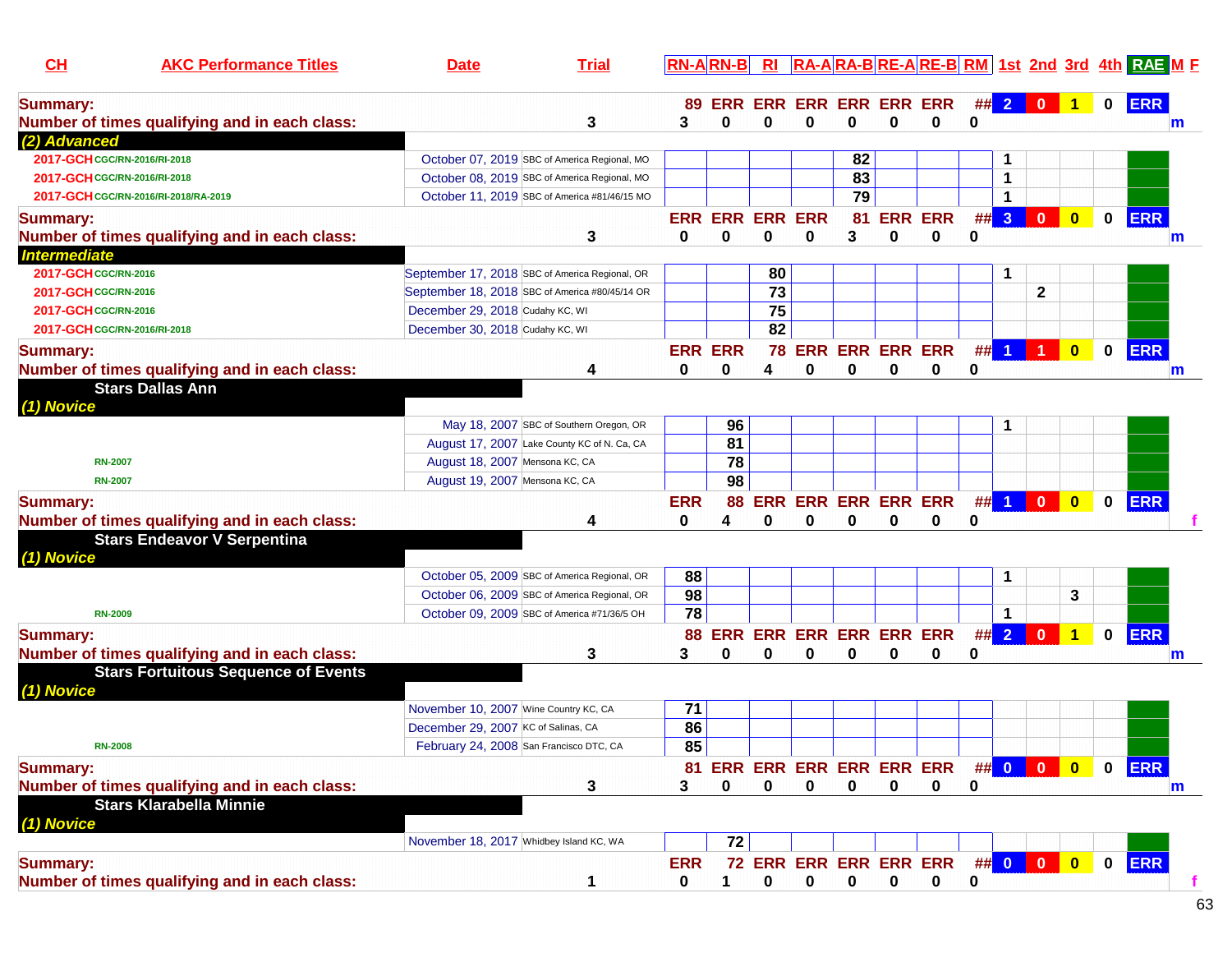| CH | AKC Performance Titles | Date | Trial | | RN-A | RN-B | RI | RA-A | RA-B | RE-A | RE-B | RM | 1st | 2nd | 3rd | 4th | RAE | M F |
|---|---|---|---|---|---|---|---|---|---|---|---|---|---|---|---|---|---|---|
| **Summary:** | | | | | **89** | **ERR** | **ERR** | **ERR** | **ERR** | **ERR** | **ERR** | **##** | **2** | **0** | **1** | **0** | **ERR** | |
| **Number of times qualifying and in each class:** | | | | **3** | **3** | **0** | **0** | **0** | **0** | **0** | **0** | **0** | | | | | | **m** |
| ***(2) Advanced*** | | | | | | | | | | | | | | | | | | |
| 2017-GCH | CGC/RN-2016/RI-2018 | October 07, 2019 | SBC of America Regional, MO | | | | | | 82 | | | | 1 | | | | | |
| 2017-GCH | CGC/RN-2016/RI-2018 | October 08, 2019 | SBC of America Regional, MO | | | | | | 83 | | | | 1 | | | | | |
| 2017-GCH | CGC/RN-2016/RI-2018/RA-2019 | October 11, 2019 | SBC of America #81/46/15 MO | | | | | | 79 | | | | 1 | | | | | |
| **Summary:** | | | | | **ERR** | **ERR** | **ERR** | **ERR** | **81** | **ERR** | **ERR** | **##** | **3** | **0** | **0** | **0** | **ERR** | |
| **Number of times qualifying and in each class:** | | | | **3** | **0** | **0** | **0** | **0** | **3** | **0** | **0** | **0** | | | | | | **m** |
| ***Intermediate*** | | | | | | | | | | | | | | | | | | |
| 2017-GCH | CGC/RN-2016 | September 17, 2018 | SBC of America Regional, OR | | | | 80 | | | | | | 1 | | | | | |
| 2017-GCH | CGC/RN-2016 | September 18, 2018 | SBC of America #80/45/14 OR | | | | 73 | | | | | | | 2 | | | | |
| 2017-GCH | CGC/RN-2016 | December 29, 2018 | Cudahy KC, WI | | | | 75 | | | | | | | | | | | |
| 2017-GCH | CGC/RN-2016/RI-2018 | December 30, 2018 | Cudahy KC, WI | | | | 82 | | | | | | | | | | | |
| **Summary:** | | | | | **ERR** | **ERR** | **78** | **ERR** | **ERR** | **ERR** | **ERR** | **##** | **1** | **1** | **0** | **0** | **ERR** | |
| **Number of times qualifying and in each class:** | | | | **4** | **0** | **0** | **4** | **0** | **0** | **0** | **0** | **0** | | | | | | **m** |
| **Stars Dallas Ann** | | | | | | | | | | | | | | | | | | |
| ***(1) Novice*** | | | | | | | | | | | | | | | | | | |
| | | May 18, 2007 | SBC of Southern Oregon, OR | | | 96 | | | | | | | 1 | | | | | |
| | | August 17, 2007 | Lake County KC of N. Ca, CA | | | 81 | | | | | | | | | | | | |
| | RN-2007 | August 18, 2007 | Mensona KC, CA | | | 78 | | | | | | | | | | | | |
| | RN-2007 | August 19, 2007 | Mensona KC, CA | | | 98 | | | | | | | | | | | | |
| **Summary:** | | | | | **ERR** | **88** | **ERR** | **ERR** | **ERR** | **ERR** | **ERR** | **##** | **1** | **0** | **0** | **0** | **ERR** | |
| **Number of times qualifying and in each class:** | | | | **4** | **0** | **4** | **0** | **0** | **0** | **0** | **0** | **0** | | | | | | **f** |
| **Stars Endeavor V Serpentina** | | | | | | | | | | | | | | | | | | |
| ***(1) Novice*** | | | | | | | | | | | | | | | | | | |
| | | October 05, 2009 | SBC of America Regional, OR | | 88 | | | | | | | | 1 | | | | | |
| | | October 06, 2009 | SBC of America Regional, OR | | 98 | | | | | | | | | | 3 | | | |
| | RN-2009 | October 09, 2009 | SBC of America #71/36/5 OH | | 78 | | | | | | | | 1 | | | | | |
| **Summary:** | | | | | **88** | **ERR** | **ERR** | **ERR** | **ERR** | **ERR** | **ERR** | **##** | **2** | **0** | **1** | **0** | **ERR** | |
| **Number of times qualifying and in each class:** | | | | **3** | **3** | **0** | **0** | **0** | **0** | **0** | **0** | **0** | | | | | | **m** |
| **Stars Fortuitous Sequence of Events** | | | | | | | | | | | | | | | | | | |
| ***(1) Novice*** | | | | | | | | | | | | | | | | | | |
| | | November 10, 2007 | Wine Country KC, CA | | 71 | | | | | | | | | | | | | |
| | | December 29, 2007 | KC of Salinas, CA | | 86 | | | | | | | | | | | | | |
| | RN-2008 | February 24, 2008 | San Francisco DTC, CA | | 85 | | | | | | | | | | | | | |
| **Summary:** | | | | | **81** | **ERR** | **ERR** | **ERR** | **ERR** | **ERR** | **ERR** | **##** | **0** | **0** | **0** | **0** | **ERR** | |
| **Number of times qualifying and in each class:** | | | | **3** | **3** | **0** | **0** | **0** | **0** | **0** | **0** | **0** | | | | | | **m** |
| **Stars Klarabella Minnie** | | | | | | | | | | | | | | | | | | |
| ***(1) Novice*** | | | | | | | | | | | | | | | | | | |
| | | November 18, 2017 | Whidbey Island KC, WA | | | 72 | | | | | | | | | | | | |
| **Summary:** | | | | | **ERR** | **72** | **ERR** | **ERR** | **ERR** | **ERR** | **ERR** | **##** | **0** | **0** | **0** | **0** | **ERR** | |
| **Number of times qualifying and in each class:** | | | | **1** | **0** | **1** | **0** | **0** | **0** | **0** | **0** | **0** | | | | | | **f** |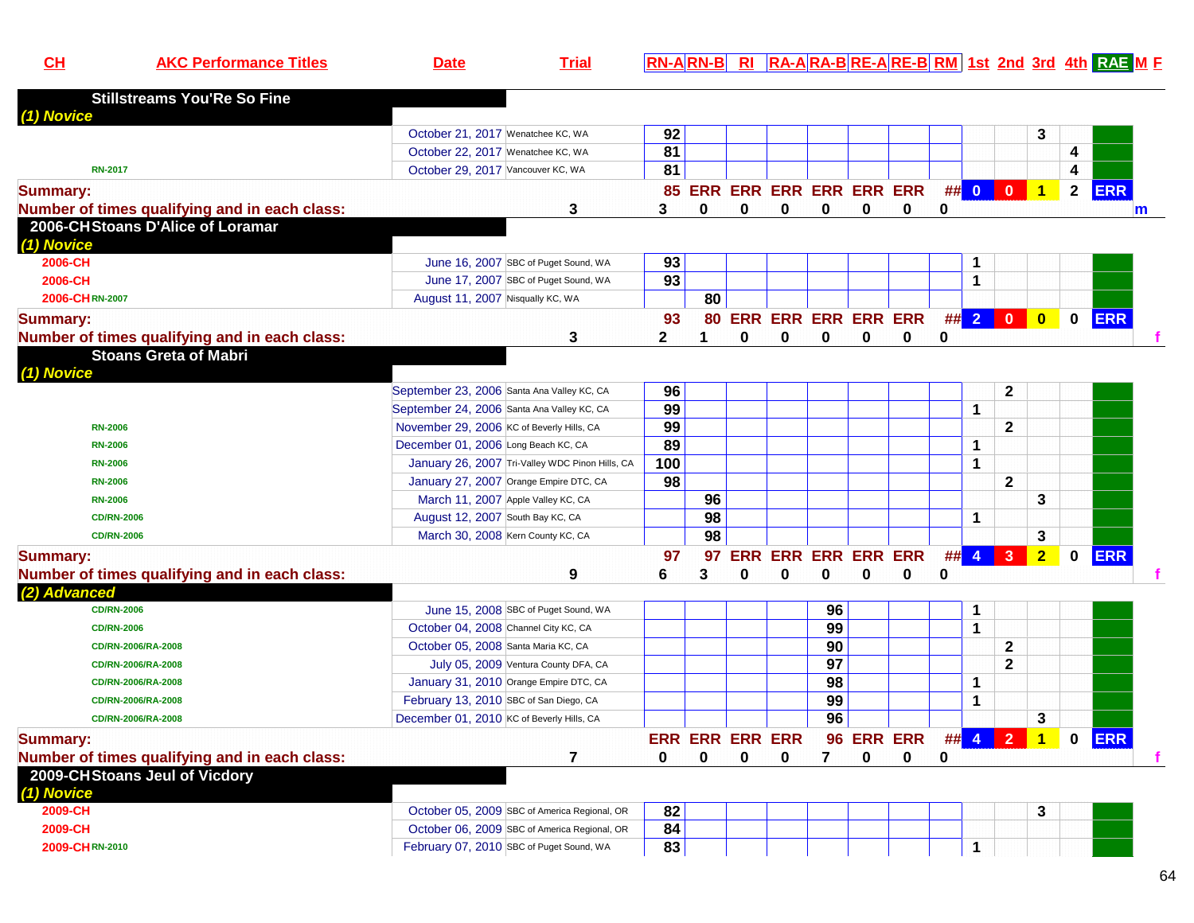| CH | AKC Performance Titles | Date | Trial | RN-A | RN-B | RI | RA-A | RA-B | RE-A | RE-B | RM | 1st | 2nd | 3rd | 4th | RAE | M F |
|---|---|---|---|---|---|---|---|---|---|---|---|---|---|---|---|---|---|
| **Stillstreams You'Re So Fine** | | | | | | | | | | | | | | | | | |
| *(1) Novice* | | | | | | | | | | | | | | | | | |
| | | October 21, 2017 | Wenatchee KC, WA | 92 | | | | | | | | | | 3 | | | |
| | | October 22, 2017 | Wenatchee KC, WA | 81 | | | | | | | | | | | 4 | | |
| | RN-2017 | October 29, 2017 | Vancouver KC, WA | 81 | | | | | | | | | | | 4 | | |
| **Summary:** | | | | 85 | ERR | ERR | ERR | ERR | ERR | ERR | ## | 0 | 0 | 1 | 2 | ERR | |
| **Number of times qualifying and in each class:** | | | 3 | 3 | 0 | 0 | 0 | 0 | 0 | 0 | 0 | | | | | | m |
| **2006-CH Stoans D'Alice of Loramar** | | | | | | | | | | | | | | | | | |
| *(1) Novice* | | | | | | | | | | | | | | | | | |
| 2006-CH | | June 16, 2007 | SBC of Puget Sound, WA | 93 | | | | | | | | 1 | | | | | |
| 2006-CH | | June 17, 2007 | SBC of Puget Sound, WA | 93 | | | | | | | | 1 | | | | | |
| 2006-CH | RN-2007 | August 11, 2007 | Nisqually KC, WA | | 80 | | | | | | | | | | | | |
| **Summary:** | | | | 93 | 80 | ERR | ERR | ERR | ERR | ERR | ## | 2 | 0 | 0 | 0 | ERR | |
| **Number of times qualifying and in each class:** | | | 3 | 2 | 1 | 0 | 0 | 0 | 0 | 0 | 0 | | | | | | f |
| **Stoans Greta of Mabri** | | | | | | | | | | | | | | | | | |
| *(1) Novice* | | | | | | | | | | | | | | | | | |
| | | September 23, 2006 | Santa Ana Valley KC, CA | 96 | | | | | | | | | 2 | | | | |
| | | September 24, 2006 | Santa Ana Valley KC, CA | 99 | | | | | | | | 1 | | | | | |
| | RN-2006 | November 29, 2006 | KC of Beverly Hills, CA | 99 | | | | | | | | | 2 | | | | |
| | RN-2006 | December 01, 2006 | Long Beach KC, CA | 89 | | | | | | | | 1 | | | | | |
| | RN-2006 | January 26, 2007 | Tri-Valley WDC Pinon Hills, CA | 100 | | | | | | | | 1 | | | | | |
| | RN-2006 | January 27, 2007 | Orange Empire DTC, CA | 98 | | | | | | | | | 2 | | | | |
| | RN-2006 | March 11, 2007 | Apple Valley KC, CA | | 96 | | | | | | | | | 3 | | | |
| | CD/RN-2006 | August 12, 2007 | South Bay KC, CA | | 98 | | | | | | | 1 | | | | | |
| | CD/RN-2006 | March 30, 2008 | Kern County KC, CA | | 98 | | | | | | | | | 3 | | | |
| **Summary:** | | | | 97 | 97 | ERR | ERR | ERR | ERR | ERR | ## | 4 | 3 | 2 | 0 | ERR | |
| **Number of times qualifying and in each class:** | | | 9 | 6 | 3 | 0 | 0 | 0 | 0 | 0 | 0 | | | | | | f |
| *(2) Advanced* | | | | | | | | | | | | | | | | | |
| | CD/RN-2006 | June 15, 2008 | SBC of Puget Sound, WA | | | | | 96 | | | | 1 | | | | | |
| | CD/RN-2006 | October 04, 2008 | Channel City KC, CA | | | | | 99 | | | | 1 | | | | | |
| | CD/RN-2006/RA-2008 | October 05, 2008 | Santa Maria KC, CA | | | | | 90 | | | | | 2 | | | | |
| | CD/RN-2006/RA-2008 | July 05, 2009 | Ventura County DFA, CA | | | | | 97 | | | | | 2 | | | | |
| | CD/RN-2006/RA-2008 | January 31, 2010 | Orange Empire DTC, CA | | | | | 98 | | | | 1 | | | | | |
| | CD/RN-2006/RA-2008 | February 13, 2010 | SBC of San Diego, CA | | | | | 99 | | | | 1 | | | | | |
| | CD/RN-2006/RA-2008 | December 01, 2010 | KC of Beverly Hills, CA | | | | | 96 | | | | | | 3 | | | |
| **Summary:** | | | | ERR | ERR | ERR | ERR | 96 | ERR | ERR | ## | 4 | 2 | 1 | 0 | ERR | |
| **Number of times qualifying and in each class:** | | | 7 | 0 | 0 | 0 | 0 | 7 | 0 | 0 | 0 | | | | | | f |
| **2009-CH Stoans Jeul of Vicdory** | | | | | | | | | | | | | | | | | |
| *(1) Novice* | | | | | | | | | | | | | | | | | |
| 2009-CH | | October 05, 2009 | SBC of America Regional, OR | 82 | | | | | | | | | | 3 | | | |
| 2009-CH | | October 06, 2009 | SBC of America Regional, OR | 84 | | | | | | | | | | | | | |
| 2009-CH | RN-2010 | February 07, 2010 | SBC of Puget Sound, WA | 83 | | | | | | | | 1 | | | | | |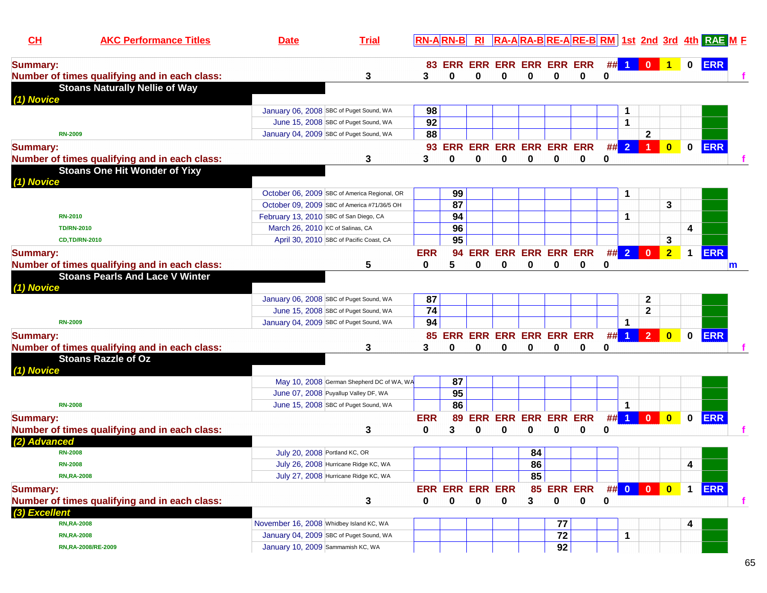| CH | AKC Performance Titles | Date | Trial | RN-A | RN-B | RI | RA-A | RA-B | RE-A | RE-B | RM | 1st | 2nd | 3rd | 4th | RAE | M | F |
|---|---|---|---|---|---|---|---|---|---|---|---|---|---|---|---|---|---|---|
| **Summary:** | | | | 83 | ERR | ERR | ERR | ERR | ERR | ERR | ## | 1 | 0 | 1 | 0 | ERR | | |
| **Number of times qualifying and in each class:** | | | 3 | 3 | 0 | 0 | 0 | 0 | 0 | 0 | 0 | | | | | | | f |
| **Stoans Naturally Nellie of Way** | | | | | | | | | | | | | | | | | | |
| ***(1) Novice*** | | | | | | | | | | | | | | | | | | |
| | | January 06, 2008 | SBC of Puget Sound, WA | 98 | | | | | | | | 1 | | | | | | |
| | | June 15, 2008 | SBC of Puget Sound, WA | 92 | | | | | | | | 1 | | | | | | |
| RN-2009 | | January 04, 2009 | SBC of Puget Sound, WA | 88 | | | | | | | | | 2 | | | | | |
| **Summary:** | | | | 93 | ERR | ERR | ERR | ERR | ERR | ERR | ## | 2 | 1 | 0 | 0 | ERR | | |
| **Number of times qualifying and in each class:** | | | 3 | 3 | 0 | 0 | 0 | 0 | 0 | 0 | 0 | | | | | | | f |
| **Stoans One Hit Wonder of Yixy** | | | | | | | | | | | | | | | | | | |
| ***(1) Novice*** | | | | | | | | | | | | | | | | | | |
| | | October 06, 2009 | SBC of America Regional, OR | | 99 | | | | | | | 1 | | | | | | |
| | | October 09, 2009 | SBC of America #71/36/5 OH | | 87 | | | | | | | | | 3 | | | | |
| RN-2010 | | February 13, 2010 | SBC of San Diego, CA | | 94 | | | | | | | 1 | | | | | | |
| TD/RN-2010 | | March 26, 2010 | KC of Salinas, CA | | 96 | | | | | | | | | | 4 | | | |
| CD,TD/RN-2010 | | April 30, 2010 | SBC of Pacific Coast, CA | | 95 | | | | | | | | | 3 | | | | |
| **Summary:** | | | | ERR | 94 | ERR | ERR | ERR | ERR | ERR | ## | 2 | 0 | 2 | 1 | ERR | | |
| **Number of times qualifying and in each class:** | | | 5 | 0 | 5 | 0 | 0 | 0 | 0 | 0 | 0 | | | | | | m | |
| **Stoans Pearls And Lace V Winter** | | | | | | | | | | | | | | | | | | |
| ***(1) Novice*** | | | | | | | | | | | | | | | | | | |
| | | January 06, 2008 | SBC of Puget Sound, WA | 87 | | | | | | | | | 2 | | | | | |
| | | June 15, 2008 | SBC of Puget Sound, WA | 74 | | | | | | | | | 2 | | | | | |
| RN-2009 | | January 04, 2009 | SBC of Puget Sound, WA | 94 | | | | | | | | 1 | | | | | | |
| **Summary:** | | | | 85 | ERR | ERR | ERR | ERR | ERR | ERR | ## | 1 | 2 | 0 | 0 | ERR | | |
| **Number of times qualifying and in each class:** | | | 3 | 3 | 0 | 0 | 0 | 0 | 0 | 0 | 0 | | | | | | | f |
| **Stoans Razzle of Oz** | | | | | | | | | | | | | | | | | | |
| ***(1) Novice*** | | | | | | | | | | | | | | | | | | |
| | | May 10, 2008 | German Shepherd DC of WA, WA | | 87 | | | | | | | | | | | | | |
| | | June 07, 2008 | Puyallup Valley DF, WA | | 95 | | | | | | | | | | | | | |
| RN-2008 | | June 15, 2008 | SBC of Puget Sound, WA | | 86 | | | | | | | 1 | | | | | | |
| **Summary:** | | | | ERR | 89 | ERR | ERR | ERR | ERR | ERR | ## | 1 | 0 | 0 | 0 | ERR | | |
| **Number of times qualifying and in each class:** | | | 3 | 0 | 3 | 0 | 0 | 0 | 0 | 0 | 0 | | | | | | | f |
| ***(2) Advanced*** | | | | | | | | | | | | | | | | | | |
| RN-2008 | | July 20, 2008 | Portland KC, OR | | | | | 84 | | | | | | | | | | |
| RN-2008 | | July 26, 2008 | Hurricane Ridge KC, WA | | | | | 86 | | | | | | | 4 | | | |
| RN,RA-2008 | | July 27, 2008 | Hurricane Ridge KC, WA | | | | | 85 | | | | | | | | | | |
| **Summary:** | | | | ERR | ERR | ERR | ERR | 85 | ERR | ERR | ## | 0 | 0 | 0 | 1 | ERR | | |
| **Number of times qualifying and in each class:** | | | 3 | 0 | 0 | 0 | 0 | 3 | 0 | 0 | 0 | | | | | | | f |
| ***(3) Excellent*** | | | | | | | | | | | | | | | | | | |
| RN,RA-2008 | | November 16, 2008 | Whidbey Island KC, WA | | | | | | 77 | | | | | | 4 | | | |
| RN,RA-2008 | | January 04, 2009 | SBC of Puget Sound, WA | | | | | | 72 | | | 1 | | | | | | |
| RN,RA-2008/RE-2009 | | January 10, 2009 | Sammamish KC, WA | | | | | | 92 | | | | | | | | | |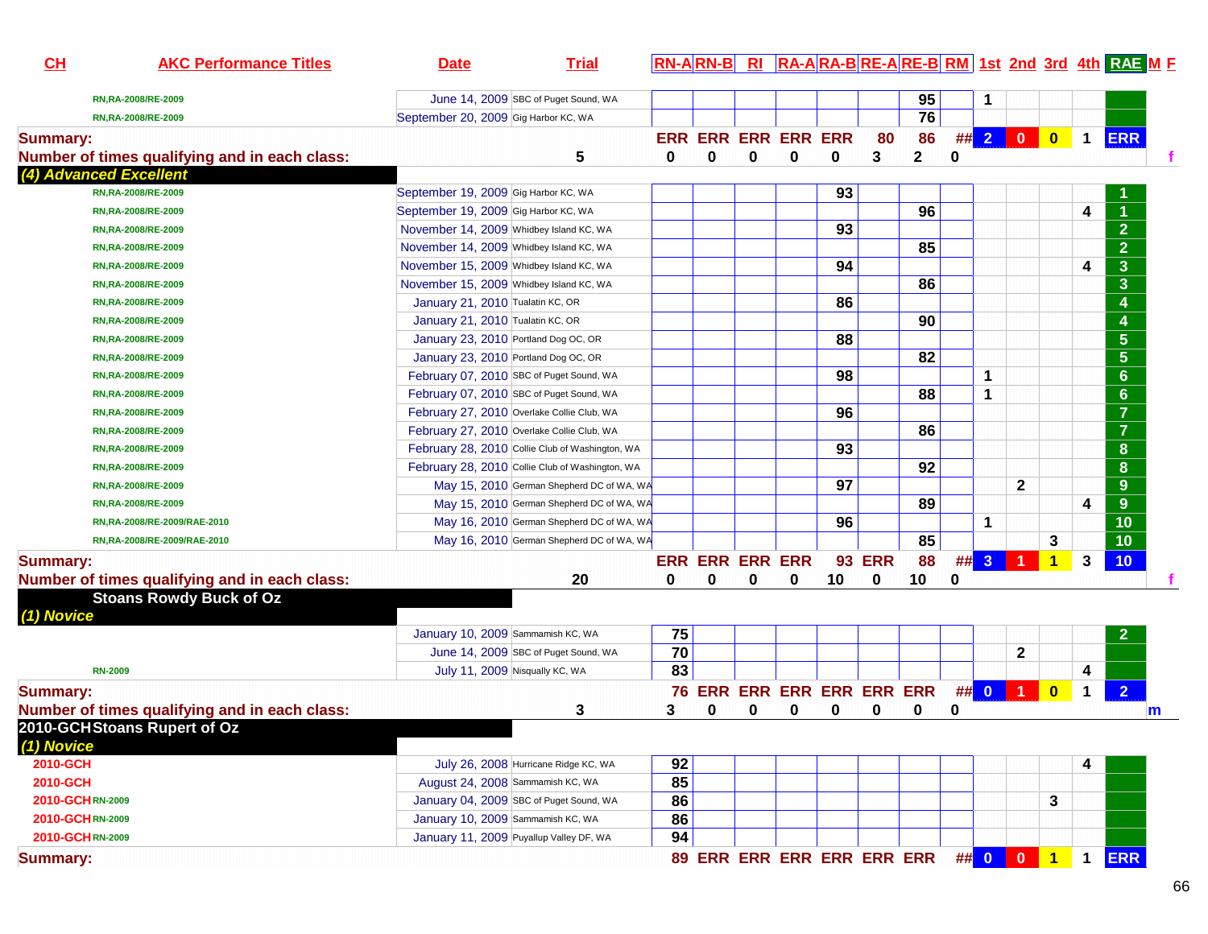| CH | AKC Performance Titles | Date | Trial | RN-A | RN-B | RI | RA-A | RA-B | RE-A | RE-B | RM | 1st | 2nd | 3rd | 4th | RAE | M | F |
|---|---|---|---|---|---|---|---|---|---|---|---|---|---|---|---|---|---|---|
| | RN,RA-2008/RE-2009 | June 14, 2009 | SBC of Puget Sound, WA | | | | | | | 95 | | 1 | | | | | | |
| | RN,RA-2008/RE-2009 | September 20, 2009 | Gig Harbor KC, WA | | | | | | | 76 | | | | | | | | |
| **Summary:** | | | | ERR | ERR | ERR | ERR | ERR | 80 | 86 | ## | 2 | 0 | 0 | 1 | ERR | | |
| **Number of times qualifying and in each class:** | | | 5 | 0 | 0 | 0 | 0 | 0 | 3 | 2 | 0 | | | | | | | f |
| ***(4) Advanced Excellent*** | | | | | | | | | | | | | | | | | | |
| | RN,RA-2008/RE-2009 | September 19, 2009 | Gig Harbor KC, WA | | | | | 93 | | | | | | | | 1 | | |
| | RN,RA-2008/RE-2009 | September 19, 2009 | Gig Harbor KC, WA | | | | | | | 96 | | | | | 4 | 1 | | |
| | RN,RA-2008/RE-2009 | November 14, 2009 | Whidbey Island KC, WA | | | | | 93 | | | | | | | | 2 | | |
| | RN,RA-2008/RE-2009 | November 14, 2009 | Whidbey Island KC, WA | | | | | | | 85 | | | | | | 2 | | |
| | RN,RA-2008/RE-2009 | November 15, 2009 | Whidbey Island KC, WA | | | | | 94 | | | | | | | 4 | 3 | | |
| | RN,RA-2008/RE-2009 | November 15, 2009 | Whidbey Island KC, WA | | | | | | | 86 | | | | | | 3 | | |
| | RN,RA-2008/RE-2009 | January 21, 2010 | Tualatin KC, OR | | | | | 86 | | | | | | | | 4 | | |
| | RN,RA-2008/RE-2009 | January 21, 2010 | Tualatin KC, OR | | | | | | | 90 | | | | | | 4 | | |
| | RN,RA-2008/RE-2009 | January 23, 2010 | Portland Dog OC, OR | | | | | 88 | | | | | | | | 5 | | |
| | RN,RA-2008/RE-2009 | January 23, 2010 | Portland Dog OC, OR | | | | | | | 82 | | | | | | 5 | | |
| | RN,RA-2008/RE-2009 | February 07, 2010 | SBC of Puget Sound, WA | | | | | 98 | | | | 1 | | | | 6 | | |
| | RN,RA-2008/RE-2009 | February 07, 2010 | SBC of Puget Sound, WA | | | | | | | 88 | | 1 | | | | 6 | | |
| | RN,RA-2008/RE-2009 | February 27, 2010 | Overlake Collie Club, WA | | | | | 96 | | | | | | | | 7 | | |
| | RN,RA-2008/RE-2009 | February 27, 2010 | Overlake Collie Club, WA | | | | | | | 86 | | | | | | 7 | | |
| | RN,RA-2008/RE-2009 | February 28, 2010 | Collie Club of Washington, WA | | | | | 93 | | | | | | | | 8 | | |
| | RN,RA-2008/RE-2009 | February 28, 2010 | Collie Club of Washington, WA | | | | | | | 92 | | | | | | 8 | | |
| | RN,RA-2008/RE-2009 | May 15, 2010 | German Shepherd DC of WA, WA | | | | | 97 | | | | | 2 | | | 9 | | |
| | RN,RA-2008/RE-2009 | May 15, 2010 | German Shepherd DC of WA, WA | | | | | | | 89 | | | | | 4 | 9 | | |
| | RN,RA-2008/RE-2009/RAE-2010 | May 16, 2010 | German Shepherd DC of WA, WA | | | | | 96 | | | | 1 | | | | 10 | | |
| | RN,RA-2008/RE-2009/RAE-2010 | May 16, 2010 | German Shepherd DC of WA, WA | | | | | | | 85 | | | | 3 | | 10 | | |
| **Summary:** | | | | ERR | ERR | ERR | ERR | 93 | ERR | 88 | ## | 3 | 1 | 1 | 3 | 10 | | |
| **Number of times qualifying and in each class:** | | | 20 | 0 | 0 | 0 | 0 | 10 | 0 | 10 | 0 | | | | | | | f |
| **Stoans Rowdy Buck of Oz** | | | | | | | | | | | | | | | | | | |
| ***(1) Novice*** | | | | | | | | | | | | | | | | | | |
| | | January 10, 2009 | Sammamish KC, WA | 75 | | | | | | | | | | | | 2 | | |
| | | June 14, 2009 | SBC of Puget Sound, WA | 70 | | | | | | | | | 2 | | | | | |
| | RN-2009 | July 11, 2009 | Nisqually KC, WA | 83 | | | | | | | | | | | 4 | | | |
| **Summary:** | | | | 76 | ERR | ERR | ERR | ERR | ERR | ERR | ## | 0 | 1 | 0 | 1 | 2 | | |
| **Number of times qualifying and in each class:** | | | 3 | 3 | 0 | 0 | 0 | 0 | 0 | 0 | 0 | | | | | | m | |
| **2010-GCH** | **Stoans Rupert of Oz** | | | | | | | | | | | | | | | | | |
| ***(1) Novice*** | | | | | | | | | | | | | | | | | | |
| 2010-GCH | | July 26, 2008 | Hurricane Ridge KC, WA | 92 | | | | | | | | | | | 4 | | | |
| 2010-GCH | | August 24, 2008 | Sammamish KC, WA | 85 | | | | | | | | | | | | | | |
| 2010-GCH | RN-2009 | January 04, 2009 | SBC of Puget Sound, WA | 86 | | | | | | | | | | 3 | | | | |
| 2010-GCH | RN-2009 | January 10, 2009 | Sammamish KC, WA | 86 | | | | | | | | | | | | | | |
| 2010-GCH | RN-2009 | January 11, 2009 | Puyallup Valley DF, WA | 94 | | | | | | | | | | | | | | |
| **Summary:** | | | | 89 | ERR | ERR | ERR | ERR | ERR | ERR | ## | 0 | 0 | 1 | 1 | ERR | | |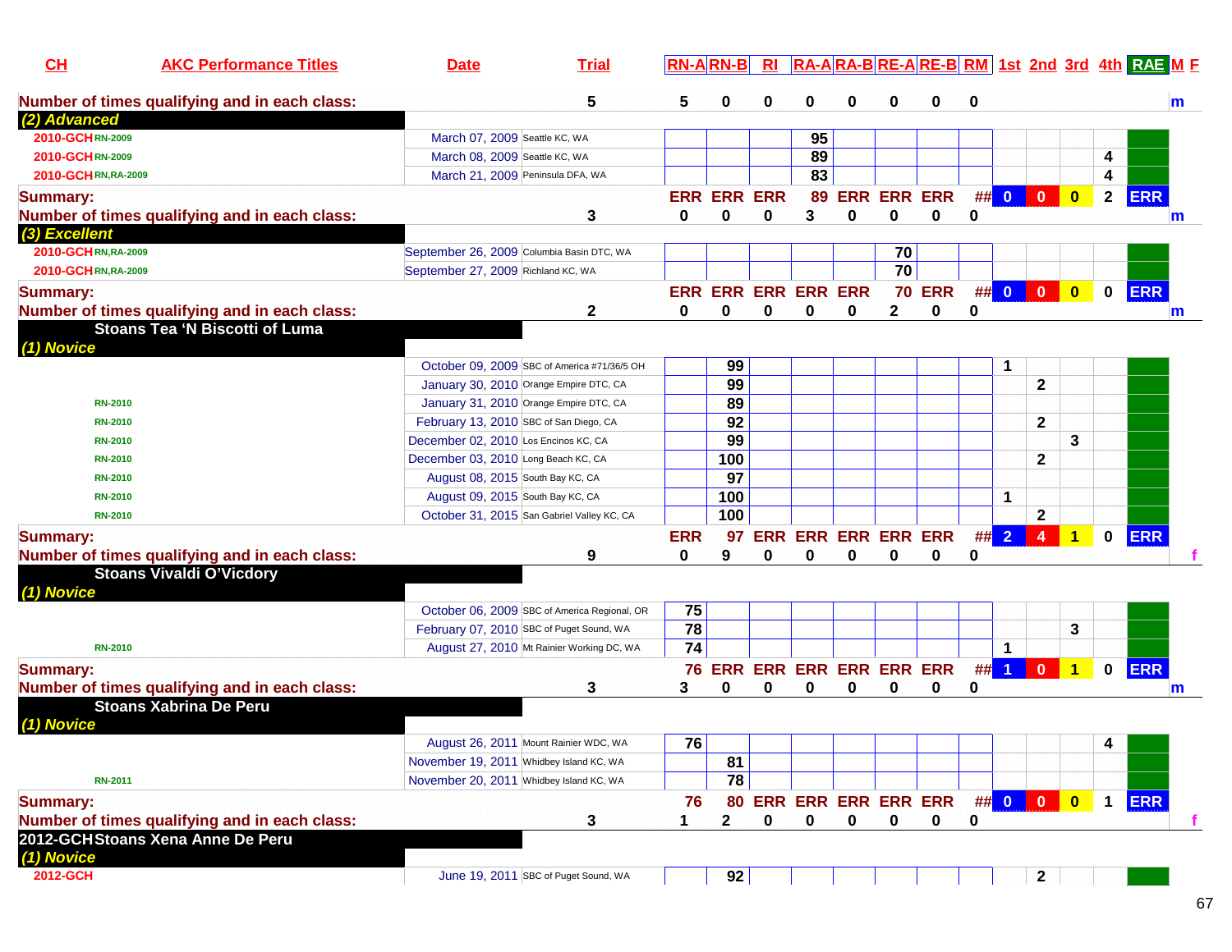| CH | AKC Performance Titles | Date | Trial | | RN-A | RN-B | RI | RA-A | RA-B | RE-A | RE-B | RM | 1st | 2nd | 3rd | 4th | RAE | M F |
|---|---|---|---|---|---|---|---|---|---|---|---|---|---|---|---|---|---|---|
| Number of times qualifying and in each class: | | | | 5 | 5 | 0 | 0 | 0 | 0 | 0 | 0 | 0 | | | | | | m |
| *(2) Advanced* | | | | | | | | | | | | | | | | | | |
| 2010-GCH | RN-2009 | March 07, 2009 | Seattle KC, WA | | | | | 95 | | | | | | | | | | |
| 2010-GCH | RN-2009 | March 08, 2009 | Seattle KC, WA | | | | | 89 | | | | | | | | 4 | | |
| 2010-GCH | RN,RA-2009 | March 21, 2009 | Peninsula DFA, WA | | | | | 83 | | | | | | | | 4 | | |
| Summary: | | | | | ERR | ERR | ERR | 89 | ERR | ERR | ERR | ## | 0 | 0 | 0 | 2 | ERR | |
| Number of times qualifying and in each class: | | | | 3 | 0 | 0 | 0 | 3 | 0 | 0 | 0 | 0 | | | | | | m |
| *(3) Excellent* | | | | | | | | | | | | | | | | | | |
| 2010-GCH | RN,RA-2009 | September 26, 2009 | Columbia Basin DTC, WA | | | | | | | 70 | | | | | | | | |
| 2010-GCH | RN,RA-2009 | September 27, 2009 | Richland KC, WA | | | | | | | 70 | | | | | | | | |
| Summary: | | | | | ERR | ERR | ERR | ERR | ERR | 70 | ERR | ## | 0 | 0 | 0 | 0 | ERR | |
| Number of times qualifying and in each class: | | | | 2 | 0 | 0 | 0 | 0 | 0 | 2 | 0 | 0 | | | | | | m |
| **Stoans Tea 'N Biscotti of Luma** | | | | | | | | | | | | | | | | | | |
| *(1) Novice* | | | | | | | | | | | | | | | | | | |
| | | October 09, 2009 | SBC of America #71/36/5 OH | | | 99 | | | | | | | 1 | | | | | |
| | | January 30, 2010 | Orange Empire DTC, CA | | | 99 | | | | | | | | 2 | | | | |
| | RN-2010 | January 31, 2010 | Orange Empire DTC, CA | | | 89 | | | | | | | | | | | | |
| | RN-2010 | February 13, 2010 | SBC of San Diego, CA | | | 92 | | | | | | | | 2 | | | | |
| | RN-2010 | December 02, 2010 | Los Encinos KC, CA | | | 99 | | | | | | | | | 3 | | | |
| | RN-2010 | December 03, 2010 | Long Beach KC, CA | | | 100 | | | | | | | | 2 | | | | |
| | RN-2010 | August 08, 2015 | South Bay KC, CA | | | 97 | | | | | | | | | | | | |
| | RN-2010 | August 09, 2015 | South Bay KC, CA | | | 100 | | | | | | | 1 | | | | | |
| | RN-2010 | October 31, 2015 | San Gabriel Valley KC, CA | | | 100 | | | | | | | | 2 | | | | |
| Summary: | | | | | ERR | 97 | ERR | ERR | ERR | ERR | ERR | ## | 2 | 4 | 1 | 0 | ERR | |
| Number of times qualifying and in each class: | | | | 9 | 0 | 9 | 0 | 0 | 0 | 0 | 0 | 0 | | | | | | f |
| **Stoans Vivaldi O'Vicdory** | | | | | | | | | | | | | | | | | | |
| *(1) Novice* | | | | | | | | | | | | | | | | | | |
| | | October 06, 2009 | SBC of America Regional, OR | | 75 | | | | | | | | | | | | | |
| | | February 07, 2010 | SBC of Puget Sound, WA | | 78 | | | | | | | | | | 3 | | | |
| | RN-2010 | August 27, 2010 | Mt Rainier Working DC, WA | | 74 | | | | | | | | 1 | | | | | |
| Summary: | | | | | 76 | ERR | ERR | ERR | ERR | ERR | ERR | ## | 1 | 0 | 1 | 0 | ERR | |
| Number of times qualifying and in each class: | | | | 3 | 3 | 0 | 0 | 0 | 0 | 0 | 0 | 0 | | | | | | m |
| **Stoans Xabrina De Peru** | | | | | | | | | | | | | | | | | | |
| *(1) Novice* | | | | | | | | | | | | | | | | | | |
| | | August 26, 2011 | Mount Rainier WDC, WA | | 76 | | | | | | | | | | | 4 | | |
| | | November 19, 2011 | Whidbey Island KC, WA | | | 81 | | | | | | | | | | | | |
| | RN-2011 | November 20, 2011 | Whidbey Island KC, WA | | | 78 | | | | | | | | | | | | |
| Summary: | | | | | 76 | 80 | ERR | ERR | ERR | ERR | ERR | ## | 0 | 0 | 0 | 1 | ERR | |
| Number of times qualifying and in each class: | | | | 3 | 1 | 2 | 0 | 0 | 0 | 0 | 0 | 0 | | | | | | f |
| **2012-GCH** | **Stoans Xena Anne De Peru** | | | | | | | | | | | | | | | | | |
| *(1) Novice* | | | | | | | | | | | | | | | | | | |
| 2012-GCH | | June 19, 2011 | SBC of Puget Sound, WA | | | 92 | | | | | | | | 2 | | | | |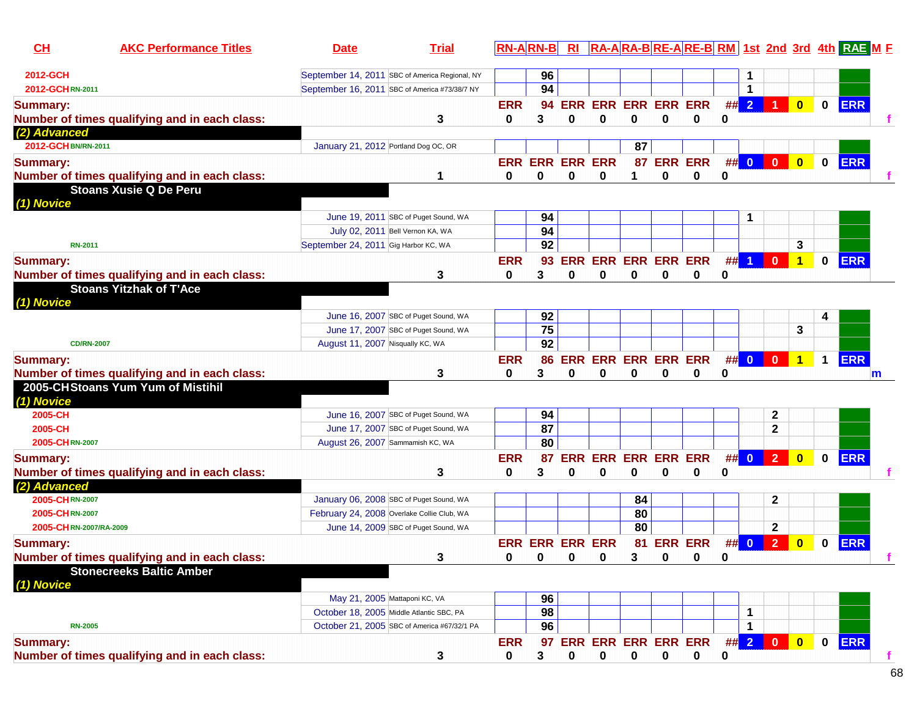| CH | AKC Performance Titles | Date | Trial | RN-A | RN-B | RI | RA-A | RA-B | RE-A | RE-B | RM | 1st | 2nd | 3rd | 4th | RAE | M F |
|---|---|---|---|---|---|---|---|---|---|---|---|---|---|---|---|---|---|
| 2012-GCH | | September 14, 2011 | SBC of America Regional, NY | | 96 | | | | | | | 1 | | | | | |
| 2012-GCH | RN-2011 | September 16, 2011 | SBC of America #73/38/7 NY | | 94 | | | | | | | 1 | | | | | |
| **Summary:** | | | | ERR | 94 | ERR | ERR | ERR | ERR | ERR | ## | 2 | 1 | 0 | 0 | ERR | |
| **Number of times qualifying and in each class:** | | | 3 | 0 | 3 | 0 | 0 | 0 | 0 | 0 | 0 | | | | | | f |
| ***(2) Advanced*** | | | | | | | | | | | | | | | | | |
| 2012-GCH | BN/RN-2011 | January 21, 2012 | Portland Dog OC, OR | | | | | 87 | | | | | | | | | |
| **Summary:** | | | | ERR | ERR | ERR | ERR | 87 | ERR | ERR | ## | 0 | 0 | 0 | 0 | ERR | |
| **Number of times qualifying and in each class:** | | | 1 | 0 | 0 | 0 | 0 | 1 | 0 | 0 | 0 | | | | | | f |
| **Stoans Xusie Q De Peru** | | | | | | | | | | | | | | | | | |
| ***(1) Novice*** | | | | | | | | | | | | | | | | | |
| | | June 19, 2011 | SBC of Puget Sound, WA | | 94 | | | | | | | 1 | | | | | |
| | | July 02, 2011 | Bell Vernon KA, WA | | 94 | | | | | | | | | | | | |
| | RN-2011 | September 24, 2011 | Gig Harbor KC, WA | | 92 | | | | | | | | | 3 | | | |
| **Summary:** | | | | ERR | 93 | ERR | ERR | ERR | ERR | ERR | ## | 1 | 0 | 1 | 0 | ERR | |
| **Number of times qualifying and in each class:** | | | 3 | 0 | 3 | 0 | 0 | 0 | 0 | 0 | 0 | | | | | | |
| **Stoans Yitzhak of T'Ace** | | | | | | | | | | | | | | | | | |
| ***(1) Novice*** | | | | | | | | | | | | | | | | | |
| | | June 16, 2007 | SBC of Puget Sound, WA | | 92 | | | | | | | | | | 4 | | |
| | | June 17, 2007 | SBC of Puget Sound, WA | | 75 | | | | | | | | | 3 | | | |
| | CD/RN-2007 | August 11, 2007 | Nisqually KC, WA | | 92 | | | | | | | | | | | | |
| **Summary:** | | | | ERR | 86 | ERR | ERR | ERR | ERR | ERR | ## | 0 | 0 | 1 | 1 | ERR | |
| **Number of times qualifying and in each class:** | | | 3 | 0 | 3 | 0 | 0 | 0 | 0 | 0 | 0 | | | | | | m |
| **2005-CH** | **Stoans Yum Yum of Mistihil** | | | | | | | | | | | | | | | | |
| ***(1) Novice*** | | | | | | | | | | | | | | | | | |
| 2005-CH | | June 16, 2007 | SBC of Puget Sound, WA | | 94 | | | | | | | | 2 | | | | |
| 2005-CH | | June 17, 2007 | SBC of Puget Sound, WA | | 87 | | | | | | | | 2 | | | | |
| 2005-CH | RN-2007 | August 26, 2007 | Sammamish KC, WA | | 80 | | | | | | | | | | | | |
| **Summary:** | | | | ERR | 87 | ERR | ERR | ERR | ERR | ERR | ## | 0 | 2 | 0 | 0 | ERR | |
| **Number of times qualifying and in each class:** | | | 3 | 0 | 3 | 0 | 0 | 0 | 0 | 0 | 0 | | | | | | f |
| ***(2) Advanced*** | | | | | | | | | | | | | | | | | |
| 2005-CH | RN-2007 | January 06, 2008 | SBC of Puget Sound, WA | | | | | 84 | | | | | 2 | | | | |
| 2005-CH | RN-2007 | February 24, 2008 | Overlake Collie Club, WA | | | | | 80 | | | | | | | | | |
| 2005-CH | RN-2007/RA-2009 | June 14, 2009 | SBC of Puget Sound, WA | | | | | 80 | | | | | 2 | | | | |
| **Summary:** | | | | ERR | ERR | ERR | ERR | 81 | ERR | ERR | ## | 0 | 2 | 0 | 0 | ERR | |
| **Number of times qualifying and in each class:** | | | 3 | 0 | 0 | 0 | 0 | 3 | 0 | 0 | 0 | | | | | | f |
| **Stonecreeks Baltic Amber** | | | | | | | | | | | | | | | | | |
| ***(1) Novice*** | | | | | | | | | | | | | | | | | |
| | | May 21, 2005 | Mattaponi KC, VA | | 96 | | | | | | | | | | | | |
| | | October 18, 2005 | Middle Atlantic SBC, PA | | 98 | | | | | | | 1 | | | | | |
| | RN-2005 | October 21, 2005 | SBC of America #67/32/1 PA | | 96 | | | | | | | 1 | | | | | |
| **Summary:** | | | | ERR | 97 | ERR | ERR | ERR | ERR | ERR | ## | 2 | 0 | 0 | 0 | ERR | |
| **Number of times qualifying and in each class:** | | | 3 | 0 | 3 | 0 | 0 | 0 | 0 | 0 | 0 | | | | | | f |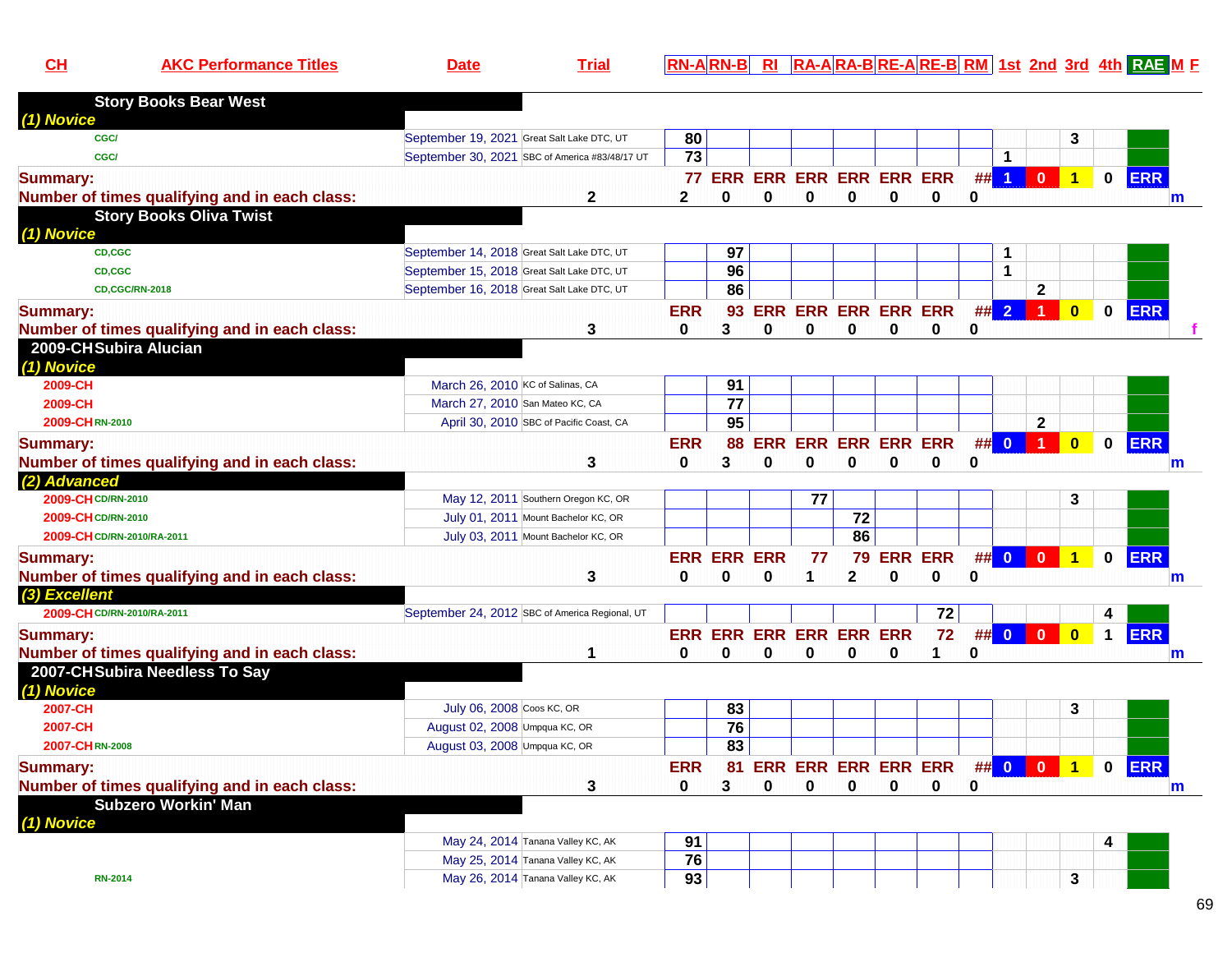| CH | AKC Performance Titles | Date | Trial | RN-A | RN-B | RI | RA-A | RA-B | RE-A | RE-B | RM | 1st | 2nd | 3rd | 4th | RAE | M | F |
|---|---|---|---|---|---|---|---|---|---|---|---|---|---|---|---|---|---|---|
| **Story Books Bear West** | | | | | | | | | | | | | | | | | | |
| *(1) Novice* | | | | | | | | | | | | | | | | | | |
| | CGC/ | September 19, 2021 | Great Salt Lake DTC, UT | 80 | | | | | | | | | | 3 | | | | |
| | CGC/ | September 30, 2021 | SBC of America #83/48/17 UT | 73 | | | | | | | | 1 | | | | | | |
| **Summary:** | | | | 77 | ERR | ERR | ERR | ERR | ERR | ERR | ## | 1 | 0 | 1 | 0 | ERR | | |
| **Number of times qualifying and in each class:** | | | 2 | 2 | 0 | 0 | 0 | 0 | 0 | 0 | 0 | | | | | | m | |
| **Story Books Oliva Twist** | | | | | | | | | | | | | | | | | | |
| *(1) Novice* | | | | | | | | | | | | | | | | | | |
| | CD,CGC | September 14, 2018 | Great Salt Lake DTC, UT | | 97 | | | | | | | 1 | | | | | | |
| | CD,CGC | September 15, 2018 | Great Salt Lake DTC, UT | | 96 | | | | | | | 1 | | | | | | |
| | CD,CGC/RN-2018 | September 16, 2018 | Great Salt Lake DTC, UT | | 86 | | | | | | | | 2 | | | | | |
| **Summary:** | | | | ERR | 93 | ERR | ERR | ERR | ERR | ERR | ## | 2 | 1 | 0 | 0 | ERR | | |
| **Number of times qualifying and in each class:** | | | 3 | 0 | 3 | 0 | 0 | 0 | 0 | 0 | 0 | | | | | | | f |
| **2009-CH Subira Alucian** | | | | | | | | | | | | | | | | | | |
| *(1) Novice* | | | | | | | | | | | | | | | | | | |
| 2009-CH | | March 26, 2010 | KC of Salinas, CA | | 91 | | | | | | | | | | | | | |
| 2009-CH | | March 27, 2010 | San Mateo KC, CA | | 77 | | | | | | | | | | | | | |
| 2009-CH | RN-2010 | April 30, 2010 | SBC of Pacific Coast, CA | | 95 | | | | | | | | 2 | | | | | |
| **Summary:** | | | | ERR | 88 | ERR | ERR | ERR | ERR | ERR | ## | 0 | 1 | 0 | 0 | ERR | | |
| **Number of times qualifying and in each class:** | | | 3 | 0 | 3 | 0 | 0 | 0 | 0 | 0 | 0 | | | | | | m | |
| *(2) Advanced* | | | | | | | | | | | | | | | | | | |
| 2009-CH | CD/RN-2010 | May 12, 2011 | Southern Oregon KC, OR | | | | 77 | | | | | | | 3 | | | | |
| 2009-CH | CD/RN-2010 | July 01, 2011 | Mount Bachelor KC, OR | | | | | 72 | | | | | | | | | | |
| 2009-CH | CD/RN-2010/RA-2011 | July 03, 2011 | Mount Bachelor KC, OR | | | | | 86 | | | | | | | | | | |
| **Summary:** | | | | ERR | ERR | ERR | 77 | 79 | ERR | ERR | ## | 0 | 0 | 1 | 0 | ERR | | |
| **Number of times qualifying and in each class:** | | | 3 | 0 | 0 | 0 | 1 | 2 | 0 | 0 | 0 | | | | | | m | |
| *(3) Excellent* | | | | | | | | | | | | | | | | | | |
| 2009-CH | CD/RN-2010/RA-2011 | September 24, 2012 | SBC of America Regional, UT | | | | | | | 72 | | | | | 4 | | | |
| **Summary:** | | | | ERR | ERR | ERR | ERR | ERR | ERR | 72 | ## | 0 | 0 | 0 | 1 | ERR | | |
| **Number of times qualifying and in each class:** | | | 1 | 0 | 0 | 0 | 0 | 0 | 0 | 1 | 0 | | | | | | m | |
| **2007-CH Subira Needless To Say** | | | | | | | | | | | | | | | | | | |
| *(1) Novice* | | | | | | | | | | | | | | | | | | |
| 2007-CH | | July 06, 2008 | Coos KC, OR | | 83 | | | | | | | | | 3 | | | | |
| 2007-CH | | August 02, 2008 | Umpqua KC, OR | | 76 | | | | | | | | | | | | | |
| 2007-CH | RN-2008 | August 03, 2008 | Umpqua KC, OR | | 83 | | | | | | | | | | | | | |
| **Summary:** | | | | ERR | 81 | ERR | ERR | ERR | ERR | ERR | ## | 0 | 0 | 1 | 0 | ERR | | |
| **Number of times qualifying and in each class:** | | | 3 | 0 | 3 | 0 | 0 | 0 | 0 | 0 | 0 | | | | | | m | |
| **Subzero Workin' Man** | | | | | | | | | | | | | | | | | | |
| *(1) Novice* | | | | | | | | | | | | | | | | | | |
| | | May 24, 2014 | Tanana Valley KC, AK | 91 | | | | | | | | | | | 4 | | | |
| | | May 25, 2014 | Tanana Valley KC, AK | 76 | | | | | | | | | | | | | | |
| | RN-2014 | May 26, 2014 | Tanana Valley KC, AK | 93 | | | | | | | | | | 3 | | | | |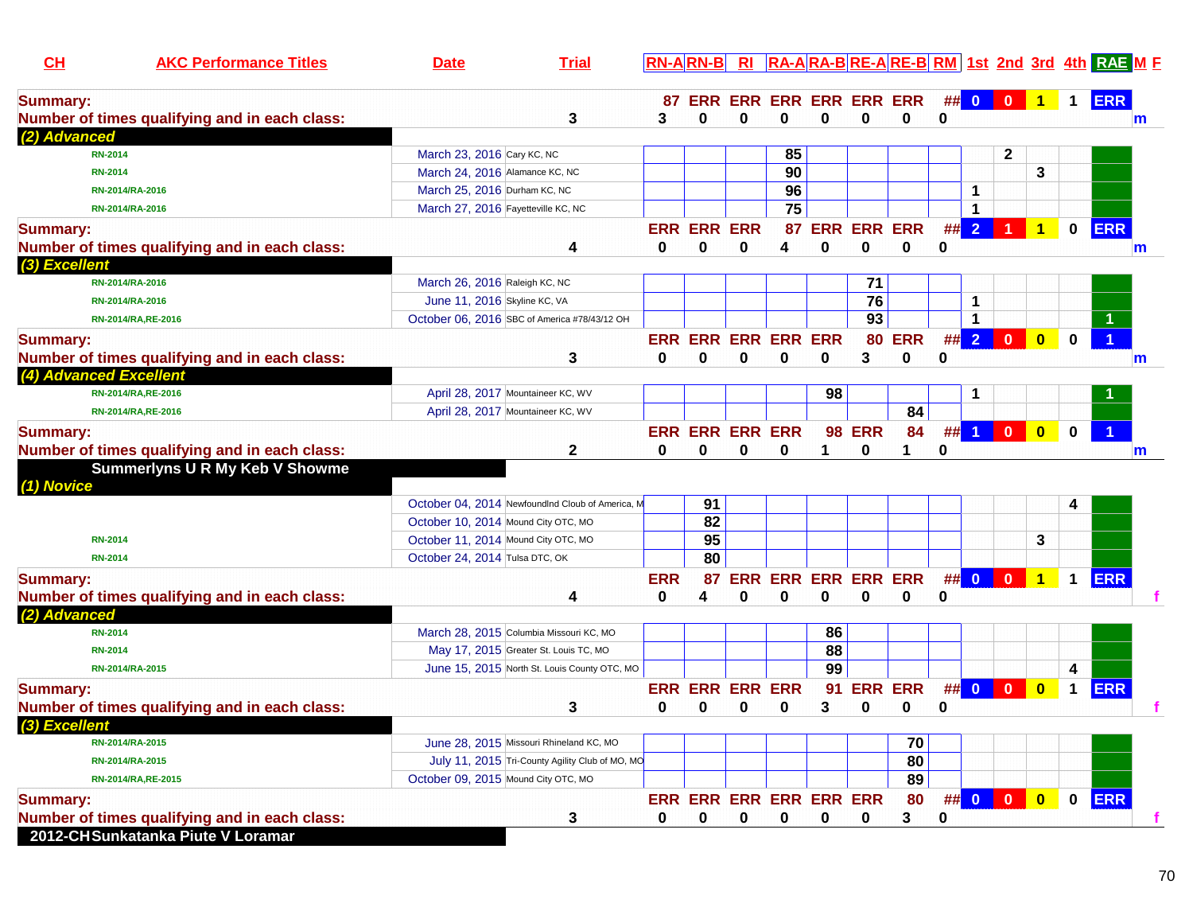| CH | AKC Performance Titles | Date | Trial | RN-A | RN-B | RI | RA-A | RA-B | RE-A | RE-B | RM | 1st | 2nd | 3rd | 4th | RAE | M F |
|---|---|---|---|---|---|---|---|---|---|---|---|---|---|---|---|---|---|
| Summary: | | | | 87 | ERR | ERR | ERR | ERR | ERR | ERR | ## | 0 | 0 | 1 | 1 | ERR | |
| Number of times qualifying and in each class: | | | 3 | 3 | 0 | 0 | 0 | 0 | 0 | 0 | 0 | | | | | | m |
| (2) Advanced | | | | | | | | | | | | | | | | | |
| | RN-2014 | March 23, 2016 | Cary KC, NC | | | | 85 | | | | | | 2 | | | | |
| | RN-2014 | March 24, 2016 | Alamance KC, NC | | | | 90 | | | | | | | 3 | | | |
| | RN-2014/RA-2016 | March 25, 2016 | Durham KC, NC | | | | 96 | | | | | 1 | | | | | |
| | RN-2014/RA-2016 | March 27, 2016 | Fayetteville KC, NC | | | | 75 | | | | | 1 | | | | | |
| Summary: | | | | ERR | ERR | ERR | 87 | ERR | ERR | ERR | ## | 2 | 1 | 1 | 0 | ERR | |
| Number of times qualifying and in each class: | | | 4 | 0 | 0 | 0 | 4 | 0 | 0 | 0 | 0 | | | | | | m |
| (3) Excellent | | | | | | | | | | | | | | | | | |
| | RN-2014/RA-2016 | March 26, 2016 | Raleigh KC, NC | | | | | | 71 | | | | | | | | |
| | RN-2014/RA-2016 | June 11, 2016 | Skyline KC, VA | | | | | | 76 | | | 1 | | | | | |
| | RN-2014/RA,RE-2016 | October 06, 2016 | SBC of America #78/43/12 OH | | | | | | 93 | | | 1 | | | | 1 | |
| Summary: | | | | ERR | ERR | ERR | ERR | ERR | 80 | ERR | ## | 2 | 0 | 0 | 0 | 1 | |
| Number of times qualifying and in each class: | | | 3 | 0 | 0 | 0 | 0 | 0 | 3 | 0 | 0 | | | | | | m |
| (4) Advanced Excellent | | | | | | | | | | | | | | | | | |
| | RN-2014/RA,RE-2016 | April 28, 2017 | Mountaineer KC, WV | | | | | 98 | | | | 1 | | | | 1 | |
| | RN-2014/RA,RE-2016 | April 28, 2017 | Mountaineer KC, WV | | | | | | | 84 | | | | | | | |
| Summary: | | | | ERR | ERR | ERR | ERR | 98 | ERR | 84 | ## | 1 | 0 | 0 | 0 | 1 | |
| Number of times qualifying and in each class: | | | 2 | 0 | 0 | 0 | 0 | 1 | 0 | 1 | 0 | | | | | | m |
| | Summerlyns U R My Keb V Showme | | | | | | | | | | | | | | | | |
| (1) Novice | | | | | | | | | | | | | | | | | |
| | | October 04, 2014 | Newfoundlnd Cloub of America, M | | 91 | | | | | | | | | | 4 | | |
| | | October 10, 2014 | Mound City OTC, MO | | 82 | | | | | | | | | | | | |
| | RN-2014 | October 11, 2014 | Mound City OTC, MO | | 95 | | | | | | | | | 3 | | | |
| | RN-2014 | October 24, 2014 | Tulsa DTC, OK | | 80 | | | | | | | | | | | | |
| Summary: | | | | ERR | 87 | ERR | ERR | ERR | ERR | ERR | ## | 0 | 0 | 1 | 1 | ERR | |
| Number of times qualifying and in each class: | | | 4 | 0 | 4 | 0 | 0 | 0 | 0 | 0 | 0 | | | | | | f |
| (2) Advanced | | | | | | | | | | | | | | | | | |
| | RN-2014 | March 28, 2015 | Columbia Missouri KC, MO | | | | | 86 | | | | | | | | | |
| | RN-2014 | May 17, 2015 | Greater St. Louis TC, MO | | | | | 88 | | | | | | | | | |
| | RN-2014/RA-2015 | June 15, 2015 | North St. Louis County OTC, MO | | | | | 99 | | | | | | | 4 | | |
| Summary: | | | | ERR | ERR | ERR | ERR | 91 | ERR | ERR | ## | 0 | 0 | 0 | 1 | ERR | |
| Number of times qualifying and in each class: | | | 3 | 0 | 0 | 0 | 0 | 3 | 0 | 0 | 0 | | | | | | f |
| (3) Excellent | | | | | | | | | | | | | | | | | |
| | RN-2014/RA-2015 | June 28, 2015 | Missouri Rhineland KC, MO | | | | | | | 70 | | | | | | | |
| | RN-2014/RA-2015 | July 11, 2015 | Tri-County Agility Club of MO, MO | | | | | | | 80 | | | | | | | |
| | RN-2014/RA,RE-2015 | October 09, 2015 | Mound City OTC, MO | | | | | | | 89 | | | | | | | |
| Summary: | | | | ERR | ERR | ERR | ERR | ERR | ERR | 80 | ## | 0 | 0 | 0 | 0 | ERR | |
| Number of times qualifying and in each class: | | | 3 | 0 | 0 | 0 | 0 | 0 | 0 | 3 | 0 | | | | | | f |
| 2012-CH | Sunkatanka Piute V Loramar | | | | | | | | | | | | | | | | |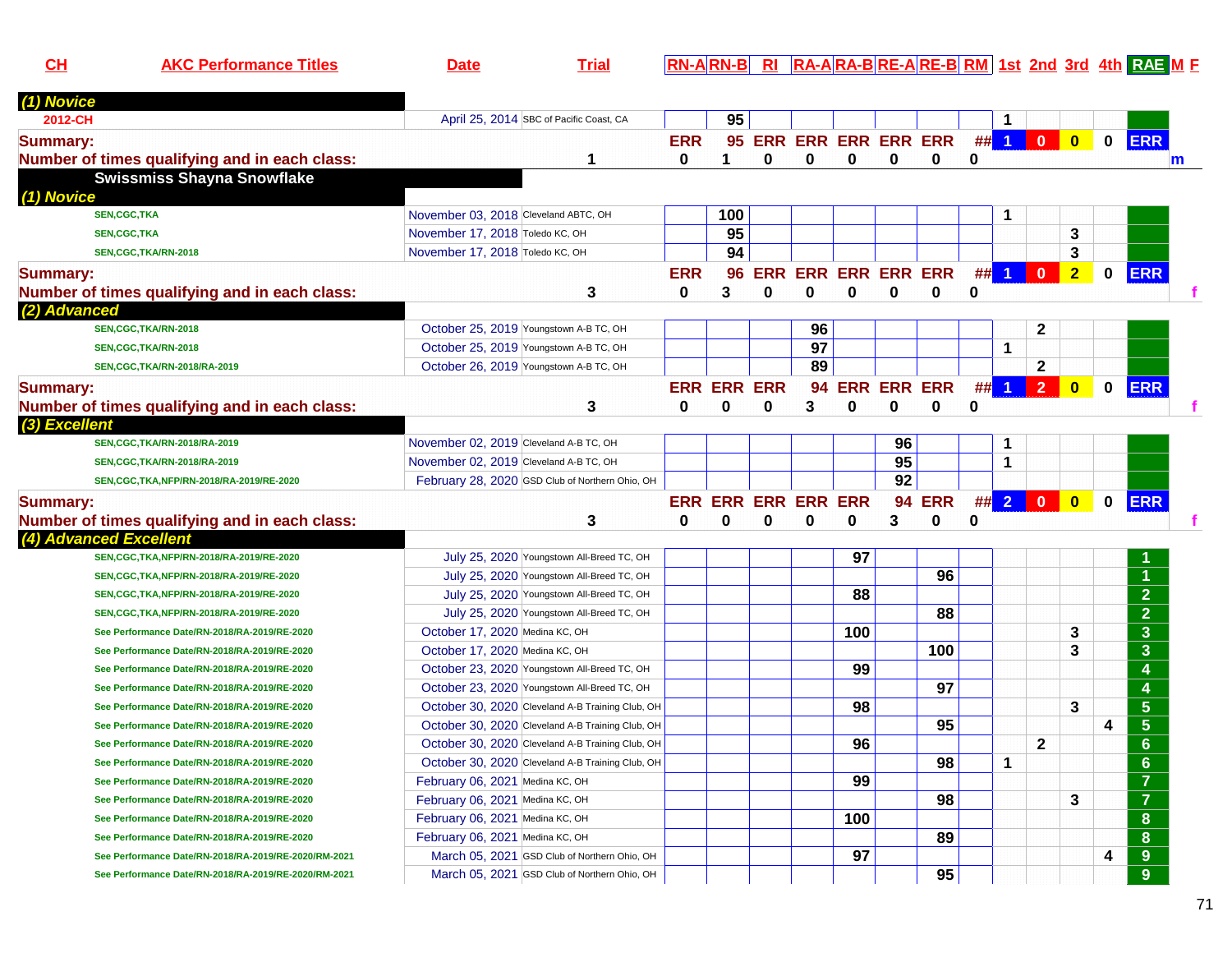| CH | AKC Performance Titles | Date | Trial | RN-A | RN-B | RI | RA-A | RA-B | RE-A | RE-B | RM | 1st | 2nd | 3rd | 4th | RAE | M | F |
|---|---|---|---|---|---|---|---|---|---|---|---|---|---|---|---|---|---|---|
| ***(1) Novice*** | | | | | | | | | | | | | | | | | | |
| 2012-CH | | April 25, 2014 | SBC of Pacific Coast, CA | | 95 | | | | | | | 1 | | | | | | |
| **Summary:** | | | | ERR | 95 | ERR | ERR | ERR | ERR | ERR | ## | 1 | 0 | 0 | 0 | ERR | | |
| **Number of times qualifying and in each class:** | | | 1 | 0 | 1 | 0 | 0 | 0 | 0 | 0 | 0 | | | | | | m | |
| **Swissmiss Shayna Snowflake** | | | | | | | | | | | | | | | | | | |
| ***(1) Novice*** | | | | | | | | | | | | | | | | | | |
| | SEN,CGC,TKA | November 03, 2018 | Cleveland ABTC, OH | | 100 | | | | | | | 1 | | | | | | |
| | SEN,CGC,TKA | November 17, 2018 | Toledo KC, OH | | 95 | | | | | | | | | 3 | | | | |
| | SEN,CGC,TKA/RN-2018 | November 17, 2018 | Toledo KC, OH | | 94 | | | | | | | | | 3 | | | | |
| **Summary:** | | | | ERR | 96 | ERR | ERR | ERR | ERR | ERR | ## | 1 | 0 | 2 | 0 | ERR | | |
| **Number of times qualifying and in each class:** | | | 3 | 0 | 3 | 0 | 0 | 0 | 0 | 0 | 0 | | | | | | | f |
| ***(2) Advanced*** | | | | | | | | | | | | | | | | | | |
| | SEN,CGC,TKA/RN-2018 | October 25, 2019 | Youngstown A-B TC, OH | | | | 96 | | | | | | 2 | | | | | |
| | SEN,CGC,TKA/RN-2018 | October 25, 2019 | Youngstown A-B TC, OH | | | | 97 | | | | | 1 | | | | | | |
| | SEN,CGC,TKA/RN-2018/RA-2019 | October 26, 2019 | Youngstown A-B TC, OH | | | | 89 | | | | | | 2 | | | | | |
| **Summary:** | | | | ERR | ERR | ERR | 94 | ERR | ERR | ERR | ## | 1 | 2 | 0 | 0 | ERR | | |
| **Number of times qualifying and in each class:** | | | 3 | 0 | 0 | 0 | 3 | 0 | 0 | 0 | 0 | | | | | | | f |
| ***(3) Excellent*** | | | | | | | | | | | | | | | | | | |
| | SEN,CGC,TKA/RN-2018/RA-2019 | November 02, 2019 | Cleveland A-B TC, OH | | | | | | 96 | | | 1 | | | | | | |
| | SEN,CGC,TKA/RN-2018/RA-2019 | November 02, 2019 | Cleveland A-B TC, OH | | | | | | 95 | | | 1 | | | | | | |
| | SEN,CGC,TKA,NFP/RN-2018/RA-2019/RE-2020 | February 28, 2020 | GSD Club of Northern Ohio, OH | | | | | | 92 | | | | | | | | | |
| **Summary:** | | | | ERR | ERR | ERR | ERR | ERR | 94 | ERR | ## | 2 | 0 | 0 | 0 | ERR | | |
| **Number of times qualifying and in each class:** | | | 3 | 0 | 0 | 0 | 0 | 0 | 3 | 0 | 0 | | | | | | | f |
| ***(4) Advanced Excellent*** | | | | | | | | | | | | | | | | | | |
| | SEN,CGC,TKA,NFP/RN-2018/RA-2019/RE-2020 | July 25, 2020 | Youngstown All-Breed TC, OH | | | | | 97 | | | | | | | | 1 | | |
| | SEN,CGC,TKA,NFP/RN-2018/RA-2019/RE-2020 | July 25, 2020 | Youngstown All-Breed TC, OH | | | | | | | 96 | | | | | | 1 | | |
| | SEN,CGC,TKA,NFP/RN-2018/RA-2019/RE-2020 | July 25, 2020 | Youngstown All-Breed TC, OH | | | | | 88 | | | | | | | | 2 | | |
| | SEN,CGC,TKA,NFP/RN-2018/RA-2019/RE-2020 | July 25, 2020 | Youngstown All-Breed TC, OH | | | | | | | 88 | | | | | | 2 | | |
| | See Performance Date/RN-2018/RA-2019/RE-2020 | October 17, 2020 | Medina KC, OH | | | | | 100 | | | | | | 3 | | 3 | | |
| | See Performance Date/RN-2018/RA-2019/RE-2020 | October 17, 2020 | Medina KC, OH | | | | | | | 100 | | | | 3 | | 3 | | |
| | See Performance Date/RN-2018/RA-2019/RE-2020 | October 23, 2020 | Youngstown All-Breed TC, OH | | | | | 99 | | | | | | | | 4 | | |
| | See Performance Date/RN-2018/RA-2019/RE-2020 | October 23, 2020 | Youngstown All-Breed TC, OH | | | | | | | 97 | | | | | | 4 | | |
| | See Performance Date/RN-2018/RA-2019/RE-2020 | October 30, 2020 | Cleveland A-B Training Club, OH | | | | | 98 | | | | | | 3 | | 5 | | |
| | See Performance Date/RN-2018/RA-2019/RE-2020 | October 30, 2020 | Cleveland A-B Training Club, OH | | | | | | | 95 | | | | | 4 | 5 | | |
| | See Performance Date/RN-2018/RA-2019/RE-2020 | October 30, 2020 | Cleveland A-B Training Club, OH | | | | | 96 | | | | | 2 | | | 6 | | |
| | See Performance Date/RN-2018/RA-2019/RE-2020 | October 30, 2020 | Cleveland A-B Training Club, OH | | | | | | | 98 | | 1 | | | | 6 | | |
| | See Performance Date/RN-2018/RA-2019/RE-2020 | February 06, 2021 | Medina KC, OH | | | | | 99 | | | | | | | | 7 | | |
| | See Performance Date/RN-2018/RA-2019/RE-2020 | February 06, 2021 | Medina KC, OH | | | | | | | 98 | | | | 3 | | 7 | | |
| | See Performance Date/RN-2018/RA-2019/RE-2020 | February 06, 2021 | Medina KC, OH | | | | | 100 | | | | | | | | 8 | | |
| | See Performance Date/RN-2018/RA-2019/RE-2020 | February 06, 2021 | Medina KC, OH | | | | | | | 89 | | | | | | 8 | | |
| | See Performance Date/RN-2018/RA-2019/RE-2020/RM-2021 | March 05, 2021 | GSD Club of Northern Ohio, OH | | | | | 97 | | | | | | | 4 | 9 | | |
| | See Performance Date/RN-2018/RA-2019/RE-2020/RM-2021 | March 05, 2021 | GSD Club of Northern Ohio, OH | | | | | | | 95 | | | | | | 9 | | |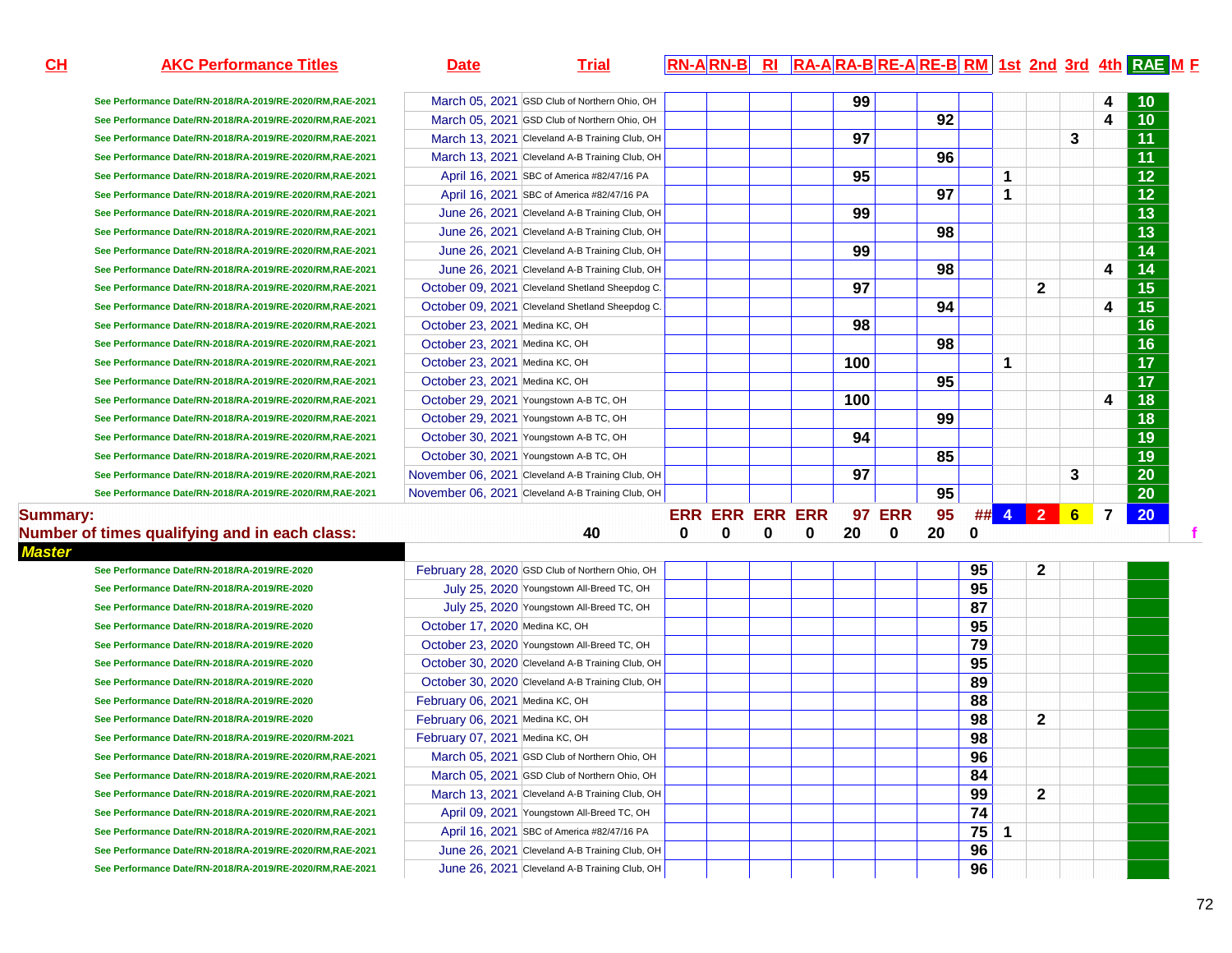| CH | AKC Performance Titles | Date | Trial | RN-A | RN-B | RI | RA-A | RA-B | RE-A | RE-B | RM | 1st | 2nd | 3rd | 4th | RAE | M | F |
|---|---|---|---|---|---|---|---|---|---|---|---|---|---|---|---|---|---|---|
| | See Performance Date/RN-2018/RA-2019/RE-2020/RM,RAE-2021 | March 05, 2021 | GSD Club of Northern Ohio, OH | | | | | 99 | | | | | | | 4 | 10 | | |
| | See Performance Date/RN-2018/RA-2019/RE-2020/RM,RAE-2021 | March 05, 2021 | GSD Club of Northern Ohio, OH | | | | | | | 92 | | | | | 4 | 10 | | |
| | See Performance Date/RN-2018/RA-2019/RE-2020/RM,RAE-2021 | March 13, 2021 | Cleveland A-B Training Club, OH | | | | | 97 | | | | | | 3 | | 11 | | |
| | See Performance Date/RN-2018/RA-2019/RE-2020/RM,RAE-2021 | March 13, 2021 | Cleveland A-B Training Club, OH | | | | | | | 96 | | | | | | 11 | | |
| | See Performance Date/RN-2018/RA-2019/RE-2020/RM,RAE-2021 | April 16, 2021 | SBC of America #82/47/16 PA | | | | | 95 | | | | 1 | | | | 12 | | |
| | See Performance Date/RN-2018/RA-2019/RE-2020/RM,RAE-2021 | April 16, 2021 | SBC of America #82/47/16 PA | | | | | | | 97 | | 1 | | | | 12 | | |
| | See Performance Date/RN-2018/RA-2019/RE-2020/RM,RAE-2021 | June 26, 2021 | Cleveland A-B Training Club, OH | | | | | 99 | | | | | | | | 13 | | |
| | See Performance Date/RN-2018/RA-2019/RE-2020/RM,RAE-2021 | June 26, 2021 | Cleveland A-B Training Club, OH | | | | | | | 98 | | | | | | 13 | | |
| | See Performance Date/RN-2018/RA-2019/RE-2020/RM,RAE-2021 | June 26, 2021 | Cleveland A-B Training Club, OH | | | | | 99 | | | | | | | | 14 | | |
| | See Performance Date/RN-2018/RA-2019/RE-2020/RM,RAE-2021 | June 26, 2021 | Cleveland A-B Training Club, OH | | | | | | | 98 | | | | | 4 | 14 | | |
| | See Performance Date/RN-2018/RA-2019/RE-2020/RM,RAE-2021 | October 09, 2021 | Cleveland Shetland Sheepdog C. | | | | | 97 | | | | | 2 | | | 15 | | |
| | See Performance Date/RN-2018/RA-2019/RE-2020/RM,RAE-2021 | October 09, 2021 | Cleveland Shetland Sheepdog C. | | | | | | | 94 | | | | | 4 | 15 | | |
| | See Performance Date/RN-2018/RA-2019/RE-2020/RM,RAE-2021 | October 23, 2021 | Medina KC, OH | | | | | 98 | | | | | | | | 16 | | |
| | See Performance Date/RN-2018/RA-2019/RE-2020/RM,RAE-2021 | October 23, 2021 | Medina KC, OH | | | | | | | 98 | | | | | | 16 | | |
| | See Performance Date/RN-2018/RA-2019/RE-2020/RM,RAE-2021 | October 23, 2021 | Medina KC, OH | | | | | 100 | | | | 1 | | | | 17 | | |
| | See Performance Date/RN-2018/RA-2019/RE-2020/RM,RAE-2021 | October 23, 2021 | Medina KC, OH | | | | | | | 95 | | | | | | 17 | | |
| | See Performance Date/RN-2018/RA-2019/RE-2020/RM,RAE-2021 | October 29, 2021 | Youngstown A-B TC, OH | | | | | 100 | | | | | | | 4 | 18 | | |
| | See Performance Date/RN-2018/RA-2019/RE-2020/RM,RAE-2021 | October 29, 2021 | Youngstown A-B TC, OH | | | | | | | 99 | | | | | | 18 | | |
| | See Performance Date/RN-2018/RA-2019/RE-2020/RM,RAE-2021 | October 30, 2021 | Youngstown A-B TC, OH | | | | | 94 | | | | | | | | 19 | | |
| | See Performance Date/RN-2018/RA-2019/RE-2020/RM,RAE-2021 | October 30, 2021 | Youngstown A-B TC, OH | | | | | | | 85 | | | | | | 19 | | |
| | See Performance Date/RN-2018/RA-2019/RE-2020/RM,RAE-2021 | November 06, 2021 | Cleveland A-B Training Club, OH | | | | | 97 | | | | | | 3 | | 20 | | |
| | See Performance Date/RN-2018/RA-2019/RE-2020/RM,RAE-2021 | November 06, 2021 | Cleveland A-B Training Club, OH | | | | | | | 95 | | | | | | 20 | | |
| **Summary:** | | | | ERR | ERR | ERR | ERR | 97 | ERR | 95 | ## | 4 | 2 | 6 | 7 | 20 | | |
| **Number of times qualifying and in each class:** | | | 40 | 0 | 0 | 0 | 0 | 20 | 0 | 20 | 0 | | | | | | | f |
| ***Master*** | | | | | | | | | | | | | | | | | | |
| | See Performance Date/RN-2018/RA-2019/RE-2020 | February 28, 2020 | GSD Club of Northern Ohio, OH | | | | | | | | 95 | | 2 | | | | | |
| | See Performance Date/RN-2018/RA-2019/RE-2020 | July 25, 2020 | Youngstown All-Breed TC, OH | | | | | | | | 95 | | | | | | | |
| | See Performance Date/RN-2018/RA-2019/RE-2020 | July 25, 2020 | Youngstown All-Breed TC, OH | | | | | | | | 87 | | | | | | | |
| | See Performance Date/RN-2018/RA-2019/RE-2020 | October 17, 2020 | Medina KC, OH | | | | | | | | 95 | | | | | | | |
| | See Performance Date/RN-2018/RA-2019/RE-2020 | October 23, 2020 | Youngstown All-Breed TC, OH | | | | | | | | 79 | | | | | | | |
| | See Performance Date/RN-2018/RA-2019/RE-2020 | October 30, 2020 | Cleveland A-B Training Club, OH | | | | | | | | 95 | | | | | | | |
| | See Performance Date/RN-2018/RA-2019/RE-2020 | October 30, 2020 | Cleveland A-B Training Club, OH | | | | | | | | 89 | | | | | | | |
| | See Performance Date/RN-2018/RA-2019/RE-2020 | February 06, 2021 | Medina KC, OH | | | | | | | | 88 | | | | | | | |
| | See Performance Date/RN-2018/RA-2019/RE-2020 | February 06, 2021 | Medina KC, OH | | | | | | | | 98 | | 2 | | | | | |
| | See Performance Date/RN-2018/RA-2019/RE-2020/RM-2021 | February 07, 2021 | Medina KC, OH | | | | | | | | 98 | | | | | | | |
| | See Performance Date/RN-2018/RA-2019/RE-2020/RM,RAE-2021 | March 05, 2021 | GSD Club of Northern Ohio, OH | | | | | | | | 96 | | | | | | | |
| | See Performance Date/RN-2018/RA-2019/RE-2020/RM,RAE-2021 | March 05, 2021 | GSD Club of Northern Ohio, OH | | | | | | | | 84 | | | | | | | |
| | See Performance Date/RN-2018/RA-2019/RE-2020/RM,RAE-2021 | March 13, 2021 | Cleveland A-B Training Club, OH | | | | | | | | 99 | | 2 | | | | | |
| | See Performance Date/RN-2018/RA-2019/RE-2020/RM,RAE-2021 | April 09, 2021 | Youngstown All-Breed TC, OH | | | | | | | | 74 | | | | | | | |
| | See Performance Date/RN-2018/RA-2019/RE-2020/RM,RAE-2021 | April 16, 2021 | SBC of America #82/47/16 PA | | | | | | | | 75 | 1 | | | | | | |
| | See Performance Date/RN-2018/RA-2019/RE-2020/RM,RAE-2021 | June 26, 2021 | Cleveland A-B Training Club, OH | | | | | | | | 96 | | | | | | | |
| | See Performance Date/RN-2018/RA-2019/RE-2020/RM,RAE-2021 | June 26, 2021 | Cleveland A-B Training Club, OH | | | | | | | | 96 | | | | | | | |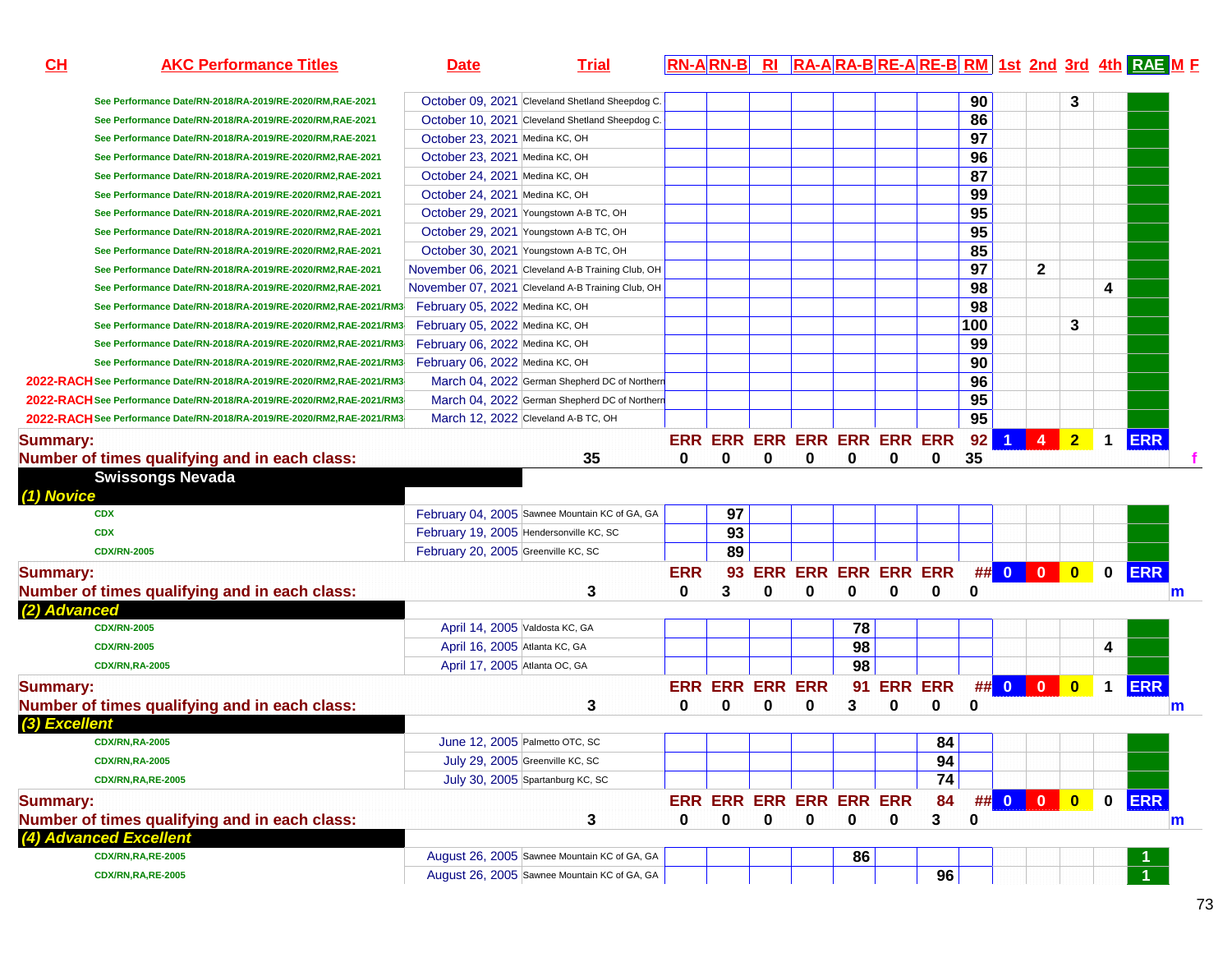| CH | AKC Performance Titles | Date | Trial | RN-A | RN-B | RI | RA-A | RA-B | RE-A | RE-B | RM | 1st | 2nd | 3rd | 4th | RAE | M | F |
|---|---|---|---|---|---|---|---|---|---|---|---|---|---|---|---|---|---|---|
| | See Performance Date/RN-2018/RA-2019/RE-2020/RM,RAE-2021 | October 09, 2021 | Cleveland Shetland Sheepdog C. | | | | | | | | 90 | | | 3 | | | | |
| | See Performance Date/RN-2018/RA-2019/RE-2020/RM,RAE-2021 | October 10, 2021 | Cleveland Shetland Sheepdog C. | | | | | | | | 86 | | | | | | | |
| | See Performance Date/RN-2018/RA-2019/RE-2020/RM,RAE-2021 | October 23, 2021 | Medina KC, OH | | | | | | | | 97 | | | | | | | |
| | See Performance Date/RN-2018/RA-2019/RE-2020/RM2,RAE-2021 | October 23, 2021 | Medina KC, OH | | | | | | | | 96 | | | | | | | |
| | See Performance Date/RN-2018/RA-2019/RE-2020/RM2,RAE-2021 | October 24, 2021 | Medina KC, OH | | | | | | | | 87 | | | | | | | |
| | See Performance Date/RN-2018/RA-2019/RE-2020/RM2,RAE-2021 | October 24, 2021 | Medina KC, OH | | | | | | | | 99 | | | | | | | |
| | See Performance Date/RN-2018/RA-2019/RE-2020/RM2,RAE-2021 | October 29, 2021 | Youngstown A-B TC, OH | | | | | | | | 95 | | | | | | | |
| | See Performance Date/RN-2018/RA-2019/RE-2020/RM2,RAE-2021 | October 29, 2021 | Youngstown A-B TC, OH | | | | | | | | 95 | | | | | | | |
| | See Performance Date/RN-2018/RA-2019/RE-2020/RM2,RAE-2021 | October 30, 2021 | Youngstown A-B TC, OH | | | | | | | | 85 | | | | | | | |
| | See Performance Date/RN-2018/RA-2019/RE-2020/RM2,RAE-2021 | November 06, 2021 | Cleveland A-B Training Club, OH | | | | | | | | 97 | | 2 | | | | | |
| | See Performance Date/RN-2018/RA-2019/RE-2020/RM2,RAE-2021 | November 07, 2021 | Cleveland A-B Training Club, OH | | | | | | | | 98 | | | | 4 | | | |
| | See Performance Date/RN-2018/RA-2019/RE-2020/RM2,RAE-2021/RM3 | February 05, 2022 | Medina KC, OH | | | | | | | | 98 | | | | | | | |
| | See Performance Date/RN-2018/RA-2019/RE-2020/RM2,RAE-2021/RM3 | February 05, 2022 | Medina KC, OH | | | | | | | | 100 | | | 3 | | | | |
| | See Performance Date/RN-2018/RA-2019/RE-2020/RM2,RAE-2021/RM3 | February 06, 2022 | Medina KC, OH | | | | | | | | 99 | | | | | | | |
| | See Performance Date/RN-2018/RA-2019/RE-2020/RM2,RAE-2021/RM3 | February 06, 2022 | Medina KC, OH | | | | | | | | 90 | | | | | | | |
| 2022-RACH | See Performance Date/RN-2018/RA-2019/RE-2020/RM2,RAE-2021/RM3 | March 04, 2022 | German Shepherd DC of Northern | | | | | | | | 96 | | | | | | | |
| 2022-RACH | See Performance Date/RN-2018/RA-2019/RE-2020/RM2,RAE-2021/RM3 | March 04, 2022 | German Shepherd DC of Northern | | | | | | | | 95 | | | | | | | |
| 2022-RACH | See Performance Date/RN-2018/RA-2019/RE-2020/RM2,RAE-2021/RM3 | March 12, 2022 | Cleveland A-B TC, OH | | | | | | | | 95 | | | | | | | |
| **Summary:** | | | | ERR | ERR | ERR | ERR | ERR | ERR | ERR | 92 | 1 | 4 | 2 | 1 | ERR | | |
| **Number of times qualifying and in each class:** | | | 35 | 0 | 0 | 0 | 0 | 0 | 0 | 0 | 35 | | | | | | | f |
| **Swissongs Nevada** | | | | | | | | | | | | | | | | | | |
| ***(1) Novice*** | | | | | | | | | | | | | | | | | | |
| | CDX | February 04, 2005 | Sawnee Mountain KC of GA, GA | | 97 | | | | | | | | | | | | | |
| | CDX | February 19, 2005 | Hendersonville KC, SC | | 93 | | | | | | | | | | | | | |
| | CDX/RN-2005 | February 20, 2005 | Greenville KC, SC | | 89 | | | | | | | | | | | | | |
| **Summary:** | | | | ERR | 93 | ERR | ERR | ERR | ERR | ERR | ## | 0 | 0 | 0 | 0 | ERR | | |
| **Number of times qualifying and in each class:** | | | 3 | 0 | 3 | 0 | 0 | 0 | 0 | 0 | 0 | | | | | | m | |
| ***(2) Advanced*** | | | | | | | | | | | | | | | | | | |
| | CDX/RN-2005 | April 14, 2005 | Valdosta KC, GA | | | | | 78 | | | | | | | | | | |
| | CDX/RN-2005 | April 16, 2005 | Atlanta KC, GA | | | | | 98 | | | | | | | 4 | | | |
| | CDX/RN,RA-2005 | April 17, 2005 | Atlanta OC, GA | | | | | 98 | | | | | | | | | | |
| **Summary:** | | | | ERR | ERR | ERR | ERR | 91 | ERR | ERR | ## | 0 | 0 | 0 | 1 | ERR | | |
| **Number of times qualifying and in each class:** | | | 3 | 0 | 0 | 0 | 0 | 3 | 0 | 0 | 0 | | | | | | m | |
| ***(3) Excellent*** | | | | | | | | | | | | | | | | | | |
| | CDX/RN,RA-2005 | June 12, 2005 | Palmetto OTC, SC | | | | | | | 84 | | | | | | | | |
| | CDX/RN,RA-2005 | July 29, 2005 | Greenville KC, SC | | | | | | | 94 | | | | | | | | |
| | CDX/RN,RA,RE-2005 | July 30, 2005 | Spartanburg KC, SC | | | | | | | 74 | | | | | | | | |
| **Summary:** | | | | ERR | ERR | ERR | ERR | ERR | ERR | 84 | ## | 0 | 0 | 0 | 0 | ERR | | |
| **Number of times qualifying and in each class:** | | | 3 | 0 | 0 | 0 | 0 | 0 | 0 | 3 | 0 | | | | | | m | |
| ***(4) Advanced Excellent*** | | | | | | | | | | | | | | | | | | |
| | CDX/RN,RA,RE-2005 | August 26, 2005 | Sawnee Mountain KC of GA, GA | | | | | 86 | | | | | | | | 1 | | |
| | CDX/RN,RA,RE-2005 | August 26, 2005 | Sawnee Mountain KC of GA, GA | | | | | | | 96 | | | | | | 1 | | |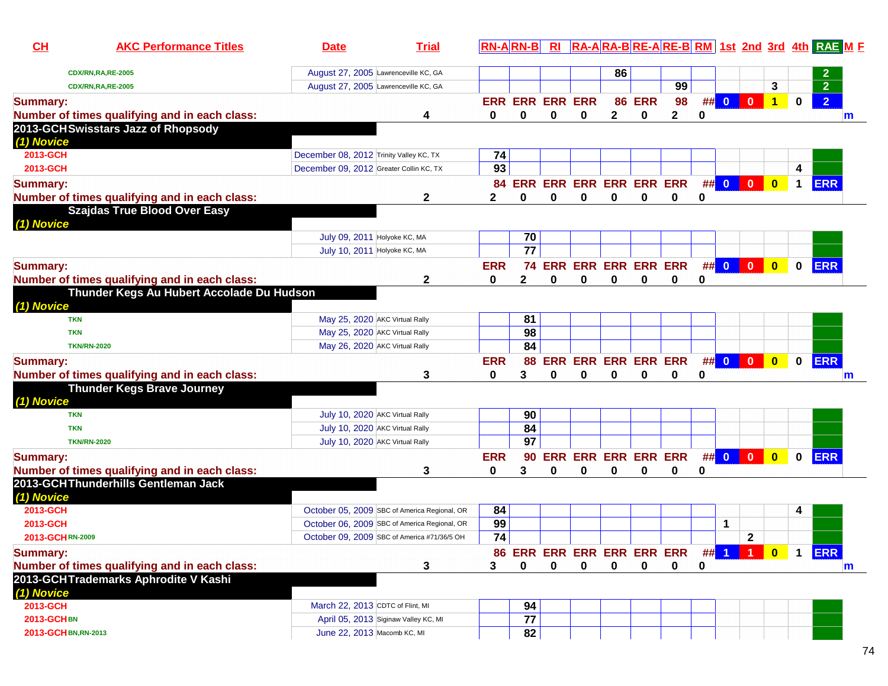| CH | AKC Performance Titles | Date | Trial | RN-A | RN-B | RI | RA-A | RA-B | RE-A | RE-B | RM | 1st | 2nd | 3rd | 4th | RAE | M | F |
|---|---|---|---|---|---|---|---|---|---|---|---|---|---|---|---|---|---|---|
| | CDX/RN,RA,RE-2005 | August 27, 2005 | Lawrenceville KC, GA | | | | | 86 | | | | | | | | 2 | | |
| | CDX/RN,RA,RE-2005 | August 27, 2005 | Lawrenceville KC, GA | | | | | | | 99 | | | | 3 | | 2 | | |
| Summary: | | | | ERR | ERR | ERR | ERR | 86 | ERR | 98 | ## | 0 | 0 | 1 | 0 | 2 | | |
| Number of times qualifying and in each class: | | | 4 | 0 | 0 | 0 | 0 | 2 | 0 | 2 | 0 | | | | | | m | |
| 2013-GCH | Swisstars Jazz of Rhopsody | | | | | | | | | | | | | | | | | |
| (1) Novice | | | | | | | | | | | | | | | | | | |
| 2013-GCH | | December 08, 2012 | Trinity Valley KC, TX | 74 | | | | | | | | | | | | | | |
| 2013-GCH | | December 09, 2012 | Greater Collin KC, TX | 93 | | | | | | | | | | | 4 | | | |
| Summary: | | | | 84 | ERR | ERR | ERR | ERR | ERR | ERR | ## | 0 | 0 | 0 | 1 | ERR | | |
| Number of times qualifying and in each class: | | | 2 | 2 | 0 | 0 | 0 | 0 | 0 | 0 | 0 | | | | | | | |
| | Szajdas True Blood Over Easy | | | | | | | | | | | | | | | | | |
| (1) Novice | | | | | | | | | | | | | | | | | | |
| | | July 09, 2011 | Holyoke KC, MA | | 70 | | | | | | | | | | | | | |
| | | July 10, 2011 | Holyoke KC, MA | | 77 | | | | | | | | | | | | | |
| Summary: | | | | ERR | 74 | ERR | ERR | ERR | ERR | ERR | ## | 0 | 0 | 0 | 0 | ERR | | |
| Number of times qualifying and in each class: | | | 2 | 0 | 2 | 0 | 0 | 0 | 0 | 0 | 0 | | | | | | | |
| | Thunder Kegs Au Hubert Accolade Du Hudson | | | | | | | | | | | | | | | | | |
| (1) Novice | | | | | | | | | | | | | | | | | | |
| | TKN | May 25, 2020 | AKC Virtual Rally | | 81 | | | | | | | | | | | | | |
| | TKN | May 25, 2020 | AKC Virtual Rally | | 98 | | | | | | | | | | | | | |
| | TKN/RN-2020 | May 26, 2020 | AKC Virtual Rally | | 84 | | | | | | | | | | | | | |
| Summary: | | | | ERR | 88 | ERR | ERR | ERR | ERR | ERR | ## | 0 | 0 | 0 | 0 | ERR | | |
| Number of times qualifying and in each class: | | | 3 | 0 | 3 | 0 | 0 | 0 | 0 | 0 | 0 | | | | | | m | |
| | Thunder Kegs Brave Journey | | | | | | | | | | | | | | | | | |
| (1) Novice | | | | | | | | | | | | | | | | | | |
| | TKN | July 10, 2020 | AKC Virtual Rally | | 90 | | | | | | | | | | | | | |
| | TKN | July 10, 2020 | AKC Virtual Rally | | 84 | | | | | | | | | | | | | |
| | TKN/RN-2020 | July 10, 2020 | AKC Virtual Rally | | 97 | | | | | | | | | | | | | |
| Summary: | | | | ERR | 90 | ERR | ERR | ERR | ERR | ERR | ## | 0 | 0 | 0 | 0 | ERR | | |
| Number of times qualifying and in each class: | | | 3 | 0 | 3 | 0 | 0 | 0 | 0 | 0 | 0 | | | | | | | |
| 2013-GCH | Thunderhills Gentleman Jack | | | | | | | | | | | | | | | | | |
| (1) Novice | | | | | | | | | | | | | | | | | | |
| 2013-GCH | | October 05, 2009 | SBC of America Regional, OR | 84 | | | | | | | | | | | 4 | | | |
| 2013-GCH | | October 06, 2009 | SBC of America Regional, OR | 99 | | | | | | | | 1 | | | | | | |
| 2013-GCH | RN-2009 | October 09, 2009 | SBC of America #71/36/5 OH | 74 | | | | | | | | | 2 | | | | | |
| Summary: | | | | 86 | ERR | ERR | ERR | ERR | ERR | ERR | ## | 1 | 1 | 0 | 1 | ERR | | |
| Number of times qualifying and in each class: | | | 3 | 3 | 0 | 0 | 0 | 0 | 0 | 0 | 0 | | | | | | m | |
| 2013-GCH | Trademarks Aphrodite V Kashi | | | | | | | | | | | | | | | | | |
| (1) Novice | | | | | | | | | | | | | | | | | | |
| 2013-GCH | | March 22, 2013 | CDTC of Flint, MI | | 94 | | | | | | | | | | | | | |
| 2013-GCH | BN | April 05, 2013 | Siginaw Valley KC, MI | | 77 | | | | | | | | | | | | | |
| 2013-GCH | BN,RN-2013 | June 22, 2013 | Macomb KC, MI | | 82 | | | | | | | | | | | | | |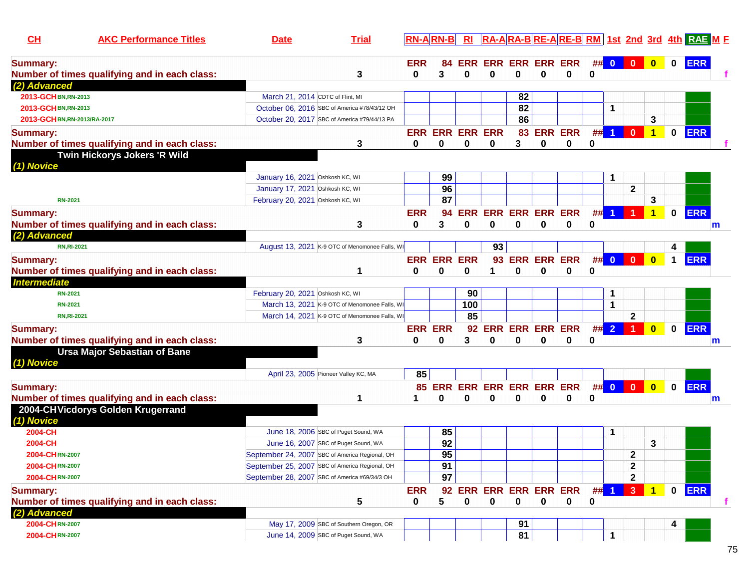| CH | AKC Performance Titles | Date | Trial | RN-A | RN-B | RI | RA-A | RA-B | RE-A | RE-B | RM | 1st | 2nd | 3rd | 4th | RAE | M | F |
|---|---|---|---|---|---|---|---|---|---|---|---|---|---|---|---|---|---|---|
| Summary: | | | | ERR | 84 | ERR | ERR | ERR | ERR | ERR | ## | 0 | 0 | 0 | 0 | ERR | | |
| Number of times qualifying and in each class: | | | 3 | 0 | 3 | 0 | 0 | 0 | 0 | 0 | 0 | | | | | | | f |
| **(2) Advanced** | | | | | | | | | | | | | | | | | | |
| 2013-GCH | BN,RN-2013 | March 21, 2014 | CDTC of Flint, MI | | | | | 82 | | | | | | | | | | |
| 2013-GCH | BN,RN-2013 | October 06, 2016 | SBC of America #78/43/12 OH | | | | | 82 | | | | 1 | | | | | | |
| 2013-GCH | BN,RN-2013/RA-2017 | October 20, 2017 | SBC of America #79/44/13 PA | | | | | 86 | | | | | | 3 | | | | |
| Summary: | | | | ERR | ERR | ERR | ERR | 83 | ERR | ERR | ## | 1 | 0 | 1 | 0 | ERR | | |
| Number of times qualifying and in each class: | | | 3 | 0 | 0 | 0 | 0 | 3 | 0 | 0 | 0 | | | | | | | f |
| **Twin Hickorys Jokers 'R Wild** | | | | | | | | | | | | | | | | | | |
| **(1) Novice** | | | | | | | | | | | | | | | | | | |
| | | January 16, 2021 | Oshkosh KC, WI | | 99 | | | | | | | 1 | | | | | | |
| | | January 17, 2021 | Oshkosh KC, WI | | 96 | | | | | | | | 2 | | | | | |
| | RN-2021 | February 20, 2021 | Oshkosh KC, WI | | 87 | | | | | | | | | 3 | | | | |
| Summary: | | | | ERR | 94 | ERR | ERR | ERR | ERR | ERR | ## | 1 | 1 | 1 | 0 | ERR | | |
| Number of times qualifying and in each class: | | | 3 | 0 | 3 | 0 | 0 | 0 | 0 | 0 | 0 | | | | | | m | |
| **(2) Advanced** | | | | | | | | | | | | | | | | | | |
| | RN,RI-2021 | August 13, 2021 | K-9 OTC of Menomonee Falls, WI | | | | 93 | | | | | | | | 4 | | | |
| Summary: | | | | ERR | ERR | ERR | 93 | ERR | ERR | ERR | ## | 0 | 0 | 0 | 1 | ERR | | |
| Number of times qualifying and in each class: | | | 1 | 0 | 0 | 0 | 1 | 0 | 0 | 0 | 0 | | | | | | | |
| **Intermediate** | | | | | | | | | | | | | | | | | | |
| | RN-2021 | February 20, 2021 | Oshkosh KC, WI | | | 90 | | | | | | 1 | | | | | | |
| | RN-2021 | March 13, 2021 | K-9 OTC of Menomonee Falls, WI | | | 100 | | | | | | 1 | | | | | | |
| | RN,RI-2021 | March 14, 2021 | K-9 OTC of Menomonee Falls, WI | | | 85 | | | | | | | 2 | | | | | |
| Summary: | | | | ERR | ERR | 92 | ERR | ERR | ERR | ERR | ## | 2 | 1 | 0 | 0 | ERR | | |
| Number of times qualifying and in each class: | | | 3 | 0 | 0 | 3 | 0 | 0 | 0 | 0 | 0 | | | | | | m | |
| **Ursa Major Sebastian of Bane** | | | | | | | | | | | | | | | | | | |
| **(1) Novice** | | | | | | | | | | | | | | | | | | |
| | | April 23, 2005 | Pioneer Valley KC, MA | 85 | | | | | | | | | | | | | | |
| Summary: | | | | 85 | ERR | ERR | ERR | ERR | ERR | ERR | ## | 0 | 0 | 0 | 0 | ERR | | |
| Number of times qualifying and in each class: | | | 1 | 1 | 0 | 0 | 0 | 0 | 0 | 0 | 0 | | | | | | m | |
| **2004-CH Vicdorys Golden Krugerrand** | | | | | | | | | | | | | | | | | | |
| **(1) Novice** | | | | | | | | | | | | | | | | | | |
| 2004-CH | | June 18, 2006 | SBC of Puget Sound, WA | | 85 | | | | | | | 1 | | | | | | |
| 2004-CH | | June 16, 2007 | SBC of Puget Sound, WA | | 92 | | | | | | | | | 3 | | | | |
| 2004-CH | RN-2007 | September 24, 2007 | SBC of America Regional, OH | | 95 | | | | | | | | 2 | | | | | |
| 2004-CH | RN-2007 | September 25, 2007 | SBC of America Regional, OH | | 91 | | | | | | | | 2 | | | | | |
| 2004-CH | RN-2007 | September 28, 2007 | SBC of America #69/34/3 OH | | 97 | | | | | | | | 2 | | | | | |
| Summary: | | | | ERR | 92 | ERR | ERR | ERR | ERR | ERR | ## | 1 | 3 | 1 | 0 | ERR | | |
| Number of times qualifying and in each class: | | | 5 | 0 | 5 | 0 | 0 | 0 | 0 | 0 | 0 | | | | | | | f |
| **(2) Advanced** | | | | | | | | | | | | | | | | | | |
| 2004-CH | RN-2007 | May 17, 2009 | SBC of Southern Oregon, OR | | | | | 91 | | | | | | | 4 | | | |
| 2004-CH | RN-2007 | June 14, 2009 | SBC of Puget Sound, WA | | | | | 81 | | | | 1 | | | | | | |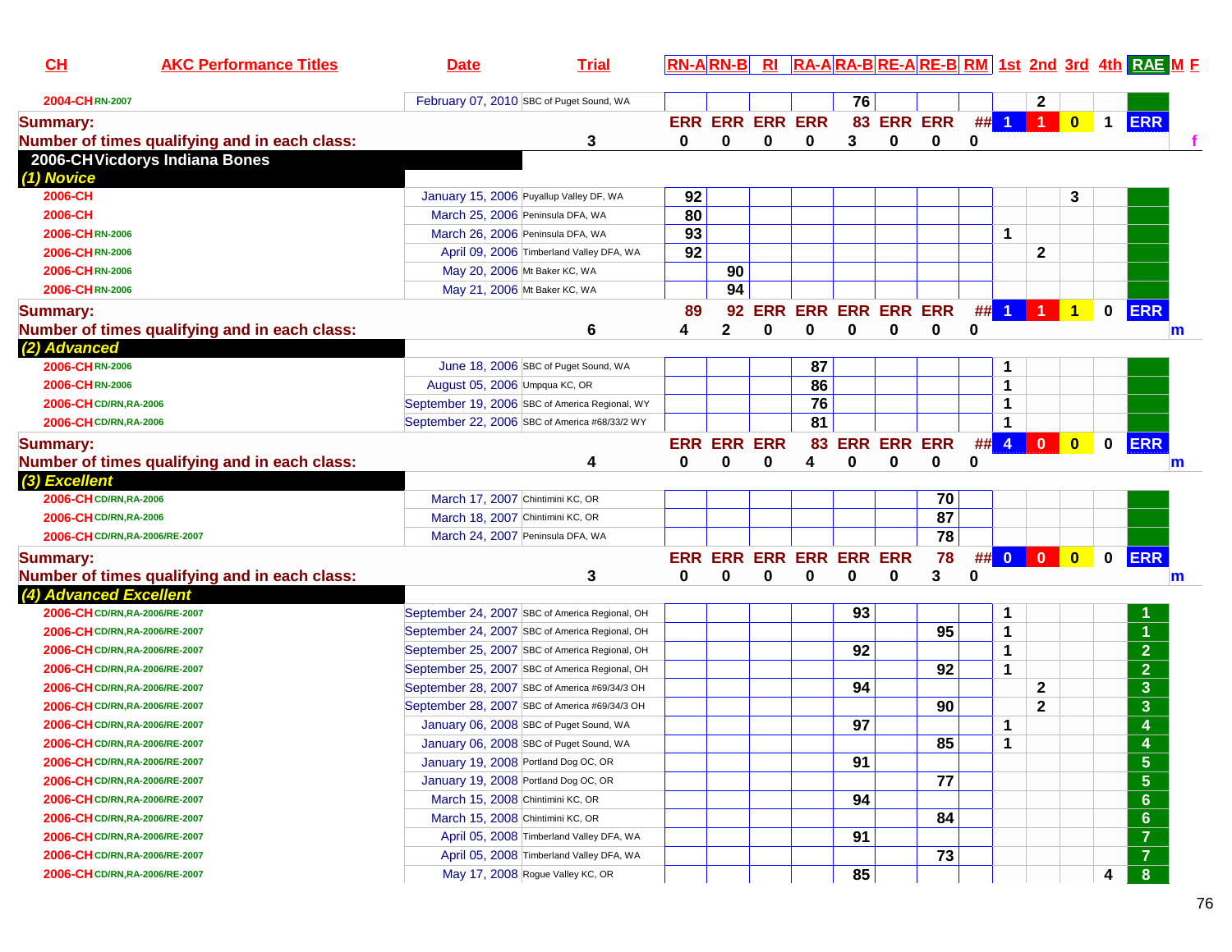| CH | AKC Performance Titles | Date | Trial | RN-A | RN-B | RI | RA-A | RA-B | RE-A | RE-B | RM | 1st | 2nd | 3rd | 4th | RAE | M | F |
|---|---|---|---|---|---|---|---|---|---|---|---|---|---|---|---|---|---|---|
| 2004-CH | RN-2007 | February 07, 2010 | SBC of Puget Sound, WA | | | | | 76 | | | | | 2 | | | | | |
| Summary: | | | | ERR | ERR | ERR | ERR | 83 | ERR | ERR | ## | 1 | 1 | 0 | 1 | ERR | | |
| Number of times qualifying and in each class: | | | 3 | 0 | 0 | 0 | 0 | 3 | 0 | 0 | 0 | | | | | | | f |
| **2006-CH Vicdorys Indiana Bones** | | | | | | | | | | | | | | | | | | |
| ***(1) Novice*** | | | | | | | | | | | | | | | | | | |
| 2006-CH | | January 15, 2006 | Puyallup Valley DF, WA | 92 | | | | | | | | | | 3 | | | | |
| 2006-CH | | March 25, 2006 | Peninsula DFA, WA | 80 | | | | | | | | | | | | | | |
| 2006-CH | RN-2006 | March 26, 2006 | Peninsula DFA, WA | 93 | | | | | | | | 1 | | | | | | |
| 2006-CH | RN-2006 | April 09, 2006 | Timberland Valley DFA, WA | 92 | | | | | | | | | 2 | | | | | |
| 2006-CH | RN-2006 | May 20, 2006 | Mt Baker KC, WA | | 90 | | | | | | | | | | | | | |
| 2006-CH | RN-2006 | May 21, 2006 | Mt Baker KC, WA | | 94 | | | | | | | | | | | | | |
| Summary: | | | | 89 | 92 | ERR | ERR | ERR | ERR | ERR | ## | 1 | 1 | 1 | 0 | ERR | | |
| Number of times qualifying and in each class: | | | 6 | 4 | 2 | 0 | 0 | 0 | 0 | 0 | 0 | | | | | | m | |
| ***(2) Advanced*** | | | | | | | | | | | | | | | | | | |
| 2006-CH | RN-2006 | June 18, 2006 | SBC of Puget Sound, WA | | | | 87 | | | | | 1 | | | | | | |
| 2006-CH | RN-2006 | August 05, 2006 | Umpqua KC, OR | | | | 86 | | | | | 1 | | | | | | |
| 2006-CH | CD/RN,RA-2006 | September 19, 2006 | SBC of America Regional, WY | | | | 76 | | | | | 1 | | | | | | |
| 2006-CH | CD/RN,RA-2006 | September 22, 2006 | SBC of America #68/33/2 WY | | | | 81 | | | | | 1 | | | | | | |
| Summary: | | | | ERR | ERR | ERR | 83 | ERR | ERR | ERR | ## | 4 | 0 | 0 | 0 | ERR | | |
| Number of times qualifying and in each class: | | | 4 | 0 | 0 | 0 | 4 | 0 | 0 | 0 | 0 | | | | | | m | |
| ***(3) Excellent*** | | | | | | | | | | | | | | | | | | |
| 2006-CH | CD/RN,RA-2006 | March 17, 2007 | Chintimini KC, OR | | | | | | | 70 | | | | | | | | |
| 2006-CH | CD/RN,RA-2006 | March 18, 2007 | Chintimini KC, OR | | | | | | | 87 | | | | | | | | |
| 2006-CH | CD/RN,RA-2006/RE-2007 | March 24, 2007 | Peninsula DFA, WA | | | | | | | 78 | | | | | | | | |
| Summary: | | | | ERR | ERR | ERR | ERR | ERR | ERR | 78 | ## | 0 | 0 | 0 | 0 | ERR | | |
| Number of times qualifying and in each class: | | | 3 | 0 | 0 | 0 | 0 | 0 | 0 | 3 | 0 | | | | | | m | |
| ***(4) Advanced Excellent*** | | | | | | | | | | | | | | | | | | |
| 2006-CH | CD/RN,RA-2006/RE-2007 | September 24, 2007 | SBC of America Regional, OH | | | | | 93 | | | | 1 | | | | 1 | | |
| 2006-CH | CD/RN,RA-2006/RE-2007 | September 24, 2007 | SBC of America Regional, OH | | | | | | | 95 | | 1 | | | | 1 | | |
| 2006-CH | CD/RN,RA-2006/RE-2007 | September 25, 2007 | SBC of America Regional, OH | | | | | 92 | | | | 1 | | | | 2 | | |
| 2006-CH | CD/RN,RA-2006/RE-2007 | September 25, 2007 | SBC of America Regional, OH | | | | | | | 92 | | 1 | | | | 2 | | |
| 2006-CH | CD/RN,RA-2006/RE-2007 | September 28, 2007 | SBC of America #69/34/3 OH | | | | | 94 | | | | | 2 | | | 3 | | |
| 2006-CH | CD/RN,RA-2006/RE-2007 | September 28, 2007 | SBC of America #69/34/3 OH | | | | | | | 90 | | | 2 | | | 3 | | |
| 2006-CH | CD/RN,RA-2006/RE-2007 | January 06, 2008 | SBC of Puget Sound, WA | | | | | 97 | | | | 1 | | | | 4 | | |
| 2006-CH | CD/RN,RA-2006/RE-2007 | January 06, 2008 | SBC of Puget Sound, WA | | | | | | | 85 | | 1 | | | | 4 | | |
| 2006-CH | CD/RN,RA-2006/RE-2007 | January 19, 2008 | Portland Dog OC, OR | | | | | 91 | | | | | | | | 5 | | |
| 2006-CH | CD/RN,RA-2006/RE-2007 | January 19, 2008 | Portland Dog OC, OR | | | | | | | 77 | | | | | | 5 | | |
| 2006-CH | CD/RN,RA-2006/RE-2007 | March 15, 2008 | Chintimini KC, OR | | | | | 94 | | | | | | | | 6 | | |
| 2006-CH | CD/RN,RA-2006/RE-2007 | March 15, 2008 | Chintimini KC, OR | | | | | | | 84 | | | | | | 6 | | |
| 2006-CH | CD/RN,RA-2006/RE-2007 | April 05, 2008 | Timberland Valley DFA, WA | | | | | 91 | | | | | | | | 7 | | |
| 2006-CH | CD/RN,RA-2006/RE-2007 | April 05, 2008 | Timberland Valley DFA, WA | | | | | | | 73 | | | | | | 7 | | |
| 2006-CH | CD/RN,RA-2006/RE-2007 | May 17, 2008 | Rogue Valley KC, OR | | | | | 85 | | | | | | | 4 | 8 | | |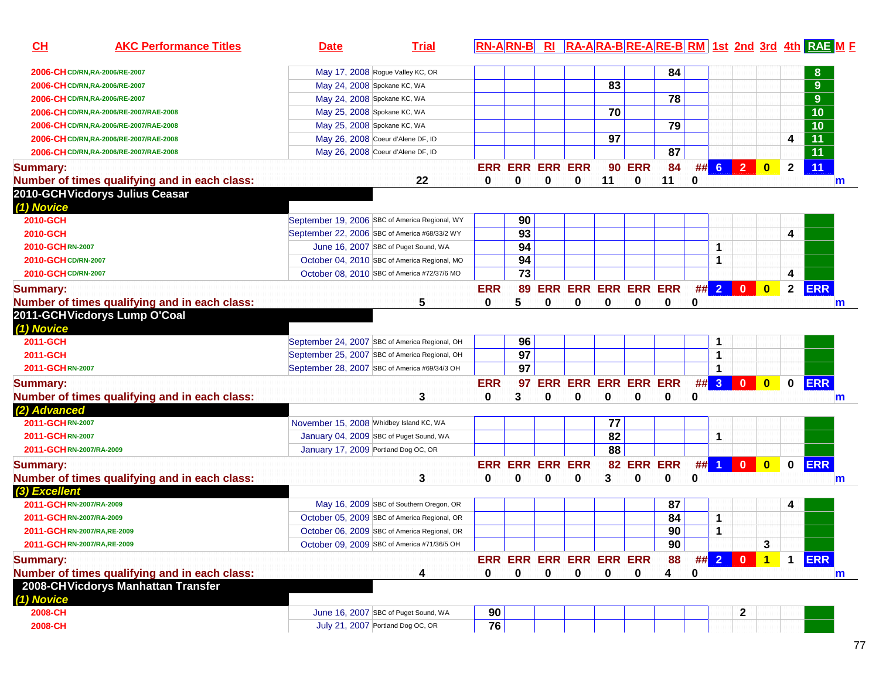| CH | AKC Performance Titles | Date | Trial | RN-A | RN-B | RI | RA-A | RA-B | RE-A | RE-B | RM | 1st | 2nd | 3rd | 4th | RAE | M | F |
|---|---|---|---|---|---|---|---|---|---|---|---|---|---|---|---|---|---|---|
| 2006-CH | CD/RN,RA-2006/RE-2007 | May 17, 2008 | Rogue Valley KC, OR | | | | | | | 84 | | | | | | 8 | | |
| 2006-CH | CD/RN,RA-2006/RE-2007 | May 24, 2008 | Spokane KC, WA | | | | | 83 | | | | | | | | 9 | | |
| 2006-CH | CD/RN,RA-2006/RE-2007 | May 24, 2008 | Spokane KC, WA | | | | | | | 78 | | | | | | 9 | | |
| 2006-CH | CD/RN,RA-2006/RE-2007/RAE-2008 | May 25, 2008 | Spokane KC, WA | | | | | 70 | | | | | | | | 10 | | |
| 2006-CH | CD/RN,RA-2006/RE-2007/RAE-2008 | May 25, 2008 | Spokane KC, WA | | | | | | | 79 | | | | | | 10 | | |
| 2006-CH | CD/RN,RA-2006/RE-2007/RAE-2008 | May 26, 2008 | Coeur d'Alene DF, ID | | | | | 97 | | | | | | | 4 | 11 | | |
| 2006-CH | CD/RN,RA-2006/RE-2007/RAE-2008 | May 26, 2008 | Coeur d'Alene DF, ID | | | | | | | 87 | | | | | | 11 | | |
| **Summary:** | | | | ERR | ERR | ERR | ERR | 90 | ERR | 84 | ## | 6 | 2 | 0 | 2 | 11 | | |
| **Number of times qualifying and in each class:** | | | 22 | 0 | 0 | 0 | 0 | 11 | 0 | 11 | 0 | | | | | | m | |
| **2010-GCH** | **Vicdorys Julius Ceasar** | | | | | | | | | | | | | | | | | |
| *(1) Novice* | | | | | | | | | | | | | | | | | | |
| 2010-GCH | | September 19, 2006 | SBC of America Regional, WY | | 90 | | | | | | | | | | | | | |
| 2010-GCH | | September 22, 2006 | SBC of America #68/33/2 WY | | 93 | | | | | | | | | | 4 | | | |
| 2010-GCH | RN-2007 | June 16, 2007 | SBC of Puget Sound, WA | | 94 | | | | | | | 1 | | | | | | |
| 2010-GCH | CD/RN-2007 | October 04, 2010 | SBC of America Regional, MO | | 94 | | | | | | | 1 | | | | | | |
| 2010-GCH | CD/RN-2007 | October 08, 2010 | SBC of America #72/37/6 MO | | 73 | | | | | | | | | | 4 | | | |
| **Summary:** | | | | ERR | 89 | ERR | ERR | ERR | ERR | ERR | ## | 2 | 0 | 0 | 2 | ERR | | |
| **Number of times qualifying and in each class:** | | | 5 | 0 | 5 | 0 | 0 | 0 | 0 | 0 | 0 | | | | | | m | |
| **2011-GCH** | **Vicdorys Lump O'Coal** | | | | | | | | | | | | | | | | | |
| *(1) Novice* | | | | | | | | | | | | | | | | | | |
| 2011-GCH | | September 24, 2007 | SBC of America Regional, OH | | 96 | | | | | | | 1 | | | | | | |
| 2011-GCH | | September 25, 2007 | SBC of America Regional, OH | | 97 | | | | | | | 1 | | | | | | |
| 2011-GCH | RN-2007 | September 28, 2007 | SBC of America #69/34/3 OH | | 97 | | | | | | | 1 | | | | | | |
| **Summary:** | | | | ERR | 97 | ERR | ERR | ERR | ERR | ERR | ## | 3 | 0 | 0 | 0 | ERR | | |
| **Number of times qualifying and in each class:** | | | 3 | 0 | 3 | 0 | 0 | 0 | 0 | 0 | 0 | | | | | | m | |
| *(2) Advanced* | | | | | | | | | | | | | | | | | | |
| 2011-GCH | RN-2007 | November 15, 2008 | Whidbey Island KC, WA | | | | | 77 | | | | | | | | | | |
| 2011-GCH | RN-2007 | January 04, 2009 | SBC of Puget Sound, WA | | | | | 82 | | | | 1 | | | | | | |
| 2011-GCH | RN-2007/RA-2009 | January 17, 2009 | Portland Dog OC, OR | | | | | 88 | | | | | | | | | | |
| **Summary:** | | | | ERR | ERR | ERR | ERR | 82 | ERR | ERR | ## | 1 | 0 | 0 | 0 | ERR | | |
| **Number of times qualifying and in each class:** | | | 3 | 0 | 0 | 0 | 0 | 3 | 0 | 0 | 0 | | | | | | m | |
| *(3) Excellent* | | | | | | | | | | | | | | | | | | |
| 2011-GCH | RN-2007/RA-2009 | May 16, 2009 | SBC of Southern Oregon, OR | | | | | | | 87 | | | | | 4 | | | |
| 2011-GCH | RN-2007/RA-2009 | October 05, 2009 | SBC of America Regional, OR | | | | | | | 84 | | 1 | | | | | | |
| 2011-GCH | RN-2007/RA,RE-2009 | October 06, 2009 | SBC of America Regional, OR | | | | | | | 90 | | 1 | | | | | | |
| 2011-GCH | RN-2007/RA,RE-2009 | October 09, 2009 | SBC of America #71/36/5 OH | | | | | | | 90 | | | | 3 | | | | |
| **Summary:** | | | | ERR | ERR | ERR | ERR | ERR | ERR | 88 | ## | 2 | 0 | 1 | 1 | ERR | | |
| **Number of times qualifying and in each class:** | | | 4 | 0 | 0 | 0 | 0 | 0 | 0 | 4 | 0 | | | | | | m | |
| **2008-CH** | **Vicdorys Manhattan Transfer** | | | | | | | | | | | | | | | | | |
| *(1) Novice* | | | | | | | | | | | | | | | | | | |
| 2008-CH | | June 16, 2007 | SBC of Puget Sound, WA | 90 | | | | | | | | | 2 | | | | | |
| 2008-CH | | July 21, 2007 | Portland Dog OC, OR | 76 | | | | | | | | | | | | | | |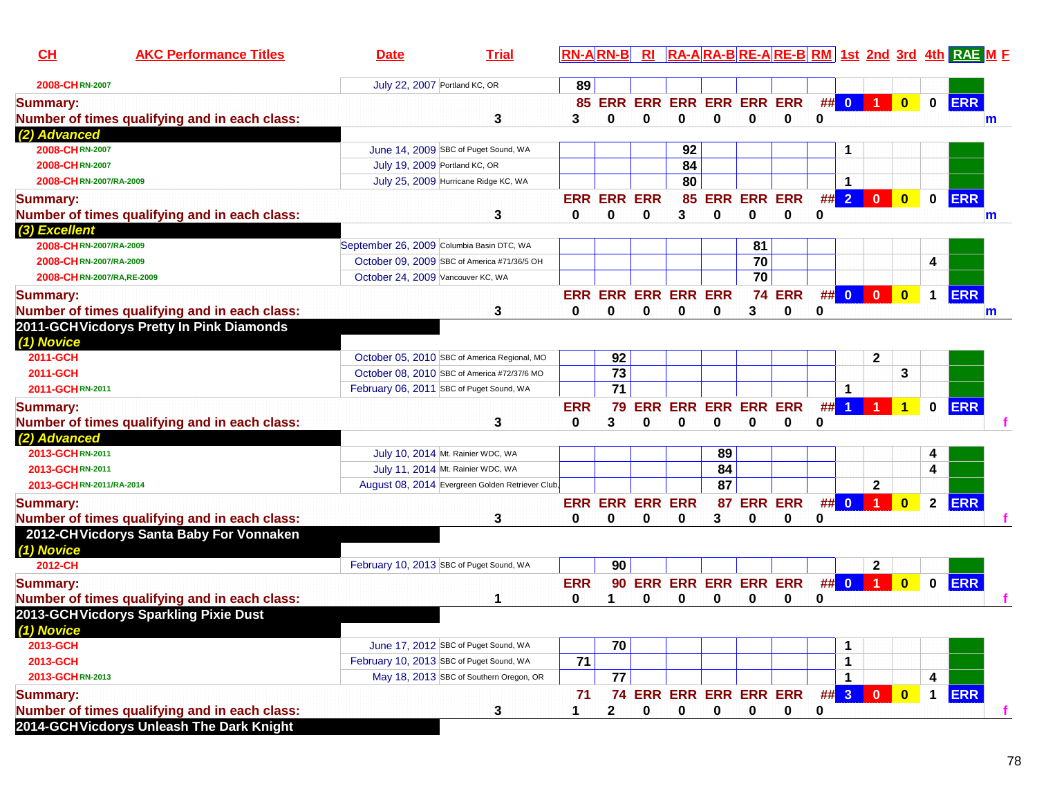| CH | AKC Performance Titles | Date | Trial | | RN-A | RN-B | RI | RA-A | RA-B | RE-A | RE-B | RM | 1st | 2nd | 3rd | 4th | RAE | M F |
|---|---|---|---|---|---|---|---|---|---|---|---|---|---|---|---|---|---|---|
| 2008-CH | RN-2007 | July 22, 2007 | Portland KC, OR | | 89 | | | | | | | | | | | | | |
| Summary: | | | | | 85 | ERR | ERR | ERR | ERR | ERR | ERR | ## | 0 | 1 | 0 | 0 | ERR | |
| Number of times qualifying and in each class: | | | | 3 | 3 | 0 | 0 | 0 | 0 | 0 | 0 | 0 | | | | | | m |
| *(2) Advanced* | | | | | | | | | | | | | | | | | | |
| 2008-CH | RN-2007 | June 14, 2009 | SBC of Puget Sound, WA | | | | | 92 | | | | | 1 | | | | | |
| 2008-CH | RN-2007 | July 19, 2009 | Portland KC, OR | | | | | 84 | | | | | | | | | | |
| 2008-CH | RN-2007/RA-2009 | July 25, 2009 | Hurricane Ridge KC, WA | | | | | 80 | | | | | 1 | | | | | |
| Summary: | | | | | ERR | ERR | ERR | 85 | ERR | ERR | ERR | ## | 2 | 0 | 0 | 0 | ERR | |
| Number of times qualifying and in each class: | | | | 3 | 0 | 0 | 0 | 3 | 0 | 0 | 0 | 0 | | | | | | m |
| *(3) Excellent* | | | | | | | | | | | | | | | | | | |
| 2008-CH | RN-2007/RA-2009 | September 26, 2009 | Columbia Basin DTC, WA | | | | | | | 81 | | | | | | | | |
| 2008-CH | RN-2007/RA-2009 | October 09, 2009 | SBC of America #71/36/5 OH | | | | | | | 70 | | | | | | 4 | | |
| 2008-CH | RN-2007/RA,RE-2009 | October 24, 2009 | Vancouver KC, WA | | | | | | | 70 | | | | | | | | |
| Summary: | | | | | ERR | ERR | ERR | ERR | ERR | 74 | ERR | ## | 0 | 0 | 0 | 1 | ERR | |
| Number of times qualifying and in each class: | | | | 3 | 0 | 0 | 0 | 0 | 0 | 3 | 0 | 0 | | | | | | m |
| **2011-GCH Vicdorys Pretty In Pink Diamonds** | | | | | | | | | | | | | | | | | | |
| *(1) Novice* | | | | | | | | | | | | | | | | | | |
| 2011-GCH | | October 05, 2010 | SBC of America Regional, MO | | | 92 | | | | | | | | 2 | | | | |
| 2011-GCH | | October 08, 2010 | SBC of America #72/37/6 MO | | | 73 | | | | | | | | | 3 | | | |
| 2011-GCH | RN-2011 | February 06, 2011 | SBC of Puget Sound, WA | | | 71 | | | | | | | 1 | | | | | |
| Summary: | | | | | ERR | 79 | ERR | ERR | ERR | ERR | ERR | ## | 1 | 1 | 1 | 0 | ERR | |
| Number of times qualifying and in each class: | | | | 3 | 0 | 3 | 0 | 0 | 0 | 0 | 0 | 0 | | | | | | f |
| *(2) Advanced* | | | | | | | | | | | | | | | | | | |
| 2013-GCH | RN-2011 | July 10, 2014 | Mt. Rainier WDC, WA | | | | | | 89 | | | | | | | 4 | | |
| 2013-GCH | RN-2011 | July 11, 2014 | Mt. Rainier WDC, WA | | | | | | 84 | | | | | | | 4 | | |
| 2013-GCH | RN-2011/RA-2014 | August 08, 2014 | Evergreen Golden Retriever Club, | | | | | | 87 | | | | | 2 | | | | |
| Summary: | | | | | ERR | ERR | ERR | ERR | 87 | ERR | ERR | ## | 0 | 1 | 0 | 2 | ERR | |
| Number of times qualifying and in each class: | | | | 3 | 0 | 0 | 0 | 0 | 3 | 0 | 0 | 0 | | | | | | f |
| **2012-CH Vicdorys Santa Baby For Vonnaken** | | | | | | | | | | | | | | | | | | |
| *(1) Novice* | | | | | | | | | | | | | | | | | | |
| 2012-CH | | February 10, 2013 | SBC of Puget Sound, WA | | | 90 | | | | | | | | 2 | | | | |
| Summary: | | | | | ERR | 90 | ERR | ERR | ERR | ERR | ERR | ## | 0 | 1 | 0 | 0 | ERR | |
| Number of times qualifying and in each class: | | | | 1 | 0 | 1 | 0 | 0 | 0 | 0 | 0 | 0 | | | | | | f |
| **2013-GCH Vicdorys Sparkling Pixie Dust** | | | | | | | | | | | | | | | | | | |
| *(1) Novice* | | | | | | | | | | | | | | | | | | |
| 2013-GCH | | June 17, 2012 | SBC of Puget Sound, WA | | | 70 | | | | | | | 1 | | | | | |
| 2013-GCH | | February 10, 2013 | SBC of Puget Sound, WA | | 71 | | | | | | | | 1 | | | | | |
| 2013-GCH | RN-2013 | May 18, 2013 | SBC of Southern Oregon, OR | | | 77 | | | | | | | 1 | | | 4 | | |
| Summary: | | | | | 71 | 74 | ERR | ERR | ERR | ERR | ERR | ## | 3 | 0 | 0 | 1 | ERR | |
| Number of times qualifying and in each class: | | | | 3 | 1 | 2 | 0 | 0 | 0 | 0 | 0 | 0 | | | | | | f |
| **2014-GCH Vicdorys Unleash The Dark Knight** | | | | | | | | | | | | | | | | | | |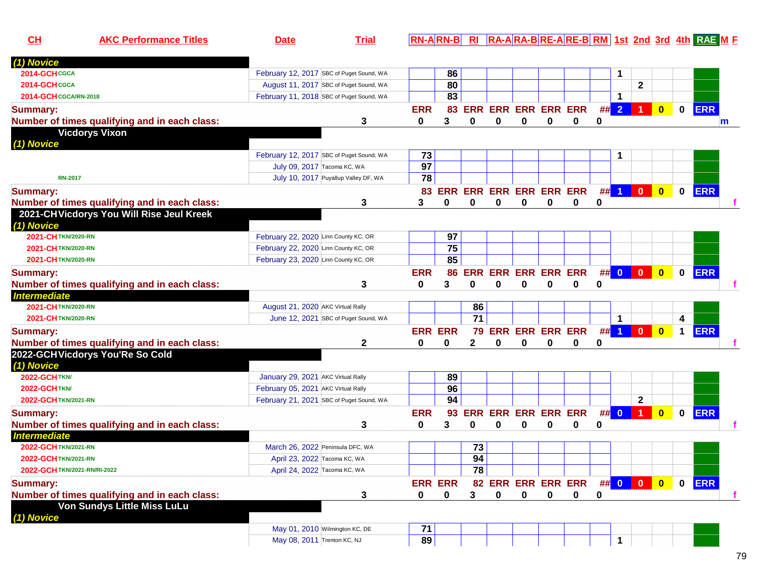| CH | AKC Performance Titles | Date | Trial | RN-A | RN-B | RI | RA-A | RA-B | RE-A | RE-B | RM | 1st | 2nd | 3rd | 4th | RAE | M F |
|---|---|---|---|---|---|---|---|---|---|---|---|---|---|---|---|---|---|
| *(1) Novice* | | | | | | | | | | | | | | | | | |
| 2014-GCH | CGCA | February 12, 2017 | SBC of Puget Sound, WA | | 86 | | | | | | | 1 | | | | | |
| 2014-GCH | CGCA | August 11, 2017 | SBC of Puget Sound, WA | | 80 | | | | | | | | 2 | | | | |
| 2014-GCH | CGCA/RN-2018 | February 11, 2018 | SBC of Puget Sound, WA | | 83 | | | | | | | 1 | | | | | |
| **Summary:** | | | | ERR | 83 | ERR | ERR | ERR | ERR | ERR | ## | 2 | 1 | 0 | 0 | ERR | |
| **Number of times qualifying and in each class:** | | | 3 | 0 | 3 | 0 | 0 | 0 | 0 | 0 | 0 | | | | | | m |
| **Vicdorys Vixon** | | | | | | | | | | | | | | | | | |
| *(1) Novice* | | | | | | | | | | | | | | | | | |
| | | February 12, 2017 | SBC of Puget Sound, WA | 73 | | | | | | | | 1 | | | | | |
| | | July 09, 2017 | Tacoma KC, WA | 97 | | | | | | | | | | | | | |
| | RN-2017 | July 10, 2017 | Puyallup Valley DF, WA | 78 | | | | | | | | | | | | | |
| **Summary:** | | | | 83 | ERR | ERR | ERR | ERR | ERR | ERR | ## | 1 | 0 | 0 | 0 | ERR | |
| **Number of times qualifying and in each class:** | | | 3 | 3 | 0 | 0 | 0 | 0 | 0 | 0 | 0 | | | | | | f |
| **2021-CH Vicdorys You Will Rise Jeul Kreek** | | | | | | | | | | | | | | | | | |
| *(1) Novice* | | | | | | | | | | | | | | | | | |
| 2021-CH | TKN/2020-RN | February 22, 2020 | Linn County KC, OR | | 97 | | | | | | | | | | | | |
| 2021-CH | TKN/2020-RN | February 22, 2020 | Linn County KC, OR | | 75 | | | | | | | | | | | | |
| 2021-CH | TKN/2020-RN | February 23, 2020 | Linn County KC, OR | | 85 | | | | | | | | | | | | |
| **Summary:** | | | | ERR | 86 | ERR | ERR | ERR | ERR | ERR | ## | 0 | 0 | 0 | 0 | ERR | |
| **Number of times qualifying and in each class:** | | | 3 | 0 | 3 | 0 | 0 | 0 | 0 | 0 | 0 | | | | | | f |
| *Intermediate* | | | | | | | | | | | | | | | | | |
| 2021-CH | TKN/2020-RN | August 21, 2020 | AKC Virtual Rally | | | 86 | | | | | | | | | | | |
| 2021-CH | TKN/2020-RN | June 12, 2021 | SBC of Puget Sound, WA | | | 71 | | | | | | 1 | | | 4 | | |
| **Summary:** | | | | ERR | ERR | 79 | ERR | ERR | ERR | ERR | ## | 1 | 0 | 0 | 1 | ERR | |
| **Number of times qualifying and in each class:** | | | 2 | 0 | 0 | 2 | 0 | 0 | 0 | 0 | 0 | | | | | | f |
| **2022-GCH Vicdorys You'Re So Cold** | | | | | | | | | | | | | | | | | |
| *(1) Novice* | | | | | | | | | | | | | | | | | |
| 2022-GCH | TKN/ | January 29, 2021 | AKC Virtual Rally | | 89 | | | | | | | | | | | | |
| 2022-GCH | TKN/ | February 05, 2021 | AKC Virtual Rally | | 96 | | | | | | | | | | | | |
| 2022-GCH | TKN/2021-RN | February 21, 2021 | SBC of Puget Sound, WA | | 94 | | | | | | | | 2 | | | | |
| **Summary:** | | | | ERR | 93 | ERR | ERR | ERR | ERR | ERR | ## | 0 | 1 | 0 | 0 | ERR | |
| **Number of times qualifying and in each class:** | | | 3 | 0 | 3 | 0 | 0 | 0 | 0 | 0 | 0 | | | | | | f |
| *Intermediate* | | | | | | | | | | | | | | | | | |
| 2022-GCH | TKN/2021-RN | March 26, 2022 | Peninsula DFC, WA | | | 73 | | | | | | | | | | | |
| 2022-GCH | TKN/2021-RN | April 23, 2022 | Tacoma KC, WA | | | 94 | | | | | | | | | | | |
| 2022-GCH | TKN/2021-RN/RI-2022 | April 24, 2022 | Tacoma KC, WA | | | 78 | | | | | | | | | | | |
| **Summary:** | | | | ERR | ERR | 82 | ERR | ERR | ERR | ERR | ## | 0 | 0 | 0 | 0 | ERR | |
| **Number of times qualifying and in each class:** | | | 3 | 0 | 0 | 3 | 0 | 0 | 0 | 0 | 0 | | | | | | f |
| **Von Sundys Little Miss LuLu** | | | | | | | | | | | | | | | | | |
| *(1) Novice* | | | | | | | | | | | | | | | | | |
| | | May 01, 2010 | Wilmington KC, DE | 71 | | | | | | | | | | | | | |
| | | May 08, 2011 | Trenton KC, NJ | 89 | | | | | | | | 1 | | | | | |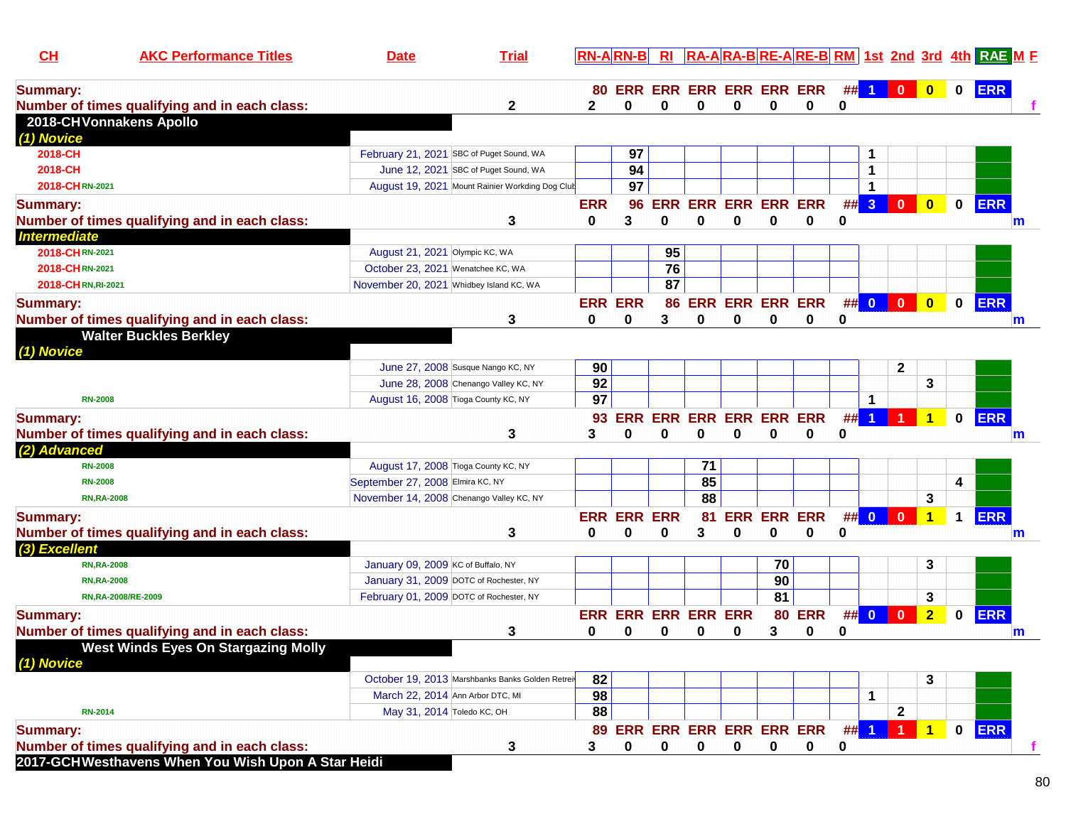| CH | AKC Performance Titles | Date | Trial | | RN-A | RN-B | RI | RA-A | RA-B | RE-A | RE-B | RM | 1st | 2nd | 3rd | 4th | RAE | M | F |
|---|---|---|---|---|---|---|---|---|---|---|---|---|---|---|---|---|---|---|---|
| **Summary:** | | | | | 80 | ERR | ERR | ERR | ERR | ERR | ERR | ## | 1 | 0 | 0 | 0 | ERR | | |
| **Number of times qualifying and in each class:** | | | | 2 | 2 | 0 | 0 | 0 | 0 | 0 | 0 | 0 | | | | | | | f |
| **2018-CH Vonnakens Apollo** | | | | | | | | | | | | | | | | | | | |
| ***(1) Novice*** | | | | | | | | | | | | | | | | | | | |
| 2018-CH | | February 21, 2021 | SBC of Puget Sound, WA | | | 97 | | | | | | | 1 | | | | | | |
| 2018-CH | | June 12, 2021 | SBC of Puget Sound, WA | | | 94 | | | | | | | 1 | | | | | | |
| 2018-CH | RN-2021 | August 19, 2021 | Mount Rainier Workding Dog Club | | | 97 | | | | | | | 1 | | | | | | |
| **Summary:** | | | | | ERR | 96 | ERR | ERR | ERR | ERR | ERR | ## | 3 | 0 | 0 | 0 | ERR | | |
| **Number of times qualifying and in each class:** | | | | 3 | 0 | 3 | 0 | 0 | 0 | 0 | 0 | 0 | | | | | | m | |
| ***Intermediate*** | | | | | | | | | | | | | | | | | | | |
| 2018-CH | RN-2021 | August 21, 2021 | Olympic KC, WA | | | | 95 | | | | | | | | | | | | |
| 2018-CH | RN-2021 | October 23, 2021 | Wenatchee KC, WA | | | | 76 | | | | | | | | | | | | |
| 2018-CH | RN,RI-2021 | November 20, 2021 | Whidbey Island KC, WA | | | | 87 | | | | | | | | | | | | |
| **Summary:** | | | | | ERR | ERR | 86 | ERR | ERR | ERR | ERR | ## | 0 | 0 | 0 | 0 | ERR | | |
| **Number of times qualifying and in each class:** | | | | 3 | 0 | 0 | 3 | 0 | 0 | 0 | 0 | 0 | | | | | | m | |
| **Walter Buckles Berkley** | | | | | | | | | | | | | | | | | | | |
| ***(1) Novice*** | | | | | | | | | | | | | | | | | | | |
| | | June 27, 2008 | Susque Nango KC, NY | | 90 | | | | | | | | | 2 | | | | | |
| | | June 28, 2008 | Chenango Valley KC, NY | | 92 | | | | | | | | | | 3 | | | | |
| | RN-2008 | August 16, 2008 | Tioga County KC, NY | | 97 | | | | | | | | 1 | | | | | | |
| **Summary:** | | | | | 93 | ERR | ERR | ERR | ERR | ERR | ERR | ## | 1 | 1 | 1 | 0 | ERR | | |
| **Number of times qualifying and in each class:** | | | | 3 | 3 | 0 | 0 | 0 | 0 | 0 | 0 | 0 | | | | | | m | |
| ***(2) Advanced*** | | | | | | | | | | | | | | | | | | | |
| | RN-2008 | August 17, 2008 | Tioga County KC, NY | | | | | 71 | | | | | | | | | | | |
| | RN-2008 | September 27, 2008 | Elmira KC, NY | | | | | 85 | | | | | | | | 4 | | | |
| | RN,RA-2008 | November 14, 2008 | Chenango Valley KC, NY | | | | | 88 | | | | | | | 3 | | | | |
| **Summary:** | | | | | ERR | ERR | ERR | 81 | ERR | ERR | ERR | ## | 0 | 0 | 1 | 1 | ERR | | |
| **Number of times qualifying and in each class:** | | | | 3 | 0 | 0 | 0 | 3 | 0 | 0 | 0 | 0 | | | | | | m | |
| ***(3) Excellent*** | | | | | | | | | | | | | | | | | | | |
| | RN,RA-2008 | January 09, 2009 | KC of Buffalo, NY | | | | | | | 70 | | | | | 3 | | | | |
| | RN,RA-2008 | January 31, 2009 | DOTC of Rochester, NY | | | | | | | 90 | | | | | | | | | |
| | RN,RA-2008/RE-2009 | February 01, 2009 | DOTC of Rochester, NY | | | | | | | 81 | | | | | 3 | | | | |
| **Summary:** | | | | | ERR | ERR | ERR | ERR | ERR | 80 | ERR | ## | 0 | 0 | 2 | 0 | ERR | | |
| **Number of times qualifying and in each class:** | | | | 3 | 0 | 0 | 0 | 0 | 0 | 3 | 0 | 0 | | | | | | m | |
| **West Winds Eyes On Stargazing Molly** | | | | | | | | | | | | | | | | | | | |
| ***(1) Novice*** | | | | | | | | | | | | | | | | | | | |
| | | October 19, 2013 | Marshbanks Banks Golden Retrei | | 82 | | | | | | | | | | 3 | | | | |
| | | March 22, 2014 | Ann Arbor DTC, MI | | 98 | | | | | | | | 1 | | | | | | |
| | RN-2014 | May 31, 2014 | Toledo KC, OH | | 88 | | | | | | | | | 2 | | | | | |
| **Summary:** | | | | | 89 | ERR | ERR | ERR | ERR | ERR | ERR | ## | 1 | 1 | 1 | 0 | ERR | | |
| **Number of times qualifying and in each class:** | | | | 3 | 3 | 0 | 0 | 0 | 0 | 0 | 0 | 0 | | | | | | | f |
| **2017-GCH Westhavens When You Wish Upon A Star Heidi** | | | | | | | | | | | | | | | | | | | |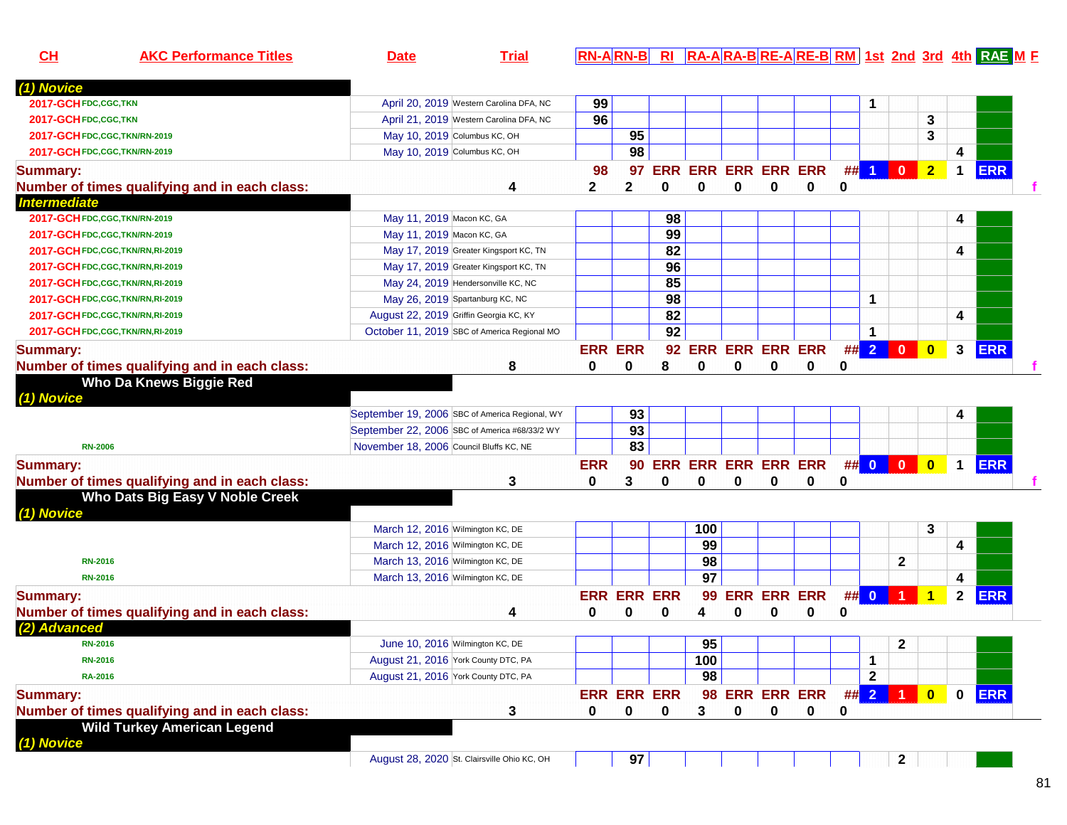| CH | AKC Performance Titles | Date | Trial | RN-A | RN-B | RI | RA-A | RA-B | RE-A | RE-B | RM | 1st | 2nd | 3rd | 4th | RAE | M | F |
|---|---|---|---|---|---|---|---|---|---|---|---|---|---|---|---|---|---|---|
| ***(1) Novice*** | | | | | | | | | | | | | | | | | | |
| 2017-GCH | FDC,CGC,TKN | April 20, 2019 | Western Carolina DFA, NC | 99 | | | | | | | | 1 | | | | | | |
| 2017-GCH | FDC,CGC,TKN | April 21, 2019 | Western Carolina DFA, NC | 96 | | | | | | | | | | 3 | | | | |
| 2017-GCH | FDC,CGC,TKN/RN-2019 | May 10, 2019 | Columbus KC, OH | | 95 | | | | | | | | | 3 | | | | |
| 2017-GCH | FDC,CGC,TKN/RN-2019 | May 10, 2019 | Columbus KC, OH | | 98 | | | | | | | | | | 4 | | | |
| **Summary:** | | | | 98 | 97 | ERR | ERR | ERR | ERR | ERR | ## | 1 | 0 | 2 | 1 | ERR | | |
| **Number of times qualifying and in each class:** | | | 4 | 2 | 2 | 0 | 0 | 0 | 0 | 0 | 0 | | | | | | | f |
| ***Intermediate*** | | | | | | | | | | | | | | | | | | |
| 2017-GCH | FDC,CGC,TKN/RN-2019 | May 11, 2019 | Macon KC, GA | | | 98 | | | | | | | | | 4 | | | |
| 2017-GCH | FDC,CGC,TKN/RN-2019 | May 11, 2019 | Macon KC, GA | | | 99 | | | | | | | | | | | | |
| 2017-GCH | FDC,CGC,TKN/RN,RI-2019 | May 17, 2019 | Greater Kingsport KC, TN | | | 82 | | | | | | | | | 4 | | | |
| 2017-GCH | FDC,CGC,TKN/RN,RI-2019 | May 17, 2019 | Greater Kingsport KC, TN | | | 96 | | | | | | | | | | | | |
| 2017-GCH | FDC,CGC,TKN/RN,RI-2019 | May 24, 2019 | Hendersonville KC, NC | | | 85 | | | | | | | | | | | | |
| 2017-GCH | FDC,CGC,TKN/RN,RI-2019 | May 26, 2019 | Spartanburg KC, NC | | | 98 | | | | | | 1 | | | | | | |
| 2017-GCH | FDC,CGC,TKN/RN,RI-2019 | August 22, 2019 | Griffin Georgia KC, KY | | | 82 | | | | | | | | | 4 | | | |
| 2017-GCH | FDC,CGC,TKN/RN,RI-2019 | October 11, 2019 | SBC of America Regional MO | | | 92 | | | | | | 1 | | | | | | |
| **Summary:** | | | | ERR | ERR | 92 | ERR | ERR | ERR | ERR | ## | 2 | 0 | 0 | 3 | ERR | | |
| **Number of times qualifying and in each class:** | | | 8 | 0 | 0 | 8 | 0 | 0 | 0 | 0 | 0 | | | | | | | f |
| **Who Da Knews Biggie Red** | | | | | | | | | | | | | | | | | | |
| ***(1) Novice*** | | | | | | | | | | | | | | | | | | |
| | | September 19, 2006 | SBC of America Regional, WY | | 93 | | | | | | | | | | 4 | | | |
| | | September 22, 2006 | SBC of America #68/33/2 WY | | 93 | | | | | | | | | | | | | |
| | RN-2006 | November 18, 2006 | Council Bluffs KC, NE | | 83 | | | | | | | | | | | | | |
| **Summary:** | | | | ERR | 90 | ERR | ERR | ERR | ERR | ERR | ## | 0 | 0 | 0 | 1 | ERR | | |
| **Number of times qualifying and in each class:** | | | 3 | 0 | 3 | 0 | 0 | 0 | 0 | 0 | 0 | | | | | | | f |
| **Who Dats Big Easy V Noble Creek** | | | | | | | | | | | | | | | | | | |
| ***(1) Novice*** | | | | | | | | | | | | | | | | | | |
| | | March 12, 2016 | Wilmington KC, DE | | | | 100 | | | | | | | 3 | | | | |
| | | March 12, 2016 | Wilmington KC, DE | | | | 99 | | | | | | | | 4 | | | |
| | RN-2016 | March 13, 2016 | Wilmington KC, DE | | | | 98 | | | | | | 2 | | | | | |
| | RN-2016 | March 13, 2016 | Wilmington KC, DE | | | | 97 | | | | | | | | 4 | | | |
| **Summary:** | | | | ERR | ERR | ERR | 99 | ERR | ERR | ERR | ## | 0 | 1 | 1 | 2 | ERR | | |
| **Number of times qualifying and in each class:** | | | 4 | 0 | 0 | 0 | 4 | 0 | 0 | 0 | 0 | | | | | | | |
| ***(2) Advanced*** | | | | | | | | | | | | | | | | | | |
| | RN-2016 | June 10, 2016 | Wilmington KC, DE | | | | 95 | | | | | | 2 | | | | | |
| | RN-2016 | August 21, 2016 | York County DTC, PA | | | | 100 | | | | | 1 | | | | | | |
| | RA-2016 | August 21, 2016 | York County DTC, PA | | | | 98 | | | | | 2 | | | | | | |
| **Summary:** | | | | ERR | ERR | ERR | 98 | ERR | ERR | ERR | ## | 2 | 1 | 0 | 0 | ERR | | |
| **Number of times qualifying and in each class:** | | | 3 | 0 | 0 | 0 | 3 | 0 | 0 | 0 | 0 | | | | | | | |
| **Wild Turkey American Legend** | | | | | | | | | | | | | | | | | | |
| ***(1) Novice*** | | | | | | | | | | | | | | | | | | |
| | | August 28, 2020 | St. Clairsville Ohio KC, OH | | 97 | | | | | | | | 2 | | | | | |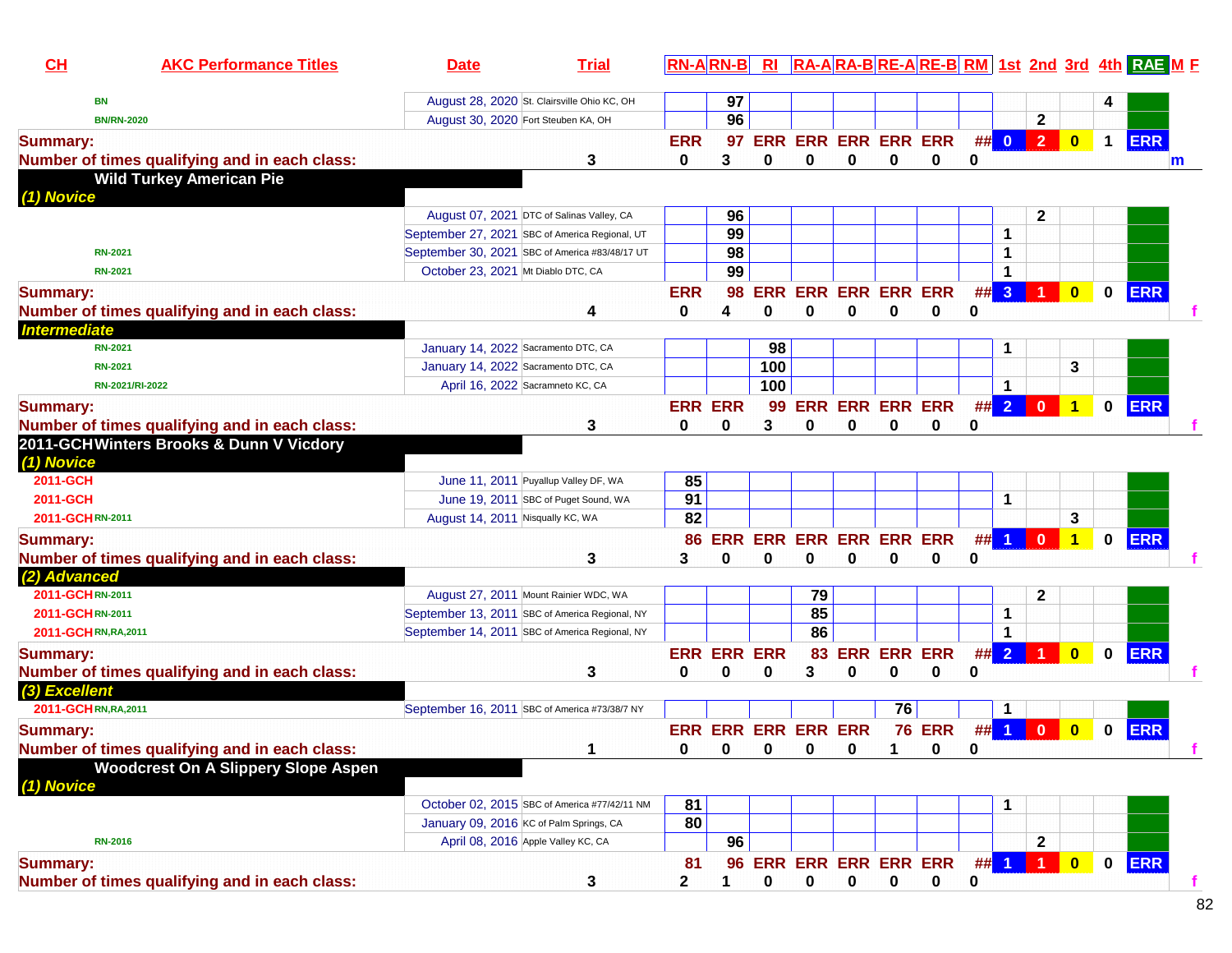| CH | AKC Performance Titles | Date | Trial | RN-A | RN-B | RI | RA-A | RA-B | RE-A | RE-B | RM | 1st | 2nd | 3rd | 4th | RAE | M | F |
|---|---|---|---|---|---|---|---|---|---|---|---|---|---|---|---|---|---|---|
| | BN | August 28, 2020 | St. Clairsville Ohio KC, OH | | 97 | | | | | | | | | | 4 | | | |
| | BN/RN-2020 | August 30, 2020 | Fort Steuben KA, OH | | 96 | | | | | | | | 2 | | | | | |
| **Summary:** | | | | ERR | 97 | ERR | ERR | ERR | ERR | ERR | ## | 0 | 2 | 0 | 1 | ERR | | |
| **Number of times qualifying and in each class:** | | | 3 | 0 | 3 | 0 | 0 | 0 | 0 | 0 | 0 | | | | | | m | |
| | **Wild Turkey American Pie** | | | | | | | | | | | | | | | | | |
| ***(1) Novice*** | | | | | | | | | | | | | | | | | | |
| | | August 07, 2021 | DTC of Salinas Valley, CA | | 96 | | | | | | | | 2 | | | | | |
| | | September 27, 2021 | SBC of America Regional, UT | | 99 | | | | | | | 1 | | | | | | |
| | RN-2021 | September 30, 2021 | SBC of America #83/48/17 UT | | 98 | | | | | | | 1 | | | | | | |
| | RN-2021 | October 23, 2021 | Mt Diablo DTC, CA | | 99 | | | | | | | 1 | | | | | | |
| **Summary:** | | | | ERR | 98 | ERR | ERR | ERR | ERR | ERR | ## | 3 | 1 | 0 | 0 | ERR | | |
| **Number of times qualifying and in each class:** | | | 4 | 0 | 4 | 0 | 0 | 0 | 0 | 0 | 0 | | | | | | | f |
| ***Intermediate*** | | | | | | | | | | | | | | | | | | |
| | RN-2021 | January 14, 2022 | Sacramento DTC, CA | | | 98 | | | | | | 1 | | | | | | |
| | RN-2021 | January 14, 2022 | Sacramento DTC, CA | | | 100 | | | | | | | | 3 | | | | |
| | RN-2021/RI-2022 | April 16, 2022 | Sacramneto KC, CA | | | 100 | | | | | | 1 | | | | | | |
| **Summary:** | | | | ERR | ERR | 99 | ERR | ERR | ERR | ERR | ## | 2 | 0 | 1 | 0 | ERR | | |
| **Number of times qualifying and in each class:** | | | 3 | 0 | 0 | 3 | 0 | 0 | 0 | 0 | 0 | | | | | | | f |
| **2011-GCH** | **Winters Brooks & Dunn V Vicdory** | | | | | | | | | | | | | | | | | |
| ***(1) Novice*** | | | | | | | | | | | | | | | | | | |
| 2011-GCH | | June 11, 2011 | Puyallup Valley DF, WA | 85 | | | | | | | | | | | | | | |
| 2011-GCH | | June 19, 2011 | SBC of Puget Sound, WA | 91 | | | | | | | | 1 | | | | | | |
| 2011-GCH | RN-2011 | August 14, 2011 | Nisqually KC, WA | 82 | | | | | | | | | | 3 | | | | |
| **Summary:** | | | | 86 | ERR | ERR | ERR | ERR | ERR | ERR | ## | 1 | 0 | 1 | 0 | ERR | | |
| **Number of times qualifying and in each class:** | | | 3 | 3 | 0 | 0 | 0 | 0 | 0 | 0 | 0 | | | | | | | f |
| ***(2) Advanced*** | | | | | | | | | | | | | | | | | | |
| 2011-GCH | RN-2011 | August 27, 2011 | Mount Rainier WDC, WA | | | | 79 | | | | | | 2 | | | | | |
| 2011-GCH | RN-2011 | September 13, 2011 | SBC of America Regional, NY | | | | 85 | | | | | 1 | | | | | | |
| 2011-GCH | RN,RA,2011 | September 14, 2011 | SBC of America Regional, NY | | | | 86 | | | | | 1 | | | | | | |
| **Summary:** | | | | ERR | ERR | ERR | 83 | ERR | ERR | ERR | ## | 2 | 1 | 0 | 0 | ERR | | |
| **Number of times qualifying and in each class:** | | | 3 | 0 | 0 | 0 | 3 | 0 | 0 | 0 | 0 | | | | | | | f |
| ***(3) Excellent*** | | | | | | | | | | | | | | | | | | |
| 2011-GCH | RN,RA,2011 | September 16, 2011 | SBC of America #73/38/7 NY | | | | | | 76 | | | 1 | | | | | | |
| **Summary:** | | | | ERR | ERR | ERR | ERR | ERR | 76 | ERR | ## | 1 | 0 | 0 | 0 | ERR | | |
| **Number of times qualifying and in each class:** | | | 1 | 0 | 0 | 0 | 0 | 0 | 1 | 0 | 0 | | | | | | | f |
| | **Woodcrest On A Slippery Slope Aspen** | | | | | | | | | | | | | | | | | |
| ***(1) Novice*** | | | | | | | | | | | | | | | | | | |
| | | October 02, 2015 | SBC of America #77/42/11 NM | 81 | | | | | | | | 1 | | | | | | |
| | | January 09, 2016 | KC of Palm Springs, CA | 80 | | | | | | | | | | | | | | |
| | RN-2016 | April 08, 2016 | Apple Valley KC, CA | | 96 | | | | | | | | 2 | | | | | |
| **Summary:** | | | | 81 | 96 | ERR | ERR | ERR | ERR | ERR | ## | 1 | 1 | 0 | 0 | ERR | | |
| **Number of times qualifying and in each class:** | | | 3 | 2 | 1 | 0 | 0 | 0 | 0 | 0 | 0 | | | | | | | f |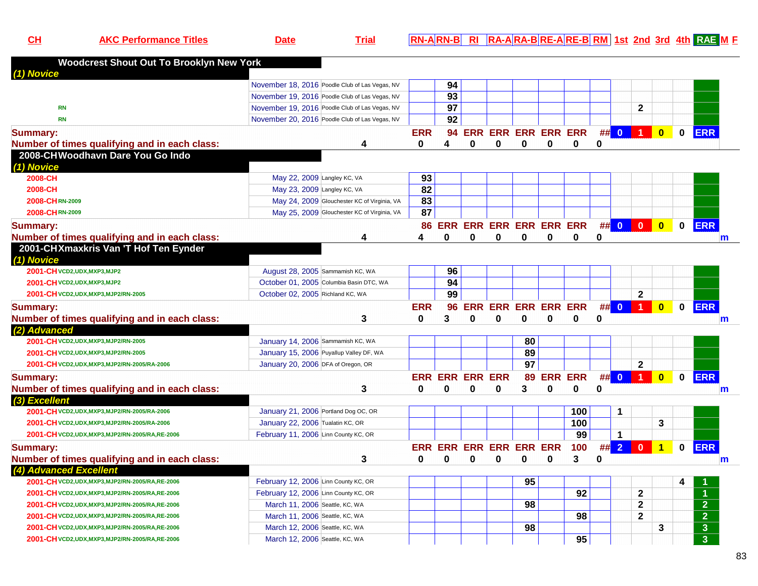| CH | AKC Performance Titles | Date | Trial | RN-A | RN-B | RI | RA-A | RA-B | RE-A | RE-B | RM | 1st | 2nd | 3rd | 4th | RAE | M | F |
|---|---|---|---|---|---|---|---|---|---|---|---|---|---|---|---|---|---|---|
| **Woodcrest Shout Out To Brooklyn New York** | | | | | | | | | | | | | | | | | | |
| *(1) Novice* | | | | | | | | | | | | | | | | | | |
| | | November 18, 2016 | Poodle Club of Las Vegas, NV | | 94 | | | | | | | | | | | | | |
| | | November 19, 2016 | Poodle Club of Las Vegas, NV | | 93 | | | | | | | | | | | | | |
| | RN | November 19, 2016 | Poodle Club of Las Vegas, NV | | 97 | | | | | | | | 2 | | | | | |
| | RN | November 20, 2016 | Poodle Club of Las Vegas, NV | | 92 | | | | | | | | | | | | | |
| **Summary:** | | | | ERR | 94 | ERR | ERR | ERR | ERR | ERR | ## | 0 | 1 | 0 | 0 | ERR | | |
| **Number of times qualifying and in each class:** | | | 4 | 0 | 4 | 0 | 0 | 0 | 0 | 0 | 0 | | | | | | | |
| **2008-CH Woodhavn Dare You Go Indo** | | | | | | | | | | | | | | | | | | |
| *(1) Novice* | | | | | | | | | | | | | | | | | | |
| 2008-CH | | May 22, 2009 | Langley KC, VA | 93 | | | | | | | | | | | | | | |
| 2008-CH | | May 23, 2009 | Langley KC, VA | 82 | | | | | | | | | | | | | | |
| 2008-CH | RN-2009 | May 24, 2009 | Glouchester KC of Virginia, VA | 83 | | | | | | | | | | | | | | |
| 2008-CH | RN-2009 | May 25, 2009 | Glouchester KC of Virginia, VA | 87 | | | | | | | | | | | | | | |
| **Summary:** | | | | 86 | ERR | ERR | ERR | ERR | ERR | ERR | ## | 0 | 0 | 0 | 0 | ERR | | |
| **Number of times qualifying and in each class:** | | | 4 | 4 | 0 | 0 | 0 | 0 | 0 | 0 | 0 | | | | | | m | |
| **2001-CH Xmaxkris Van 'T Hof Ten Eynder** | | | | | | | | | | | | | | | | | | |
| *(1) Novice* | | | | | | | | | | | | | | | | | | |
| 2001-CH | VCD2,UDX,MXP3,MJP2 | August 28, 2005 | Sammamish KC, WA | | 96 | | | | | | | | | | | | | |
| 2001-CH | VCD2,UDX,MXP3,MJP2 | October 01, 2005 | Columbia Basin DTC, WA | | 94 | | | | | | | | | | | | | |
| 2001-CH | VCD2,UDX,MXP3,MJP2/RN-2005 | October 02, 2005 | Richland KC, WA | | 99 | | | | | | | | 2 | | | | | |
| **Summary:** | | | | ERR | 96 | ERR | ERR | ERR | ERR | ERR | ## | 0 | 1 | 0 | 0 | ERR | | |
| **Number of times qualifying and in each class:** | | | 3 | 0 | 3 | 0 | 0 | 0 | 0 | 0 | 0 | | | | | | m | |
| *(2) Advanced* | | | | | | | | | | | | | | | | | | |
| 2001-CH | VCD2,UDX,MXP3,MJP2/RN-2005 | January 14, 2006 | Sammamish KC, WA | | | | | 80 | | | | | | | | | | |
| 2001-CH | VCD2,UDX,MXP3,MJP2/RN-2005 | January 15, 2006 | Puyallup Valley DF, WA | | | | | 89 | | | | | | | | | | |
| 2001-CH | VCD2,UDX,MXP3,MJP2/RN-2005/RA-2006 | January 20, 2006 | DFA of Oregon, OR | | | | | 97 | | | | | 2 | | | | | |
| **Summary:** | | | | ERR | ERR | ERR | ERR | 89 | ERR | ERR | ## | 0 | 1 | 0 | 0 | ERR | | |
| **Number of times qualifying and in each class:** | | | 3 | 0 | 0 | 0 | 0 | 3 | 0 | 0 | 0 | | | | | | m | |
| *(3) Excellent* | | | | | | | | | | | | | | | | | | |
| 2001-CH | VCD2,UDX,MXP3,MJP2/RN-2005/RA-2006 | January 21, 2006 | Portland Dog OC, OR | | | | | | | 100 | | 1 | | | | | | |
| 2001-CH | VCD2,UDX,MXP3,MJP2/RN-2005/RA-2006 | January 22, 2006 | Tualatin KC, OR | | | | | | | 100 | | | | 3 | | | | |
| 2001-CH | VCD2,UDX,MXP3,MJP2/RN-2005/RA,RE-2006 | February 11, 2006 | Linn County KC, OR | | | | | | | 99 | | 1 | | | | | | |
| **Summary:** | | | | ERR | ERR | ERR | ERR | ERR | ERR | 100 | ## | 2 | 0 | 1 | 0 | ERR | | |
| **Number of times qualifying and in each class:** | | | 3 | 0 | 0 | 0 | 0 | 0 | 0 | 3 | 0 | | | | | | m | |
| *(4) Advanced Excellent* | | | | | | | | | | | | | | | | | | |
| 2001-CH | VCD2,UDX,MXP3,MJP2/RN-2005/RA,RE-2006 | February 12, 2006 | Linn County KC, OR | | | | | 95 | | | | | | | 4 | 1 | | |
| 2001-CH | VCD2,UDX,MXP3,MJP2/RN-2005/RA,RE-2006 | February 12, 2006 | Linn County KC, OR | | | | | | | 92 | | | 2 | | | 1 | | |
| 2001-CH | VCD2,UDX,MXP3,MJP2/RN-2005/RA,RE-2006 | March 11, 2006 | Seattle, KC, WA | | | | | 98 | | | | | 2 | | | 2 | | |
| 2001-CH | VCD2,UDX,MXP3,MJP2/RN-2005/RA,RE-2006 | March 11, 2006 | Seattle, KC, WA | | | | | | | 98 | | | 2 | | | 2 | | |
| 2001-CH | VCD2,UDX,MXP3,MJP2/RN-2005/RA,RE-2006 | March 12, 2006 | Seattle, KC, WA | | | | | 98 | | | | | | 3 | | 3 | | |
| 2001-CH | VCD2,UDX,MXP3,MJP2/RN-2005/RA,RE-2006 | March 12, 2006 | Seattle, KC, WA | | | | | | | 95 | | | | | | 3 | | |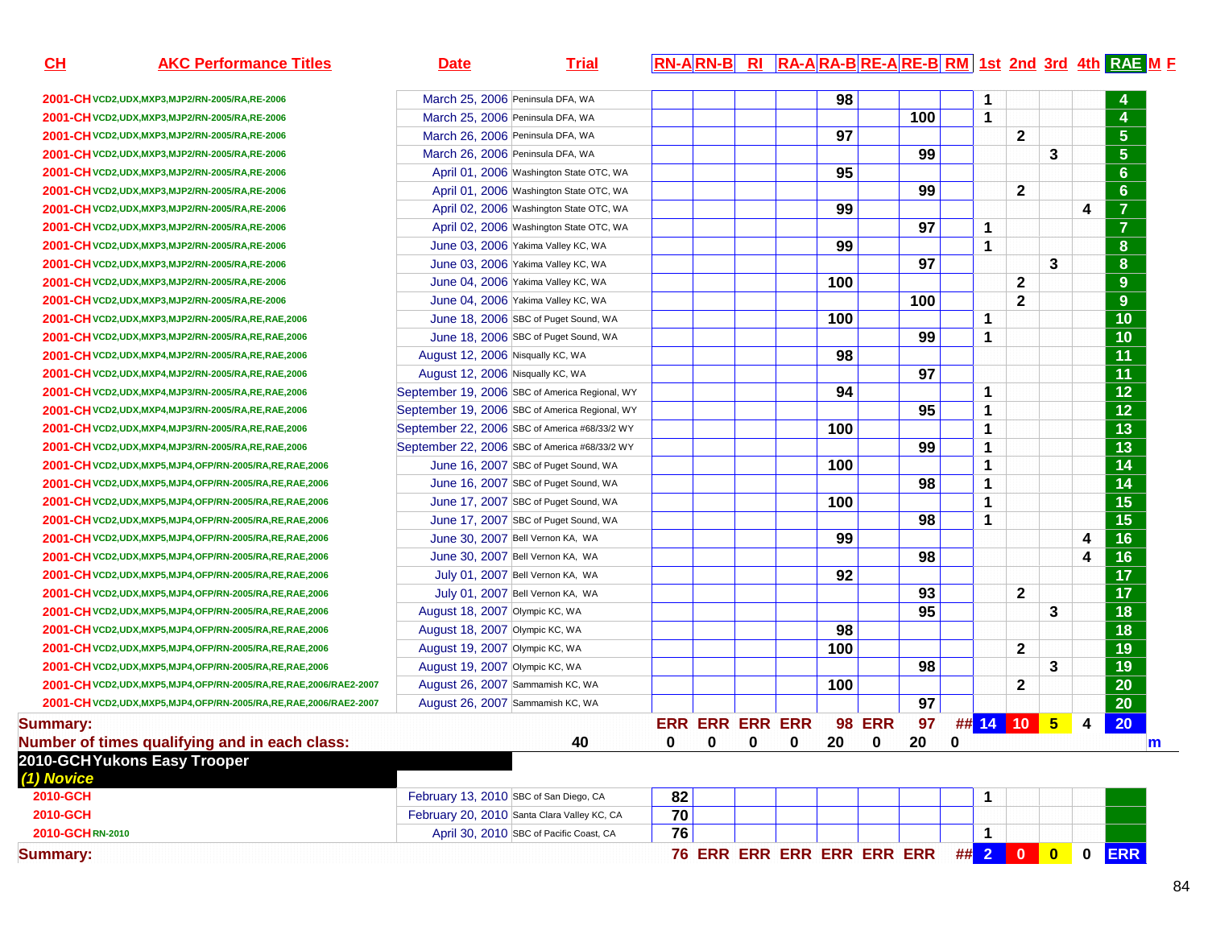| CH | AKC Performance Titles | Date | Trial | RN-A | RN-B | RI | RA-A | RA-B | RE-A | RE-B | RM | 1st | 2nd | 3rd | 4th | RAE | M | F |
|---|---|---|---|---|---|---|---|---|---|---|---|---|---|---|---|---|---|---|
| 2001-CH | VCD2,UDX,MXP3,MJP2/RN-2005/RA,RE-2006 | March 25, 2006 | Peninsula DFA, WA | | | | | 98 | | | | 1 | | | | 4 | | |
| 2001-CH | VCD2,UDX,MXP3,MJP2/RN-2005/RA,RE-2006 | March 25, 2006 | Peninsula DFA, WA | | | | | | | 100 | | 1 | | | | 4 | | |
| 2001-CH | VCD2,UDX,MXP3,MJP2/RN-2005/RA,RE-2006 | March 26, 2006 | Peninsula DFA, WA | | | | | 97 | | | | | 2 | | | 5 | | |
| 2001-CH | VCD2,UDX,MXP3,MJP2/RN-2005/RA,RE-2006 | March 26, 2006 | Peninsula DFA, WA | | | | | | | 99 | | | | 3 | | 5 | | |
| 2001-CH | VCD2,UDX,MXP3,MJP2/RN-2005/RA,RE-2006 | April 01, 2006 | Washington State OTC, WA | | | | | 95 | | | | | | | | 6 | | |
| 2001-CH | VCD2,UDX,MXP3,MJP2/RN-2005/RA,RE-2006 | April 01, 2006 | Washington State OTC, WA | | | | | | | 99 | | | 2 | | | 6 | | |
| 2001-CH | VCD2,UDX,MXP3,MJP2/RN-2005/RA,RE-2006 | April 02, 2006 | Washington State OTC, WA | | | | | 99 | | | | | | | 4 | 7 | | |
| 2001-CH | VCD2,UDX,MXP3,MJP2/RN-2005/RA,RE-2006 | April 02, 2006 | Washington State OTC, WA | | | | | | | 97 | | 1 | | | | 7 | | |
| 2001-CH | VCD2,UDX,MXP3,MJP2/RN-2005/RA,RE-2006 | June 03, 2006 | Yakima Valley KC, WA | | | | | 99 | | | | 1 | | | | 8 | | |
| 2001-CH | VCD2,UDX,MXP3,MJP2/RN-2005/RA,RE-2006 | June 03, 2006 | Yakima Valley KC, WA | | | | | | | 97 | | | | 3 | | 8 | | |
| 2001-CH | VCD2,UDX,MXP3,MJP2/RN-2005/RA,RE-2006 | June 04, 2006 | Yakima Valley KC, WA | | | | | 100 | | | | | 2 | | | 9 | | |
| 2001-CH | VCD2,UDX,MXP3,MJP2/RN-2005/RA,RE-2006 | June 04, 2006 | Yakima Valley KC, WA | | | | | | | 100 | | | 2 | | | 9 | | |
| 2001-CH | VCD2,UDX,MXP3,MJP2/RN-2005/RA,RE,RAE,2006 | June 18, 2006 | SBC of Puget Sound, WA | | | | | 100 | | | | 1 | | | | 10 | | |
| 2001-CH | VCD2,UDX,MXP3,MJP2/RN-2005/RA,RE,RAE,2006 | June 18, 2006 | SBC of Puget Sound, WA | | | | | | | 99 | | 1 | | | | 10 | | |
| 2001-CH | VCD2,UDX,MXP4,MJP2/RN-2005/RA,RE,RAE,2006 | August 12, 2006 | Nisqually KC, WA | | | | | 98 | | | | | | | | 11 | | |
| 2001-CH | VCD2,UDX,MXP4,MJP2/RN-2005/RA,RE,RAE,2006 | August 12, 2006 | Nisqually KC, WA | | | | | | | 97 | | | | | | 11 | | |
| 2001-CH | VCD2,UDX,MXP4,MJP3/RN-2005/RA,RE,RAE,2006 | September 19, 2006 | SBC of America Regional, WY | | | | | 94 | | | | 1 | | | | 12 | | |
| 2001-CH | VCD2,UDX,MXP4,MJP3/RN-2005/RA,RE,RAE,2006 | September 19, 2006 | SBC of America Regional, WY | | | | | | | 95 | | 1 | | | | 12 | | |
| 2001-CH | VCD2,UDX,MXP4,MJP3/RN-2005/RA,RE,RAE,2006 | September 22, 2006 | SBC of America #68/33/2 WY | | | | | 100 | | | | 1 | | | | 13 | | |
| 2001-CH | VCD2,UDX,MXP4,MJP3/RN-2005/RA,RE,RAE,2006 | September 22, 2006 | SBC of America #68/33/2 WY | | | | | | | 99 | | 1 | | | | 13 | | |
| 2001-CH | VCD2,UDX,MXP5,MJP4,OFP/RN-2005/RA,RE,RAE,2006 | June 16, 2007 | SBC of Puget Sound, WA | | | | | 100 | | | | 1 | | | | 14 | | |
| 2001-CH | VCD2,UDX,MXP5,MJP4,OFP/RN-2005/RA,RE,RAE,2006 | June 16, 2007 | SBC of Puget Sound, WA | | | | | | | 98 | | 1 | | | | 14 | | |
| 2001-CH | VCD2,UDX,MXP5,MJP4,OFP/RN-2005/RA,RE,RAE,2006 | June 17, 2007 | SBC of Puget Sound, WA | | | | | 100 | | | | 1 | | | | 15 | | |
| 2001-CH | VCD2,UDX,MXP5,MJP4,OFP/RN-2005/RA,RE,RAE,2006 | June 17, 2007 | SBC of Puget Sound, WA | | | | | | | 98 | | 1 | | | | 15 | | |
| 2001-CH | VCD2,UDX,MXP5,MJP4,OFP/RN-2005/RA,RE,RAE,2006 | June 30, 2007 | Bell Vernon KA, WA | | | | | 99 | | | | | | | 4 | 16 | | |
| 2001-CH | VCD2,UDX,MXP5,MJP4,OFP/RN-2005/RA,RE,RAE,2006 | June 30, 2007 | Bell Vernon KA, WA | | | | | | | 98 | | | | | 4 | 16 | | |
| 2001-CH | VCD2,UDX,MXP5,MJP4,OFP/RN-2005/RA,RE,RAE,2006 | July 01, 2007 | Bell Vernon KA, WA | | | | | 92 | | | | | | | | 17 | | |
| 2001-CH | VCD2,UDX,MXP5,MJP4,OFP/RN-2005/RA,RE,RAE,2006 | July 01, 2007 | Bell Vernon KA, WA | | | | | | | 93 | | | 2 | | | 17 | | |
| 2001-CH | VCD2,UDX,MXP5,MJP4,OFP/RN-2005/RA,RE,RAE,2006 | August 18, 2007 | Olympic KC, WA | | | | | | | 95 | | | | 3 | | 18 | | |
| 2001-CH | VCD2,UDX,MXP5,MJP4,OFP/RN-2005/RA,RE,RAE,2006 | August 18, 2007 | Olympic KC, WA | | | | | 98 | | | | | | | | 18 | | |
| 2001-CH | VCD2,UDX,MXP5,MJP4,OFP/RN-2005/RA,RE,RAE,2006 | August 19, 2007 | Olympic KC, WA | | | | | 100 | | | | | 2 | | | 19 | | |
| 2001-CH | VCD2,UDX,MXP5,MJP4,OFP/RN-2005/RA,RE,RAE,2006 | August 19, 2007 | Olympic KC, WA | | | | | | | 98 | | | | 3 | | 19 | | |
| 2001-CH | VCD2,UDX,MXP5,MJP4,OFP/RN-2005/RA,RE,RAE,2006/RAE2-2007 | August 26, 2007 | Sammamish KC, WA | | | | | 100 | | | | | 2 | | | 20 | | |
| 2001-CH | VCD2,UDX,MXP5,MJP4,OFP/RN-2005/RA,RE,RAE,2006/RAE2-2007 | August 26, 2007 | Sammamish KC, WA | | | | | | | 97 | | | | | | 20 | | |
| **Summary:** | | | | ERR | ERR | ERR | ERR | 98 | ERR | 97 | ## | 14 | 10 | 5 | 4 | 20 | | |
| **Number of times qualifying and in each class:** | | | 40 | 0 | 0 | 0 | 0 | 20 | 0 | 20 | 0 | | | | | | m | |
| **2010-GCH** | **Yukons Easy Trooper** | | | | | | | | | | | | | | | | | |
| *(1) Novice* | | | | | | | | | | | | | | | | | | |
| 2010-GCH | | February 13, 2010 | SBC of San Diego, CA | 82 | | | | | | | | 1 | | | | | | |
| 2010-GCH | | February 20, 2010 | Santa Clara Valley KC, CA | 70 | | | | | | | | | | | | | | |
| 2010-GCH | RN-2010 | April 30, 2010 | SBC of Pacific Coast, CA | 76 | | | | | | | | 1 | | | | | | |
| **Summary:** | | | | 76 | ERR | ERR | ERR | ERR | ERR | ERR | ## | 2 | 0 | 0 | 0 | ERR | | |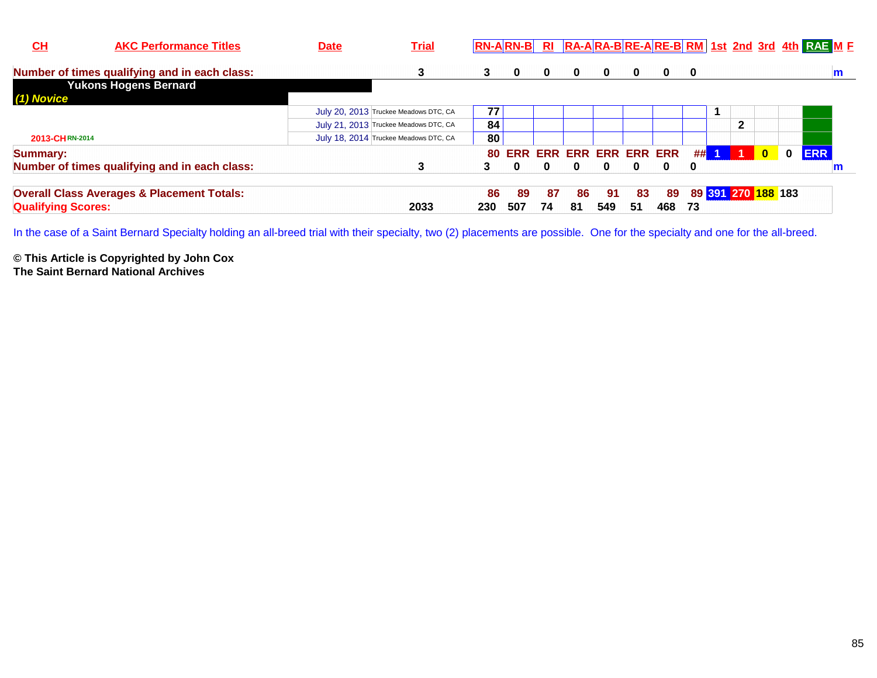| CH | AKC Performance Titles | Date | Trial | RN-A | RN-B | RI | RA-A | RA-B | RE-A | RE-B | RM | 1st | 2nd | 3rd | 4th | RAE | M | F |
|---|---|---|---|---|---|---|---|---|---|---|---|---|---|---|---|---|---|---|
| Number of times qualifying and in each class: | | | 3 | 3 | 0 | 0 | 0 | 0 | 0 | 0 | 0 | | | | | | m | |
| **Yukons Hogens Bernard** | | | | | | | | | | | | | | | | | | |
| *(1) Novice* | | | | | | | | | | | | | | | | | | |
| | | July 20, 2013 | Truckee Meadows DTC, CA | 77 | | | | | | | | 1 | | | | | | |
| | | July 21, 2013 | Truckee Meadows DTC, CA | 84 | | | | | | | | | 2 | | | | | |
| 2013-CH | RN-2014 | July 18, 2014 | Truckee Meadows DTC, CA | 80 | | | | | | | | | | | | | | |
| Summary: | | | | 80 | ERR | ERR | ERR | ERR | ERR | ERR | ## | 1 | 1 | 0 | 0 | ERR | | |
| Number of times qualifying and in each class: | | | 3 | 3 | 0 | 0 | 0 | 0 | 0 | 0 | 0 | | | | | | m | |
| Overall Class Averages & Placement Totals: | | | | 86 | 89 | 87 | 86 | 91 | 83 | 89 | 89 | 391 | 270 | 188 | 183 | | | |
| Qualifying Scores: | | | 2033 | 230 | 507 | 74 | 81 | 549 | 51 | 468 | 73 | | | | | | | |

In the case of a Saint Bernard Specialty holding an all-breed trial with their specialty, two (2) placements are possible. One for the specialty and one for the all-breed.

**© This Article is Copyrighted by John Cox**
**The Saint Bernard National Archives**